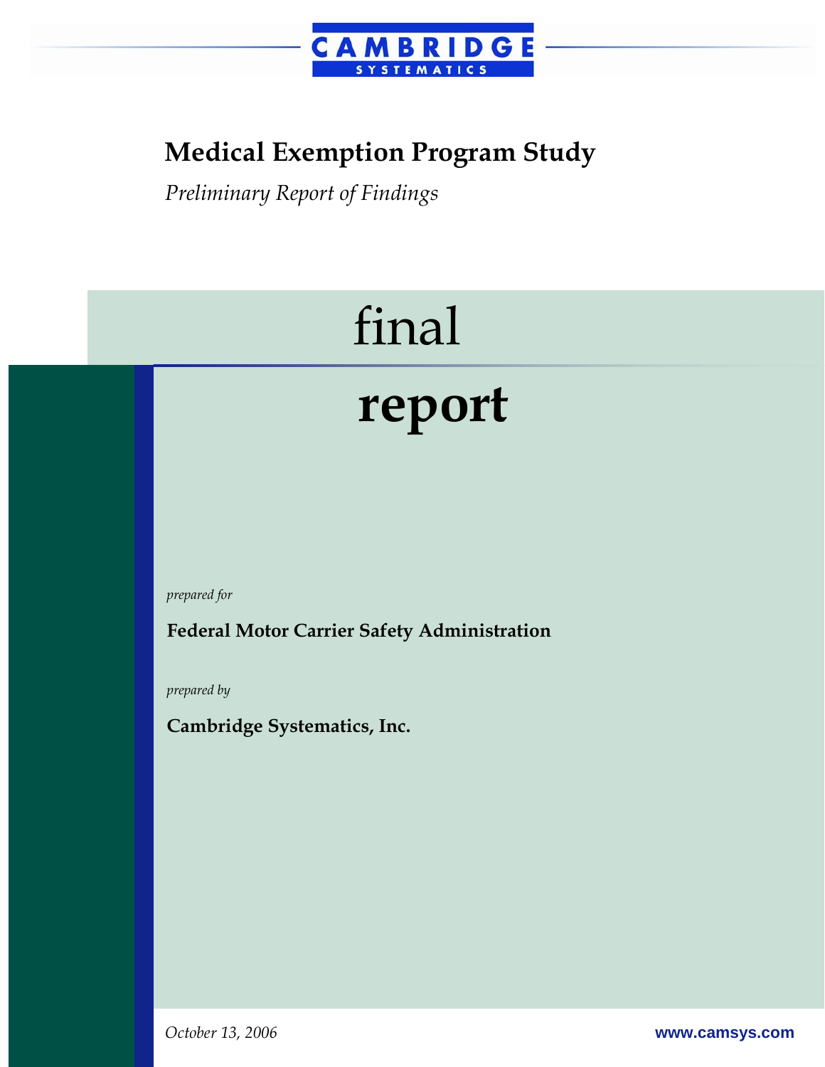CAMBRIDGE SYSTEMATICS

# Medical Exemption Program Study

*Preliminary Report of Findings*

final

**report**

*prepared for*

**Federal Motor Carrier Safety Administration**

*prepared by*

**Cambridge Systematics, Inc.**

*October 13, 2006*

www.camsys.com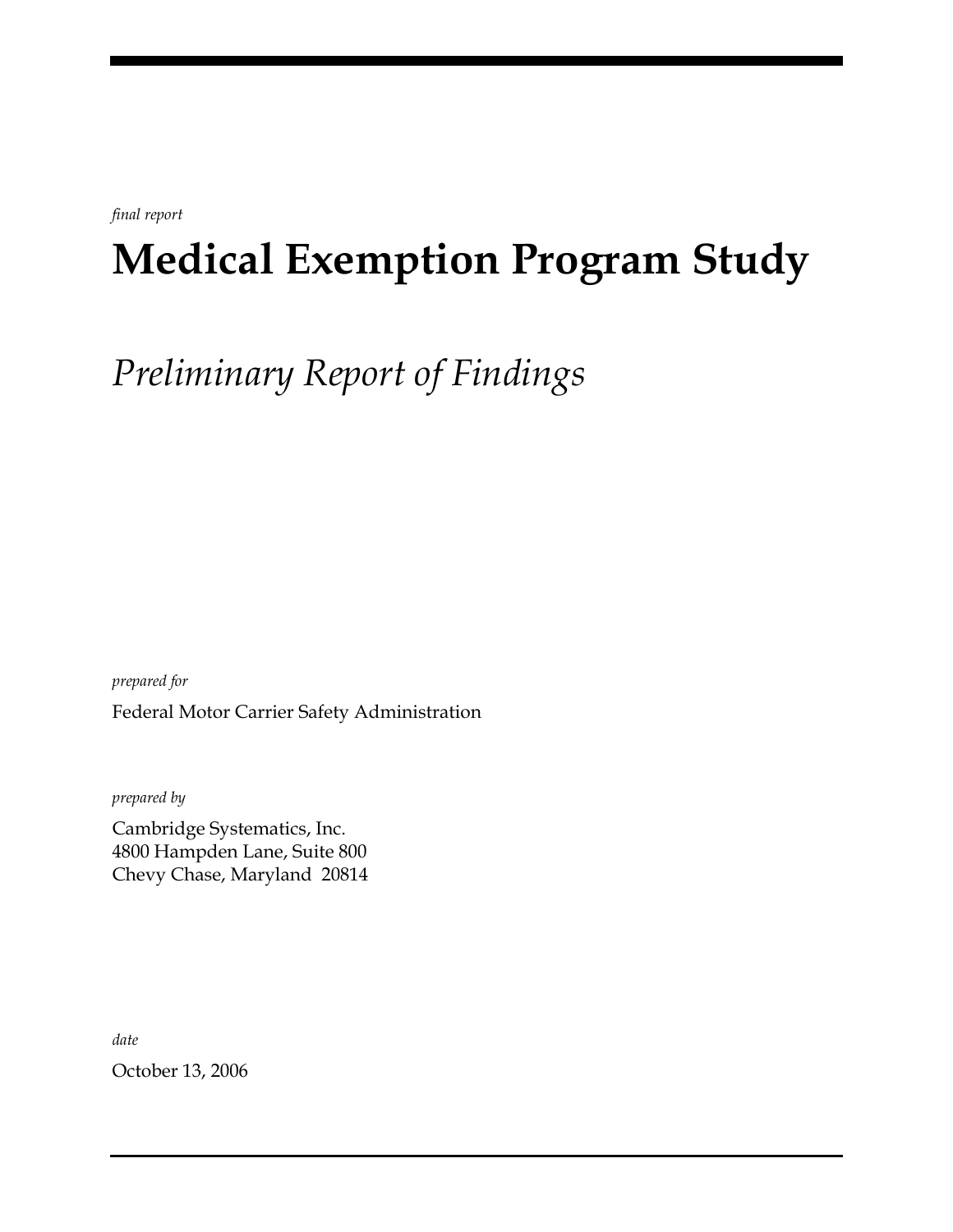*final report*

# Medical Exemption Program Study

## *Preliminary Report of Findings*

*prepared for*

Federal Motor Carrier Safety Administration

*prepared by*

Cambridge Systematics, Inc.
4800 Hampden Lane, Suite 800
Chevy Chase, Maryland  20814

*date*

October 13, 2006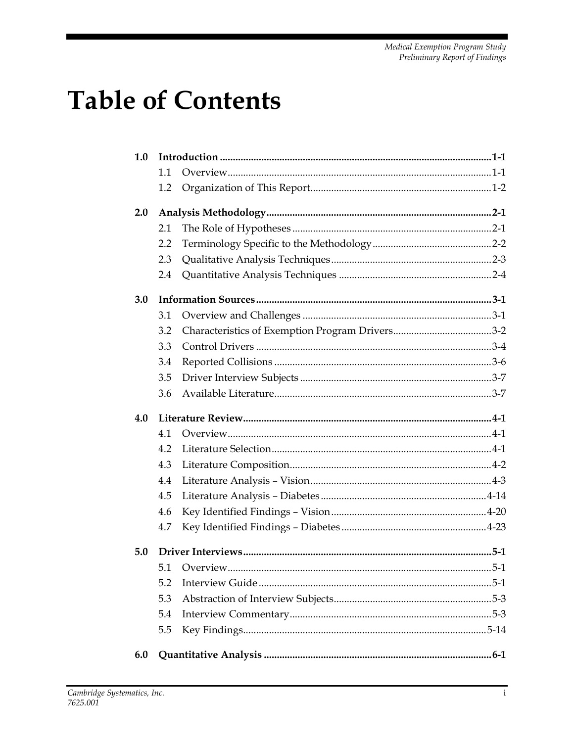# Table of Contents

**1.0 Introduction ........ 1-1**

1.1 Overview ........ 1-1

1.2 Organization of This Report ........ 1-2

**2.0 Analysis Methodology ........ 2-1**

2.1 The Role of Hypotheses ........ 2-1

2.2 Terminology Specific to the Methodology ........ 2-2

2.3 Qualitative Analysis Techniques ........ 2-3

2.4 Quantitative Analysis Techniques ........ 2-4

**3.0 Information Sources ........ 3-1**

3.1 Overview and Challenges ........ 3-1

3.2 Characteristics of Exemption Program Drivers ........ 3-2

3.3 Control Drivers ........ 3-4

3.4 Reported Collisions ........ 3-6

3.5 Driver Interview Subjects ........ 3-7

3.6 Available Literature ........ 3-7

**4.0 Literature Review ........ 4-1**

4.1 Overview ........ 4-1

4.2 Literature Selection ........ 4-1

4.3 Literature Composition ........ 4-2

4.4 Literature Analysis – Vision ........ 4-3

4.5 Literature Analysis – Diabetes ........ 4-14

4.6 Key Identified Findings – Vision ........ 4-20

4.7 Key Identified Findings – Diabetes ........ 4-23

**5.0 Driver Interviews ........ 5-1**

5.1 Overview ........ 5-1

5.2 Interview Guide ........ 5-1

5.3 Abstraction of Interview Subjects ........ 5-3

5.4 Interview Commentary ........ 5-3

5.5 Key Findings ........ 5-14

**6.0 Quantitative Analysis ........ 6-1**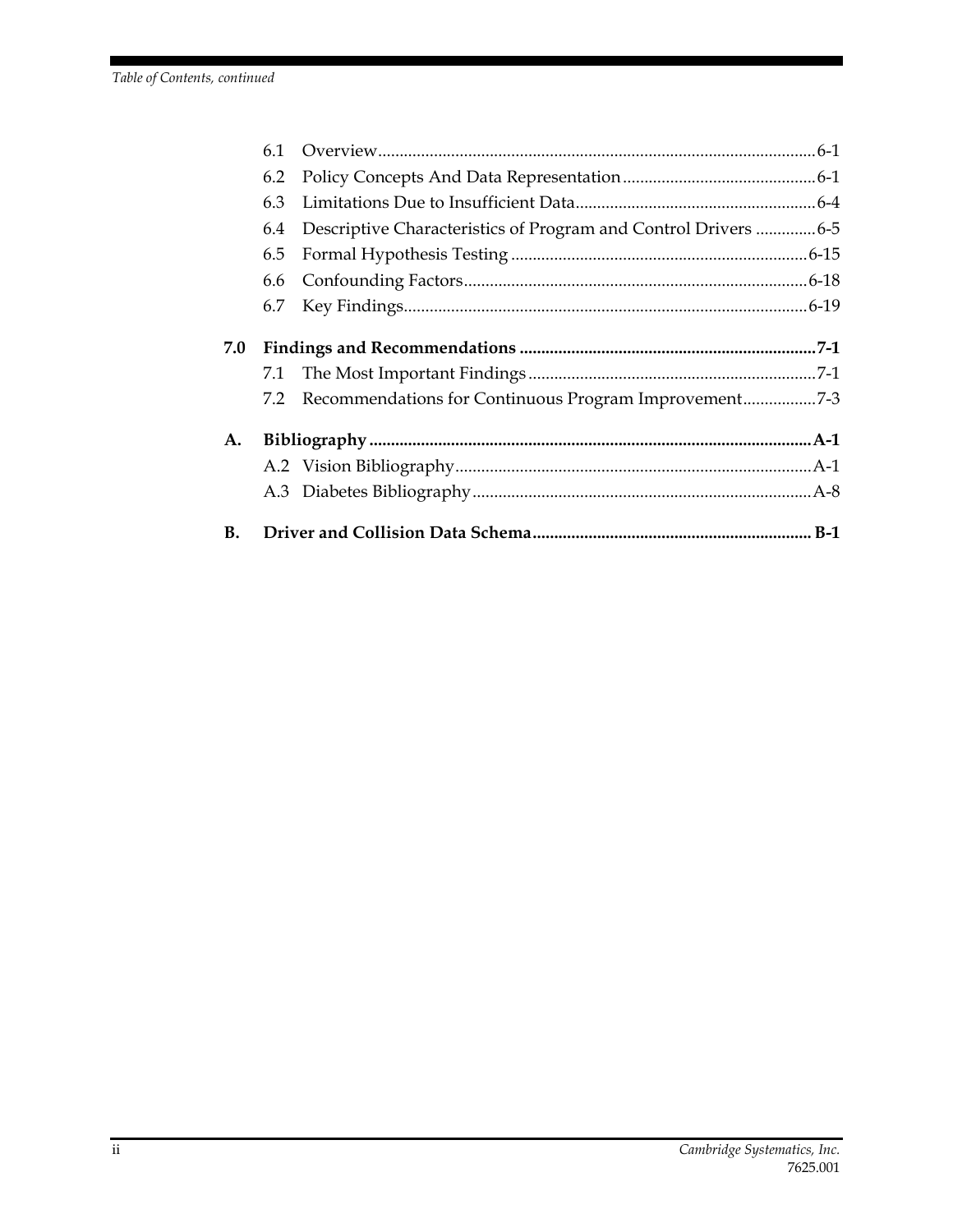6.1 Overview.......................................................................................................6-1

6.2 Policy Concepts And Data Representation..............................................6-1

6.3 Limitations Due to Insufficient Data.........................................................6-4

6.4 Descriptive Characteristics of Program and Control Drivers ..............6-5

6.5 Formal Hypothesis Testing .....................................................................6-15

6.6 Confounding Factors................................................................................6-18

6.7 Key Findings..............................................................................................6-19

**7.0 Findings and Recommendations .....................................................................7-1**

7.1 The Most Important Findings ...................................................................7-1

7.2 Recommendations for Continuous Program Improvement.................7-3

**A. Bibliography .......................................................................................................A-1**

A.2 Vision Bibliography...................................................................................A-1

A.3 Diabetes Bibliography...............................................................................A-8

**B. Driver and Collision Data Schema................................................................. B-1**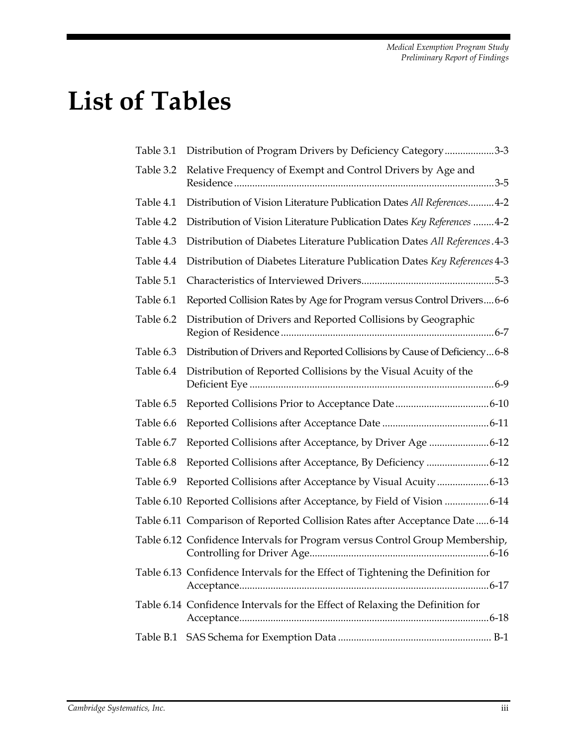# List of Tables

| | | |
|---|---|---|
| Table 3.1 | Distribution of Program Drivers by Deficiency Category | 3-3 |
| Table 3.2 | Relative Frequency of Exempt and Control Drivers by Age and Residence | 3-5 |
| Table 4.1 | Distribution of Vision Literature Publication Dates *All References* | 4-2 |
| Table 4.2 | Distribution of Vision Literature Publication Dates *Key References* | 4-2 |
| Table 4.3 | Distribution of Diabetes Literature Publication Dates *All References* | 4-3 |
| Table 4.4 | Distribution of Diabetes Literature Publication Dates *Key References* | 4-3 |
| Table 5.1 | Characteristics of Interviewed Drivers | 5-3 |
| Table 6.1 | Reported Collision Rates by Age for Program versus Control Drivers | 6-6 |
| Table 6.2 | Distribution of Drivers and Reported Collisions by Geographic Region of Residence | 6-7 |
| Table 6.3 | Distribution of Drivers and Reported Collisions by Cause of Deficiency | 6-8 |
| Table 6.4 | Distribution of Reported Collisions by the Visual Acuity of the Deficient Eye | 6-9 |
| Table 6.5 | Reported Collisions Prior to Acceptance Date | 6-10 |
| Table 6.6 | Reported Collisions after Acceptance Date | 6-11 |
| Table 6.7 | Reported Collisions after Acceptance, by Driver Age | 6-12 |
| Table 6.8 | Reported Collisions after Acceptance, By Deficiency | 6-12 |
| Table 6.9 | Reported Collisions after Acceptance by Visual Acuity | 6-13 |
| Table 6.10 | Reported Collisions after Acceptance, by Field of Vision | 6-14 |
| Table 6.11 | Comparison of Reported Collision Rates after Acceptance Date | 6-14 |
| Table 6.12 | Confidence Intervals for Program versus Control Group Membership, Controlling for Driver Age | 6-16 |
| Table 6.13 | Confidence Intervals for the Effect of Tightening the Definition for Acceptance | 6-17 |
| Table 6.14 | Confidence Intervals for the Effect of Relaxing the Definition for Acceptance | 6-18 |
| Table B.1 | SAS Schema for Exemption Data | B-1 |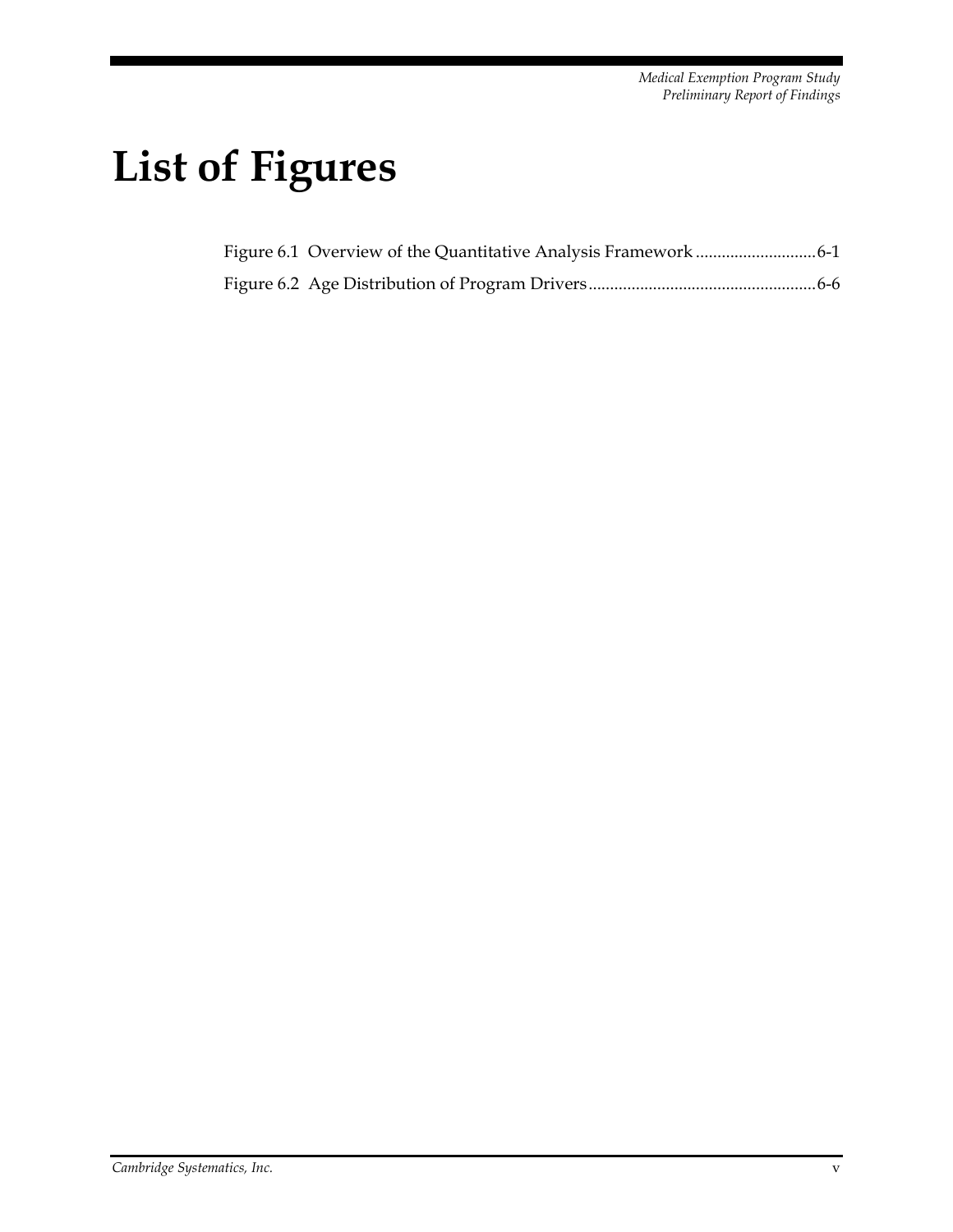# List of Figures

Figure 6.1 Overview of the Quantitative Analysis Framework ............................6-1

Figure 6.2 Age Distribution of Program Drivers.....................................................6-6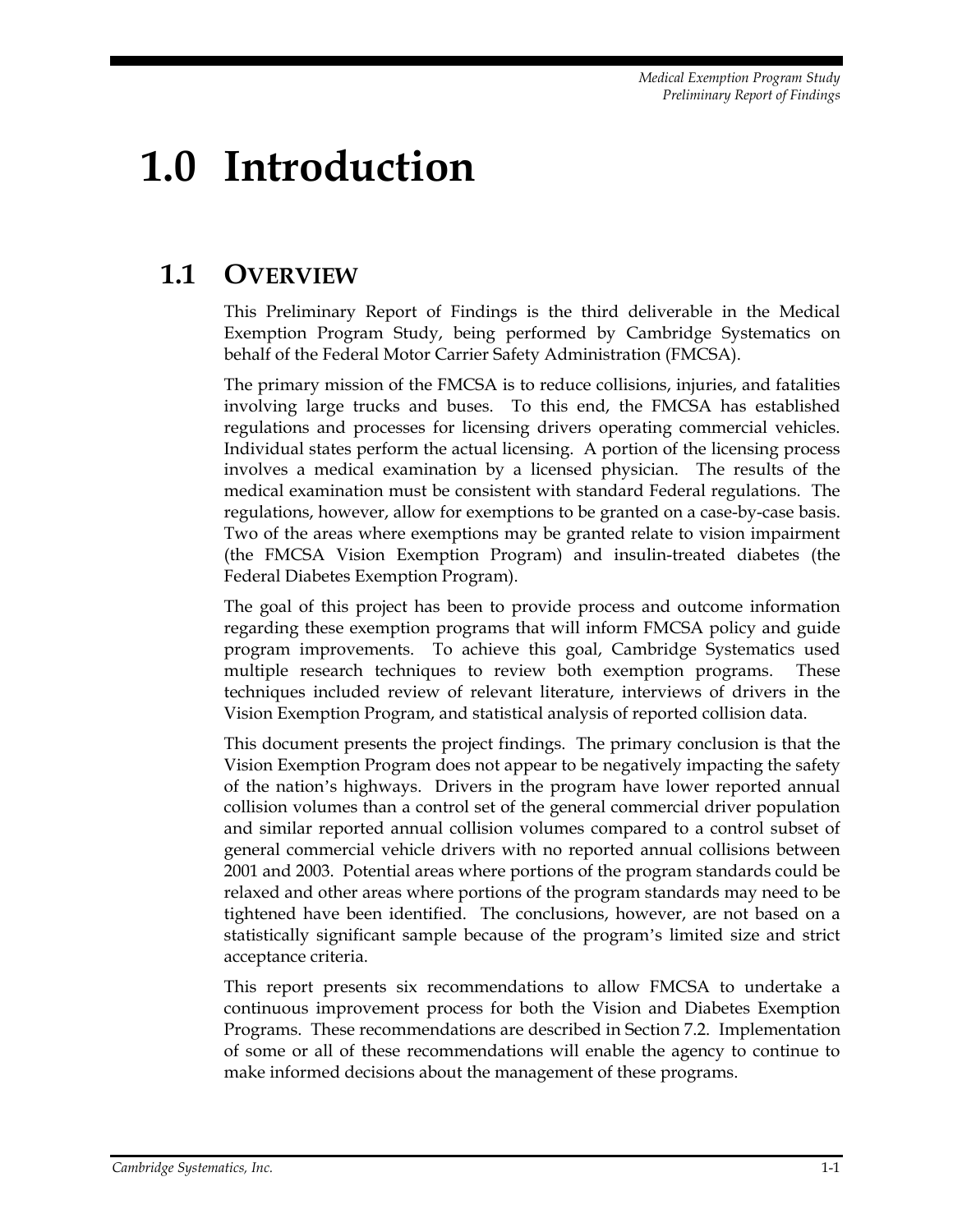# 1.0 Introduction

## 1.1 Overview

This Preliminary Report of Findings is the third deliverable in the Medical Exemption Program Study, being performed by Cambridge Systematics on behalf of the Federal Motor Carrier Safety Administration (FMCSA).

The primary mission of the FMCSA is to reduce collisions, injuries, and fatalities involving large trucks and buses. To this end, the FMCSA has established regulations and processes for licensing drivers operating commercial vehicles. Individual states perform the actual licensing. A portion of the licensing process involves a medical examination by a licensed physician. The results of the medical examination must be consistent with standard Federal regulations. The regulations, however, allow for exemptions to be granted on a case-by-case basis. Two of the areas where exemptions may be granted relate to vision impairment (the FMCSA Vision Exemption Program) and insulin-treated diabetes (the Federal Diabetes Exemption Program).

The goal of this project has been to provide process and outcome information regarding these exemption programs that will inform FMCSA policy and guide program improvements. To achieve this goal, Cambridge Systematics used multiple research techniques to review both exemption programs. These techniques included review of relevant literature, interviews of drivers in the Vision Exemption Program, and statistical analysis of reported collision data.

This document presents the project findings. The primary conclusion is that the Vision Exemption Program does not appear to be negatively impacting the safety of the nation's highways. Drivers in the program have lower reported annual collision volumes than a control set of the general commercial driver population and similar reported annual collision volumes compared to a control subset of general commercial vehicle drivers with no reported annual collisions between 2001 and 2003. Potential areas where portions of the program standards could be relaxed and other areas where portions of the program standards may need to be tightened have been identified. The conclusions, however, are not based on a statistically significant sample because of the program's limited size and strict acceptance criteria.

This report presents six recommendations to allow FMCSA to undertake a continuous improvement process for both the Vision and Diabetes Exemption Programs. These recommendations are described in Section 7.2. Implementation of some or all of these recommendations will enable the agency to continue to make informed decisions about the management of these programs.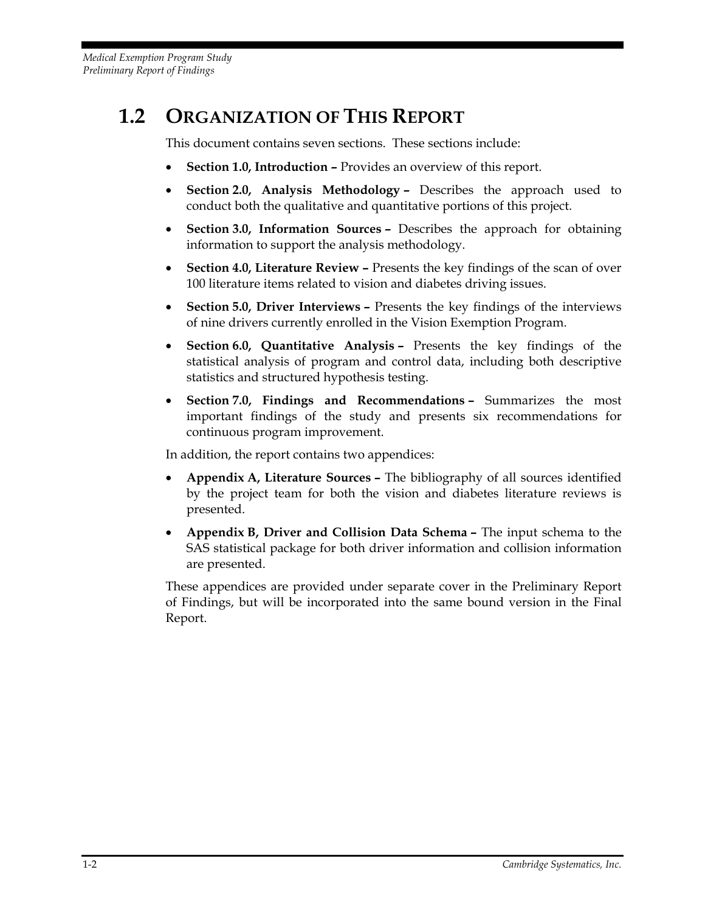## 1.2 Organization of This Report

This document contains seven sections. These sections include:

- **Section 1.0, Introduction –** Provides an overview of this report.
- **Section 2.0, Analysis Methodology –** Describes the approach used to conduct both the qualitative and quantitative portions of this project.
- **Section 3.0, Information Sources –** Describes the approach for obtaining information to support the analysis methodology.
- **Section 4.0, Literature Review –** Presents the key findings of the scan of over 100 literature items related to vision and diabetes driving issues.
- **Section 5.0, Driver Interviews –** Presents the key findings of the interviews of nine drivers currently enrolled in the Vision Exemption Program.
- **Section 6.0, Quantitative Analysis –** Presents the key findings of the statistical analysis of program and control data, including both descriptive statistics and structured hypothesis testing.
- **Section 7.0, Findings and Recommendations –** Summarizes the most important findings of the study and presents six recommendations for continuous program improvement.

In addition, the report contains two appendices:

- **Appendix A, Literature Sources –** The bibliography of all sources identified by the project team for both the vision and diabetes literature reviews is presented.
- **Appendix B, Driver and Collision Data Schema –** The input schema to the SAS statistical package for both driver information and collision information are presented.

These appendices are provided under separate cover in the Preliminary Report of Findings, but will be incorporated into the same bound version in the Final Report.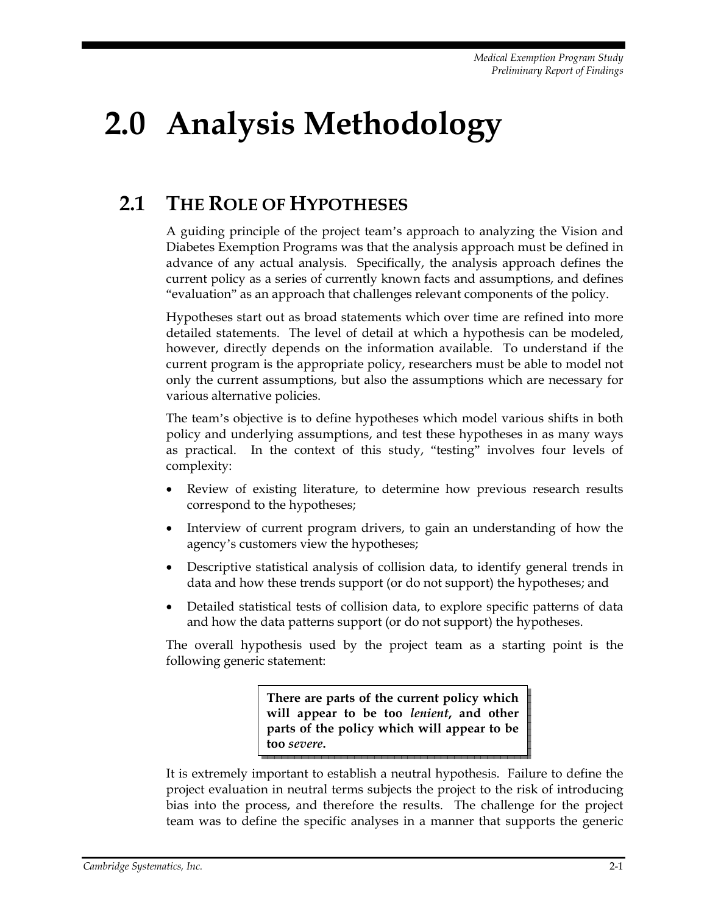# 2.0 Analysis Methodology

## 2.1 The Role of Hypotheses

A guiding principle of the project team's approach to analyzing the Vision and Diabetes Exemption Programs was that the analysis approach must be defined in advance of any actual analysis. Specifically, the analysis approach defines the current policy as a series of currently known facts and assumptions, and defines "evaluation" as an approach that challenges relevant components of the policy.

Hypotheses start out as broad statements which over time are refined into more detailed statements. The level of detail at which a hypothesis can be modeled, however, directly depends on the information available. To understand if the current program is the appropriate policy, researchers must be able to model not only the current assumptions, but also the assumptions which are necessary for various alternative policies.

The team's objective is to define hypotheses which model various shifts in both policy and underlying assumptions, and test these hypotheses in as many ways as practical. In the context of this study, "testing" involves four levels of complexity:

- Review of existing literature, to determine how previous research results correspond to the hypotheses;
- Interview of current program drivers, to gain an understanding of how the agency's customers view the hypotheses;
- Descriptive statistical analysis of collision data, to identify general trends in data and how these trends support (or do not support) the hypotheses; and
- Detailed statistical tests of collision data, to explore specific patterns of data and how the data patterns support (or do not support) the hypotheses.

The overall hypothesis used by the project team as a starting point is the following generic statement:

> **There are parts of the current policy which will appear to be too *lenient*, and other parts of the policy which will appear to be too *severe*.**

It is extremely important to establish a neutral hypothesis. Failure to define the project evaluation in neutral terms subjects the project to the risk of introducing bias into the process, and therefore the results. The challenge for the project team was to define the specific analyses in a manner that supports the generic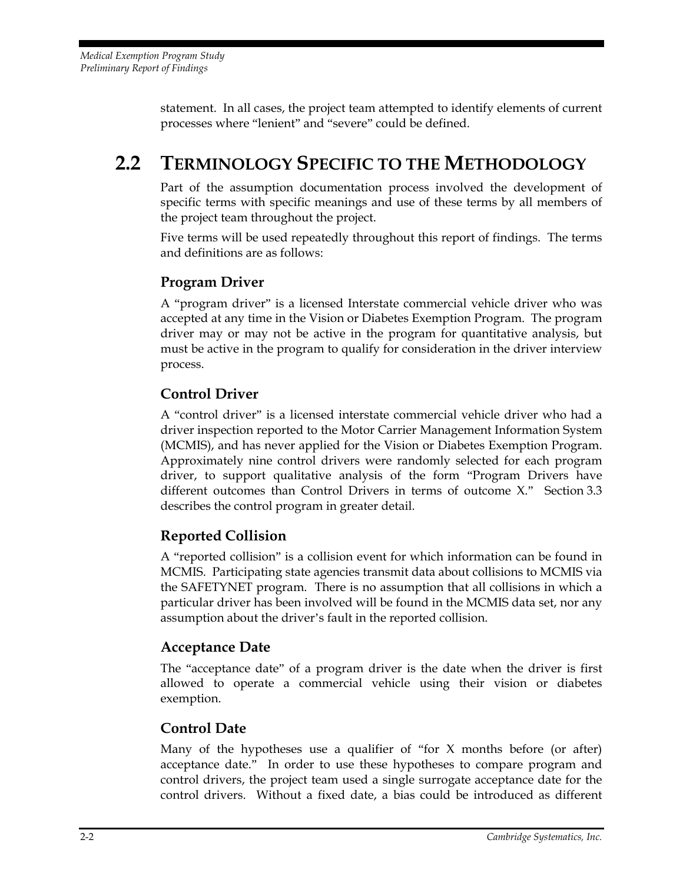statement. In all cases, the project team attempted to identify elements of current processes where "lenient" and "severe" could be defined.

## 2.2 Terminology Specific to the Methodology

Part of the assumption documentation process involved the development of specific terms with specific meanings and use of these terms by all members of the project team throughout the project.

Five terms will be used repeatedly throughout this report of findings. The terms and definitions are as follows:

### Program Driver

A "program driver" is a licensed Interstate commercial vehicle driver who was accepted at any time in the Vision or Diabetes Exemption Program. The program driver may or may not be active in the program for quantitative analysis, but must be active in the program to qualify for consideration in the driver interview process.

### Control Driver

A "control driver" is a licensed interstate commercial vehicle driver who had a driver inspection reported to the Motor Carrier Management Information System (MCMIS), and has never applied for the Vision or Diabetes Exemption Program. Approximately nine control drivers were randomly selected for each program driver, to support qualitative analysis of the form "Program Drivers have different outcomes than Control Drivers in terms of outcome X." Section 3.3 describes the control program in greater detail.

### Reported Collision

A "reported collision" is a collision event for which information can be found in MCMIS. Participating state agencies transmit data about collisions to MCMIS via the SAFETYNET program. There is no assumption that all collisions in which a particular driver has been involved will be found in the MCMIS data set, nor any assumption about the driver's fault in the reported collision.

### Acceptance Date

The "acceptance date" of a program driver is the date when the driver is first allowed to operate a commercial vehicle using their vision or diabetes exemption.

### Control Date

Many of the hypotheses use a qualifier of "for X months before (or after) acceptance date." In order to use these hypotheses to compare program and control drivers, the project team used a single surrogate acceptance date for the control drivers. Without a fixed date, a bias could be introduced as different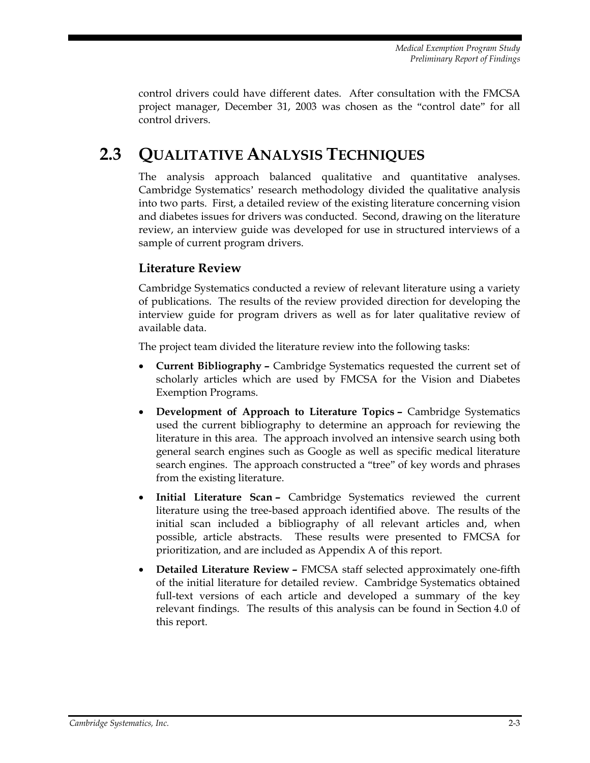control drivers could have different dates. After consultation with the FMCSA project manager, December 31, 2003 was chosen as the "control date" for all control drivers.

## 2.3 Qualitative Analysis Techniques

The analysis approach balanced qualitative and quantitative analyses. Cambridge Systematics' research methodology divided the qualitative analysis into two parts. First, a detailed review of the existing literature concerning vision and diabetes issues for drivers was conducted. Second, drawing on the literature review, an interview guide was developed for use in structured interviews of a sample of current program drivers.

### Literature Review

Cambridge Systematics conducted a review of relevant literature using a variety of publications. The results of the review provided direction for developing the interview guide for program drivers as well as for later qualitative review of available data.

The project team divided the literature review into the following tasks:

- **Current Bibliography –** Cambridge Systematics requested the current set of scholarly articles which are used by FMCSA for the Vision and Diabetes Exemption Programs.
- **Development of Approach to Literature Topics –** Cambridge Systematics used the current bibliography to determine an approach for reviewing the literature in this area. The approach involved an intensive search using both general search engines such as Google as well as specific medical literature search engines. The approach constructed a "tree" of key words and phrases from the existing literature.
- **Initial Literature Scan –** Cambridge Systematics reviewed the current literature using the tree-based approach identified above. The results of the initial scan included a bibliography of all relevant articles and, when possible, article abstracts. These results were presented to FMCSA for prioritization, and are included as Appendix A of this report.
- **Detailed Literature Review –** FMCSA staff selected approximately one-fifth of the initial literature for detailed review. Cambridge Systematics obtained full-text versions of each article and developed a summary of the key relevant findings. The results of this analysis can be found in Section 4.0 of this report.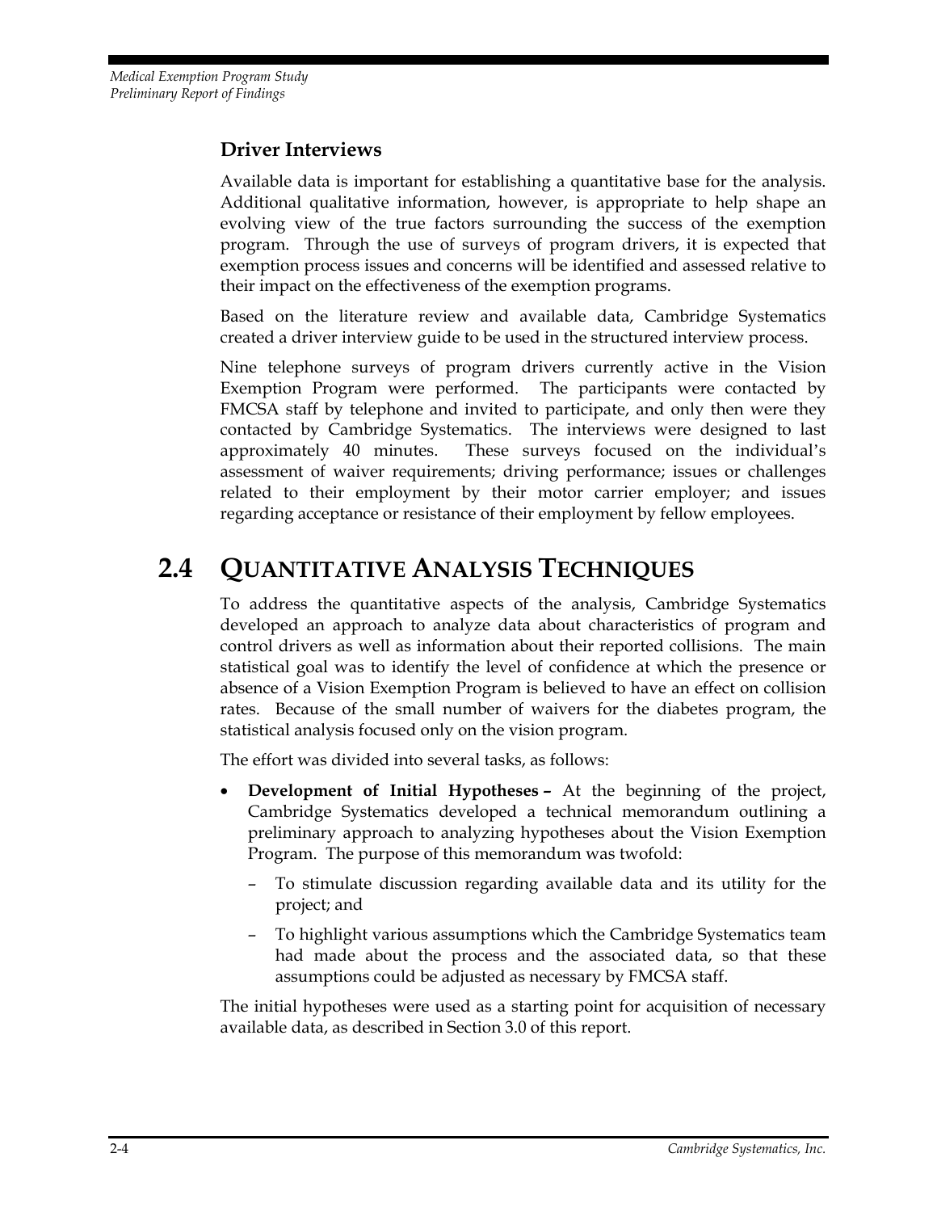### Driver Interviews

Available data is important for establishing a quantitative base for the analysis. Additional qualitative information, however, is appropriate to help shape an evolving view of the true factors surrounding the success of the exemption program. Through the use of surveys of program drivers, it is expected that exemption process issues and concerns will be identified and assessed relative to their impact on the effectiveness of the exemption programs.

Based on the literature review and available data, Cambridge Systematics created a driver interview guide to be used in the structured interview process.

Nine telephone surveys of program drivers currently active in the Vision Exemption Program were performed. The participants were contacted by FMCSA staff by telephone and invited to participate, and only then were they contacted by Cambridge Systematics. The interviews were designed to last approximately 40 minutes. These surveys focused on the individual's assessment of waiver requirements; driving performance; issues or challenges related to their employment by their motor carrier employer; and issues regarding acceptance or resistance of their employment by fellow employees.

## 2.4 Quantitative Analysis Techniques

To address the quantitative aspects of the analysis, Cambridge Systematics developed an approach to analyze data about characteristics of program and control drivers as well as information about their reported collisions. The main statistical goal was to identify the level of confidence at which the presence or absence of a Vision Exemption Program is believed to have an effect on collision rates. Because of the small number of waivers for the diabetes program, the statistical analysis focused only on the vision program.

The effort was divided into several tasks, as follows:

- **Development of Initial Hypotheses –** At the beginning of the project, Cambridge Systematics developed a technical memorandum outlining a preliminary approach to analyzing hypotheses about the Vision Exemption Program. The purpose of this memorandum was twofold:
  - To stimulate discussion regarding available data and its utility for the project; and
  - To highlight various assumptions which the Cambridge Systematics team had made about the process and the associated data, so that these assumptions could be adjusted as necessary by FMCSA staff.

The initial hypotheses were used as a starting point for acquisition of necessary available data, as described in Section 3.0 of this report.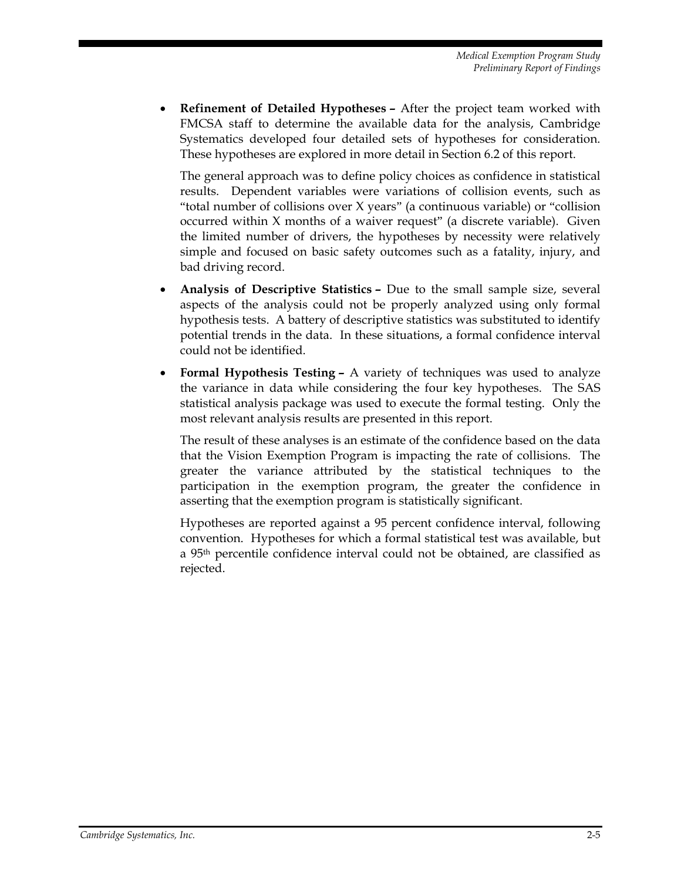- **Refinement of Detailed Hypotheses –** After the project team worked with FMCSA staff to determine the available data for the analysis, Cambridge Systematics developed four detailed sets of hypotheses for consideration. These hypotheses are explored in more detail in Section 6.2 of this report.

  The general approach was to define policy choices as confidence in statistical results. Dependent variables were variations of collision events, such as "total number of collisions over X years" (a continuous variable) or "collision occurred within X months of a waiver request" (a discrete variable). Given the limited number of drivers, the hypotheses by necessity were relatively simple and focused on basic safety outcomes such as a fatality, injury, and bad driving record.

- **Analysis of Descriptive Statistics –** Due to the small sample size, several aspects of the analysis could not be properly analyzed using only formal hypothesis tests. A battery of descriptive statistics was substituted to identify potential trends in the data. In these situations, a formal confidence interval could not be identified.

- **Formal Hypothesis Testing –** A variety of techniques was used to analyze the variance in data while considering the four key hypotheses. The SAS statistical analysis package was used to execute the formal testing. Only the most relevant analysis results are presented in this report.

  The result of these analyses is an estimate of the confidence based on the data that the Vision Exemption Program is impacting the rate of collisions. The greater the variance attributed by the statistical techniques to the participation in the exemption program, the greater the confidence in asserting that the exemption program is statistically significant.

  Hypotheses are reported against a 95 percent confidence interval, following convention. Hypotheses for which a formal statistical test was available, but a 95th percentile confidence interval could not be obtained, are classified as rejected.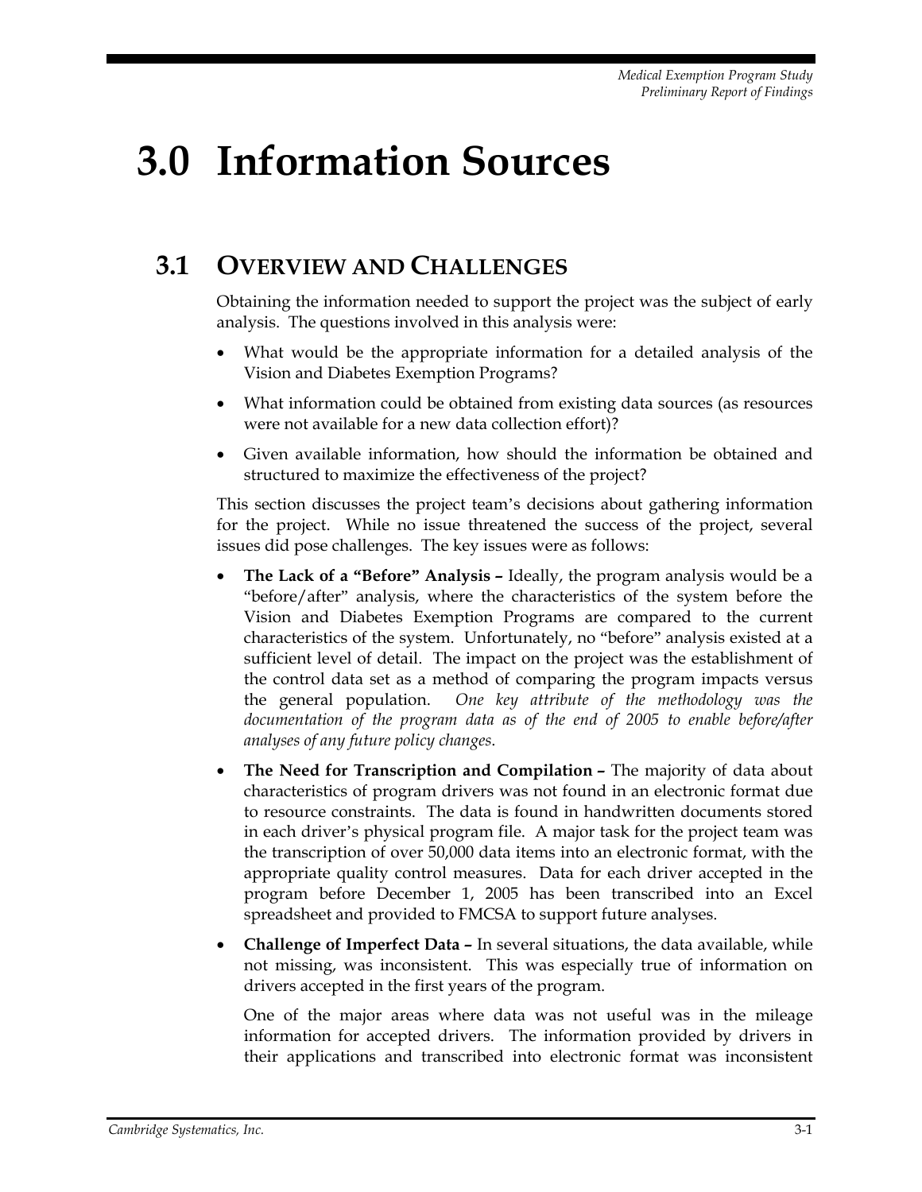# 3.0 Information Sources

## 3.1 Overview and Challenges

Obtaining the information needed to support the project was the subject of early analysis. The questions involved in this analysis were:

- What would be the appropriate information for a detailed analysis of the Vision and Diabetes Exemption Programs?
- What information could be obtained from existing data sources (as resources were not available for a new data collection effort)?
- Given available information, how should the information be obtained and structured to maximize the effectiveness of the project?

This section discusses the project team's decisions about gathering information for the project. While no issue threatened the success of the project, several issues did pose challenges. The key issues were as follows:

- **The Lack of a "Before" Analysis –** Ideally, the program analysis would be a "before/after" analysis, where the characteristics of the system before the Vision and Diabetes Exemption Programs are compared to the current characteristics of the system. Unfortunately, no "before" analysis existed at a sufficient level of detail. The impact on the project was the establishment of the control data set as a method of comparing the program impacts versus the general population. *One key attribute of the methodology was the documentation of the program data as of the end of 2005 to enable before/after analyses of any future policy changes.*
- **The Need for Transcription and Compilation –** The majority of data about characteristics of program drivers was not found in an electronic format due to resource constraints. The data is found in handwritten documents stored in each driver's physical program file. A major task for the project team was the transcription of over 50,000 data items into an electronic format, with the appropriate quality control measures. Data for each driver accepted in the program before December 1, 2005 has been transcribed into an Excel spreadsheet and provided to FMCSA to support future analyses.
- **Challenge of Imperfect Data –** In several situations, the data available, while not missing, was inconsistent. This was especially true of information on drivers accepted in the first years of the program.

  One of the major areas where data was not useful was in the mileage information for accepted drivers. The information provided by drivers in their applications and transcribed into electronic format was inconsistent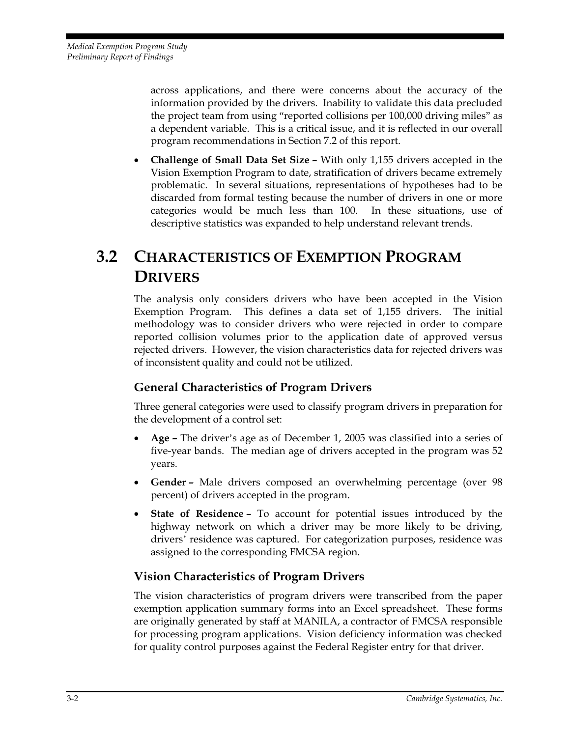across applications, and there were concerns about the accuracy of the information provided by the drivers. Inability to validate this data precluded the project team from using "reported collisions per 100,000 driving miles" as a dependent variable. This is a critical issue, and it is reflected in our overall program recommendations in Section 7.2 of this report.

- **Challenge of Small Data Set Size –** With only 1,155 drivers accepted in the Vision Exemption Program to date, stratification of drivers became extremely problematic. In several situations, representations of hypotheses had to be discarded from formal testing because the number of drivers in one or more categories would be much less than 100. In these situations, use of descriptive statistics was expanded to help understand relevant trends.

## 3.2 Characteristics of Exemption Program Drivers

The analysis only considers drivers who have been accepted in the Vision Exemption Program. This defines a data set of 1,155 drivers. The initial methodology was to consider drivers who were rejected in order to compare reported collision volumes prior to the application date of approved versus rejected drivers. However, the vision characteristics data for rejected drivers was of inconsistent quality and could not be utilized.

### General Characteristics of Program Drivers

Three general categories were used to classify program drivers in preparation for the development of a control set:

- **Age –** The driver's age as of December 1, 2005 was classified into a series of five-year bands. The median age of drivers accepted in the program was 52 years.
- **Gender –** Male drivers composed an overwhelming percentage (over 98 percent) of drivers accepted in the program.
- **State of Residence –** To account for potential issues introduced by the highway network on which a driver may be more likely to be driving, drivers' residence was captured. For categorization purposes, residence was assigned to the corresponding FMCSA region.

### Vision Characteristics of Program Drivers

The vision characteristics of program drivers were transcribed from the paper exemption application summary forms into an Excel spreadsheet. These forms are originally generated by staff at MANILA, a contractor of FMCSA responsible for processing program applications. Vision deficiency information was checked for quality control purposes against the Federal Register entry for that driver.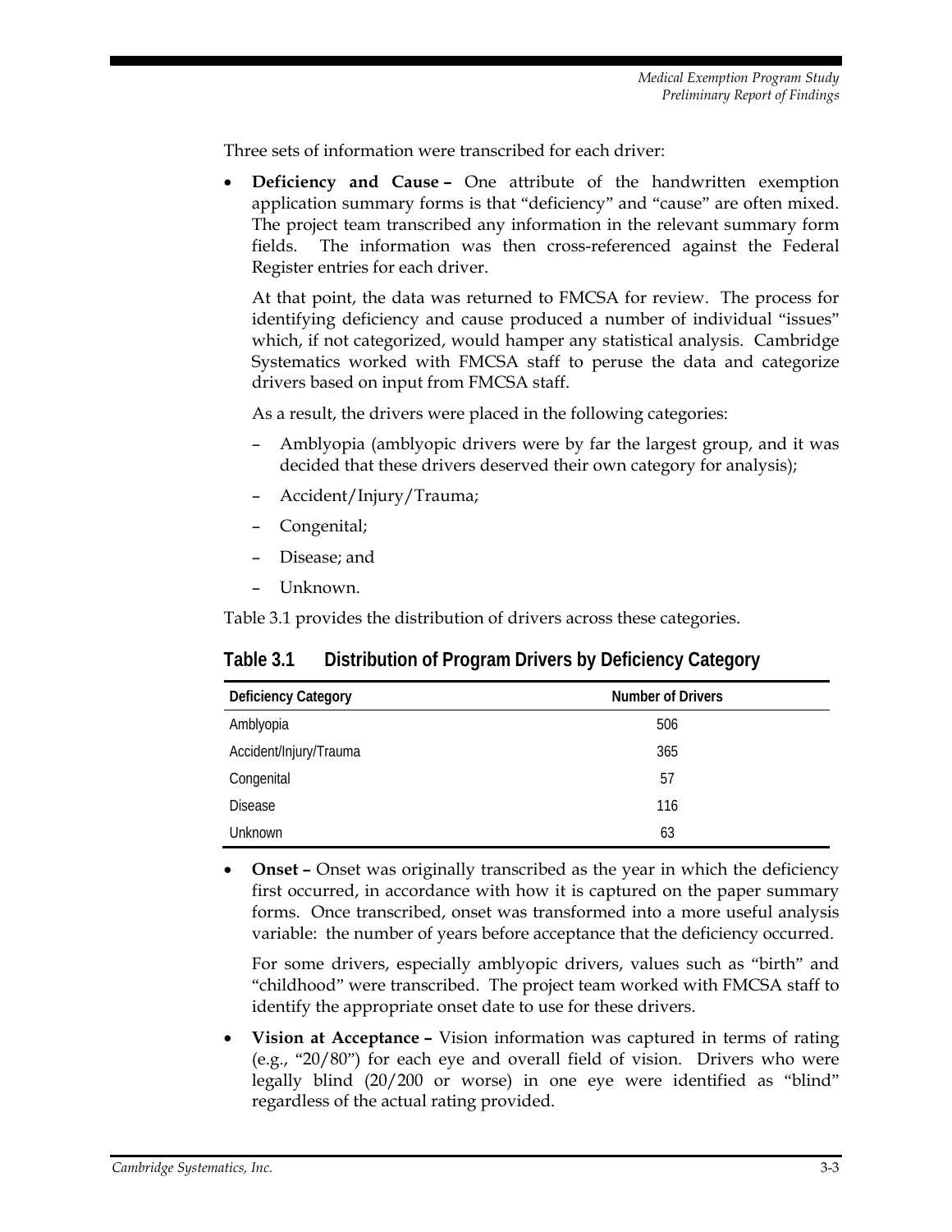Three sets of information were transcribed for each driver:

- **Deficiency and Cause –** One attribute of the handwritten exemption application summary forms is that "deficiency" and "cause" are often mixed. The project team transcribed any information in the relevant summary form fields. The information was then cross-referenced against the Federal Register entries for each driver.

  At that point, the data was returned to FMCSA for review. The process for identifying deficiency and cause produced a number of individual "issues" which, if not categorized, would hamper any statistical analysis. Cambridge Systematics worked with FMCSA staff to peruse the data and categorize drivers based on input from FMCSA staff.

  As a result, the drivers were placed in the following categories:

  – Amblyopia (amblyopic drivers were by far the largest group, and it was decided that these drivers deserved their own category for analysis);

  – Accident/Injury/Trauma;

  – Congenital;

  – Disease; and

  – Unknown.

Table 3.1 provides the distribution of drivers across these categories.

**Table 3.1 Distribution of Program Drivers by Deficiency Category**

| Deficiency Category | Number of Drivers |
|---|---|
| Amblyopia | 506 |
| Accident/Injury/Trauma | 365 |
| Congenital | 57 |
| Disease | 116 |
| Unknown | 63 |

- **Onset –** Onset was originally transcribed as the year in which the deficiency first occurred, in accordance with how it is captured on the paper summary forms. Once transcribed, onset was transformed into a more useful analysis variable: the number of years before acceptance that the deficiency occurred.

  For some drivers, especially amblyopic drivers, values such as "birth" and "childhood" were transcribed. The project team worked with FMCSA staff to identify the appropriate onset date to use for these drivers.

- **Vision at Acceptance –** Vision information was captured in terms of rating (e.g., "20/80") for each eye and overall field of vision. Drivers who were legally blind (20/200 or worse) in one eye were identified as "blind" regardless of the actual rating provided.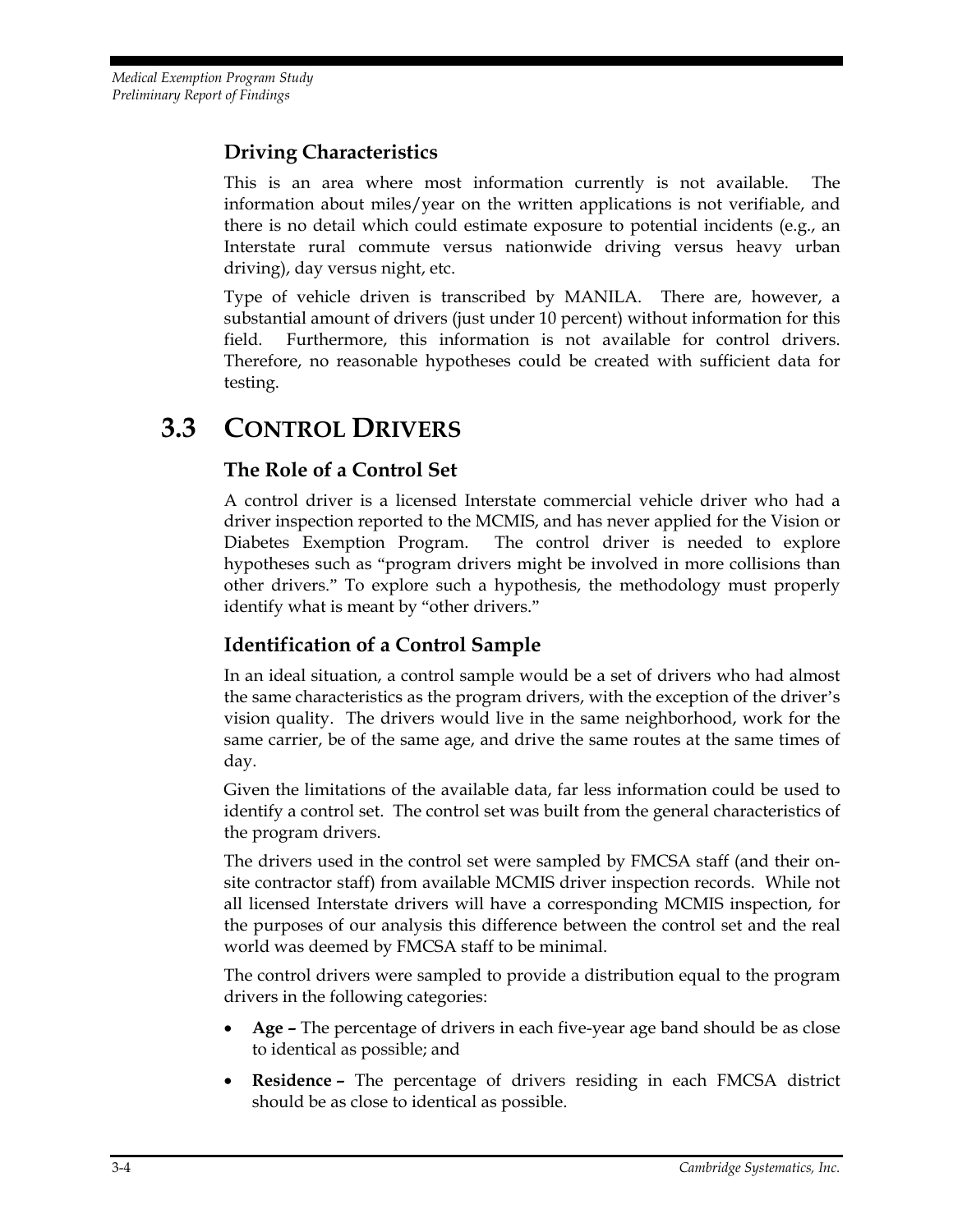### Driving Characteristics

This is an area where most information currently is not available. The information about miles/year on the written applications is not verifiable, and there is no detail which could estimate exposure to potential incidents (e.g., an Interstate rural commute versus nationwide driving versus heavy urban driving), day versus night, etc.

Type of vehicle driven is transcribed by MANILA. There are, however, a substantial amount of drivers (just under 10 percent) without information for this field. Furthermore, this information is not available for control drivers. Therefore, no reasonable hypotheses could be created with sufficient data for testing.

## 3.3 CONTROL DRIVERS

### The Role of a Control Set

A control driver is a licensed Interstate commercial vehicle driver who had a driver inspection reported to the MCMIS, and has never applied for the Vision or Diabetes Exemption Program. The control driver is needed to explore hypotheses such as "program drivers might be involved in more collisions than other drivers." To explore such a hypothesis, the methodology must properly identify what is meant by "other drivers."

### Identification of a Control Sample

In an ideal situation, a control sample would be a set of drivers who had almost the same characteristics as the program drivers, with the exception of the driver's vision quality. The drivers would live in the same neighborhood, work for the same carrier, be of the same age, and drive the same routes at the same times of day.

Given the limitations of the available data, far less information could be used to identify a control set. The control set was built from the general characteristics of the program drivers.

The drivers used in the control set were sampled by FMCSA staff (and their on-site contractor staff) from available MCMIS driver inspection records. While not all licensed Interstate drivers will have a corresponding MCMIS inspection, for the purposes of our analysis this difference between the control set and the real world was deemed by FMCSA staff to be minimal.

The control drivers were sampled to provide a distribution equal to the program drivers in the following categories:

- **Age –** The percentage of drivers in each five-year age band should be as close to identical as possible; and
- **Residence –** The percentage of drivers residing in each FMCSA district should be as close to identical as possible.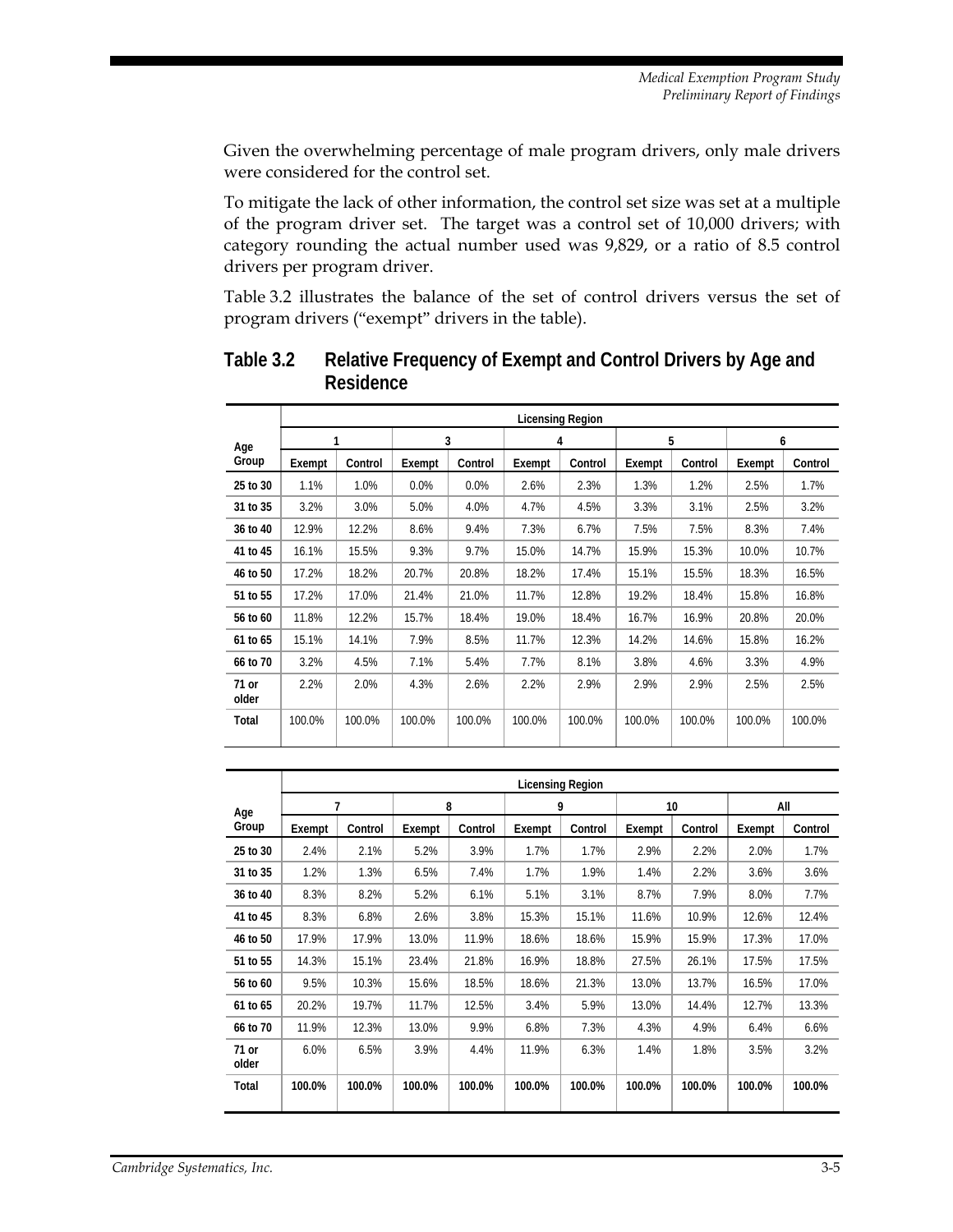Given the overwhelming percentage of male program drivers, only male drivers were considered for the control set.

To mitigate the lack of other information, the control set size was set at a multiple of the program driver set. The target was a control set of 10,000 drivers; with category rounding the actual number used was 9,829, or a ratio of 8.5 control drivers per program driver.

Table 3.2 illustrates the balance of the set of control drivers versus the set of program drivers ("exempt" drivers in the table).

## Table 3.2 Relative Frequency of Exempt and Control Drivers by Age and Residence

| Age Group | Licensing Region | | | | | | | | | |
|---|---|---|---|---|---|---|---|---|---|---|
| | 1 | | 3 | | 4 | | 5 | | 6 | |
| | Exempt | Control | Exempt | Control | Exempt | Control | Exempt | Control | Exempt | Control |
| 25 to 30 | 1.1% | 1.0% | 0.0% | 0.0% | 2.6% | 2.3% | 1.3% | 1.2% | 2.5% | 1.7% |
| 31 to 35 | 3.2% | 3.0% | 5.0% | 4.0% | 4.7% | 4.5% | 3.3% | 3.1% | 2.5% | 3.2% |
| 36 to 40 | 12.9% | 12.2% | 8.6% | 9.4% | 7.3% | 6.7% | 7.5% | 7.5% | 8.3% | 7.4% |
| 41 to 45 | 16.1% | 15.5% | 9.3% | 9.7% | 15.0% | 14.7% | 15.9% | 15.3% | 10.0% | 10.7% |
| 46 to 50 | 17.2% | 18.2% | 20.7% | 20.8% | 18.2% | 17.4% | 15.1% | 15.5% | 18.3% | 16.5% |
| 51 to 55 | 17.2% | 17.0% | 21.4% | 21.0% | 11.7% | 12.8% | 19.2% | 18.4% | 15.8% | 16.8% |
| 56 to 60 | 11.8% | 12.2% | 15.7% | 18.4% | 19.0% | 18.4% | 16.7% | 16.9% | 20.8% | 20.0% |
| 61 to 65 | 15.1% | 14.1% | 7.9% | 8.5% | 11.7% | 12.3% | 14.2% | 14.6% | 15.8% | 16.2% |
| 66 to 70 | 3.2% | 4.5% | 7.1% | 5.4% | 7.7% | 8.1% | 3.8% | 4.6% | 3.3% | 4.9% |
| 71 or older | 2.2% | 2.0% | 4.3% | 2.6% | 2.2% | 2.9% | 2.9% | 2.9% | 2.5% | 2.5% |
| Total | 100.0% | 100.0% | 100.0% | 100.0% | 100.0% | 100.0% | 100.0% | 100.0% | 100.0% | 100.0% |

| Age Group | Licensing Region | | | | | | | | | |
|---|---|---|---|---|---|---|---|---|---|---|
| | 7 | | 8 | | 9 | | 10 | | All | |
| | Exempt | Control | Exempt | Control | Exempt | Control | Exempt | Control | Exempt | Control |
| 25 to 30 | 2.4% | 2.1% | 5.2% | 3.9% | 1.7% | 1.7% | 2.9% | 2.2% | 2.0% | 1.7% |
| 31 to 35 | 1.2% | 1.3% | 6.5% | 7.4% | 1.7% | 1.9% | 1.4% | 2.2% | 3.6% | 3.6% |
| 36 to 40 | 8.3% | 8.2% | 5.2% | 6.1% | 5.1% | 3.1% | 8.7% | 7.9% | 8.0% | 7.7% |
| 41 to 45 | 8.3% | 6.8% | 2.6% | 3.8% | 15.3% | 15.1% | 11.6% | 10.9% | 12.6% | 12.4% |
| 46 to 50 | 17.9% | 17.9% | 13.0% | 11.9% | 18.6% | 18.6% | 15.9% | 15.9% | 17.3% | 17.0% |
| 51 to 55 | 14.3% | 15.1% | 23.4% | 21.8% | 16.9% | 18.8% | 27.5% | 26.1% | 17.5% | 17.5% |
| 56 to 60 | 9.5% | 10.3% | 15.6% | 18.5% | 18.6% | 21.3% | 13.0% | 13.7% | 16.5% | 17.0% |
| 61 to 65 | 20.2% | 19.7% | 11.7% | 12.5% | 3.4% | 5.9% | 13.0% | 14.4% | 12.7% | 13.3% |
| 66 to 70 | 11.9% | 12.3% | 13.0% | 9.9% | 6.8% | 7.3% | 4.3% | 4.9% | 6.4% | 6.6% |
| 71 or older | 6.0% | 6.5% | 3.9% | 4.4% | 11.9% | 6.3% | 1.4% | 1.8% | 3.5% | 3.2% |
| **Total** | **100.0%** | **100.0%** | **100.0%** | **100.0%** | **100.0%** | **100.0%** | **100.0%** | **100.0%** | **100.0%** | **100.0%** |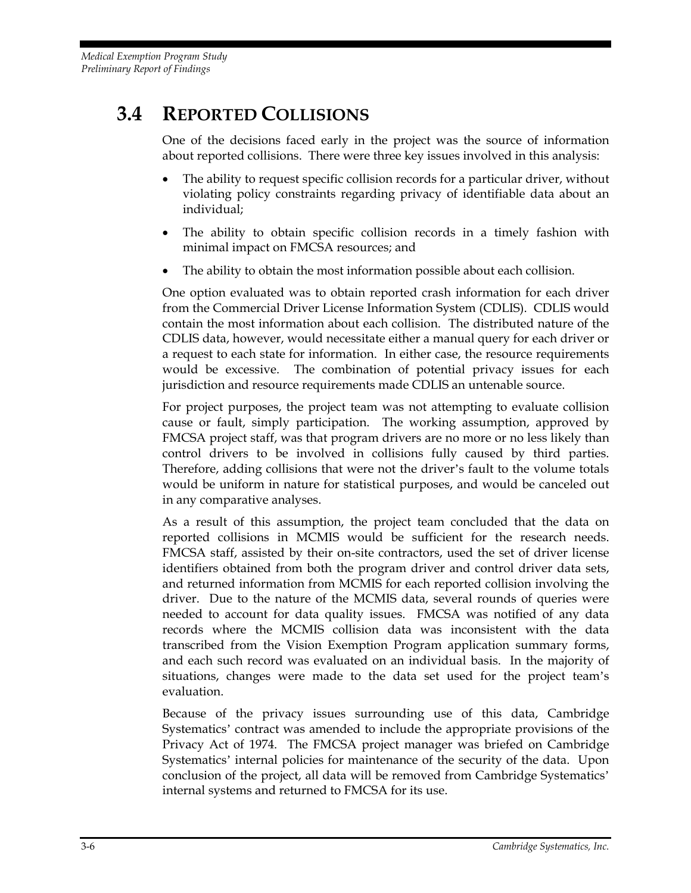## 3.4 REPORTED COLLISIONS

One of the decisions faced early in the project was the source of information about reported collisions. There were three key issues involved in this analysis:

- The ability to request specific collision records for a particular driver, without violating policy constraints regarding privacy of identifiable data about an individual;
- The ability to obtain specific collision records in a timely fashion with minimal impact on FMCSA resources; and
- The ability to obtain the most information possible about each collision.

One option evaluated was to obtain reported crash information for each driver from the Commercial Driver License Information System (CDLIS). CDLIS would contain the most information about each collision. The distributed nature of the CDLIS data, however, would necessitate either a manual query for each driver or a request to each state for information. In either case, the resource requirements would be excessive. The combination of potential privacy issues for each jurisdiction and resource requirements made CDLIS an untenable source.

For project purposes, the project team was not attempting to evaluate collision cause or fault, simply participation. The working assumption, approved by FMCSA project staff, was that program drivers are no more or no less likely than control drivers to be involved in collisions fully caused by third parties. Therefore, adding collisions that were not the driver's fault to the volume totals would be uniform in nature for statistical purposes, and would be canceled out in any comparative analyses.

As a result of this assumption, the project team concluded that the data on reported collisions in MCMIS would be sufficient for the research needs. FMCSA staff, assisted by their on-site contractors, used the set of driver license identifiers obtained from both the program driver and control driver data sets, and returned information from MCMIS for each reported collision involving the driver. Due to the nature of the MCMIS data, several rounds of queries were needed to account for data quality issues. FMCSA was notified of any data records where the MCMIS collision data was inconsistent with the data transcribed from the Vision Exemption Program application summary forms, and each such record was evaluated on an individual basis. In the majority of situations, changes were made to the data set used for the project team's evaluation.

Because of the privacy issues surrounding use of this data, Cambridge Systematics' contract was amended to include the appropriate provisions of the Privacy Act of 1974. The FMCSA project manager was briefed on Cambridge Systematics' internal policies for maintenance of the security of the data. Upon conclusion of the project, all data will be removed from Cambridge Systematics' internal systems and returned to FMCSA for its use.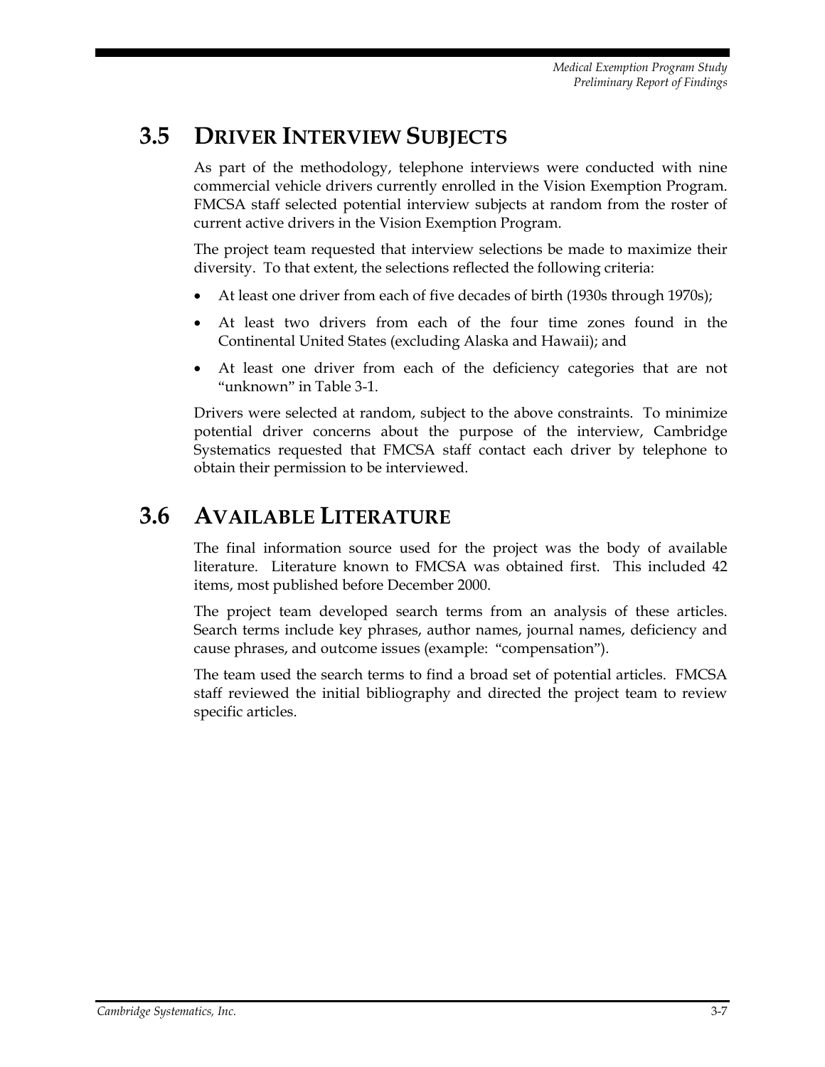## 3.5 Driver Interview Subjects

As part of the methodology, telephone interviews were conducted with nine commercial vehicle drivers currently enrolled in the Vision Exemption Program. FMCSA staff selected potential interview subjects at random from the roster of current active drivers in the Vision Exemption Program.

The project team requested that interview selections be made to maximize their diversity. To that extent, the selections reflected the following criteria:

- At least one driver from each of five decades of birth (1930s through 1970s);
- At least two drivers from each of the four time zones found in the Continental United States (excluding Alaska and Hawaii); and
- At least one driver from each of the deficiency categories that are not "unknown" in Table 3-1.

Drivers were selected at random, subject to the above constraints. To minimize potential driver concerns about the purpose of the interview, Cambridge Systematics requested that FMCSA staff contact each driver by telephone to obtain their permission to be interviewed.

## 3.6 Available Literature

The final information source used for the project was the body of available literature. Literature known to FMCSA was obtained first. This included 42 items, most published before December 2000.

The project team developed search terms from an analysis of these articles. Search terms include key phrases, author names, journal names, deficiency and cause phrases, and outcome issues (example: "compensation").

The team used the search terms to find a broad set of potential articles. FMCSA staff reviewed the initial bibliography and directed the project team to review specific articles.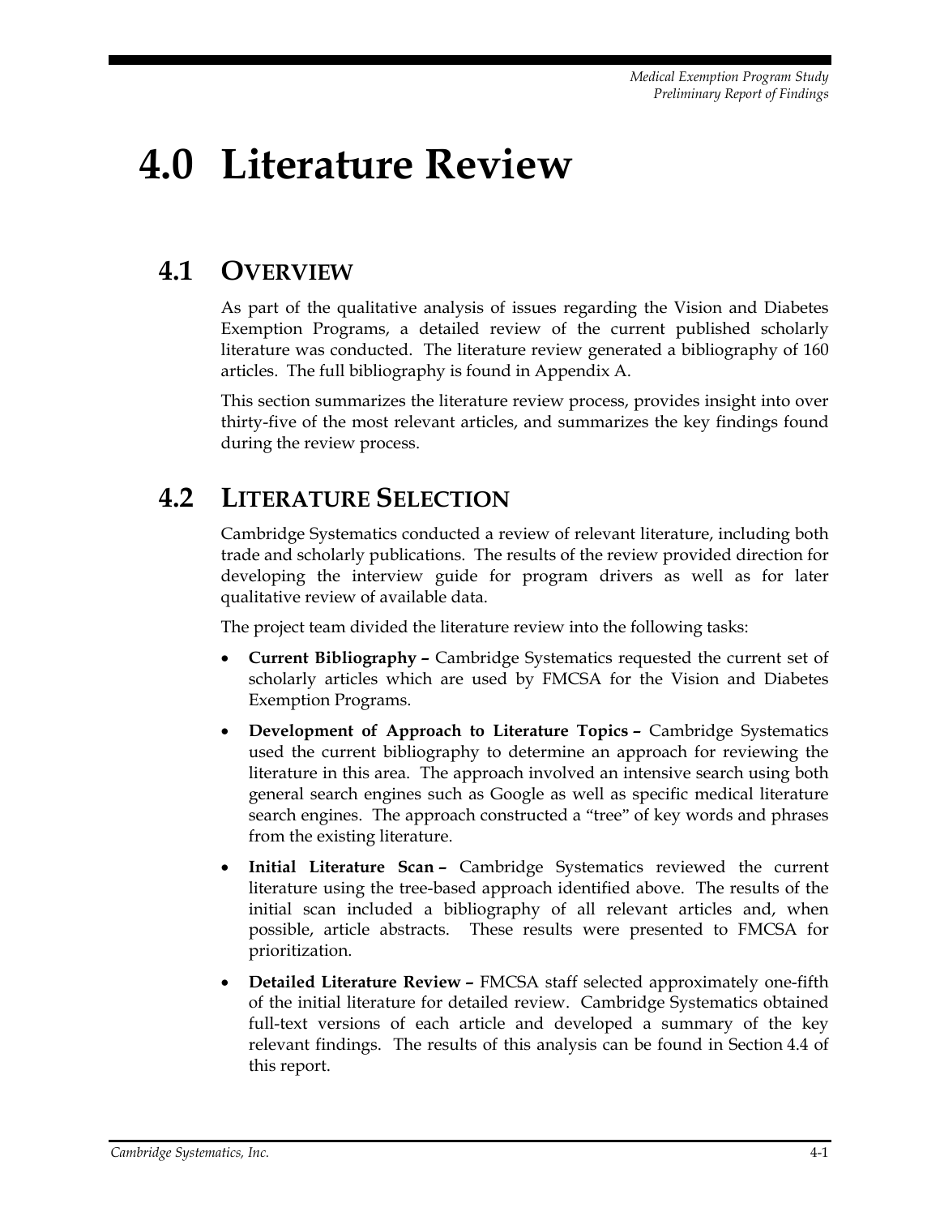# 4.0 Literature Review

## 4.1 Overview

As part of the qualitative analysis of issues regarding the Vision and Diabetes Exemption Programs, a detailed review of the current published scholarly literature was conducted. The literature review generated a bibliography of 160 articles. The full bibliography is found in Appendix A.

This section summarizes the literature review process, provides insight into over thirty-five of the most relevant articles, and summarizes the key findings found during the review process.

## 4.2 Literature Selection

Cambridge Systematics conducted a review of relevant literature, including both trade and scholarly publications. The results of the review provided direction for developing the interview guide for program drivers as well as for later qualitative review of available data.

The project team divided the literature review into the following tasks:

- **Current Bibliography –** Cambridge Systematics requested the current set of scholarly articles which are used by FMCSA for the Vision and Diabetes Exemption Programs.
- **Development of Approach to Literature Topics –** Cambridge Systematics used the current bibliography to determine an approach for reviewing the literature in this area. The approach involved an intensive search using both general search engines such as Google as well as specific medical literature search engines. The approach constructed a "tree" of key words and phrases from the existing literature.
- **Initial Literature Scan –** Cambridge Systematics reviewed the current literature using the tree-based approach identified above. The results of the initial scan included a bibliography of all relevant articles and, when possible, article abstracts. These results were presented to FMCSA for prioritization.
- **Detailed Literature Review –** FMCSA staff selected approximately one-fifth of the initial literature for detailed review. Cambridge Systematics obtained full-text versions of each article and developed a summary of the key relevant findings. The results of this analysis can be found in Section 4.4 of this report.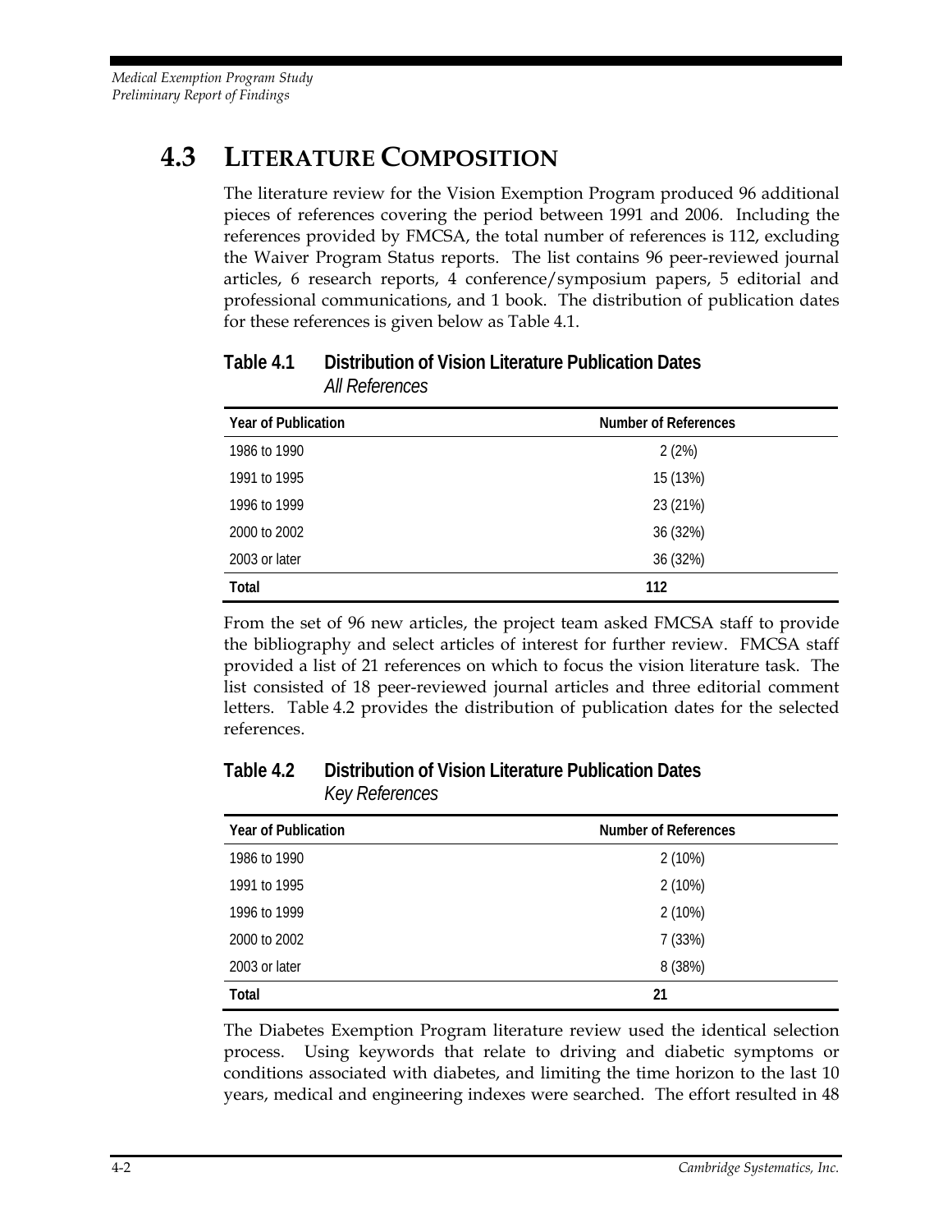## 4.3 LITERATURE COMPOSITION

The literature review for the Vision Exemption Program produced 96 additional pieces of references covering the period between 1991 and 2006. Including the references provided by FMCSA, the total number of references is 112, excluding the Waiver Program Status reports. The list contains 96 peer-reviewed journal articles, 6 research reports, 4 conference/symposium papers, 5 editorial and professional communications, and 1 book. The distribution of publication dates for these references is given below as Table 4.1.

**Table 4.1 Distribution of Vision Literature Publication Dates**
*All References*

| Year of Publication | Number of References |
|---|---|
| 1986 to 1990 | 2 (2%) |
| 1991 to 1995 | 15 (13%) |
| 1996 to 1999 | 23 (21%) |
| 2000 to 2002 | 36 (32%) |
| 2003 or later | 36 (32%) |
| **Total** | **112** |

From the set of 96 new articles, the project team asked FMCSA staff to provide the bibliography and select articles of interest for further review. FMCSA staff provided a list of 21 references on which to focus the vision literature task. The list consisted of 18 peer-reviewed journal articles and three editorial comment letters. Table 4.2 provides the distribution of publication dates for the selected references.

**Table 4.2 Distribution of Vision Literature Publication Dates**
*Key References*

| Year of Publication | Number of References |
|---|---|
| 1986 to 1990 | 2 (10%) |
| 1991 to 1995 | 2 (10%) |
| 1996 to 1999 | 2 (10%) |
| 2000 to 2002 | 7 (33%) |
| 2003 or later | 8 (38%) |
| **Total** | **21** |

The Diabetes Exemption Program literature review used the identical selection process. Using keywords that relate to driving and diabetic symptoms or conditions associated with diabetes, and limiting the time horizon to the last 10 years, medical and engineering indexes were searched. The effort resulted in 48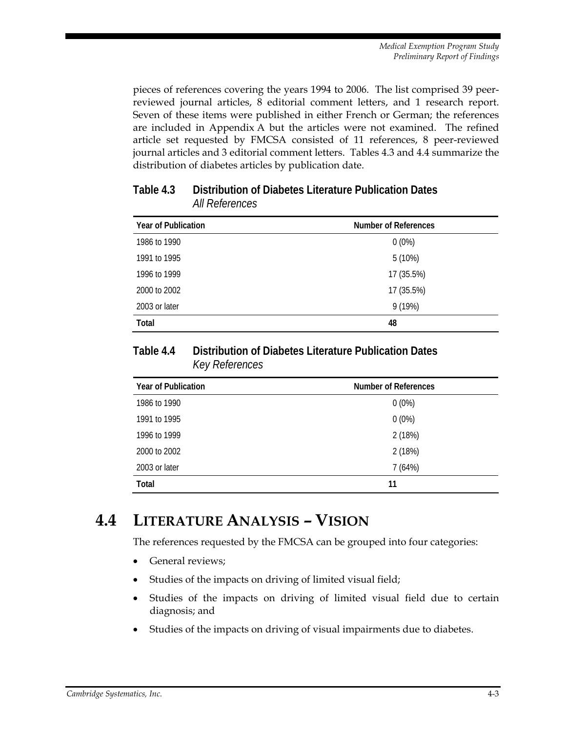pieces of references covering the years 1994 to 2006. The list comprised 39 peer-reviewed journal articles, 8 editorial comment letters, and 1 research report. Seven of these items were published in either French or German; the references are included in Appendix A but the articles were not examined. The refined article set requested by FMCSA consisted of 11 references, 8 peer-reviewed journal articles and 3 editorial comment letters. Tables 4.3 and 4.4 summarize the distribution of diabetes articles by publication date.

**Table 4.3 Distribution of Diabetes Literature Publication Dates**
*All References*

| Year of Publication | Number of References |
|---|---|
| 1986 to 1990 | 0 (0%) |
| 1991 to 1995 | 5 (10%) |
| 1996 to 1999 | 17 (35.5%) |
| 2000 to 2002 | 17 (35.5%) |
| 2003 or later | 9 (19%) |
| **Total** | **48** |

**Table 4.4 Distribution of Diabetes Literature Publication Dates**
*Key References*

| Year of Publication | Number of References |
|---|---|
| 1986 to 1990 | 0 (0%) |
| 1991 to 1995 | 0 (0%) |
| 1996 to 1999 | 2 (18%) |
| 2000 to 2002 | 2 (18%) |
| 2003 or later | 7 (64%) |
| **Total** | **11** |

## 4.4 Literature Analysis – Vision

The references requested by the FMCSA can be grouped into four categories:

- General reviews;
- Studies of the impacts on driving of limited visual field;
- Studies of the impacts on driving of limited visual field due to certain diagnosis; and
- Studies of the impacts on driving of visual impairments due to diabetes.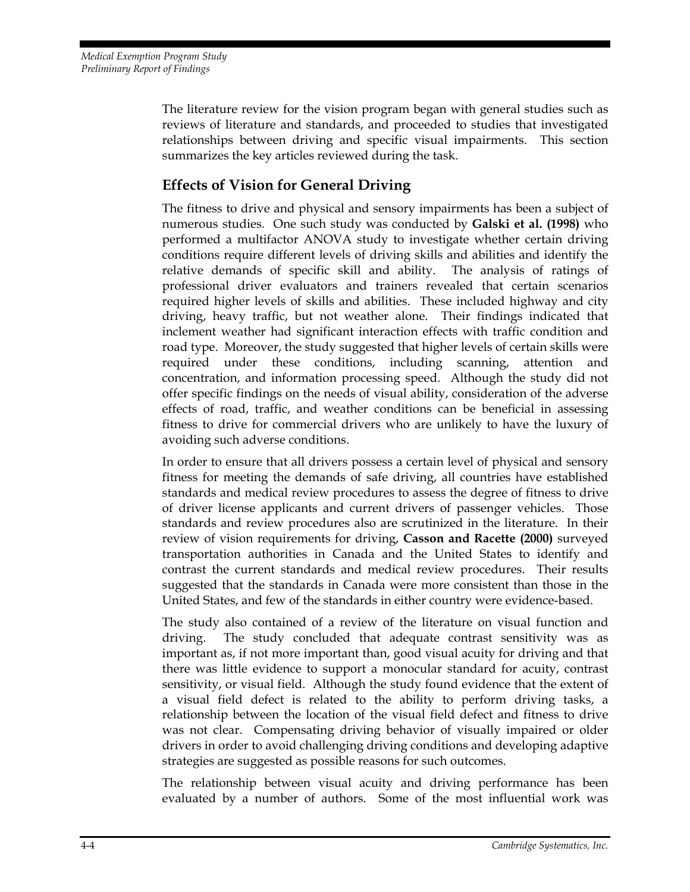The literature review for the vision program began with general studies such as reviews of literature and standards, and proceeded to studies that investigated relationships between driving and specific visual impairments. This section summarizes the key articles reviewed during the task.

## Effects of Vision for General Driving

The fitness to drive and physical and sensory impairments has been a subject of numerous studies. One such study was conducted by **Galski et al. (1998)** who performed a multifactor ANOVA study to investigate whether certain driving conditions require different levels of driving skills and abilities and identify the relative demands of specific skill and ability. The analysis of ratings of professional driver evaluators and trainers revealed that certain scenarios required higher levels of skills and abilities. These included highway and city driving, heavy traffic, but not weather alone. Their findings indicated that inclement weather had significant interaction effects with traffic condition and road type. Moreover, the study suggested that higher levels of certain skills were required under these conditions, including scanning, attention and concentration, and information processing speed. Although the study did not offer specific findings on the needs of visual ability, consideration of the adverse effects of road, traffic, and weather conditions can be beneficial in assessing fitness to drive for commercial drivers who are unlikely to have the luxury of avoiding such adverse conditions.

In order to ensure that all drivers possess a certain level of physical and sensory fitness for meeting the demands of safe driving, all countries have established standards and medical review procedures to assess the degree of fitness to drive of driver license applicants and current drivers of passenger vehicles. Those standards and review procedures also are scrutinized in the literature. In their review of vision requirements for driving, **Casson and Racette (2000)** surveyed transportation authorities in Canada and the United States to identify and contrast the current standards and medical review procedures. Their results suggested that the standards in Canada were more consistent than those in the United States, and few of the standards in either country were evidence-based.

The study also contained of a review of the literature on visual function and driving. The study concluded that adequate contrast sensitivity was as important as, if not more important than, good visual acuity for driving and that there was little evidence to support a monocular standard for acuity, contrast sensitivity, or visual field. Although the study found evidence that the extent of a visual field defect is related to the ability to perform driving tasks, a relationship between the location of the visual field defect and fitness to drive was not clear. Compensating driving behavior of visually impaired or older drivers in order to avoid challenging driving conditions and developing adaptive strategies are suggested as possible reasons for such outcomes.

The relationship between visual acuity and driving performance has been evaluated by a number of authors. Some of the most influential work was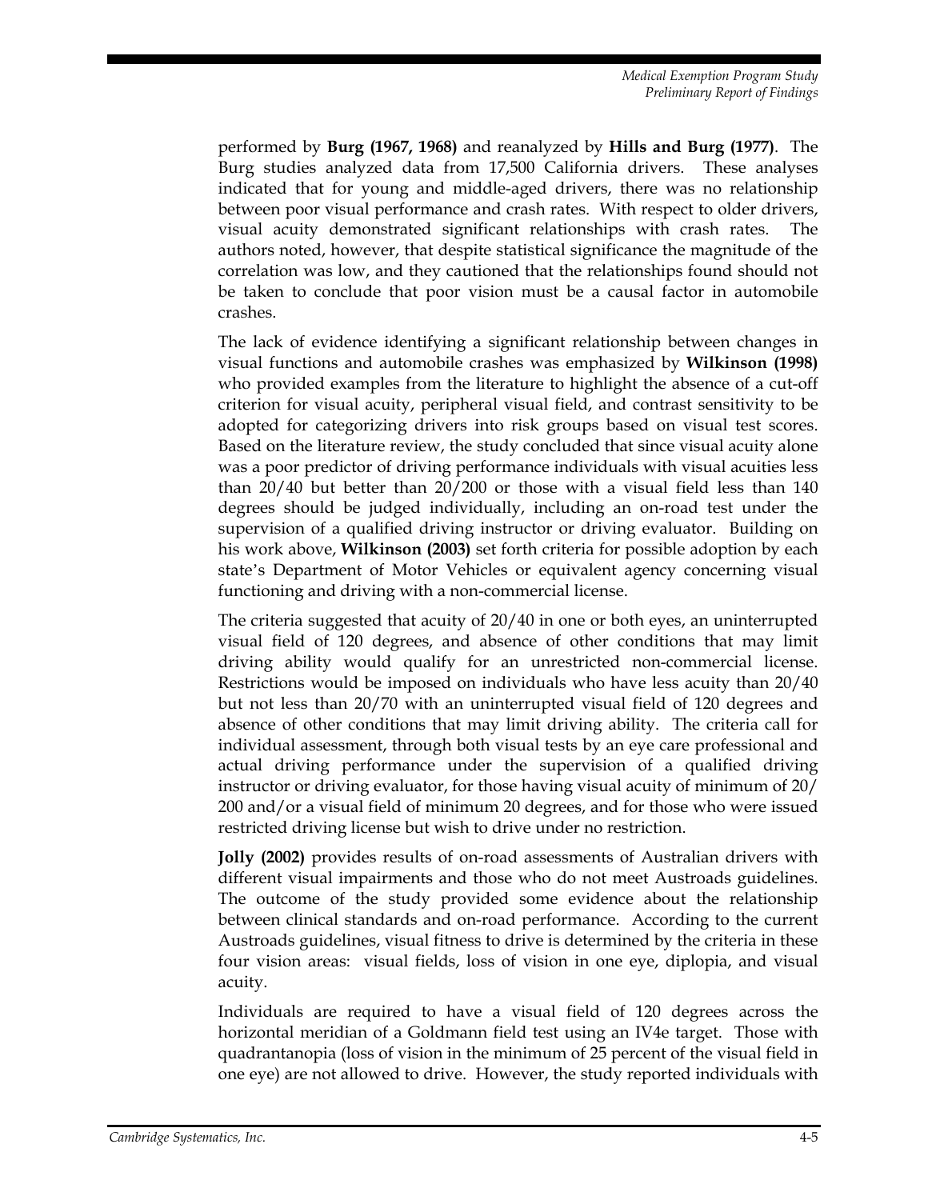performed by **Burg (1967, 1968)** and reanalyzed by **Hills and Burg (1977)**. The Burg studies analyzed data from 17,500 California drivers. These analyses indicated that for young and middle-aged drivers, there was no relationship between poor visual performance and crash rates. With respect to older drivers, visual acuity demonstrated significant relationships with crash rates. The authors noted, however, that despite statistical significance the magnitude of the correlation was low, and they cautioned that the relationships found should not be taken to conclude that poor vision must be a causal factor in automobile crashes.

The lack of evidence identifying a significant relationship between changes in visual functions and automobile crashes was emphasized by **Wilkinson (1998)** who provided examples from the literature to highlight the absence of a cut-off criterion for visual acuity, peripheral visual field, and contrast sensitivity to be adopted for categorizing drivers into risk groups based on visual test scores. Based on the literature review, the study concluded that since visual acuity alone was a poor predictor of driving performance individuals with visual acuities less than 20/40 but better than 20/200 or those with a visual field less than 140 degrees should be judged individually, including an on-road test under the supervision of a qualified driving instructor or driving evaluator. Building on his work above, **Wilkinson (2003)** set forth criteria for possible adoption by each state's Department of Motor Vehicles or equivalent agency concerning visual functioning and driving with a non-commercial license.

The criteria suggested that acuity of 20/40 in one or both eyes, an uninterrupted visual field of 120 degrees, and absence of other conditions that may limit driving ability would qualify for an unrestricted non-commercial license. Restrictions would be imposed on individuals who have less acuity than 20/40 but not less than 20/70 with an uninterrupted visual field of 120 degrees and absence of other conditions that may limit driving ability. The criteria call for individual assessment, through both visual tests by an eye care professional and actual driving performance under the supervision of a qualified driving instructor or driving evaluator, for those having visual acuity of minimum of 20/200 and/or a visual field of minimum 20 degrees, and for those who were issued restricted driving license but wish to drive under no restriction.

**Jolly (2002)** provides results of on-road assessments of Australian drivers with different visual impairments and those who do not meet Austroads guidelines. The outcome of the study provided some evidence about the relationship between clinical standards and on-road performance. According to the current Austroads guidelines, visual fitness to drive is determined by the criteria in these four vision areas: visual fields, loss of vision in one eye, diplopia, and visual acuity.

Individuals are required to have a visual field of 120 degrees across the horizontal meridian of a Goldmann field test using an IV4e target. Those with quadrantanopia (loss of vision in the minimum of 25 percent of the visual field in one eye) are not allowed to drive. However, the study reported individuals with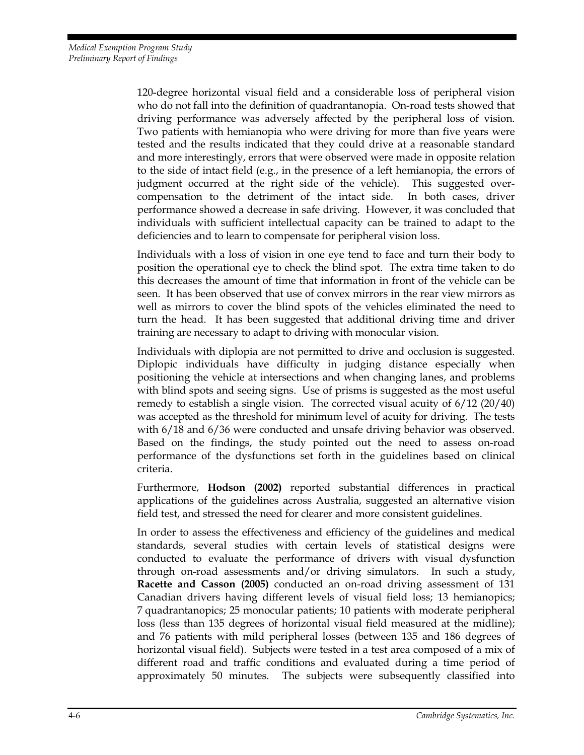120-degree horizontal visual field and a considerable loss of peripheral vision who do not fall into the definition of quadrantanopia. On-road tests showed that driving performance was adversely affected by the peripheral loss of vision. Two patients with hemianopia who were driving for more than five years were tested and the results indicated that they could drive at a reasonable standard and more interestingly, errors that were observed were made in opposite relation to the side of intact field (e.g., in the presence of a left hemianopia, the errors of judgment occurred at the right side of the vehicle). This suggested over-compensation to the detriment of the intact side. In both cases, driver performance showed a decrease in safe driving. However, it was concluded that individuals with sufficient intellectual capacity can be trained to adapt to the deficiencies and to learn to compensate for peripheral vision loss.

Individuals with a loss of vision in one eye tend to face and turn their body to position the operational eye to check the blind spot. The extra time taken to do this decreases the amount of time that information in front of the vehicle can be seen. It has been observed that use of convex mirrors in the rear view mirrors as well as mirrors to cover the blind spots of the vehicles eliminated the need to turn the head. It has been suggested that additional driving time and driver training are necessary to adapt to driving with monocular vision.

Individuals with diplopia are not permitted to drive and occlusion is suggested. Diplopic individuals have difficulty in judging distance especially when positioning the vehicle at intersections and when changing lanes, and problems with blind spots and seeing signs. Use of prisms is suggested as the most useful remedy to establish a single vision. The corrected visual acuity of 6/12 (20/40) was accepted as the threshold for minimum level of acuity for driving. The tests with 6/18 and 6/36 were conducted and unsafe driving behavior was observed. Based on the findings, the study pointed out the need to assess on-road performance of the dysfunctions set forth in the guidelines based on clinical criteria.

Furthermore, **Hodson (2002)** reported substantial differences in practical applications of the guidelines across Australia, suggested an alternative vision field test, and stressed the need for clearer and more consistent guidelines.

In order to assess the effectiveness and efficiency of the guidelines and medical standards, several studies with certain levels of statistical designs were conducted to evaluate the performance of drivers with visual dysfunction through on-road assessments and/or driving simulators. In such a study, **Racette and Casson (2005)** conducted an on-road driving assessment of 131 Canadian drivers having different levels of visual field loss; 13 hemianopics; 7 quadrantanopics; 25 monocular patients; 10 patients with moderate peripheral loss (less than 135 degrees of horizontal visual field measured at the midline); and 76 patients with mild peripheral losses (between 135 and 186 degrees of horizontal visual field). Subjects were tested in a test area composed of a mix of different road and traffic conditions and evaluated during a time period of approximately 50 minutes. The subjects were subsequently classified into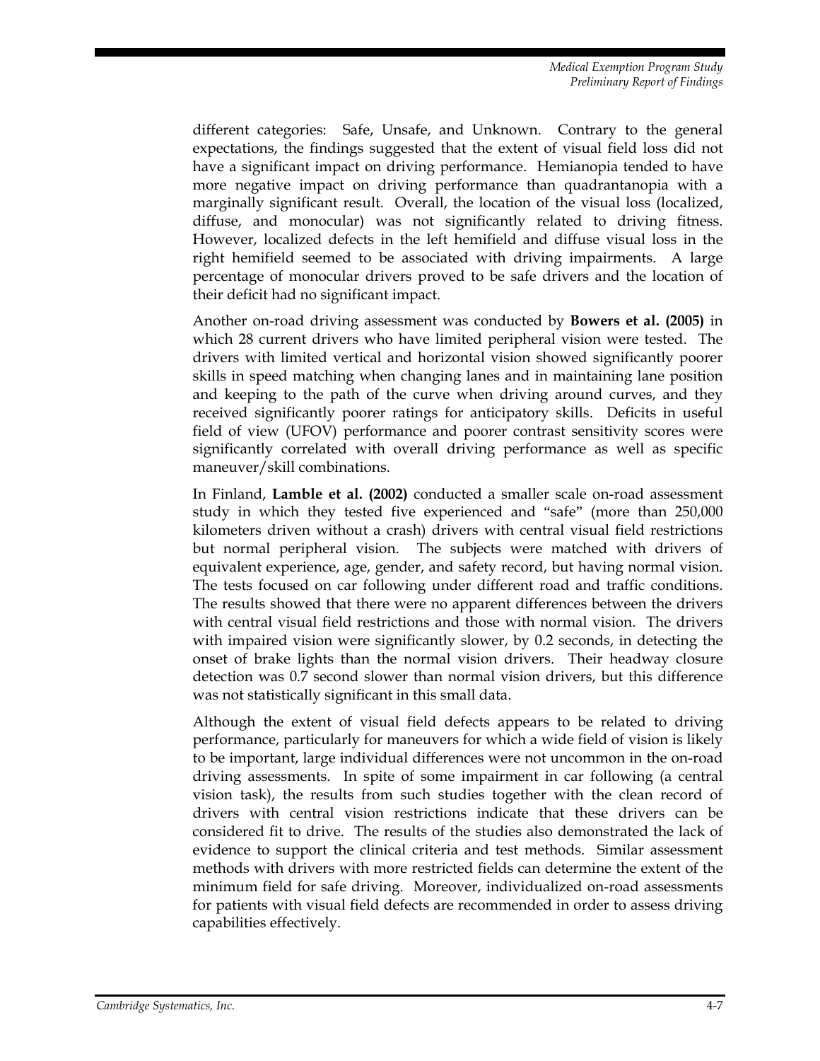different categories: Safe, Unsafe, and Unknown. Contrary to the general expectations, the findings suggested that the extent of visual field loss did not have a significant impact on driving performance. Hemianopia tended to have more negative impact on driving performance than quadrantanopia with a marginally significant result. Overall, the location of the visual loss (localized, diffuse, and monocular) was not significantly related to driving fitness. However, localized defects in the left hemifield and diffuse visual loss in the right hemifield seemed to be associated with driving impairments. A large percentage of monocular drivers proved to be safe drivers and the location of their deficit had no significant impact.

Another on-road driving assessment was conducted by **Bowers et al. (2005)** in which 28 current drivers who have limited peripheral vision were tested. The drivers with limited vertical and horizontal vision showed significantly poorer skills in speed matching when changing lanes and in maintaining lane position and keeping to the path of the curve when driving around curves, and they received significantly poorer ratings for anticipatory skills. Deficits in useful field of view (UFOV) performance and poorer contrast sensitivity scores were significantly correlated with overall driving performance as well as specific maneuver/skill combinations.

In Finland, **Lamble et al. (2002)** conducted a smaller scale on-road assessment study in which they tested five experienced and "safe" (more than 250,000 kilometers driven without a crash) drivers with central visual field restrictions but normal peripheral vision. The subjects were matched with drivers of equivalent experience, age, gender, and safety record, but having normal vision. The tests focused on car following under different road and traffic conditions. The results showed that there were no apparent differences between the drivers with central visual field restrictions and those with normal vision. The drivers with impaired vision were significantly slower, by 0.2 seconds, in detecting the onset of brake lights than the normal vision drivers. Their headway closure detection was 0.7 second slower than normal vision drivers, but this difference was not statistically significant in this small data.

Although the extent of visual field defects appears to be related to driving performance, particularly for maneuvers for which a wide field of vision is likely to be important, large individual differences were not uncommon in the on-road driving assessments. In spite of some impairment in car following (a central vision task), the results from such studies together with the clean record of drivers with central vision restrictions indicate that these drivers can be considered fit to drive. The results of the studies also demonstrated the lack of evidence to support the clinical criteria and test methods. Similar assessment methods with drivers with more restricted fields can determine the extent of the minimum field for safe driving. Moreover, individualized on-road assessments for patients with visual field defects are recommended in order to assess driving capabilities effectively.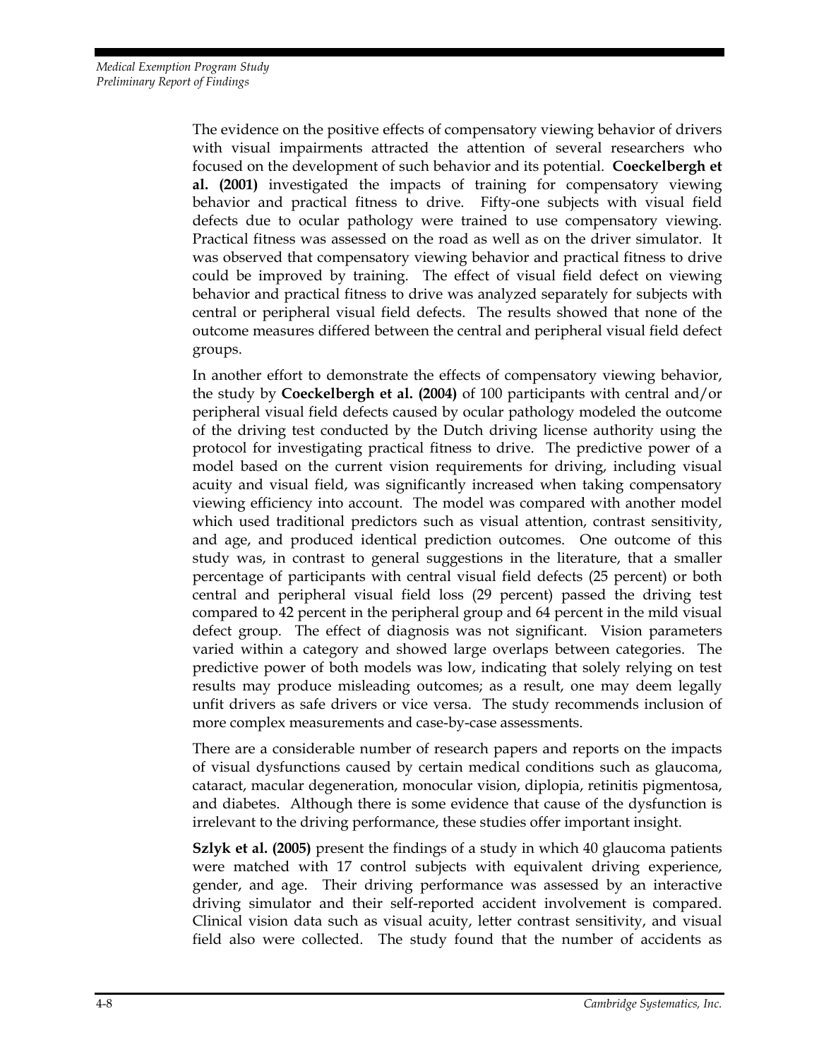The evidence on the positive effects of compensatory viewing behavior of drivers with visual impairments attracted the attention of several researchers who focused on the development of such behavior and its potential. **Coeckelbergh et al. (2001)** investigated the impacts of training for compensatory viewing behavior and practical fitness to drive. Fifty-one subjects with visual field defects due to ocular pathology were trained to use compensatory viewing. Practical fitness was assessed on the road as well as on the driver simulator. It was observed that compensatory viewing behavior and practical fitness to drive could be improved by training. The effect of visual field defect on viewing behavior and practical fitness to drive was analyzed separately for subjects with central or peripheral visual field defects. The results showed that none of the outcome measures differed between the central and peripheral visual field defect groups.

In another effort to demonstrate the effects of compensatory viewing behavior, the study by **Coeckelbergh et al. (2004)** of 100 participants with central and/or peripheral visual field defects caused by ocular pathology modeled the outcome of the driving test conducted by the Dutch driving license authority using the protocol for investigating practical fitness to drive. The predictive power of a model based on the current vision requirements for driving, including visual acuity and visual field, was significantly increased when taking compensatory viewing efficiency into account. The model was compared with another model which used traditional predictors such as visual attention, contrast sensitivity, and age, and produced identical prediction outcomes. One outcome of this study was, in contrast to general suggestions in the literature, that a smaller percentage of participants with central visual field defects (25 percent) or both central and peripheral visual field loss (29 percent) passed the driving test compared to 42 percent in the peripheral group and 64 percent in the mild visual defect group. The effect of diagnosis was not significant. Vision parameters varied within a category and showed large overlaps between categories. The predictive power of both models was low, indicating that solely relying on test results may produce misleading outcomes; as a result, one may deem legally unfit drivers as safe drivers or vice versa. The study recommends inclusion of more complex measurements and case-by-case assessments.

There are a considerable number of research papers and reports on the impacts of visual dysfunctions caused by certain medical conditions such as glaucoma, cataract, macular degeneration, monocular vision, diplopia, retinitis pigmentosa, and diabetes. Although there is some evidence that cause of the dysfunction is irrelevant to the driving performance, these studies offer important insight.

**Szlyk et al. (2005)** present the findings of a study in which 40 glaucoma patients were matched with 17 control subjects with equivalent driving experience, gender, and age. Their driving performance was assessed by an interactive driving simulator and their self-reported accident involvement is compared. Clinical vision data such as visual acuity, letter contrast sensitivity, and visual field also were collected. The study found that the number of accidents as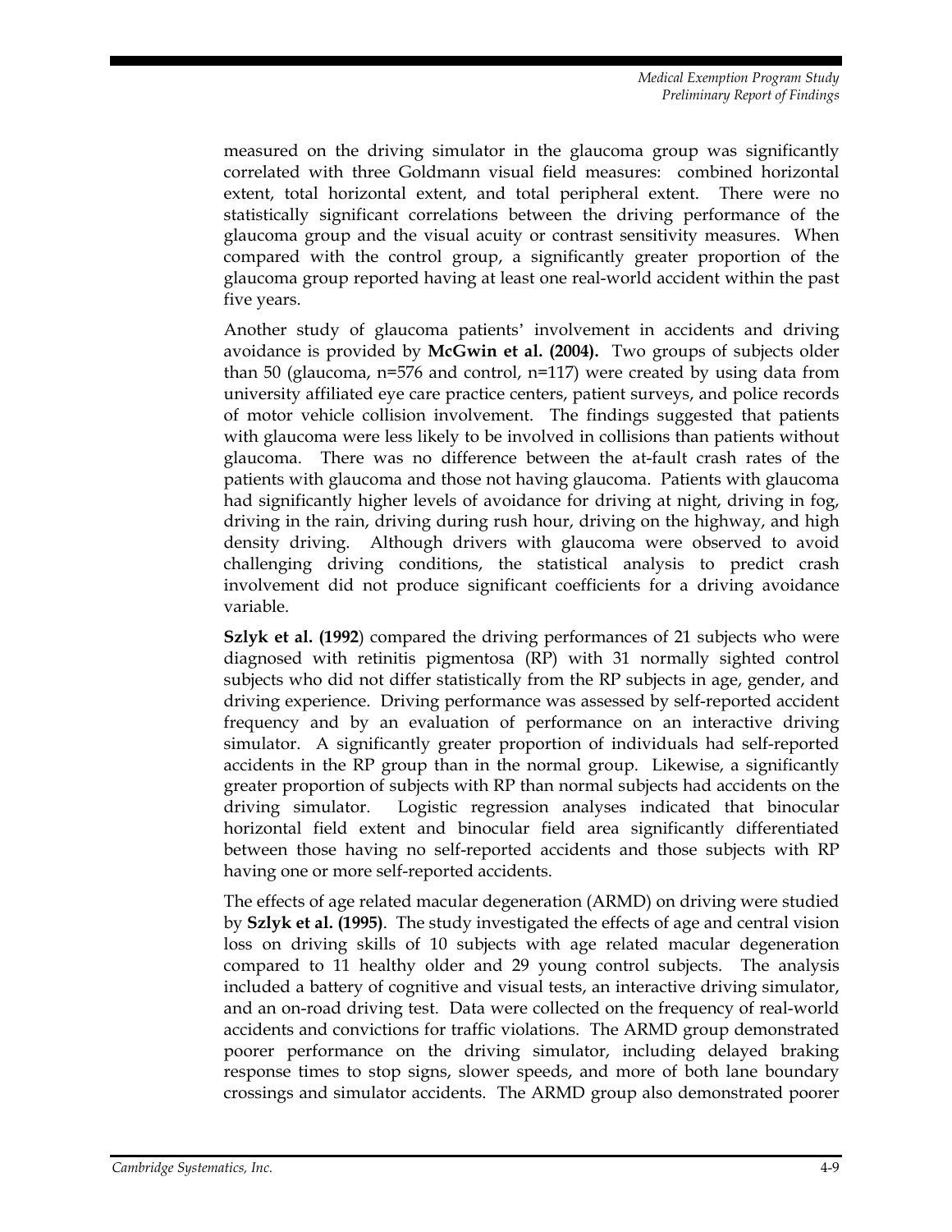measured on the driving simulator in the glaucoma group was significantly correlated with three Goldmann visual field measures: combined horizontal extent, total horizontal extent, and total peripheral extent. There were no statistically significant correlations between the driving performance of the glaucoma group and the visual acuity or contrast sensitivity measures. When compared with the control group, a significantly greater proportion of the glaucoma group reported having at least one real-world accident within the past five years.

Another study of glaucoma patients' involvement in accidents and driving avoidance is provided by **McGwin et al. (2004).** Two groups of subjects older than 50 (glaucoma, n=576 and control, n=117) were created by using data from university affiliated eye care practice centers, patient surveys, and police records of motor vehicle collision involvement. The findings suggested that patients with glaucoma were less likely to be involved in collisions than patients without glaucoma. There was no difference between the at-fault crash rates of the patients with glaucoma and those not having glaucoma. Patients with glaucoma had significantly higher levels of avoidance for driving at night, driving in fog, driving in the rain, driving during rush hour, driving on the highway, and high density driving. Although drivers with glaucoma were observed to avoid challenging driving conditions, the statistical analysis to predict crash involvement did not produce significant coefficients for a driving avoidance variable.

**Szlyk et al. (1992**) compared the driving performances of 21 subjects who were diagnosed with retinitis pigmentosa (RP) with 31 normally sighted control subjects who did not differ statistically from the RP subjects in age, gender, and driving experience. Driving performance was assessed by self-reported accident frequency and by an evaluation of performance on an interactive driving simulator. A significantly greater proportion of individuals had self-reported accidents in the RP group than in the normal group. Likewise, a significantly greater proportion of subjects with RP than normal subjects had accidents on the driving simulator. Logistic regression analyses indicated that binocular horizontal field extent and binocular field area significantly differentiated between those having no self-reported accidents and those subjects with RP having one or more self-reported accidents.

The effects of age related macular degeneration (ARMD) on driving were studied by **Szlyk et al. (1995)**. The study investigated the effects of age and central vision loss on driving skills of 10 subjects with age related macular degeneration compared to 11 healthy older and 29 young control subjects. The analysis included a battery of cognitive and visual tests, an interactive driving simulator, and an on-road driving test. Data were collected on the frequency of real-world accidents and convictions for traffic violations. The ARMD group demonstrated poorer performance on the driving simulator, including delayed braking response times to stop signs, slower speeds, and more of both lane boundary crossings and simulator accidents. The ARMD group also demonstrated poorer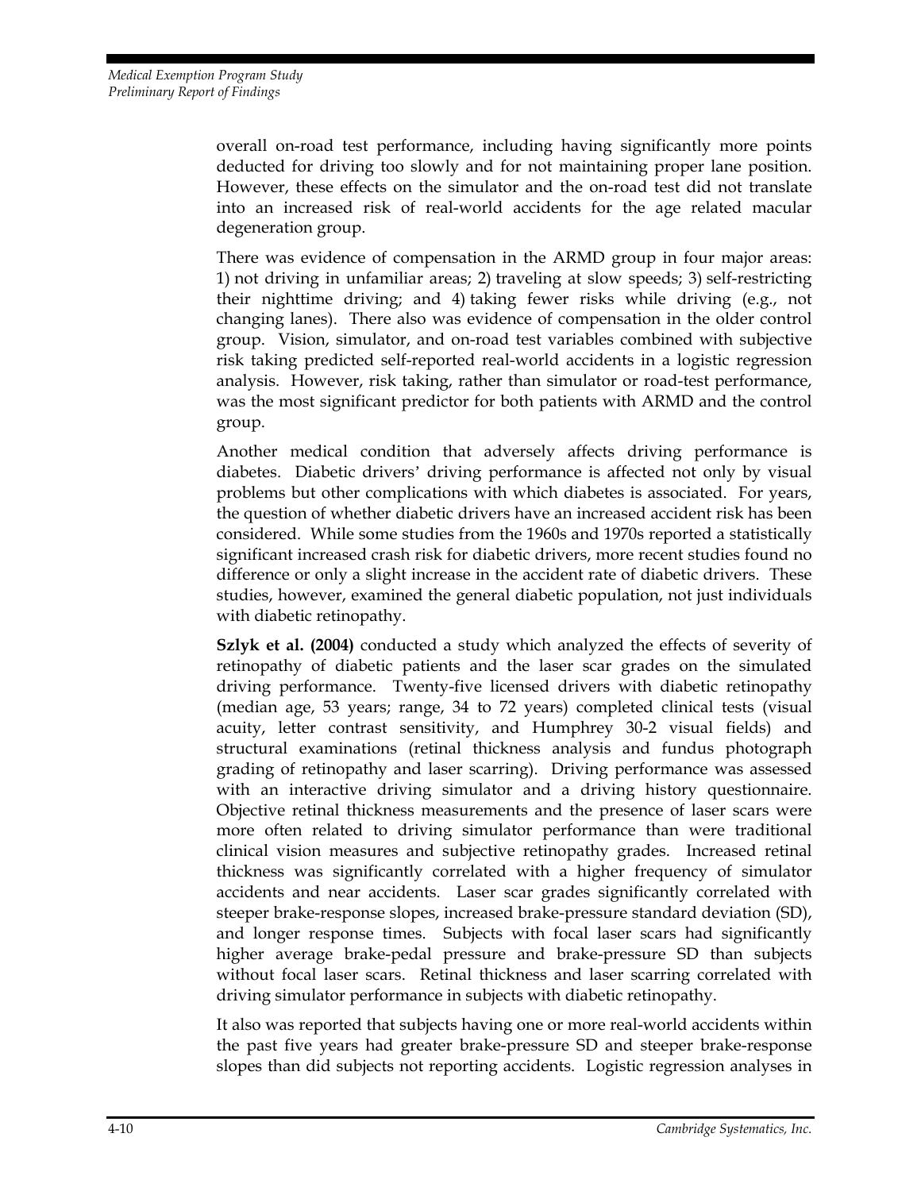overall on-road test performance, including having significantly more points deducted for driving too slowly and for not maintaining proper lane position. However, these effects on the simulator and the on-road test did not translate into an increased risk of real-world accidents for the age related macular degeneration group.

There was evidence of compensation in the ARMD group in four major areas: 1) not driving in unfamiliar areas; 2) traveling at slow speeds; 3) self-restricting their nighttime driving; and 4) taking fewer risks while driving (e.g., not changing lanes). There also was evidence of compensation in the older control group. Vision, simulator, and on-road test variables combined with subjective risk taking predicted self-reported real-world accidents in a logistic regression analysis. However, risk taking, rather than simulator or road-test performance, was the most significant predictor for both patients with ARMD and the control group.

Another medical condition that adversely affects driving performance is diabetes. Diabetic drivers' driving performance is affected not only by visual problems but other complications with which diabetes is associated. For years, the question of whether diabetic drivers have an increased accident risk has been considered. While some studies from the 1960s and 1970s reported a statistically significant increased crash risk for diabetic drivers, more recent studies found no difference or only a slight increase in the accident rate of diabetic drivers. These studies, however, examined the general diabetic population, not just individuals with diabetic retinopathy.

**Szlyk et al. (2004)** conducted a study which analyzed the effects of severity of retinopathy of diabetic patients and the laser scar grades on the simulated driving performance. Twenty-five licensed drivers with diabetic retinopathy (median age, 53 years; range, 34 to 72 years) completed clinical tests (visual acuity, letter contrast sensitivity, and Humphrey 30-2 visual fields) and structural examinations (retinal thickness analysis and fundus photograph grading of retinopathy and laser scarring). Driving performance was assessed with an interactive driving simulator and a driving history questionnaire. Objective retinal thickness measurements and the presence of laser scars were more often related to driving simulator performance than were traditional clinical vision measures and subjective retinopathy grades. Increased retinal thickness was significantly correlated with a higher frequency of simulator accidents and near accidents. Laser scar grades significantly correlated with steeper brake-response slopes, increased brake-pressure standard deviation (SD), and longer response times. Subjects with focal laser scars had significantly higher average brake-pedal pressure and brake-pressure SD than subjects without focal laser scars. Retinal thickness and laser scarring correlated with driving simulator performance in subjects with diabetic retinopathy.

It also was reported that subjects having one or more real-world accidents within the past five years had greater brake-pressure SD and steeper brake-response slopes than did subjects not reporting accidents. Logistic regression analyses in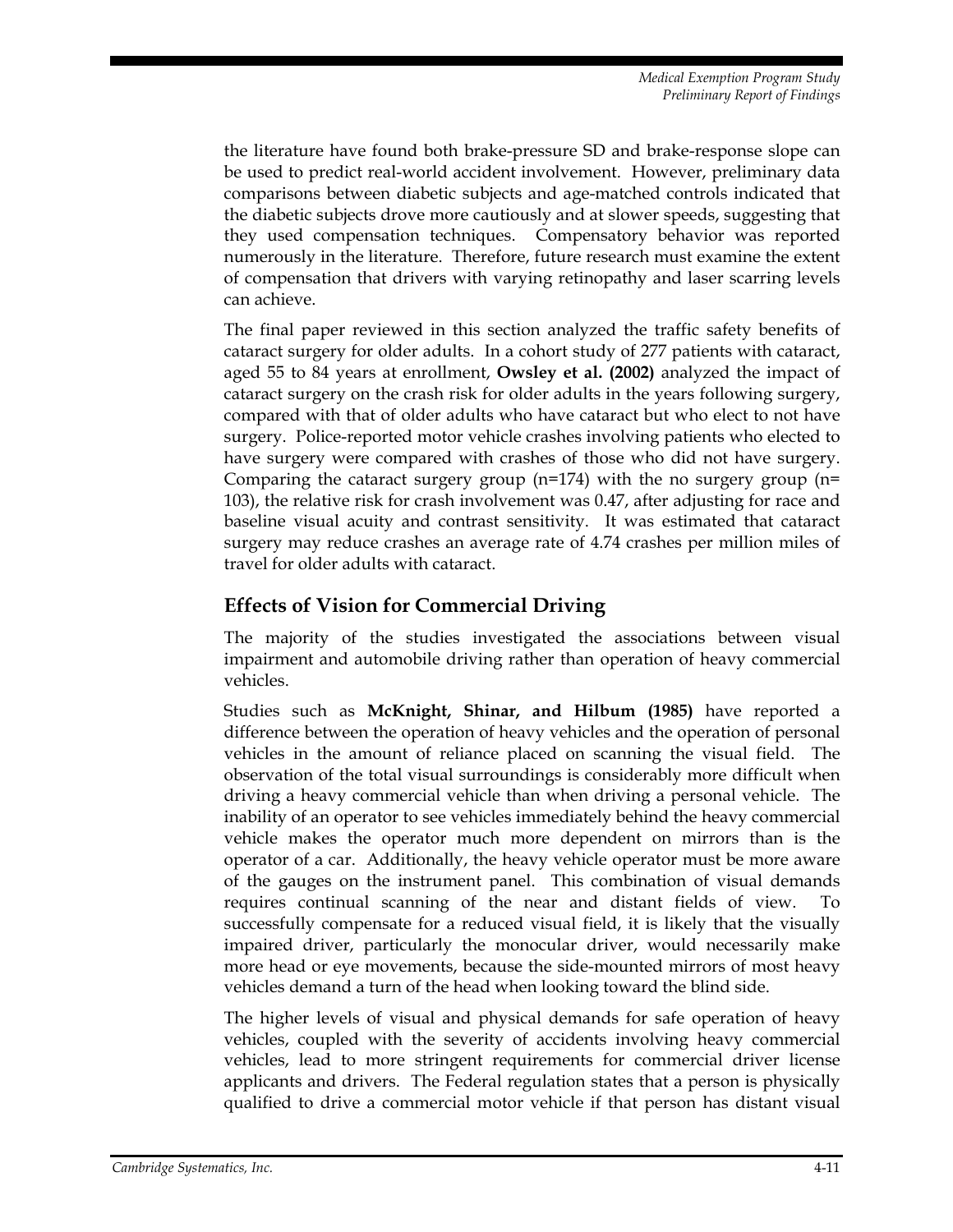the literature have found both brake-pressure SD and brake-response slope can be used to predict real-world accident involvement. However, preliminary data comparisons between diabetic subjects and age-matched controls indicated that the diabetic subjects drove more cautiously and at slower speeds, suggesting that they used compensation techniques. Compensatory behavior was reported numerously in the literature. Therefore, future research must examine the extent of compensation that drivers with varying retinopathy and laser scarring levels can achieve.

The final paper reviewed in this section analyzed the traffic safety benefits of cataract surgery for older adults. In a cohort study of 277 patients with cataract, aged 55 to 84 years at enrollment, **Owsley et al. (2002)** analyzed the impact of cataract surgery on the crash risk for older adults in the years following surgery, compared with that of older adults who have cataract but who elect to not have surgery. Police-reported motor vehicle crashes involving patients who elected to have surgery were compared with crashes of those who did not have surgery. Comparing the cataract surgery group (n=174) with the no surgery group (n= 103), the relative risk for crash involvement was 0.47, after adjusting for race and baseline visual acuity and contrast sensitivity. It was estimated that cataract surgery may reduce crashes an average rate of 4.74 crashes per million miles of travel for older adults with cataract.

## Effects of Vision for Commercial Driving

The majority of the studies investigated the associations between visual impairment and automobile driving rather than operation of heavy commercial vehicles.

Studies such as **McKnight, Shinar, and Hilbum (1985)** have reported a difference between the operation of heavy vehicles and the operation of personal vehicles in the amount of reliance placed on scanning the visual field. The observation of the total visual surroundings is considerably more difficult when driving a heavy commercial vehicle than when driving a personal vehicle. The inability of an operator to see vehicles immediately behind the heavy commercial vehicle makes the operator much more dependent on mirrors than is the operator of a car. Additionally, the heavy vehicle operator must be more aware of the gauges on the instrument panel. This combination of visual demands requires continual scanning of the near and distant fields of view. To successfully compensate for a reduced visual field, it is likely that the visually impaired driver, particularly the monocular driver, would necessarily make more head or eye movements, because the side-mounted mirrors of most heavy vehicles demand a turn of the head when looking toward the blind side.

The higher levels of visual and physical demands for safe operation of heavy vehicles, coupled with the severity of accidents involving heavy commercial vehicles, lead to more stringent requirements for commercial driver license applicants and drivers. The Federal regulation states that a person is physically qualified to drive a commercial motor vehicle if that person has distant visual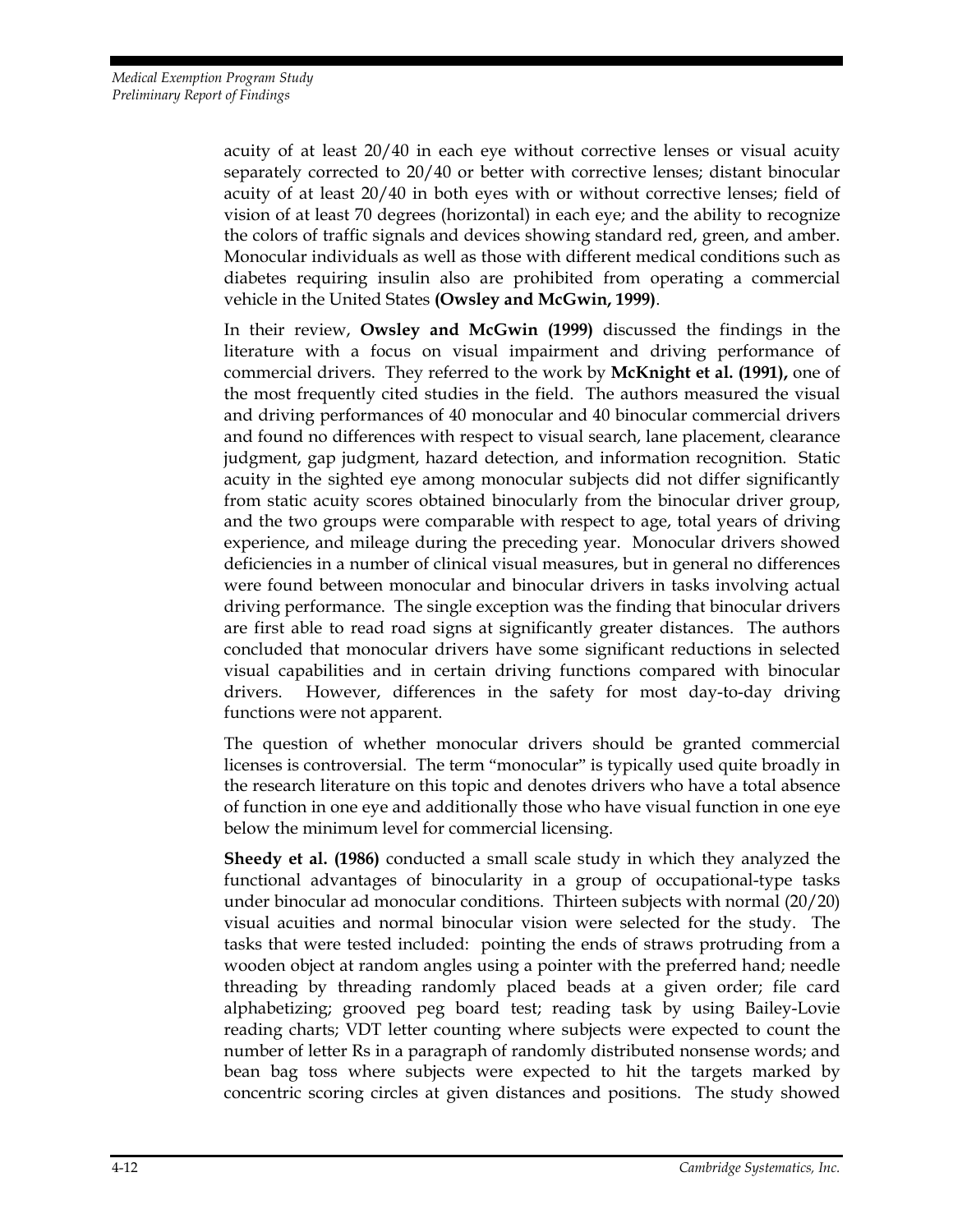acuity of at least 20/40 in each eye without corrective lenses or visual acuity separately corrected to 20/40 or better with corrective lenses; distant binocular acuity of at least 20/40 in both eyes with or without corrective lenses; field of vision of at least 70 degrees (horizontal) in each eye; and the ability to recognize the colors of traffic signals and devices showing standard red, green, and amber. Monocular individuals as well as those with different medical conditions such as diabetes requiring insulin also are prohibited from operating a commercial vehicle in the United States **(Owsley and McGwin, 1999)**.

In their review, **Owsley and McGwin (1999)** discussed the findings in the literature with a focus on visual impairment and driving performance of commercial drivers. They referred to the work by **McKnight et al. (1991),** one of the most frequently cited studies in the field. The authors measured the visual and driving performances of 40 monocular and 40 binocular commercial drivers and found no differences with respect to visual search, lane placement, clearance judgment, gap judgment, hazard detection, and information recognition. Static acuity in the sighted eye among monocular subjects did not differ significantly from static acuity scores obtained binocularly from the binocular driver group, and the two groups were comparable with respect to age, total years of driving experience, and mileage during the preceding year. Monocular drivers showed deficiencies in a number of clinical visual measures, but in general no differences were found between monocular and binocular drivers in tasks involving actual driving performance. The single exception was the finding that binocular drivers are first able to read road signs at significantly greater distances. The authors concluded that monocular drivers have some significant reductions in selected visual capabilities and in certain driving functions compared with binocular drivers. However, differences in the safety for most day-to-day driving functions were not apparent.

The question of whether monocular drivers should be granted commercial licenses is controversial. The term "monocular" is typically used quite broadly in the research literature on this topic and denotes drivers who have a total absence of function in one eye and additionally those who have visual function in one eye below the minimum level for commercial licensing.

**Sheedy et al. (1986)** conducted a small scale study in which they analyzed the functional advantages of binocularity in a group of occupational-type tasks under binocular ad monocular conditions. Thirteen subjects with normal (20/20) visual acuities and normal binocular vision were selected for the study. The tasks that were tested included: pointing the ends of straws protruding from a wooden object at random angles using a pointer with the preferred hand; needle threading by threading randomly placed beads at a given order; file card alphabetizing; grooved peg board test; reading task by using Bailey-Lovie reading charts; VDT letter counting where subjects were expected to count the number of letter Rs in a paragraph of randomly distributed nonsense words; and bean bag toss where subjects were expected to hit the targets marked by concentric scoring circles at given distances and positions. The study showed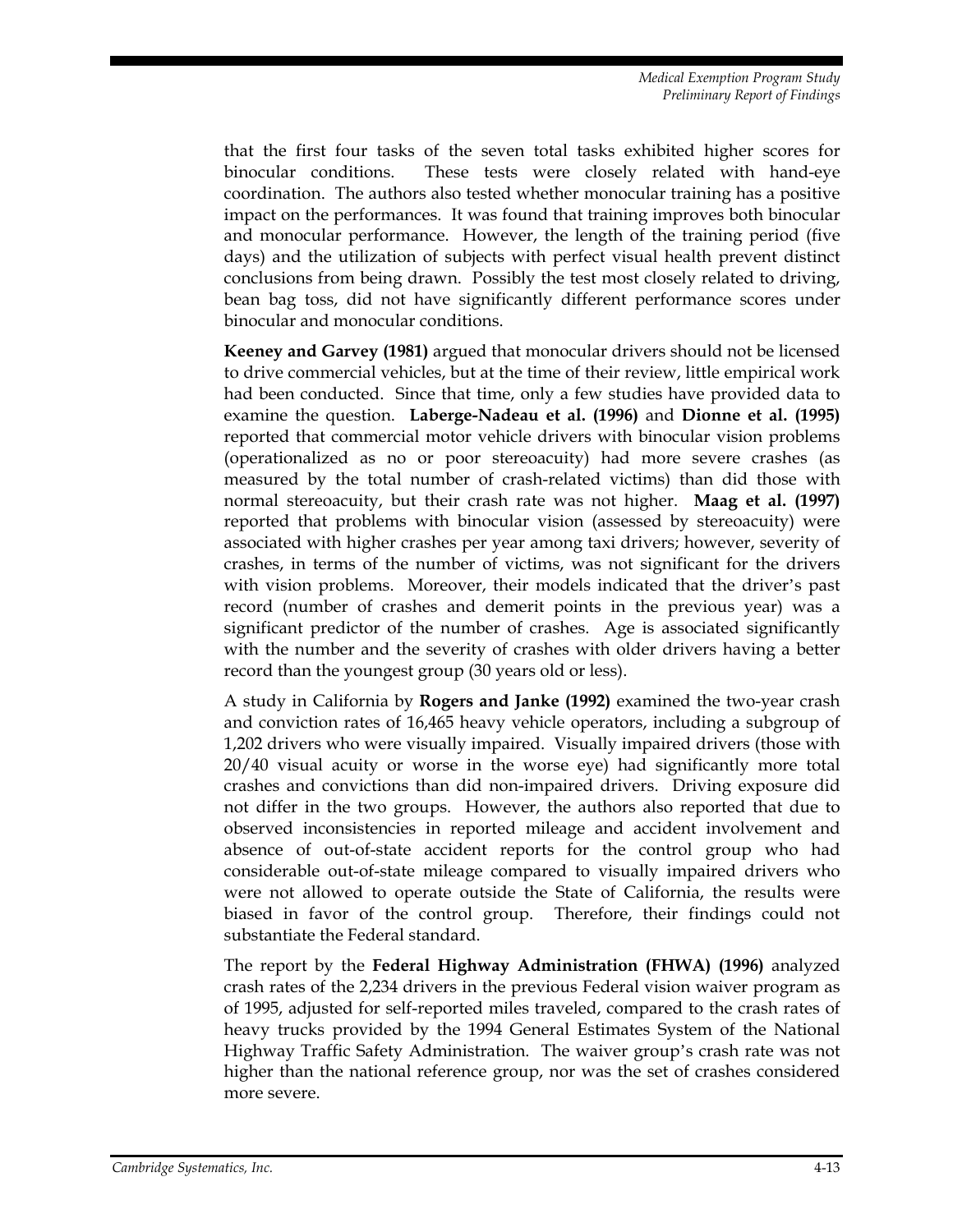that the first four tasks of the seven total tasks exhibited higher scores for binocular conditions. These tests were closely related with hand-eye coordination. The authors also tested whether monocular training has a positive impact on the performances. It was found that training improves both binocular and monocular performance. However, the length of the training period (five days) and the utilization of subjects with perfect visual health prevent distinct conclusions from being drawn. Possibly the test most closely related to driving, bean bag toss, did not have significantly different performance scores under binocular and monocular conditions.

**Keeney and Garvey (1981)** argued that monocular drivers should not be licensed to drive commercial vehicles, but at the time of their review, little empirical work had been conducted. Since that time, only a few studies have provided data to examine the question. **Laberge-Nadeau et al. (1996)** and **Dionne et al. (1995)** reported that commercial motor vehicle drivers with binocular vision problems (operationalized as no or poor stereoacuity) had more severe crashes (as measured by the total number of crash-related victims) than did those with normal stereoacuity, but their crash rate was not higher. **Maag et al. (1997)** reported that problems with binocular vision (assessed by stereoacuity) were associated with higher crashes per year among taxi drivers; however, severity of crashes, in terms of the number of victims, was not significant for the drivers with vision problems. Moreover, their models indicated that the driver's past record (number of crashes and demerit points in the previous year) was a significant predictor of the number of crashes. Age is associated significantly with the number and the severity of crashes with older drivers having a better record than the youngest group (30 years old or less).

A study in California by **Rogers and Janke (1992)** examined the two-year crash and conviction rates of 16,465 heavy vehicle operators, including a subgroup of 1,202 drivers who were visually impaired. Visually impaired drivers (those with 20/40 visual acuity or worse in the worse eye) had significantly more total crashes and convictions than did non-impaired drivers. Driving exposure did not differ in the two groups. However, the authors also reported that due to observed inconsistencies in reported mileage and accident involvement and absence of out-of-state accident reports for the control group who had considerable out-of-state mileage compared to visually impaired drivers who were not allowed to operate outside the State of California, the results were biased in favor of the control group. Therefore, their findings could not substantiate the Federal standard.

The report by the **Federal Highway Administration (FHWA) (1996)** analyzed crash rates of the 2,234 drivers in the previous Federal vision waiver program as of 1995, adjusted for self-reported miles traveled, compared to the crash rates of heavy trucks provided by the 1994 General Estimates System of the National Highway Traffic Safety Administration. The waiver group's crash rate was not higher than the national reference group, nor was the set of crashes considered more severe.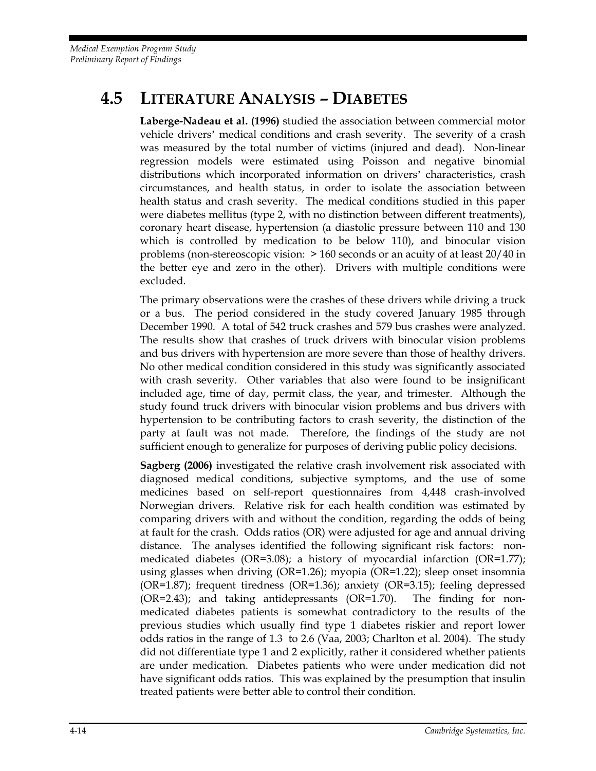## 4.5 LITERATURE ANALYSIS – DIABETES

**Laberge-Nadeau et al. (1996)** studied the association between commercial motor vehicle drivers' medical conditions and crash severity. The severity of a crash was measured by the total number of victims (injured and dead). Non-linear regression models were estimated using Poisson and negative binomial distributions which incorporated information on drivers' characteristics, crash circumstances, and health status, in order to isolate the association between health status and crash severity. The medical conditions studied in this paper were diabetes mellitus (type 2, with no distinction between different treatments), coronary heart disease, hypertension (a diastolic pressure between 110 and 130 which is controlled by medication to be below 110), and binocular vision problems (non-stereoscopic vision: > 160 seconds or an acuity of at least 20/40 in the better eye and zero in the other). Drivers with multiple conditions were excluded.

The primary observations were the crashes of these drivers while driving a truck or a bus. The period considered in the study covered January 1985 through December 1990. A total of 542 truck crashes and 579 bus crashes were analyzed. The results show that crashes of truck drivers with binocular vision problems and bus drivers with hypertension are more severe than those of healthy drivers. No other medical condition considered in this study was significantly associated with crash severity. Other variables that also were found to be insignificant included age, time of day, permit class, the year, and trimester. Although the study found truck drivers with binocular vision problems and bus drivers with hypertension to be contributing factors to crash severity, the distinction of the party at fault was not made. Therefore, the findings of the study are not sufficient enough to generalize for purposes of deriving public policy decisions.

**Sagberg (2006)** investigated the relative crash involvement risk associated with diagnosed medical conditions, subjective symptoms, and the use of some medicines based on self-report questionnaires from 4,448 crash-involved Norwegian drivers. Relative risk for each health condition was estimated by comparing drivers with and without the condition, regarding the odds of being at fault for the crash. Odds ratios (OR) were adjusted for age and annual driving distance. The analyses identified the following significant risk factors: non-medicated diabetes (OR=3.08); a history of myocardial infarction (OR=1.77); using glasses when driving (OR=1.26); myopia (OR=1.22); sleep onset insomnia (OR=1.87); frequent tiredness (OR=1.36); anxiety (OR=3.15); feeling depressed (OR=2.43); and taking antidepressants (OR=1.70). The finding for non-medicated diabetes patients is somewhat contradictory to the results of the previous studies which usually find type 1 diabetes riskier and report lower odds ratios in the range of 1.3 to 2.6 (Vaa, 2003; Charlton et al. 2004). The study did not differentiate type 1 and 2 explicitly, rather it considered whether patients are under medication. Diabetes patients who were under medication did not have significant odds ratios. This was explained by the presumption that insulin treated patients were better able to control their condition.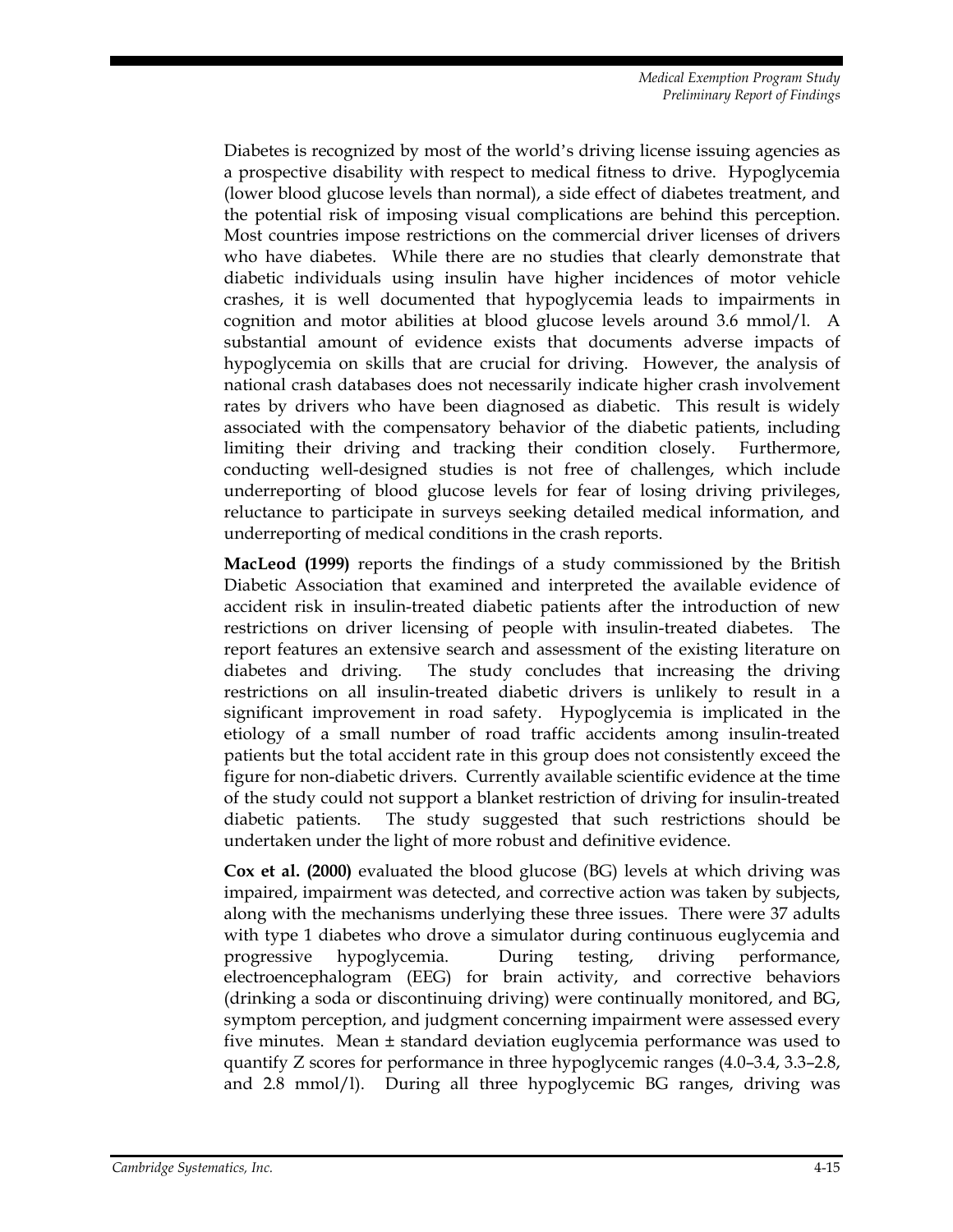Diabetes is recognized by most of the world's driving license issuing agencies as a prospective disability with respect to medical fitness to drive. Hypoglycemia (lower blood glucose levels than normal), a side effect of diabetes treatment, and the potential risk of imposing visual complications are behind this perception. Most countries impose restrictions on the commercial driver licenses of drivers who have diabetes. While there are no studies that clearly demonstrate that diabetic individuals using insulin have higher incidences of motor vehicle crashes, it is well documented that hypoglycemia leads to impairments in cognition and motor abilities at blood glucose levels around 3.6 mmol/l. A substantial amount of evidence exists that documents adverse impacts of hypoglycemia on skills that are crucial for driving. However, the analysis of national crash databases does not necessarily indicate higher crash involvement rates by drivers who have been diagnosed as diabetic. This result is widely associated with the compensatory behavior of the diabetic patients, including limiting their driving and tracking their condition closely. Furthermore, conducting well-designed studies is not free of challenges, which include underreporting of blood glucose levels for fear of losing driving privileges, reluctance to participate in surveys seeking detailed medical information, and underreporting of medical conditions in the crash reports.

**MacLeod (1999)** reports the findings of a study commissioned by the British Diabetic Association that examined and interpreted the available evidence of accident risk in insulin-treated diabetic patients after the introduction of new restrictions on driver licensing of people with insulin-treated diabetes. The report features an extensive search and assessment of the existing literature on diabetes and driving. The study concludes that increasing the driving restrictions on all insulin-treated diabetic drivers is unlikely to result in a significant improvement in road safety. Hypoglycemia is implicated in the etiology of a small number of road traffic accidents among insulin-treated patients but the total accident rate in this group does not consistently exceed the figure for non-diabetic drivers. Currently available scientific evidence at the time of the study could not support a blanket restriction of driving for insulin-treated diabetic patients. The study suggested that such restrictions should be undertaken under the light of more robust and definitive evidence.

**Cox et al. (2000)** evaluated the blood glucose (BG) levels at which driving was impaired, impairment was detected, and corrective action was taken by subjects, along with the mechanisms underlying these three issues. There were 37 adults with type 1 diabetes who drove a simulator during continuous euglycemia and progressive hypoglycemia. During testing, driving performance, electroencephalogram (EEG) for brain activity, and corrective behaviors (drinking a soda or discontinuing driving) were continually monitored, and BG, symptom perception, and judgment concerning impairment were assessed every five minutes. Mean ± standard deviation euglycemia performance was used to quantify Z scores for performance in three hypoglycemic ranges (4.0–3.4, 3.3–2.8, and 2.8 mmol/l). During all three hypoglycemic BG ranges, driving was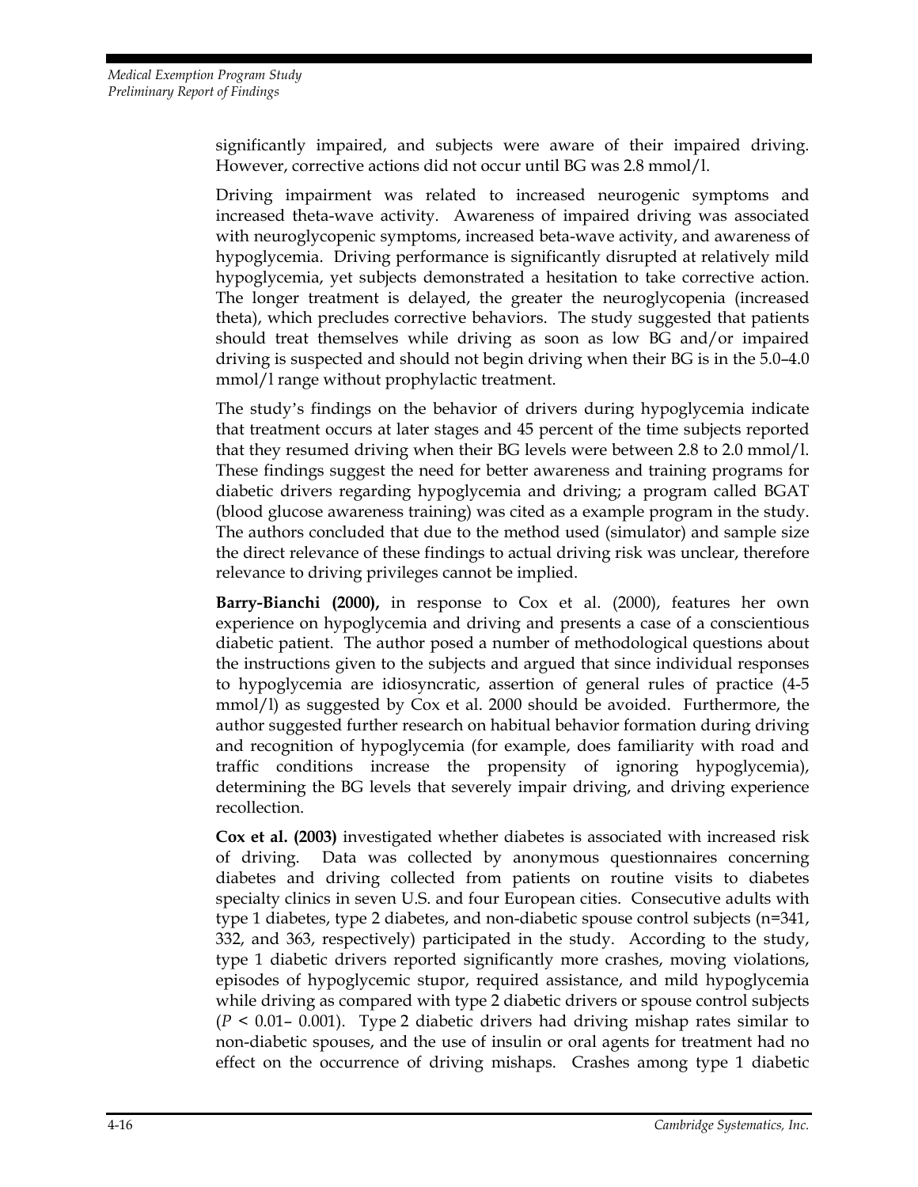significantly impaired, and subjects were aware of their impaired driving. However, corrective actions did not occur until BG was 2.8 mmol/l.

Driving impairment was related to increased neurogenic symptoms and increased theta-wave activity. Awareness of impaired driving was associated with neuroglycopenic symptoms, increased beta-wave activity, and awareness of hypoglycemia. Driving performance is significantly disrupted at relatively mild hypoglycemia, yet subjects demonstrated a hesitation to take corrective action. The longer treatment is delayed, the greater the neuroglycopenia (increased theta), which precludes corrective behaviors. The study suggested that patients should treat themselves while driving as soon as low BG and/or impaired driving is suspected and should not begin driving when their BG is in the 5.0–4.0 mmol/l range without prophylactic treatment.

The study's findings on the behavior of drivers during hypoglycemia indicate that treatment occurs at later stages and 45 percent of the time subjects reported that they resumed driving when their BG levels were between 2.8 to 2.0 mmol/l. These findings suggest the need for better awareness and training programs for diabetic drivers regarding hypoglycemia and driving; a program called BGAT (blood glucose awareness training) was cited as a example program in the study. The authors concluded that due to the method used (simulator) and sample size the direct relevance of these findings to actual driving risk was unclear, therefore relevance to driving privileges cannot be implied.

**Barry-Bianchi (2000),** in response to Cox et al. (2000), features her own experience on hypoglycemia and driving and presents a case of a conscientious diabetic patient. The author posed a number of methodological questions about the instructions given to the subjects and argued that since individual responses to hypoglycemia are idiosyncratic, assertion of general rules of practice (4-5 mmol/l) as suggested by Cox et al. 2000 should be avoided. Furthermore, the author suggested further research on habitual behavior formation during driving and recognition of hypoglycemia (for example, does familiarity with road and traffic conditions increase the propensity of ignoring hypoglycemia), determining the BG levels that severely impair driving, and driving experience recollection.

**Cox et al. (2003)** investigated whether diabetes is associated with increased risk of driving. Data was collected by anonymous questionnaires concerning diabetes and driving collected from patients on routine visits to diabetes specialty clinics in seven U.S. and four European cities. Consecutive adults with type 1 diabetes, type 2 diabetes, and non-diabetic spouse control subjects (n=341, 332, and 363, respectively) participated in the study. According to the study, type 1 diabetic drivers reported significantly more crashes, moving violations, episodes of hypoglycemic stupor, required assistance, and mild hypoglycemia while driving as compared with type 2 diabetic drivers or spouse control subjects ($P < 0.01$– $0.001$). Type 2 diabetic drivers had driving mishap rates similar to non-diabetic spouses, and the use of insulin or oral agents for treatment had no effect on the occurrence of driving mishaps. Crashes among type 1 diabetic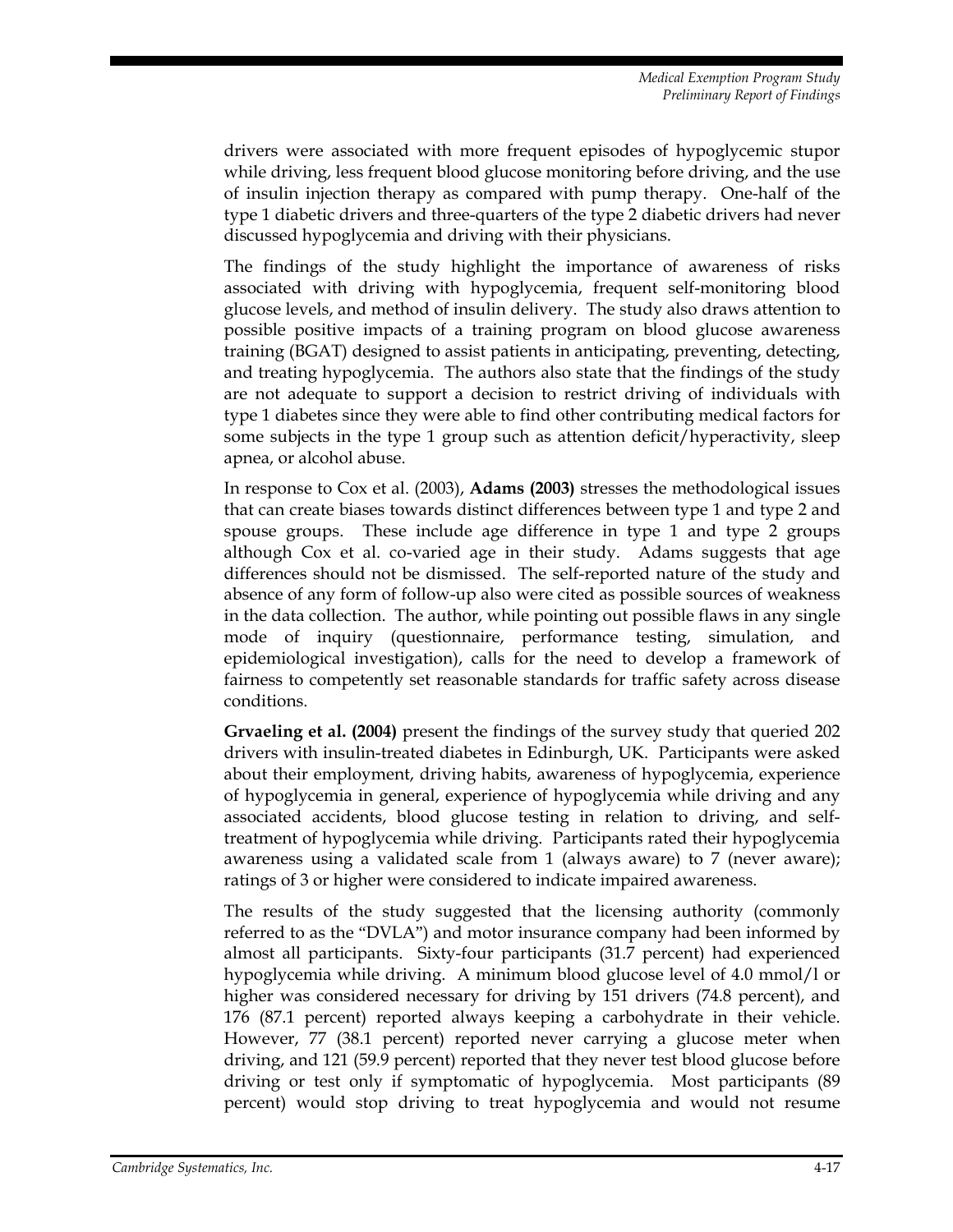drivers were associated with more frequent episodes of hypoglycemic stupor while driving, less frequent blood glucose monitoring before driving, and the use of insulin injection therapy as compared with pump therapy. One-half of the type 1 diabetic drivers and three-quarters of the type 2 diabetic drivers had never discussed hypoglycemia and driving with their physicians.

The findings of the study highlight the importance of awareness of risks associated with driving with hypoglycemia, frequent self-monitoring blood glucose levels, and method of insulin delivery. The study also draws attention to possible positive impacts of a training program on blood glucose awareness training (BGAT) designed to assist patients in anticipating, preventing, detecting, and treating hypoglycemia. The authors also state that the findings of the study are not adequate to support a decision to restrict driving of individuals with type 1 diabetes since they were able to find other contributing medical factors for some subjects in the type 1 group such as attention deficit/hyperactivity, sleep apnea, or alcohol abuse.

In response to Cox et al. (2003), **Adams (2003)** stresses the methodological issues that can create biases towards distinct differences between type 1 and type 2 and spouse groups. These include age difference in type 1 and type 2 groups although Cox et al. co-varied age in their study. Adams suggests that age differences should not be dismissed. The self-reported nature of the study and absence of any form of follow-up also were cited as possible sources of weakness in the data collection. The author, while pointing out possible flaws in any single mode of inquiry (questionnaire, performance testing, simulation, and epidemiological investigation), calls for the need to develop a framework of fairness to competently set reasonable standards for traffic safety across disease conditions.

**Grvaeling et al. (2004)** present the findings of the survey study that queried 202 drivers with insulin-treated diabetes in Edinburgh, UK. Participants were asked about their employment, driving habits, awareness of hypoglycemia, experience of hypoglycemia in general, experience of hypoglycemia while driving and any associated accidents, blood glucose testing in relation to driving, and self-treatment of hypoglycemia while driving. Participants rated their hypoglycemia awareness using a validated scale from 1 (always aware) to 7 (never aware); ratings of 3 or higher were considered to indicate impaired awareness.

The results of the study suggested that the licensing authority (commonly referred to as the "DVLA") and motor insurance company had been informed by almost all participants. Sixty-four participants (31.7 percent) had experienced hypoglycemia while driving. A minimum blood glucose level of 4.0 mmol/l or higher was considered necessary for driving by 151 drivers (74.8 percent), and 176 (87.1 percent) reported always keeping a carbohydrate in their vehicle. However, 77 (38.1 percent) reported never carrying a glucose meter when driving, and 121 (59.9 percent) reported that they never test blood glucose before driving or test only if symptomatic of hypoglycemia. Most participants (89 percent) would stop driving to treat hypoglycemia and would not resume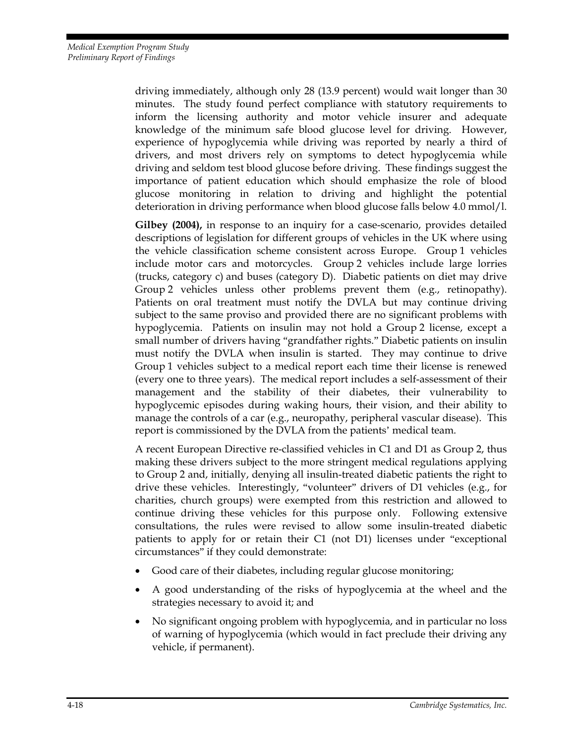driving immediately, although only 28 (13.9 percent) would wait longer than 30 minutes. The study found perfect compliance with statutory requirements to inform the licensing authority and motor vehicle insurer and adequate knowledge of the minimum safe blood glucose level for driving. However, experience of hypoglycemia while driving was reported by nearly a third of drivers, and most drivers rely on symptoms to detect hypoglycemia while driving and seldom test blood glucose before driving. These findings suggest the importance of patient education which should emphasize the role of blood glucose monitoring in relation to driving and highlight the potential deterioration in driving performance when blood glucose falls below 4.0 mmol/l.

**Gilbey (2004),** in response to an inquiry for a case-scenario, provides detailed descriptions of legislation for different groups of vehicles in the UK where using the vehicle classification scheme consistent across Europe. Group 1 vehicles include motor cars and motorcycles. Group 2 vehicles include large lorries (trucks, category c) and buses (category D). Diabetic patients on diet may drive Group 2 vehicles unless other problems prevent them (e.g., retinopathy). Patients on oral treatment must notify the DVLA but may continue driving subject to the same proviso and provided there are no significant problems with hypoglycemia. Patients on insulin may not hold a Group 2 license, except a small number of drivers having "grandfather rights." Diabetic patients on insulin must notify the DVLA when insulin is started. They may continue to drive Group 1 vehicles subject to a medical report each time their license is renewed (every one to three years). The medical report includes a self-assessment of their management and the stability of their diabetes, their vulnerability to hypoglycemic episodes during waking hours, their vision, and their ability to manage the controls of a car (e.g., neuropathy, peripheral vascular disease). This report is commissioned by the DVLA from the patients' medical team.

A recent European Directive re-classified vehicles in C1 and D1 as Group 2, thus making these drivers subject to the more stringent medical regulations applying to Group 2 and, initially, denying all insulin-treated diabetic patients the right to drive these vehicles. Interestingly, "volunteer" drivers of D1 vehicles (e.g., for charities, church groups) were exempted from this restriction and allowed to continue driving these vehicles for this purpose only. Following extensive consultations, the rules were revised to allow some insulin-treated diabetic patients to apply for or retain their C1 (not D1) licenses under "exceptional circumstances" if they could demonstrate:

- Good care of their diabetes, including regular glucose monitoring;
- A good understanding of the risks of hypoglycemia at the wheel and the strategies necessary to avoid it; and
- No significant ongoing problem with hypoglycemia, and in particular no loss of warning of hypoglycemia (which would in fact preclude their driving any vehicle, if permanent).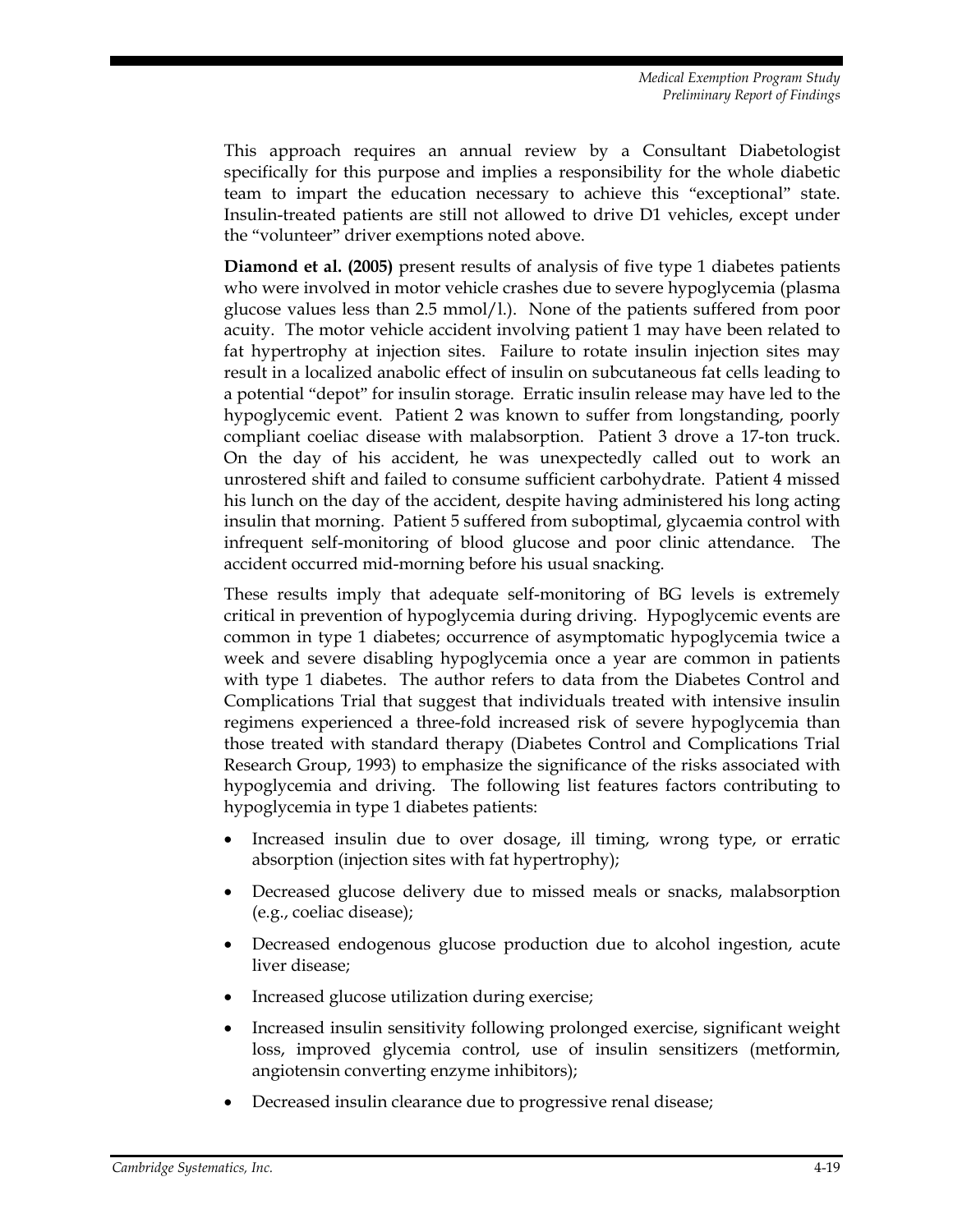This approach requires an annual review by a Consultant Diabetologist specifically for this purpose and implies a responsibility for the whole diabetic team to impart the education necessary to achieve this "exceptional" state. Insulin-treated patients are still not allowed to drive D1 vehicles, except under the "volunteer" driver exemptions noted above.

**Diamond et al. (2005)** present results of analysis of five type 1 diabetes patients who were involved in motor vehicle crashes due to severe hypoglycemia (plasma glucose values less than 2.5 mmol/l.). None of the patients suffered from poor acuity. The motor vehicle accident involving patient 1 may have been related to fat hypertrophy at injection sites. Failure to rotate insulin injection sites may result in a localized anabolic effect of insulin on subcutaneous fat cells leading to a potential "depot" for insulin storage. Erratic insulin release may have led to the hypoglycemic event. Patient 2 was known to suffer from longstanding, poorly compliant coeliac disease with malabsorption. Patient 3 drove a 17-ton truck. On the day of his accident, he was unexpectedly called out to work an unrostered shift and failed to consume sufficient carbohydrate. Patient 4 missed his lunch on the day of the accident, despite having administered his long acting insulin that morning. Patient 5 suffered from suboptimal, glycaemia control with infrequent self-monitoring of blood glucose and poor clinic attendance. The accident occurred mid-morning before his usual snacking.

These results imply that adequate self-monitoring of BG levels is extremely critical in prevention of hypoglycemia during driving. Hypoglycemic events are common in type 1 diabetes; occurrence of asymptomatic hypoglycemia twice a week and severe disabling hypoglycemia once a year are common in patients with type 1 diabetes. The author refers to data from the Diabetes Control and Complications Trial that suggest that individuals treated with intensive insulin regimens experienced a three-fold increased risk of severe hypoglycemia than those treated with standard therapy (Diabetes Control and Complications Trial Research Group, 1993) to emphasize the significance of the risks associated with hypoglycemia and driving. The following list features factors contributing to hypoglycemia in type 1 diabetes patients:

- Increased insulin due to over dosage, ill timing, wrong type, or erratic absorption (injection sites with fat hypertrophy);
- Decreased glucose delivery due to missed meals or snacks, malabsorption (e.g., coeliac disease);
- Decreased endogenous glucose production due to alcohol ingestion, acute liver disease;
- Increased glucose utilization during exercise;
- Increased insulin sensitivity following prolonged exercise, significant weight loss, improved glycemia control, use of insulin sensitizers (metformin, angiotensin converting enzyme inhibitors);
- Decreased insulin clearance due to progressive renal disease;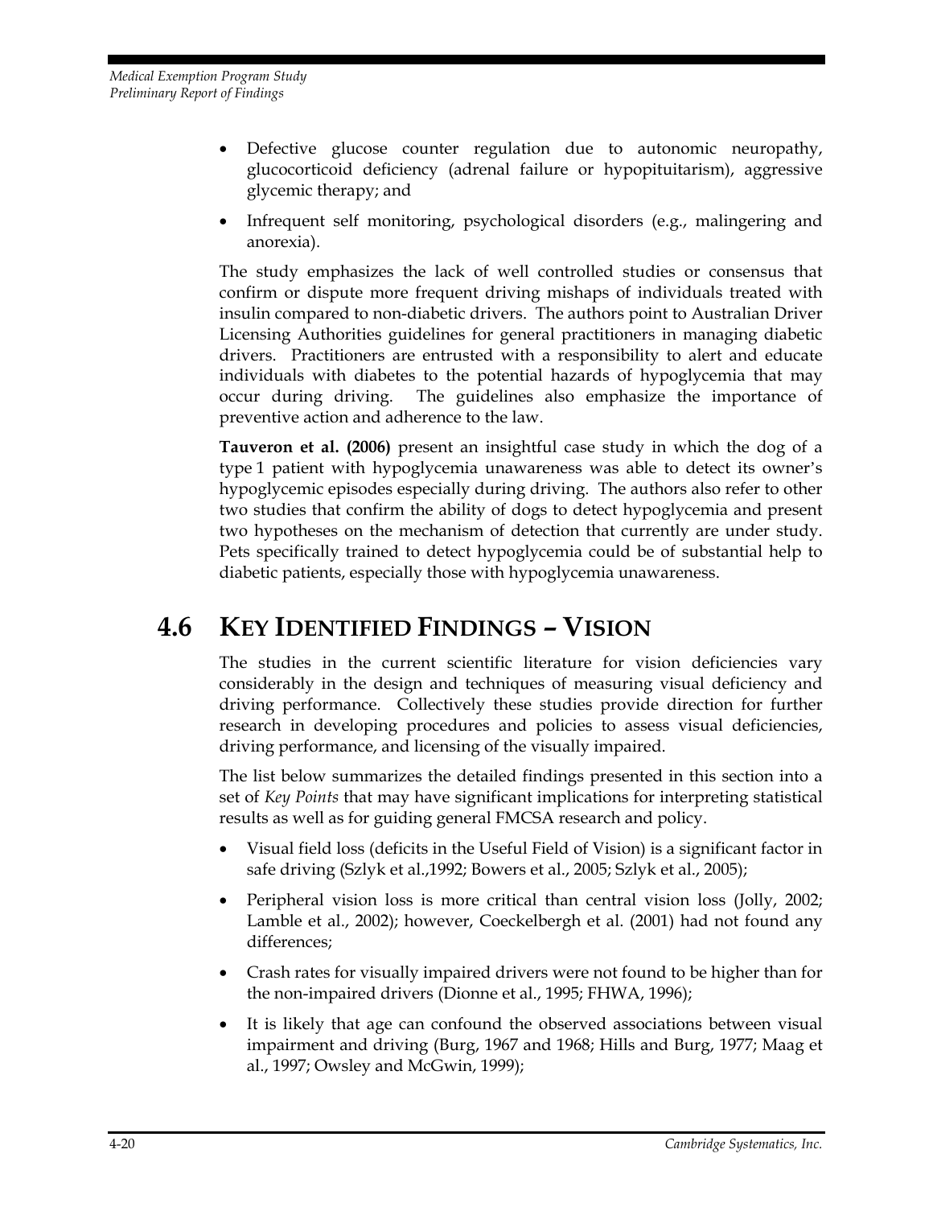- Defective glucose counter regulation due to autonomic neuropathy, glucocorticoid deficiency (adrenal failure or hypopituitarism), aggressive glycemic therapy; and
- Infrequent self monitoring, psychological disorders (e.g., malingering and anorexia).

The study emphasizes the lack of well controlled studies or consensus that confirm or dispute more frequent driving mishaps of individuals treated with insulin compared to non-diabetic drivers. The authors point to Australian Driver Licensing Authorities guidelines for general practitioners in managing diabetic drivers. Practitioners are entrusted with a responsibility to alert and educate individuals with diabetes to the potential hazards of hypoglycemia that may occur during driving. The guidelines also emphasize the importance of preventive action and adherence to the law.

**Tauveron et al. (2006)** present an insightful case study in which the dog of a type 1 patient with hypoglycemia unawareness was able to detect its owner's hypoglycemic episodes especially during driving. The authors also refer to other two studies that confirm the ability of dogs to detect hypoglycemia and present two hypotheses on the mechanism of detection that currently are under study. Pets specifically trained to detect hypoglycemia could be of substantial help to diabetic patients, especially those with hypoglycemia unawareness.

## 4.6 Key Identified Findings – Vision

The studies in the current scientific literature for vision deficiencies vary considerably in the design and techniques of measuring visual deficiency and driving performance. Collectively these studies provide direction for further research in developing procedures and policies to assess visual deficiencies, driving performance, and licensing of the visually impaired.

The list below summarizes the detailed findings presented in this section into a set of *Key Points* that may have significant implications for interpreting statistical results as well as for guiding general FMCSA research and policy.

- Visual field loss (deficits in the Useful Field of Vision) is a significant factor in safe driving (Szlyk et al.,1992; Bowers et al., 2005; Szlyk et al., 2005);
- Peripheral vision loss is more critical than central vision loss (Jolly, 2002; Lamble et al., 2002); however, Coeckelbergh et al. (2001) had not found any differences;
- Crash rates for visually impaired drivers were not found to be higher than for the non-impaired drivers (Dionne et al., 1995; FHWA, 1996);
- It is likely that age can confound the observed associations between visual impairment and driving (Burg, 1967 and 1968; Hills and Burg, 1977; Maag et al., 1997; Owsley and McGwin, 1999);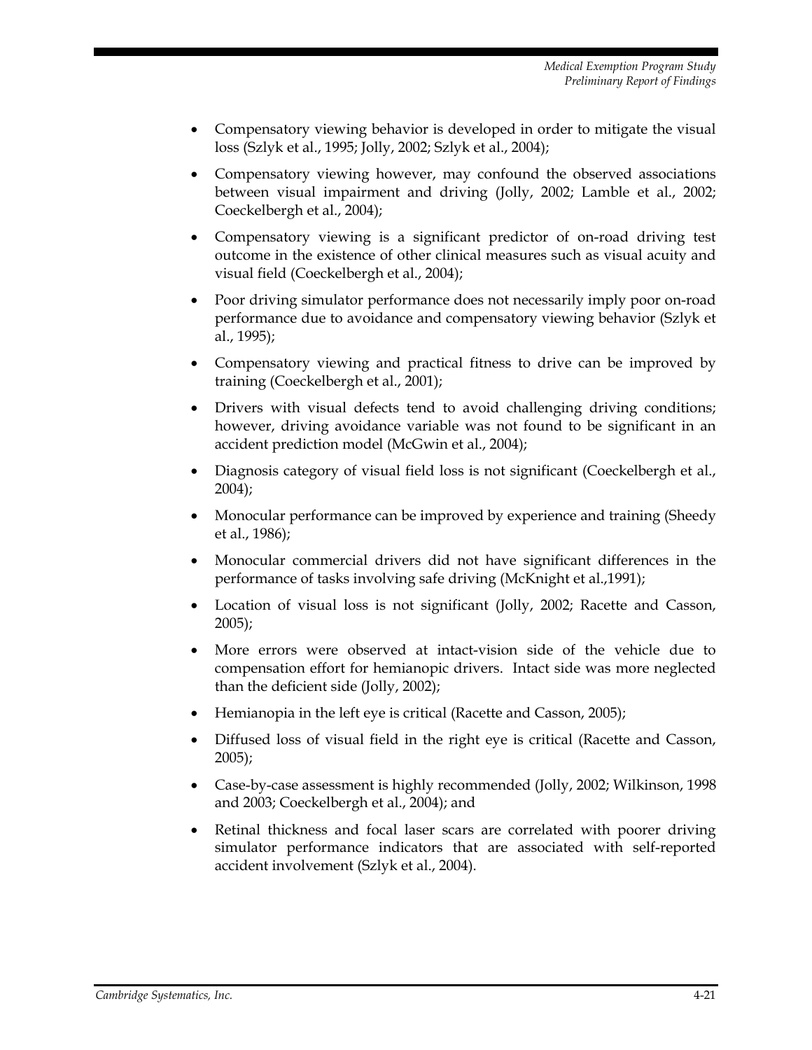- Compensatory viewing behavior is developed in order to mitigate the visual loss (Szlyk et al., 1995; Jolly, 2002; Szlyk et al., 2004);
- Compensatory viewing however, may confound the observed associations between visual impairment and driving (Jolly, 2002; Lamble et al., 2002; Coeckelbergh et al., 2004);
- Compensatory viewing is a significant predictor of on-road driving test outcome in the existence of other clinical measures such as visual acuity and visual field (Coeckelbergh et al., 2004);
- Poor driving simulator performance does not necessarily imply poor on-road performance due to avoidance and compensatory viewing behavior (Szlyk et al., 1995);
- Compensatory viewing and practical fitness to drive can be improved by training (Coeckelbergh et al., 2001);
- Drivers with visual defects tend to avoid challenging driving conditions; however, driving avoidance variable was not found to be significant in an accident prediction model (McGwin et al., 2004);
- Diagnosis category of visual field loss is not significant (Coeckelbergh et al., 2004);
- Monocular performance can be improved by experience and training (Sheedy et al., 1986);
- Monocular commercial drivers did not have significant differences in the performance of tasks involving safe driving (McKnight et al.,1991);
- Location of visual loss is not significant (Jolly, 2002; Racette and Casson, 2005);
- More errors were observed at intact-vision side of the vehicle due to compensation effort for hemianopic drivers. Intact side was more neglected than the deficient side (Jolly, 2002);
- Hemianopia in the left eye is critical (Racette and Casson, 2005);
- Diffused loss of visual field in the right eye is critical (Racette and Casson, 2005);
- Case-by-case assessment is highly recommended (Jolly, 2002; Wilkinson, 1998 and 2003; Coeckelbergh et al., 2004); and
- Retinal thickness and focal laser scars are correlated with poorer driving simulator performance indicators that are associated with self-reported accident involvement (Szlyk et al., 2004).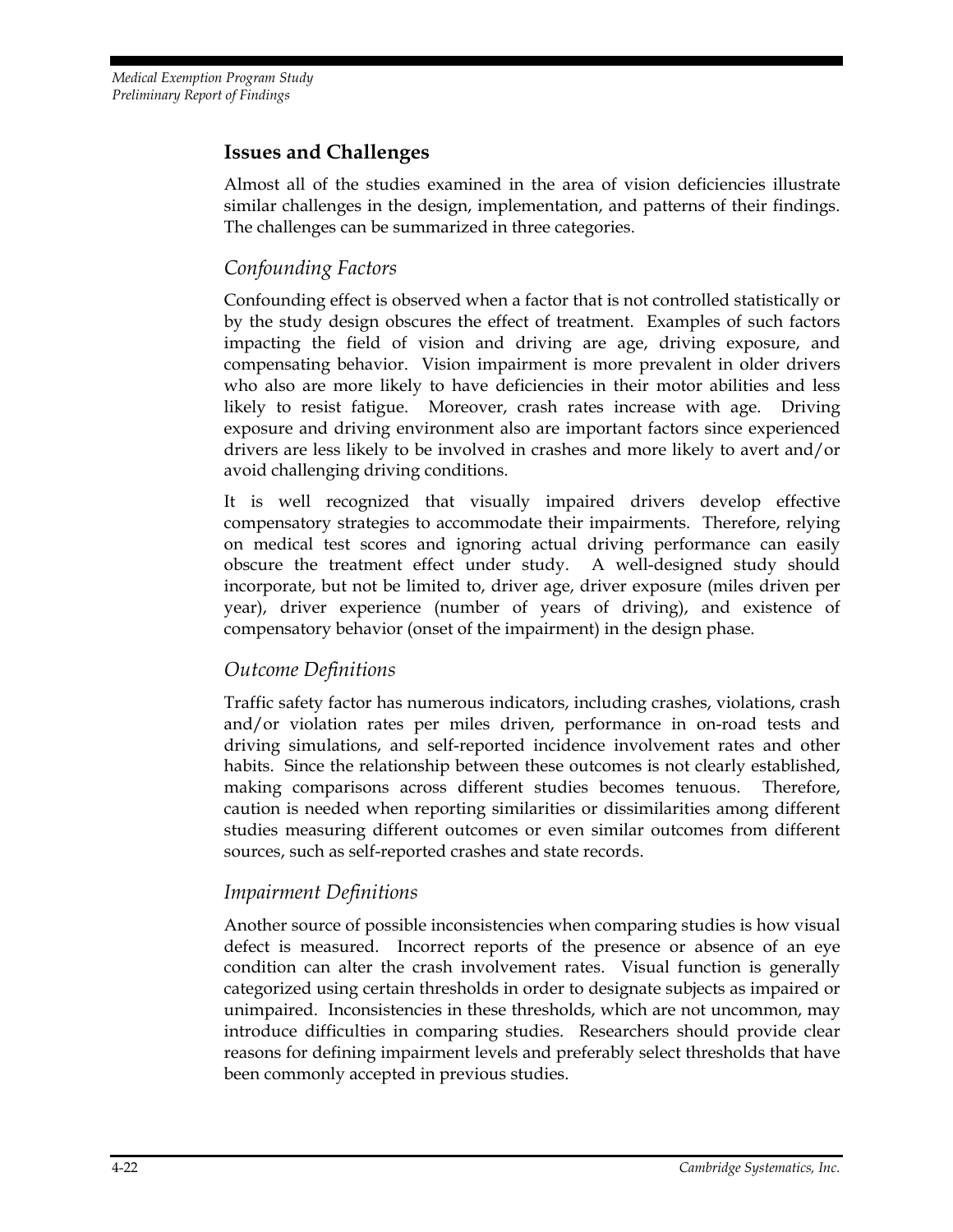## Issues and Challenges

Almost all of the studies examined in the area of vision deficiencies illustrate similar challenges in the design, implementation, and patterns of their findings. The challenges can be summarized in three categories.

### *Confounding Factors*

Confounding effect is observed when a factor that is not controlled statistically or by the study design obscures the effect of treatment. Examples of such factors impacting the field of vision and driving are age, driving exposure, and compensating behavior. Vision impairment is more prevalent in older drivers who also are more likely to have deficiencies in their motor abilities and less likely to resist fatigue. Moreover, crash rates increase with age. Driving exposure and driving environment also are important factors since experienced drivers are less likely to be involved in crashes and more likely to avert and/or avoid challenging driving conditions.

It is well recognized that visually impaired drivers develop effective compensatory strategies to accommodate their impairments. Therefore, relying on medical test scores and ignoring actual driving performance can easily obscure the treatment effect under study. A well-designed study should incorporate, but not be limited to, driver age, driver exposure (miles driven per year), driver experience (number of years of driving), and existence of compensatory behavior (onset of the impairment) in the design phase.

### *Outcome Definitions*

Traffic safety factor has numerous indicators, including crashes, violations, crash and/or violation rates per miles driven, performance in on-road tests and driving simulations, and self-reported incidence involvement rates and other habits. Since the relationship between these outcomes is not clearly established, making comparisons across different studies becomes tenuous. Therefore, caution is needed when reporting similarities or dissimilarities among different studies measuring different outcomes or even similar outcomes from different sources, such as self-reported crashes and state records.

### *Impairment Definitions*

Another source of possible inconsistencies when comparing studies is how visual defect is measured. Incorrect reports of the presence or absence of an eye condition can alter the crash involvement rates. Visual function is generally categorized using certain thresholds in order to designate subjects as impaired or unimpaired. Inconsistencies in these thresholds, which are not uncommon, may introduce difficulties in comparing studies. Researchers should provide clear reasons for defining impairment levels and preferably select thresholds that have been commonly accepted in previous studies.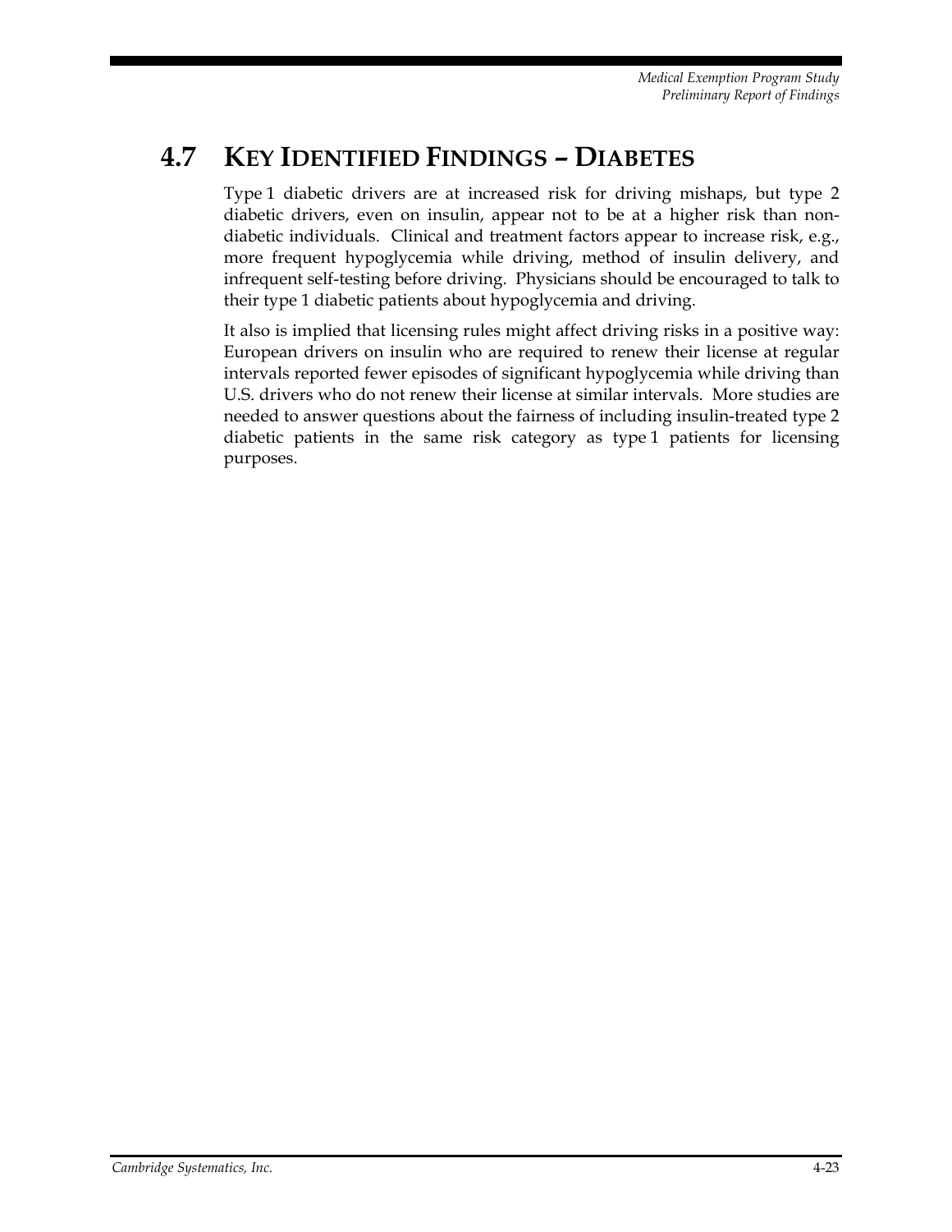## 4.7 Key Identified Findings – Diabetes

Type 1 diabetic drivers are at increased risk for driving mishaps, but type 2 diabetic drivers, even on insulin, appear not to be at a higher risk than non-diabetic individuals. Clinical and treatment factors appear to increase risk, e.g., more frequent hypoglycemia while driving, method of insulin delivery, and infrequent self-testing before driving. Physicians should be encouraged to talk to their type 1 diabetic patients about hypoglycemia and driving.

It also is implied that licensing rules might affect driving risks in a positive way: European drivers on insulin who are required to renew their license at regular intervals reported fewer episodes of significant hypoglycemia while driving than U.S. drivers who do not renew their license at similar intervals. More studies are needed to answer questions about the fairness of including insulin-treated type 2 diabetic patients in the same risk category as type 1 patients for licensing purposes.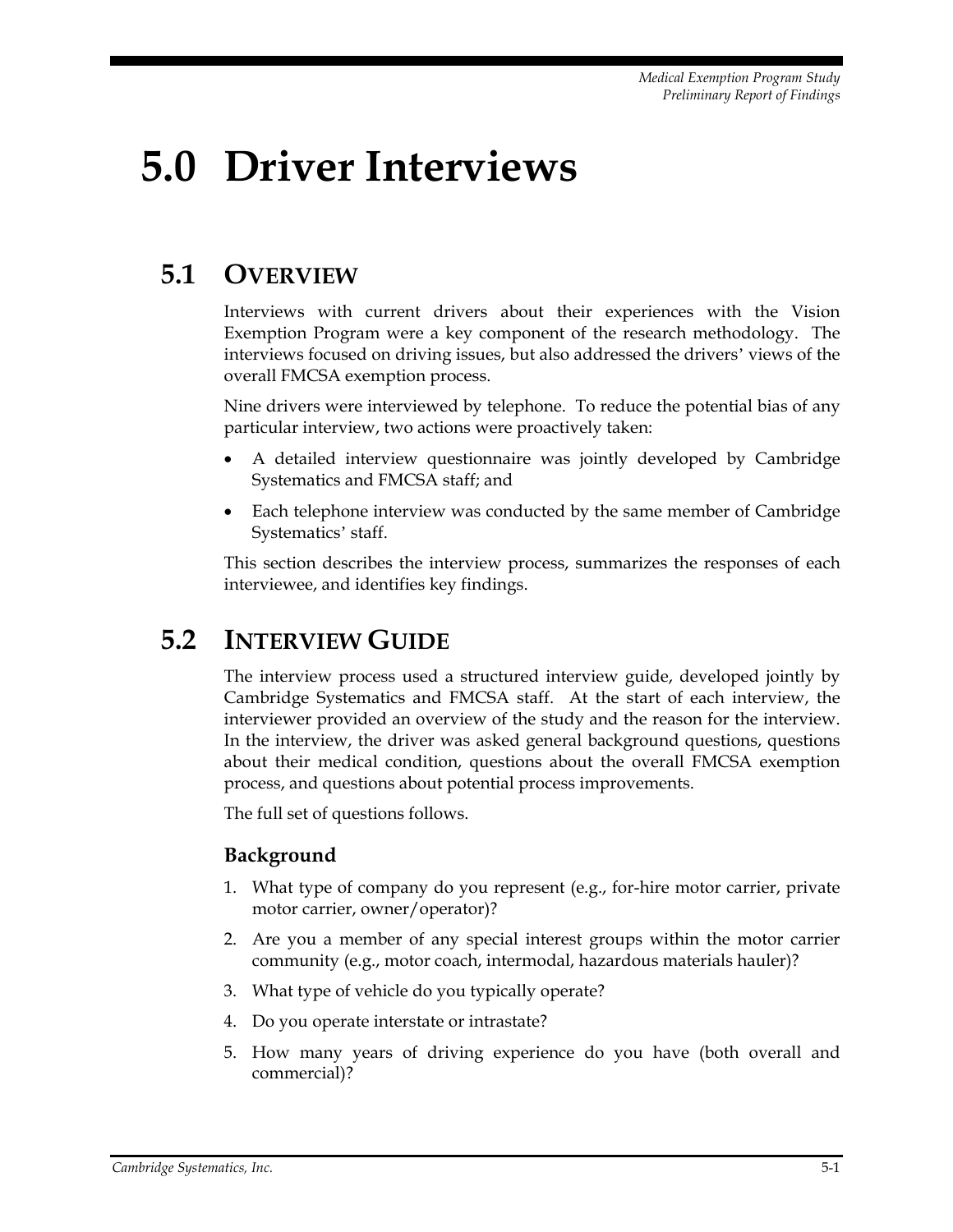# 5.0 Driver Interviews

## 5.1 Overview

Interviews with current drivers about their experiences with the Vision Exemption Program were a key component of the research methodology. The interviews focused on driving issues, but also addressed the drivers' views of the overall FMCSA exemption process.

Nine drivers were interviewed by telephone. To reduce the potential bias of any particular interview, two actions were proactively taken:

- A detailed interview questionnaire was jointly developed by Cambridge Systematics and FMCSA staff; and
- Each telephone interview was conducted by the same member of Cambridge Systematics' staff.

This section describes the interview process, summarizes the responses of each interviewee, and identifies key findings.

## 5.2 Interview Guide

The interview process used a structured interview guide, developed jointly by Cambridge Systematics and FMCSA staff. At the start of each interview, the interviewer provided an overview of the study and the reason for the interview. In the interview, the driver was asked general background questions, questions about their medical condition, questions about the overall FMCSA exemption process, and questions about potential process improvements.

The full set of questions follows.

### Background

1. What type of company do you represent (e.g., for-hire motor carrier, private motor carrier, owner/operator)?
2. Are you a member of any special interest groups within the motor carrier community (e.g., motor coach, intermodal, hazardous materials hauler)?
3. What type of vehicle do you typically operate?
4. Do you operate interstate or intrastate?
5. How many years of driving experience do you have (both overall and commercial)?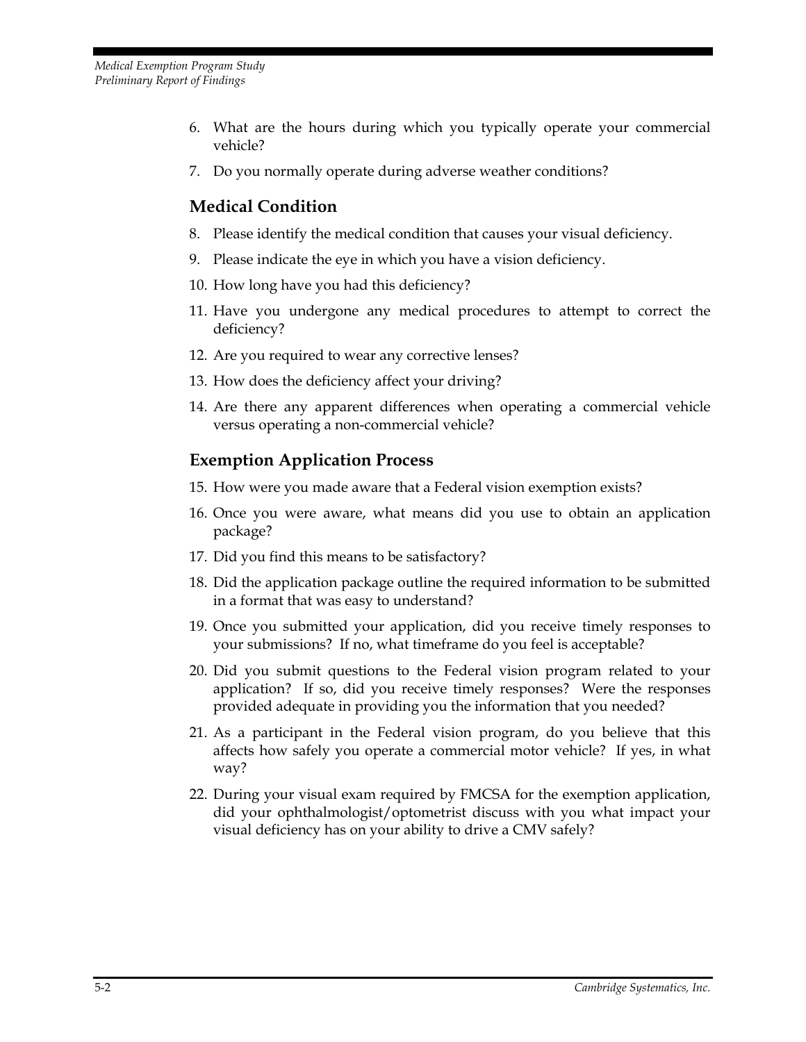6. What are the hours during which you typically operate your commercial vehicle?
7. Do you normally operate during adverse weather conditions?

## Medical Condition

8. Please identify the medical condition that causes your visual deficiency.
9. Please indicate the eye in which you have a vision deficiency.
10. How long have you had this deficiency?
11. Have you undergone any medical procedures to attempt to correct the deficiency?
12. Are you required to wear any corrective lenses?
13. How does the deficiency affect your driving?
14. Are there any apparent differences when operating a commercial vehicle versus operating a non-commercial vehicle?

## Exemption Application Process

15. How were you made aware that a Federal vision exemption exists?
16. Once you were aware, what means did you use to obtain an application package?
17. Did you find this means to be satisfactory?
18. Did the application package outline the required information to be submitted in a format that was easy to understand?
19. Once you submitted your application, did you receive timely responses to your submissions? If no, what timeframe do you feel is acceptable?
20. Did you submit questions to the Federal vision program related to your application? If so, did you receive timely responses? Were the responses provided adequate in providing you the information that you needed?
21. As a participant in the Federal vision program, do you believe that this affects how safely you operate a commercial motor vehicle? If yes, in what way?
22. During your visual exam required by FMCSA for the exemption application, did your ophthalmologist/optometrist discuss with you what impact your visual deficiency has on your ability to drive a CMV safely?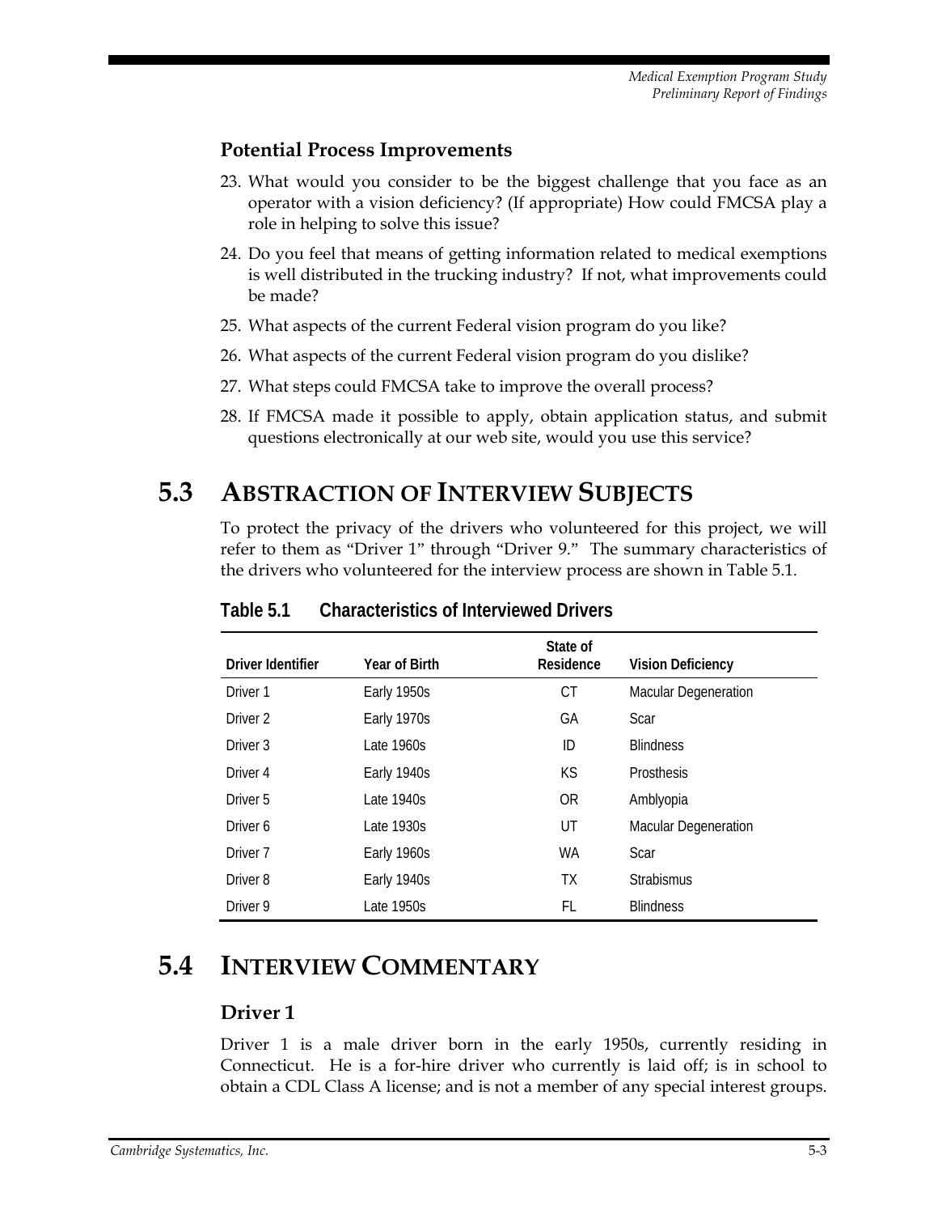### Potential Process Improvements

23. What would you consider to be the biggest challenge that you face as an operator with a vision deficiency? (If appropriate) How could FMCSA play a role in helping to solve this issue?
24. Do you feel that means of getting information related to medical exemptions is well distributed in the trucking industry? If not, what improvements could be made?
25. What aspects of the current Federal vision program do you like?
26. What aspects of the current Federal vision program do you dislike?
27. What steps could FMCSA take to improve the overall process?
28. If FMCSA made it possible to apply, obtain application status, and submit questions electronically at our web site, would you use this service?

## 5.3 Abstraction of Interview Subjects

To protect the privacy of the drivers who volunteered for this project, we will refer to them as "Driver 1" through "Driver 9." The summary characteristics of the drivers who volunteered for the interview process are shown in Table 5.1.

**Table 5.1 Characteristics of Interviewed Drivers**

| Driver Identifier | Year of Birth | State of Residence | Vision Deficiency |
|---|---|---|---|
| Driver 1 | Early 1950s | CT | Macular Degeneration |
| Driver 2 | Early 1970s | GA | Scar |
| Driver 3 | Late 1960s | ID | Blindness |
| Driver 4 | Early 1940s | KS | Prosthesis |
| Driver 5 | Late 1940s | OR | Amblyopia |
| Driver 6 | Late 1930s | UT | Macular Degeneration |
| Driver 7 | Early 1960s | WA | Scar |
| Driver 8 | Early 1940s | TX | Strabismus |
| Driver 9 | Late 1950s | FL | Blindness |

## 5.4 Interview Commentary

### Driver 1

Driver 1 is a male driver born in the early 1950s, currently residing in Connecticut. He is a for-hire driver who currently is laid off; is in school to obtain a CDL Class A license; and is not a member of any special interest groups.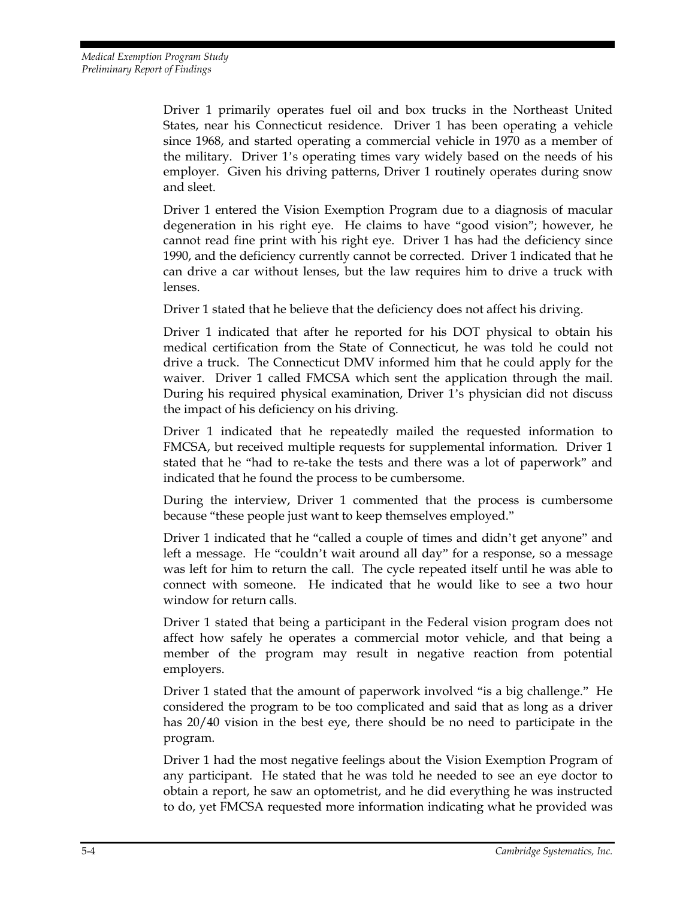Driver 1 primarily operates fuel oil and box trucks in the Northeast United States, near his Connecticut residence. Driver 1 has been operating a vehicle since 1968, and started operating a commercial vehicle in 1970 as a member of the military. Driver 1's operating times vary widely based on the needs of his employer. Given his driving patterns, Driver 1 routinely operates during snow and sleet.

Driver 1 entered the Vision Exemption Program due to a diagnosis of macular degeneration in his right eye. He claims to have "good vision"; however, he cannot read fine print with his right eye. Driver 1 has had the deficiency since 1990, and the deficiency currently cannot be corrected. Driver 1 indicated that he can drive a car without lenses, but the law requires him to drive a truck with lenses.

Driver 1 stated that he believe that the deficiency does not affect his driving.

Driver 1 indicated that after he reported for his DOT physical to obtain his medical certification from the State of Connecticut, he was told he could not drive a truck. The Connecticut DMV informed him that he could apply for the waiver. Driver 1 called FMCSA which sent the application through the mail. During his required physical examination, Driver 1's physician did not discuss the impact of his deficiency on his driving.

Driver 1 indicated that he repeatedly mailed the requested information to FMCSA, but received multiple requests for supplemental information. Driver 1 stated that he "had to re-take the tests and there was a lot of paperwork" and indicated that he found the process to be cumbersome.

During the interview, Driver 1 commented that the process is cumbersome because "these people just want to keep themselves employed."

Driver 1 indicated that he "called a couple of times and didn't get anyone" and left a message. He "couldn't wait around all day" for a response, so a message was left for him to return the call. The cycle repeated itself until he was able to connect with someone. He indicated that he would like to see a two hour window for return calls.

Driver 1 stated that being a participant in the Federal vision program does not affect how safely he operates a commercial motor vehicle, and that being a member of the program may result in negative reaction from potential employers.

Driver 1 stated that the amount of paperwork involved "is a big challenge." He considered the program to be too complicated and said that as long as a driver has 20/40 vision in the best eye, there should be no need to participate in the program.

Driver 1 had the most negative feelings about the Vision Exemption Program of any participant. He stated that he was told he needed to see an eye doctor to obtain a report, he saw an optometrist, and he did everything he was instructed to do, yet FMCSA requested more information indicating what he provided was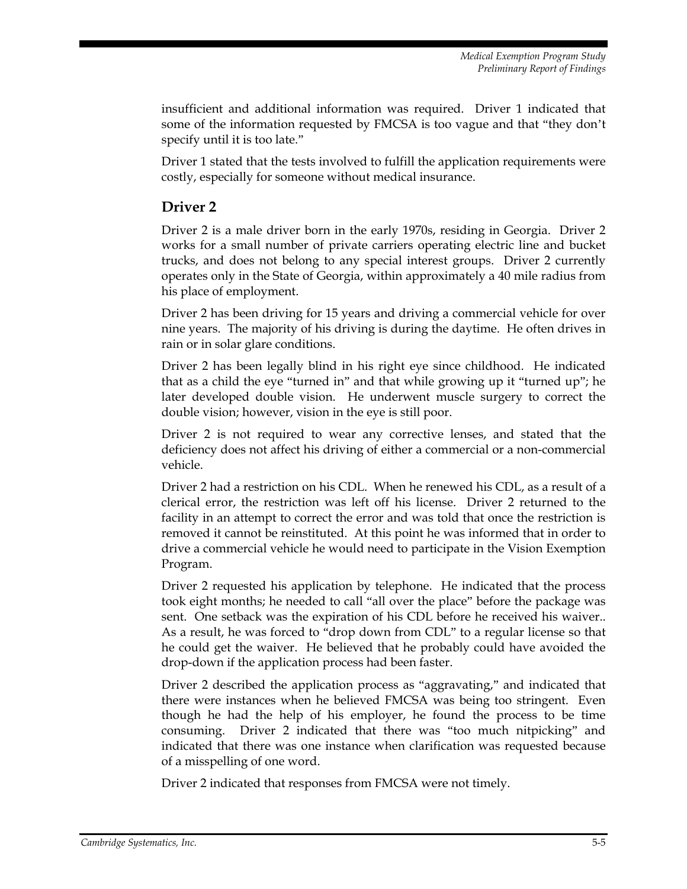insufficient and additional information was required. Driver 1 indicated that some of the information requested by FMCSA is too vague and that "they don't specify until it is too late."

Driver 1 stated that the tests involved to fulfill the application requirements were costly, especially for someone without medical insurance.

## Driver 2

Driver 2 is a male driver born in the early 1970s, residing in Georgia. Driver 2 works for a small number of private carriers operating electric line and bucket trucks, and does not belong to any special interest groups. Driver 2 currently operates only in the State of Georgia, within approximately a 40 mile radius from his place of employment.

Driver 2 has been driving for 15 years and driving a commercial vehicle for over nine years. The majority of his driving is during the daytime. He often drives in rain or in solar glare conditions.

Driver 2 has been legally blind in his right eye since childhood. He indicated that as a child the eye "turned in" and that while growing up it "turned up"; he later developed double vision. He underwent muscle surgery to correct the double vision; however, vision in the eye is still poor.

Driver 2 is not required to wear any corrective lenses, and stated that the deficiency does not affect his driving of either a commercial or a non-commercial vehicle.

Driver 2 had a restriction on his CDL. When he renewed his CDL, as a result of a clerical error, the restriction was left off his license. Driver 2 returned to the facility in an attempt to correct the error and was told that once the restriction is removed it cannot be reinstituted. At this point he was informed that in order to drive a commercial vehicle he would need to participate in the Vision Exemption Program.

Driver 2 requested his application by telephone. He indicated that the process took eight months; he needed to call "all over the place" before the package was sent. One setback was the expiration of his CDL before he received his waiver.. As a result, he was forced to "drop down from CDL" to a regular license so that he could get the waiver. He believed that he probably could have avoided the drop-down if the application process had been faster.

Driver 2 described the application process as "aggravating," and indicated that there were instances when he believed FMCSA was being too stringent. Even though he had the help of his employer, he found the process to be time consuming. Driver 2 indicated that there was "too much nitpicking" and indicated that there was one instance when clarification was requested because of a misspelling of one word.

Driver 2 indicated that responses from FMCSA were not timely.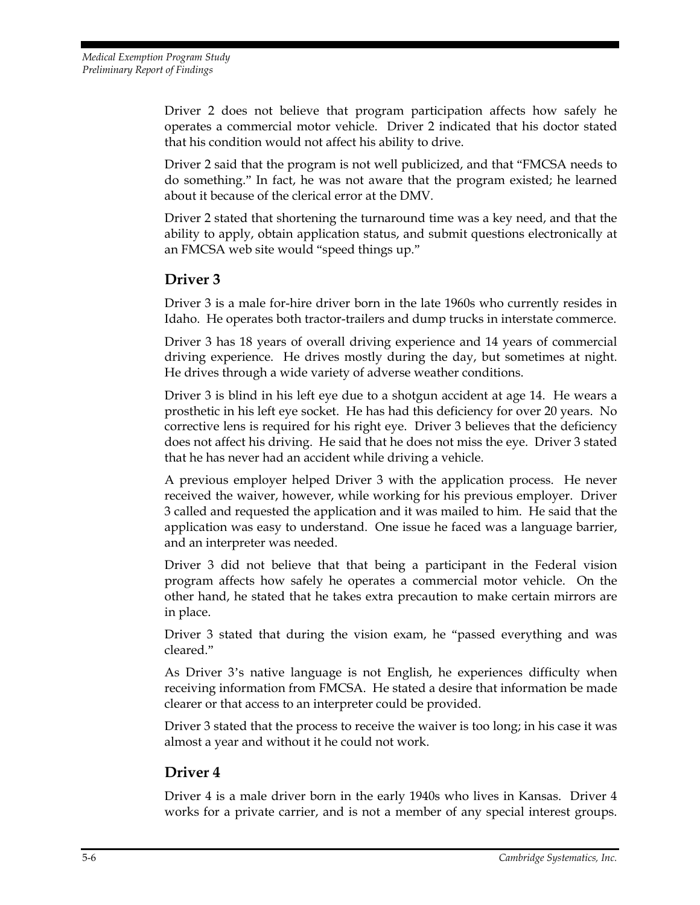Driver 2 does not believe that program participation affects how safely he operates a commercial motor vehicle. Driver 2 indicated that his doctor stated that his condition would not affect his ability to drive.

Driver 2 said that the program is not well publicized, and that "FMCSA needs to do something." In fact, he was not aware that the program existed; he learned about it because of the clerical error at the DMV.

Driver 2 stated that shortening the turnaround time was a key need, and that the ability to apply, obtain application status, and submit questions electronically at an FMCSA web site would "speed things up."

## Driver 3

Driver 3 is a male for-hire driver born in the late 1960s who currently resides in Idaho. He operates both tractor-trailers and dump trucks in interstate commerce.

Driver 3 has 18 years of overall driving experience and 14 years of commercial driving experience. He drives mostly during the day, but sometimes at night. He drives through a wide variety of adverse weather conditions.

Driver 3 is blind in his left eye due to a shotgun accident at age 14. He wears a prosthetic in his left eye socket. He has had this deficiency for over 20 years. No corrective lens is required for his right eye. Driver 3 believes that the deficiency does not affect his driving. He said that he does not miss the eye. Driver 3 stated that he has never had an accident while driving a vehicle.

A previous employer helped Driver 3 with the application process. He never received the waiver, however, while working for his previous employer. Driver 3 called and requested the application and it was mailed to him. He said that the application was easy to understand. One issue he faced was a language barrier, and an interpreter was needed.

Driver 3 did not believe that that being a participant in the Federal vision program affects how safely he operates a commercial motor vehicle. On the other hand, he stated that he takes extra precaution to make certain mirrors are in place.

Driver 3 stated that during the vision exam, he "passed everything and was cleared."

As Driver 3's native language is not English, he experiences difficulty when receiving information from FMCSA. He stated a desire that information be made clearer or that access to an interpreter could be provided.

Driver 3 stated that the process to receive the waiver is too long; in his case it was almost a year and without it he could not work.

## Driver 4

Driver 4 is a male driver born in the early 1940s who lives in Kansas. Driver 4 works for a private carrier, and is not a member of any special interest groups.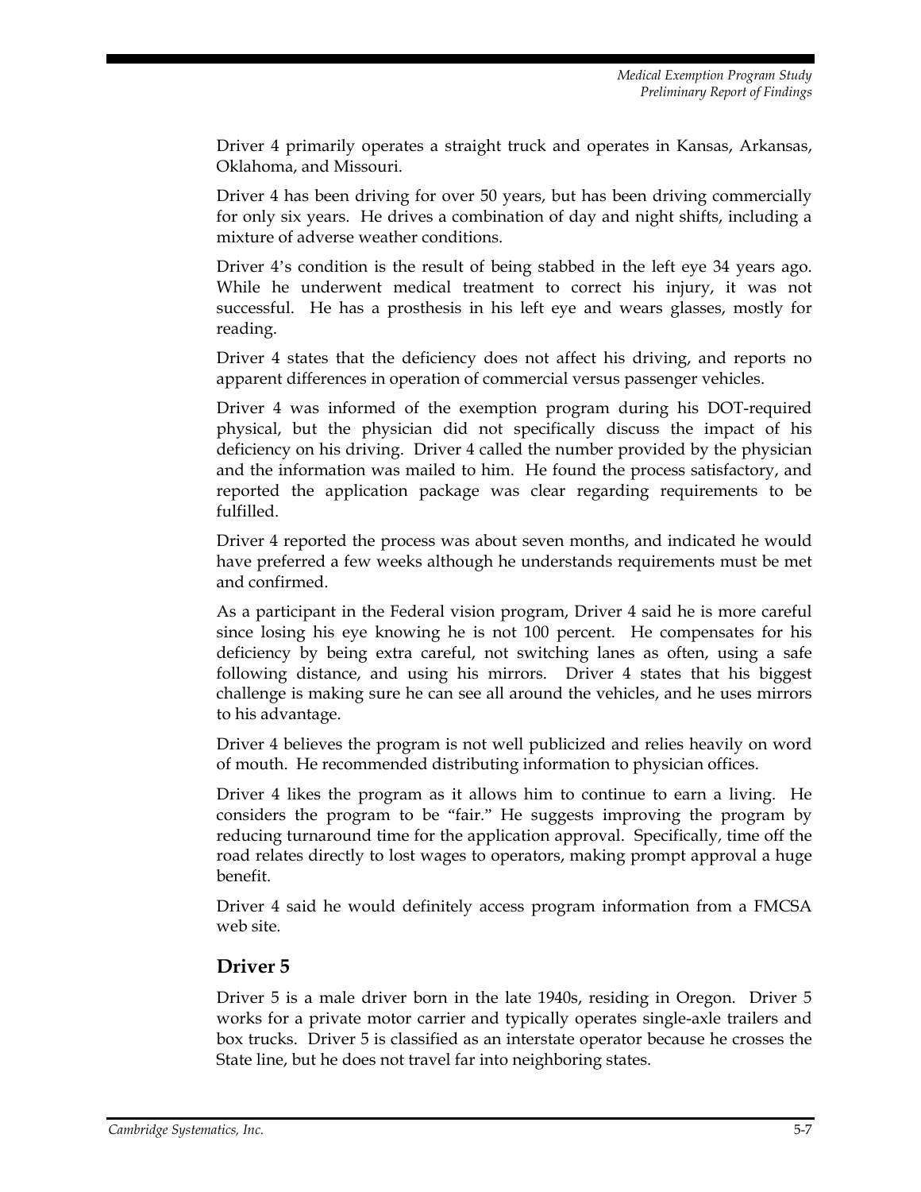Driver 4 primarily operates a straight truck and operates in Kansas, Arkansas, Oklahoma, and Missouri.

Driver 4 has been driving for over 50 years, but has been driving commercially for only six years. He drives a combination of day and night shifts, including a mixture of adverse weather conditions.

Driver 4's condition is the result of being stabbed in the left eye 34 years ago. While he underwent medical treatment to correct his injury, it was not successful. He has a prosthesis in his left eye and wears glasses, mostly for reading.

Driver 4 states that the deficiency does not affect his driving, and reports no apparent differences in operation of commercial versus passenger vehicles.

Driver 4 was informed of the exemption program during his DOT-required physical, but the physician did not specifically discuss the impact of his deficiency on his driving. Driver 4 called the number provided by the physician and the information was mailed to him. He found the process satisfactory, and reported the application package was clear regarding requirements to be fulfilled.

Driver 4 reported the process was about seven months, and indicated he would have preferred a few weeks although he understands requirements must be met and confirmed.

As a participant in the Federal vision program, Driver 4 said he is more careful since losing his eye knowing he is not 100 percent. He compensates for his deficiency by being extra careful, not switching lanes as often, using a safe following distance, and using his mirrors. Driver 4 states that his biggest challenge is making sure he can see all around the vehicles, and he uses mirrors to his advantage.

Driver 4 believes the program is not well publicized and relies heavily on word of mouth. He recommended distributing information to physician offices.

Driver 4 likes the program as it allows him to continue to earn a living. He considers the program to be "fair." He suggests improving the program by reducing turnaround time for the application approval. Specifically, time off the road relates directly to lost wages to operators, making prompt approval a huge benefit.

Driver 4 said he would definitely access program information from a FMCSA web site.

## Driver 5

Driver 5 is a male driver born in the late 1940s, residing in Oregon. Driver 5 works for a private motor carrier and typically operates single-axle trailers and box trucks. Driver 5 is classified as an interstate operator because he crosses the State line, but he does not travel far into neighboring states.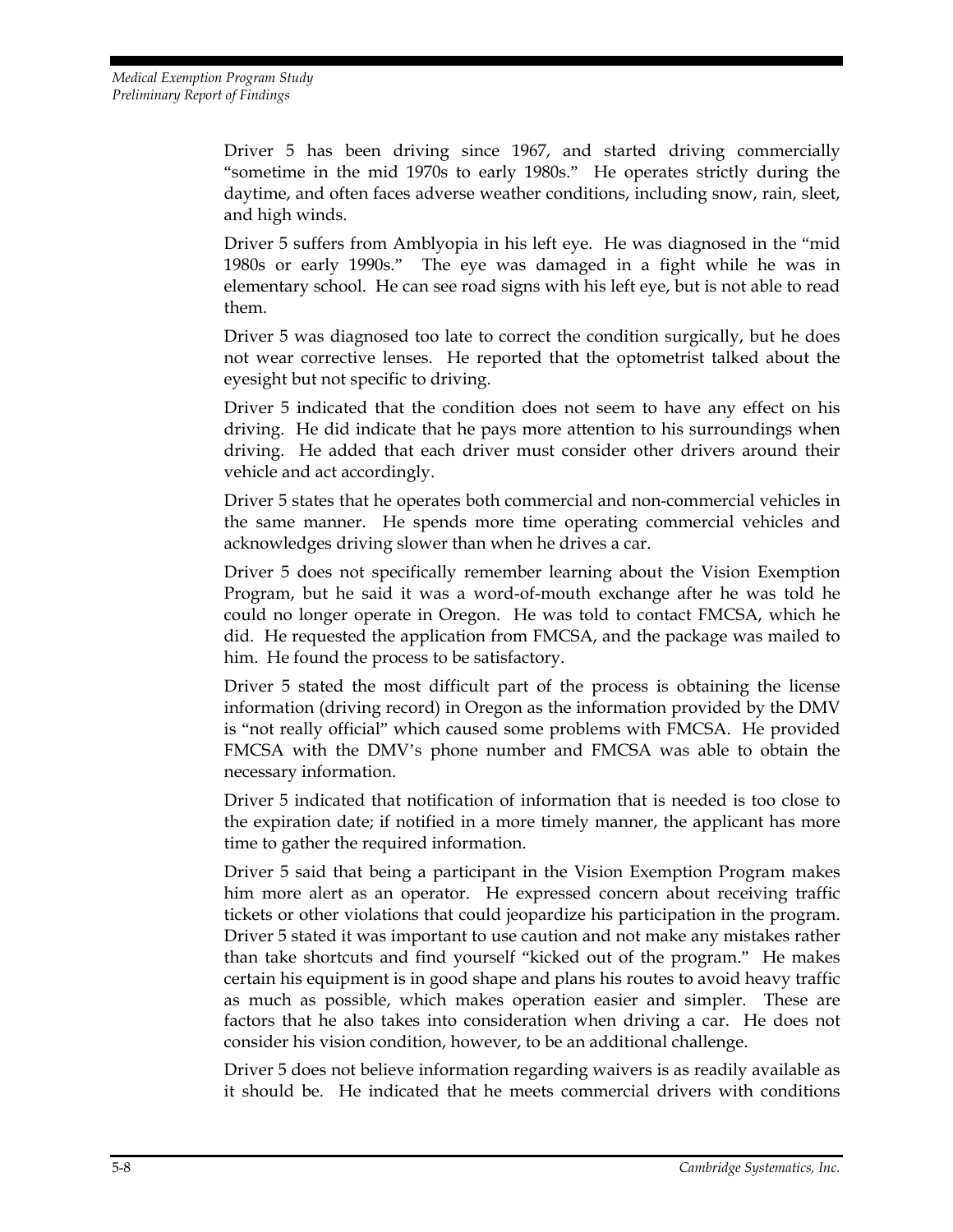Driver 5 has been driving since 1967, and started driving commercially "sometime in the mid 1970s to early 1980s." He operates strictly during the daytime, and often faces adverse weather conditions, including snow, rain, sleet, and high winds.

Driver 5 suffers from Amblyopia in his left eye. He was diagnosed in the "mid 1980s or early 1990s." The eye was damaged in a fight while he was in elementary school. He can see road signs with his left eye, but is not able to read them.

Driver 5 was diagnosed too late to correct the condition surgically, but he does not wear corrective lenses. He reported that the optometrist talked about the eyesight but not specific to driving.

Driver 5 indicated that the condition does not seem to have any effect on his driving. He did indicate that he pays more attention to his surroundings when driving. He added that each driver must consider other drivers around their vehicle and act accordingly.

Driver 5 states that he operates both commercial and non-commercial vehicles in the same manner. He spends more time operating commercial vehicles and acknowledges driving slower than when he drives a car.

Driver 5 does not specifically remember learning about the Vision Exemption Program, but he said it was a word-of-mouth exchange after he was told he could no longer operate in Oregon. He was told to contact FMCSA, which he did. He requested the application from FMCSA, and the package was mailed to him. He found the process to be satisfactory.

Driver 5 stated the most difficult part of the process is obtaining the license information (driving record) in Oregon as the information provided by the DMV is "not really official" which caused some problems with FMCSA. He provided FMCSA with the DMV's phone number and FMCSA was able to obtain the necessary information.

Driver 5 indicated that notification of information that is needed is too close to the expiration date; if notified in a more timely manner, the applicant has more time to gather the required information.

Driver 5 said that being a participant in the Vision Exemption Program makes him more alert as an operator. He expressed concern about receiving traffic tickets or other violations that could jeopardize his participation in the program. Driver 5 stated it was important to use caution and not make any mistakes rather than take shortcuts and find yourself "kicked out of the program." He makes certain his equipment is in good shape and plans his routes to avoid heavy traffic as much as possible, which makes operation easier and simpler. These are factors that he also takes into consideration when driving a car. He does not consider his vision condition, however, to be an additional challenge.

Driver 5 does not believe information regarding waivers is as readily available as it should be. He indicated that he meets commercial drivers with conditions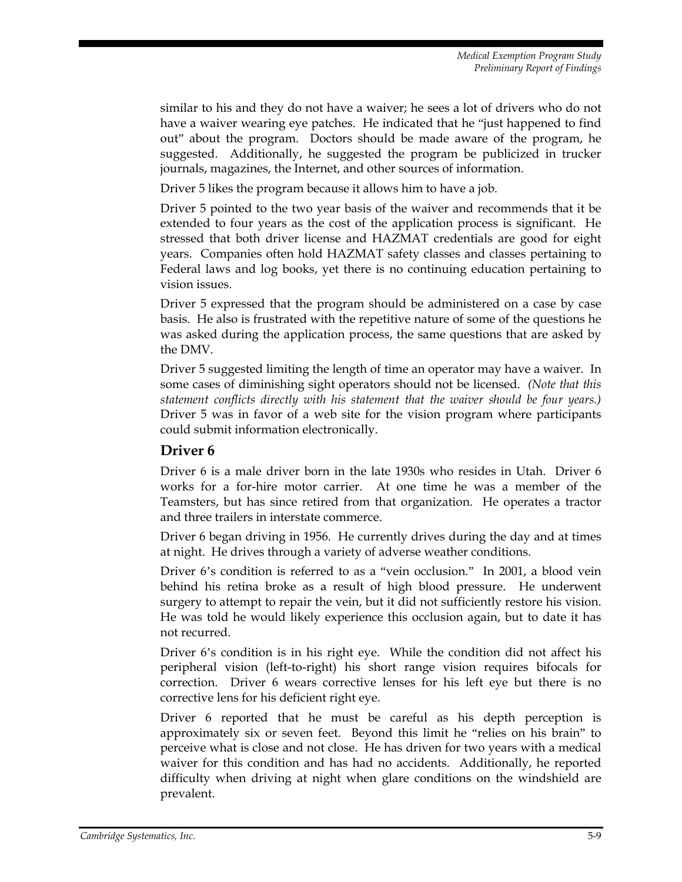similar to his and they do not have a waiver; he sees a lot of drivers who do not have a waiver wearing eye patches. He indicated that he "just happened to find out" about the program. Doctors should be made aware of the program, he suggested. Additionally, he suggested the program be publicized in trucker journals, magazines, the Internet, and other sources of information.

Driver 5 likes the program because it allows him to have a job.

Driver 5 pointed to the two year basis of the waiver and recommends that it be extended to four years as the cost of the application process is significant. He stressed that both driver license and HAZMAT credentials are good for eight years. Companies often hold HAZMAT safety classes and classes pertaining to Federal laws and log books, yet there is no continuing education pertaining to vision issues.

Driver 5 expressed that the program should be administered on a case by case basis. He also is frustrated with the repetitive nature of some of the questions he was asked during the application process, the same questions that are asked by the DMV.

Driver 5 suggested limiting the length of time an operator may have a waiver. In some cases of diminishing sight operators should not be licensed. *(Note that this statement conflicts directly with his statement that the waiver should be four years.)* Driver 5 was in favor of a web site for the vision program where participants could submit information electronically.

## Driver 6

Driver 6 is a male driver born in the late 1930s who resides in Utah. Driver 6 works for a for-hire motor carrier. At one time he was a member of the Teamsters, but has since retired from that organization. He operates a tractor and three trailers in interstate commerce.

Driver 6 began driving in 1956. He currently drives during the day and at times at night. He drives through a variety of adverse weather conditions.

Driver 6's condition is referred to as a "vein occlusion." In 2001, a blood vein behind his retina broke as a result of high blood pressure. He underwent surgery to attempt to repair the vein, but it did not sufficiently restore his vision. He was told he would likely experience this occlusion again, but to date it has not recurred.

Driver 6's condition is in his right eye. While the condition did not affect his peripheral vision (left-to-right) his short range vision requires bifocals for correction. Driver 6 wears corrective lenses for his left eye but there is no corrective lens for his deficient right eye.

Driver 6 reported that he must be careful as his depth perception is approximately six or seven feet. Beyond this limit he "relies on his brain" to perceive what is close and not close. He has driven for two years with a medical waiver for this condition and has had no accidents. Additionally, he reported difficulty when driving at night when glare conditions on the windshield are prevalent.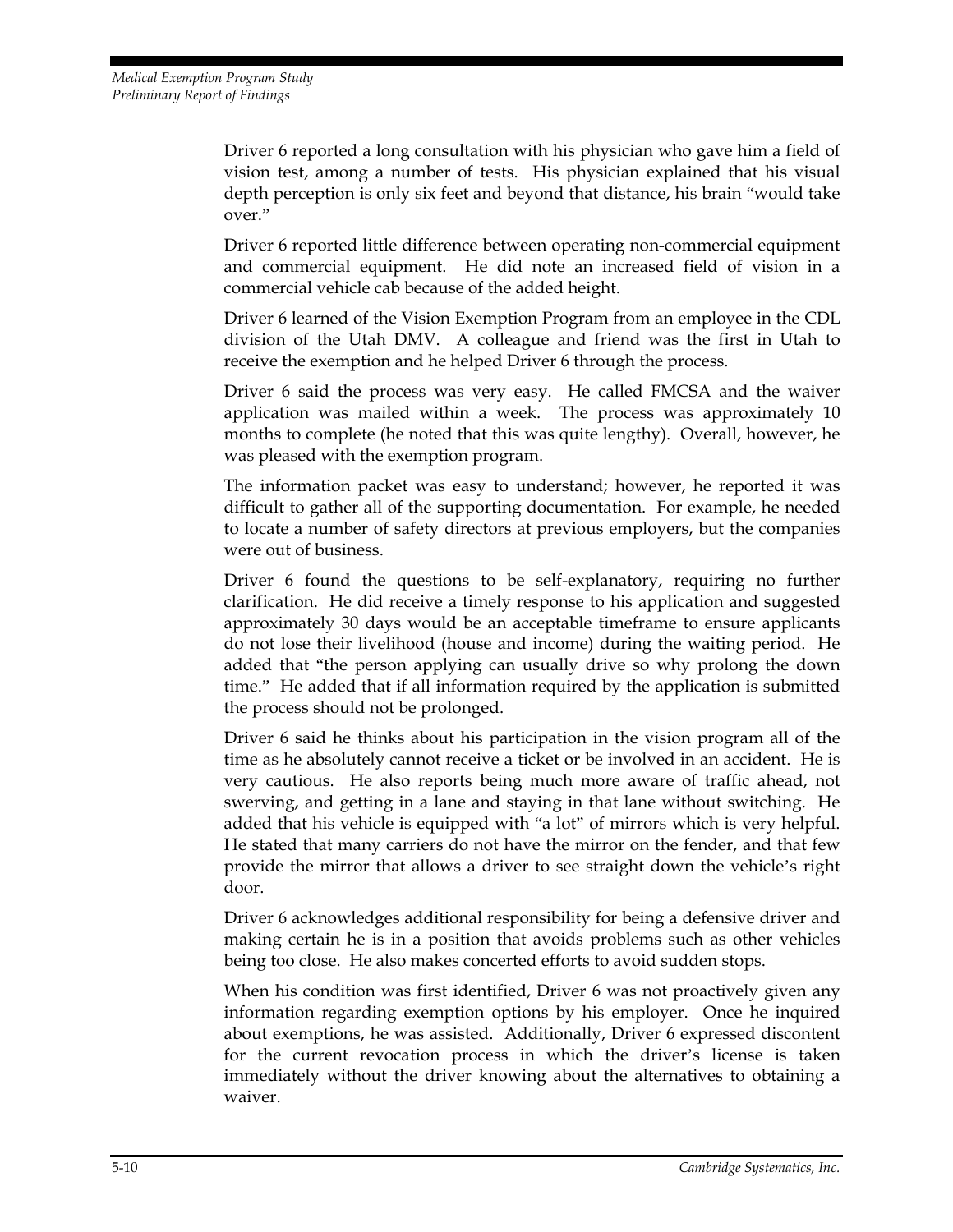Driver 6 reported a long consultation with his physician who gave him a field of vision test, among a number of tests. His physician explained that his visual depth perception is only six feet and beyond that distance, his brain "would take over."

Driver 6 reported little difference between operating non-commercial equipment and commercial equipment. He did note an increased field of vision in a commercial vehicle cab because of the added height.

Driver 6 learned of the Vision Exemption Program from an employee in the CDL division of the Utah DMV. A colleague and friend was the first in Utah to receive the exemption and he helped Driver 6 through the process.

Driver 6 said the process was very easy. He called FMCSA and the waiver application was mailed within a week. The process was approximately 10 months to complete (he noted that this was quite lengthy). Overall, however, he was pleased with the exemption program.

The information packet was easy to understand; however, he reported it was difficult to gather all of the supporting documentation. For example, he needed to locate a number of safety directors at previous employers, but the companies were out of business.

Driver 6 found the questions to be self-explanatory, requiring no further clarification. He did receive a timely response to his application and suggested approximately 30 days would be an acceptable timeframe to ensure applicants do not lose their livelihood (house and income) during the waiting period. He added that "the person applying can usually drive so why prolong the down time." He added that if all information required by the application is submitted the process should not be prolonged.

Driver 6 said he thinks about his participation in the vision program all of the time as he absolutely cannot receive a ticket or be involved in an accident. He is very cautious. He also reports being much more aware of traffic ahead, not swerving, and getting in a lane and staying in that lane without switching. He added that his vehicle is equipped with "a lot" of mirrors which is very helpful. He stated that many carriers do not have the mirror on the fender, and that few provide the mirror that allows a driver to see straight down the vehicle's right door.

Driver 6 acknowledges additional responsibility for being a defensive driver and making certain he is in a position that avoids problems such as other vehicles being too close. He also makes concerted efforts to avoid sudden stops.

When his condition was first identified, Driver 6 was not proactively given any information regarding exemption options by his employer. Once he inquired about exemptions, he was assisted. Additionally, Driver 6 expressed discontent for the current revocation process in which the driver's license is taken immediately without the driver knowing about the alternatives to obtaining a waiver.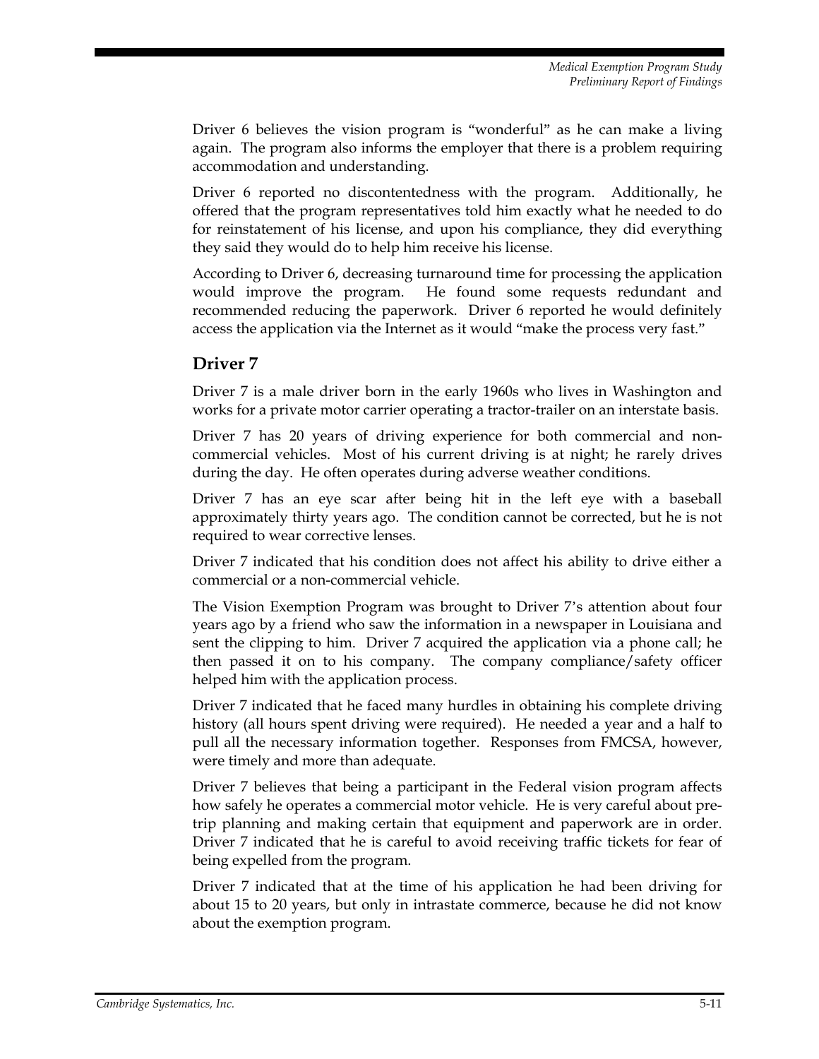Driver 6 believes the vision program is "wonderful" as he can make a living again. The program also informs the employer that there is a problem requiring accommodation and understanding.

Driver 6 reported no discontentedness with the program. Additionally, he offered that the program representatives told him exactly what he needed to do for reinstatement of his license, and upon his compliance, they did everything they said they would do to help him receive his license.

According to Driver 6, decreasing turnaround time for processing the application would improve the program. He found some requests redundant and recommended reducing the paperwork. Driver 6 reported he would definitely access the application via the Internet as it would "make the process very fast."

## Driver 7

Driver 7 is a male driver born in the early 1960s who lives in Washington and works for a private motor carrier operating a tractor-trailer on an interstate basis.

Driver 7 has 20 years of driving experience for both commercial and non-commercial vehicles. Most of his current driving is at night; he rarely drives during the day. He often operates during adverse weather conditions.

Driver 7 has an eye scar after being hit in the left eye with a baseball approximately thirty years ago. The condition cannot be corrected, but he is not required to wear corrective lenses.

Driver 7 indicated that his condition does not affect his ability to drive either a commercial or a non-commercial vehicle.

The Vision Exemption Program was brought to Driver 7's attention about four years ago by a friend who saw the information in a newspaper in Louisiana and sent the clipping to him. Driver 7 acquired the application via a phone call; he then passed it on to his company. The company compliance/safety officer helped him with the application process.

Driver 7 indicated that he faced many hurdles in obtaining his complete driving history (all hours spent driving were required). He needed a year and a half to pull all the necessary information together. Responses from FMCSA, however, were timely and more than adequate.

Driver 7 believes that being a participant in the Federal vision program affects how safely he operates a commercial motor vehicle. He is very careful about pre-trip planning and making certain that equipment and paperwork are in order. Driver 7 indicated that he is careful to avoid receiving traffic tickets for fear of being expelled from the program.

Driver 7 indicated that at the time of his application he had been driving for about 15 to 20 years, but only in intrastate commerce, because he did not know about the exemption program.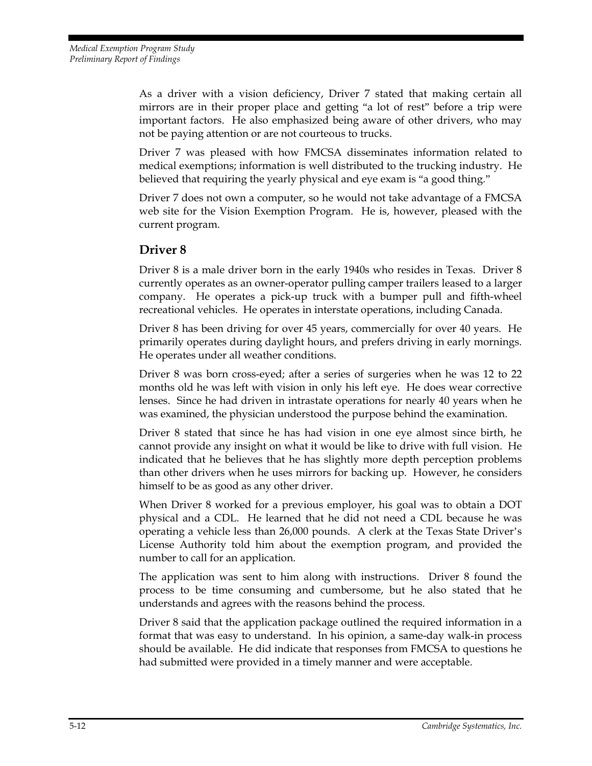As a driver with a vision deficiency, Driver 7 stated that making certain all mirrors are in their proper place and getting "a lot of rest" before a trip were important factors. He also emphasized being aware of other drivers, who may not be paying attention or are not courteous to trucks.

Driver 7 was pleased with how FMCSA disseminates information related to medical exemptions; information is well distributed to the trucking industry. He believed that requiring the yearly physical and eye exam is "a good thing."

Driver 7 does not own a computer, so he would not take advantage of a FMCSA web site for the Vision Exemption Program. He is, however, pleased with the current program.

## Driver 8

Driver 8 is a male driver born in the early 1940s who resides in Texas. Driver 8 currently operates as an owner-operator pulling camper trailers leased to a larger company. He operates a pick-up truck with a bumper pull and fifth-wheel recreational vehicles. He operates in interstate operations, including Canada.

Driver 8 has been driving for over 45 years, commercially for over 40 years. He primarily operates during daylight hours, and prefers driving in early mornings. He operates under all weather conditions.

Driver 8 was born cross-eyed; after a series of surgeries when he was 12 to 22 months old he was left with vision in only his left eye. He does wear corrective lenses. Since he had driven in intrastate operations for nearly 40 years when he was examined, the physician understood the purpose behind the examination.

Driver 8 stated that since he has had vision in one eye almost since birth, he cannot provide any insight on what it would be like to drive with full vision. He indicated that he believes that he has slightly more depth perception problems than other drivers when he uses mirrors for backing up. However, he considers himself to be as good as any other driver.

When Driver 8 worked for a previous employer, his goal was to obtain a DOT physical and a CDL. He learned that he did not need a CDL because he was operating a vehicle less than 26,000 pounds. A clerk at the Texas State Driver's License Authority told him about the exemption program, and provided the number to call for an application.

The application was sent to him along with instructions. Driver 8 found the process to be time consuming and cumbersome, but he also stated that he understands and agrees with the reasons behind the process.

Driver 8 said that the application package outlined the required information in a format that was easy to understand. In his opinion, a same-day walk-in process should be available. He did indicate that responses from FMCSA to questions he had submitted were provided in a timely manner and were acceptable.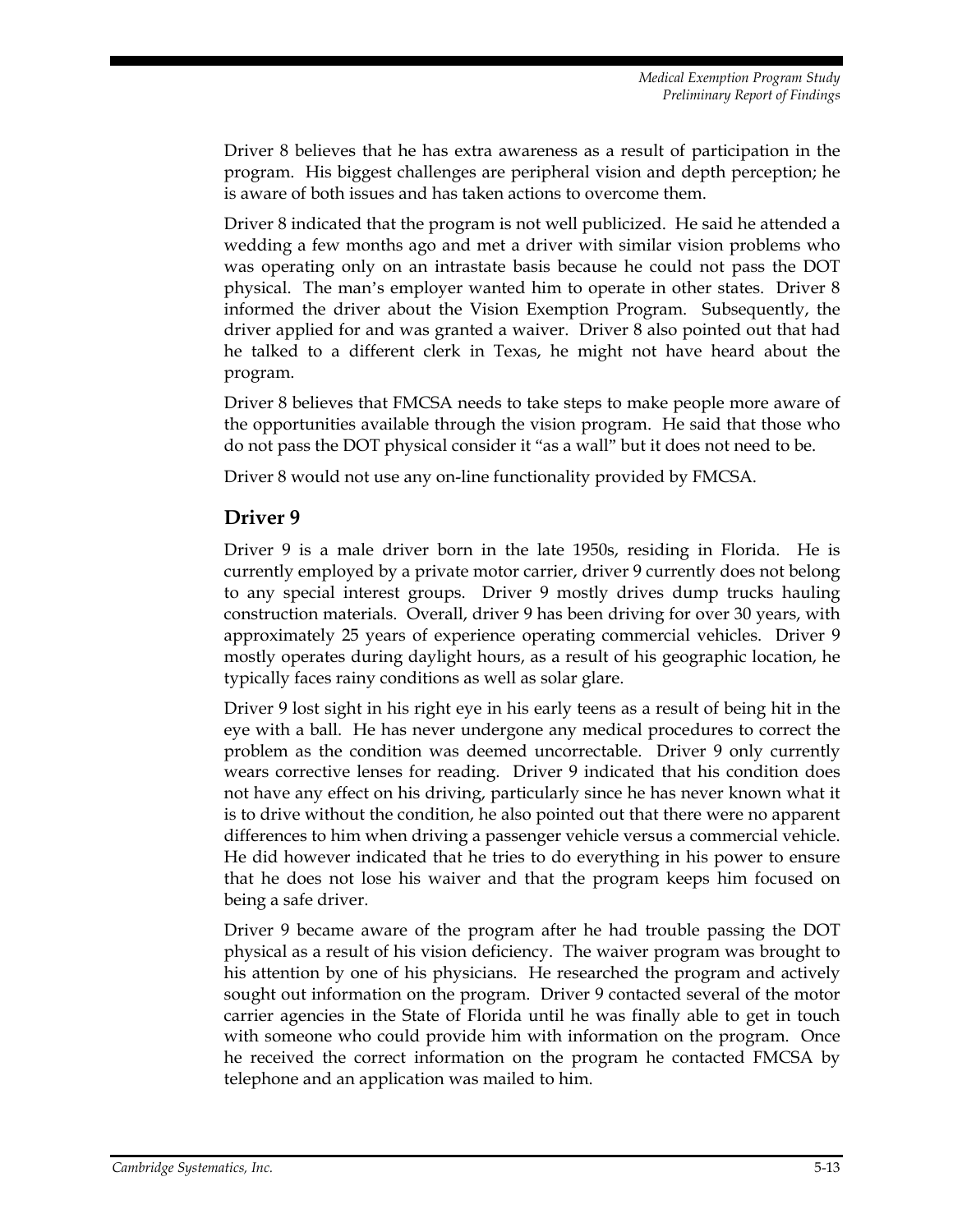Driver 8 believes that he has extra awareness as a result of participation in the program. His biggest challenges are peripheral vision and depth perception; he is aware of both issues and has taken actions to overcome them.

Driver 8 indicated that the program is not well publicized. He said he attended a wedding a few months ago and met a driver with similar vision problems who was operating only on an intrastate basis because he could not pass the DOT physical. The man's employer wanted him to operate in other states. Driver 8 informed the driver about the Vision Exemption Program. Subsequently, the driver applied for and was granted a waiver. Driver 8 also pointed out that had he talked to a different clerk in Texas, he might not have heard about the program.

Driver 8 believes that FMCSA needs to take steps to make people more aware of the opportunities available through the vision program. He said that those who do not pass the DOT physical consider it "as a wall" but it does not need to be.

Driver 8 would not use any on-line functionality provided by FMCSA.

## Driver 9

Driver 9 is a male driver born in the late 1950s, residing in Florida. He is currently employed by a private motor carrier, driver 9 currently does not belong to any special interest groups. Driver 9 mostly drives dump trucks hauling construction materials. Overall, driver 9 has been driving for over 30 years, with approximately 25 years of experience operating commercial vehicles. Driver 9 mostly operates during daylight hours, as a result of his geographic location, he typically faces rainy conditions as well as solar glare.

Driver 9 lost sight in his right eye in his early teens as a result of being hit in the eye with a ball. He has never undergone any medical procedures to correct the problem as the condition was deemed uncorrectable. Driver 9 only currently wears corrective lenses for reading. Driver 9 indicated that his condition does not have any effect on his driving, particularly since he has never known what it is to drive without the condition, he also pointed out that there were no apparent differences to him when driving a passenger vehicle versus a commercial vehicle. He did however indicated that he tries to do everything in his power to ensure that he does not lose his waiver and that the program keeps him focused on being a safe driver.

Driver 9 became aware of the program after he had trouble passing the DOT physical as a result of his vision deficiency. The waiver program was brought to his attention by one of his physicians. He researched the program and actively sought out information on the program. Driver 9 contacted several of the motor carrier agencies in the State of Florida until he was finally able to get in touch with someone who could provide him with information on the program. Once he received the correct information on the program he contacted FMCSA by telephone and an application was mailed to him.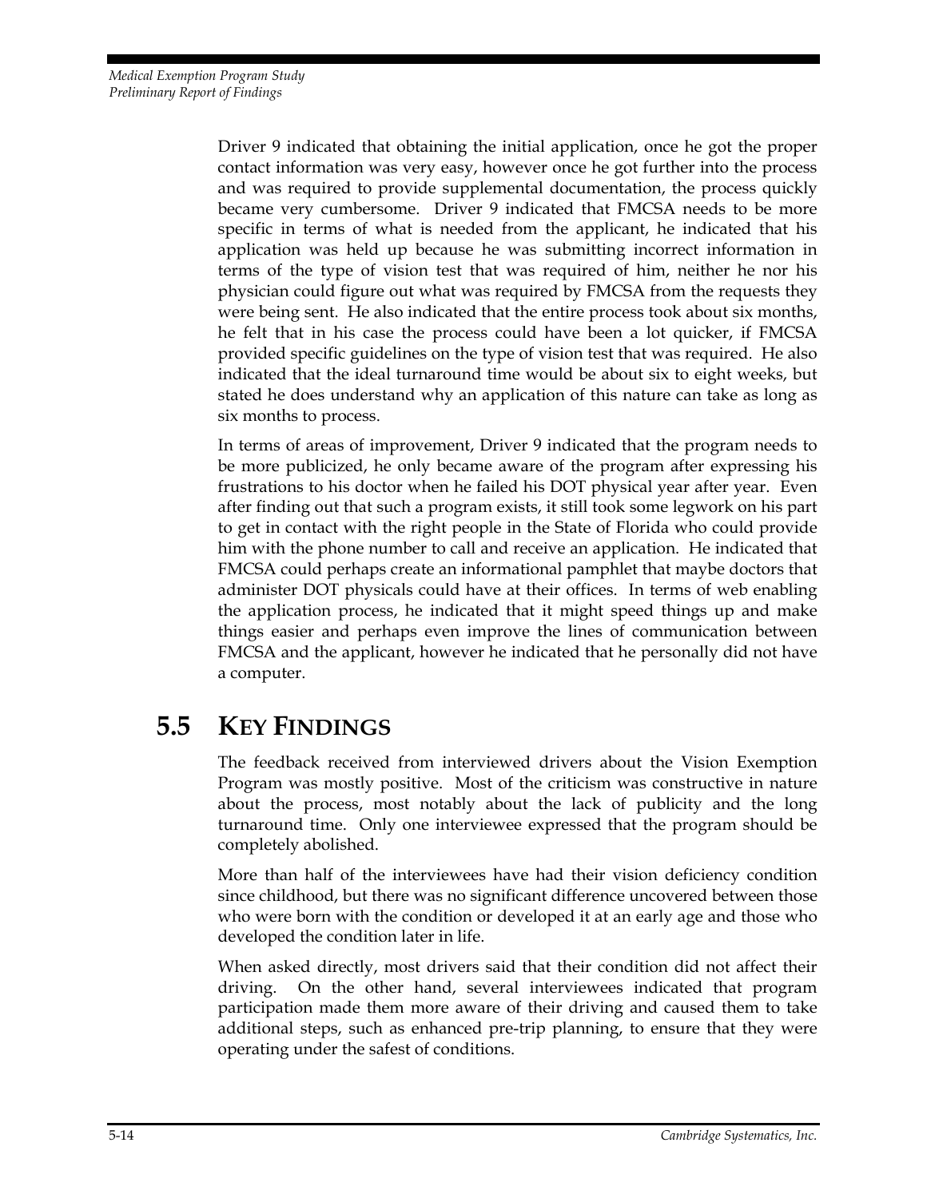Driver 9 indicated that obtaining the initial application, once he got the proper contact information was very easy, however once he got further into the process and was required to provide supplemental documentation, the process quickly became very cumbersome. Driver 9 indicated that FMCSA needs to be more specific in terms of what is needed from the applicant, he indicated that his application was held up because he was submitting incorrect information in terms of the type of vision test that was required of him, neither he nor his physician could figure out what was required by FMCSA from the requests they were being sent. He also indicated that the entire process took about six months, he felt that in his case the process could have been a lot quicker, if FMCSA provided specific guidelines on the type of vision test that was required. He also indicated that the ideal turnaround time would be about six to eight weeks, but stated he does understand why an application of this nature can take as long as six months to process.

In terms of areas of improvement, Driver 9 indicated that the program needs to be more publicized, he only became aware of the program after expressing his frustrations to his doctor when he failed his DOT physical year after year. Even after finding out that such a program exists, it still took some legwork on his part to get in contact with the right people in the State of Florida who could provide him with the phone number to call and receive an application. He indicated that FMCSA could perhaps create an informational pamphlet that maybe doctors that administer DOT physicals could have at their offices. In terms of web enabling the application process, he indicated that it might speed things up and make things easier and perhaps even improve the lines of communication between FMCSA and the applicant, however he indicated that he personally did not have a computer.

## 5.5 KEY FINDINGS

The feedback received from interviewed drivers about the Vision Exemption Program was mostly positive. Most of the criticism was constructive in nature about the process, most notably about the lack of publicity and the long turnaround time. Only one interviewee expressed that the program should be completely abolished.

More than half of the interviewees have had their vision deficiency condition since childhood, but there was no significant difference uncovered between those who were born with the condition or developed it at an early age and those who developed the condition later in life.

When asked directly, most drivers said that their condition did not affect their driving. On the other hand, several interviewees indicated that program participation made them more aware of their driving and caused them to take additional steps, such as enhanced pre-trip planning, to ensure that they were operating under the safest of conditions.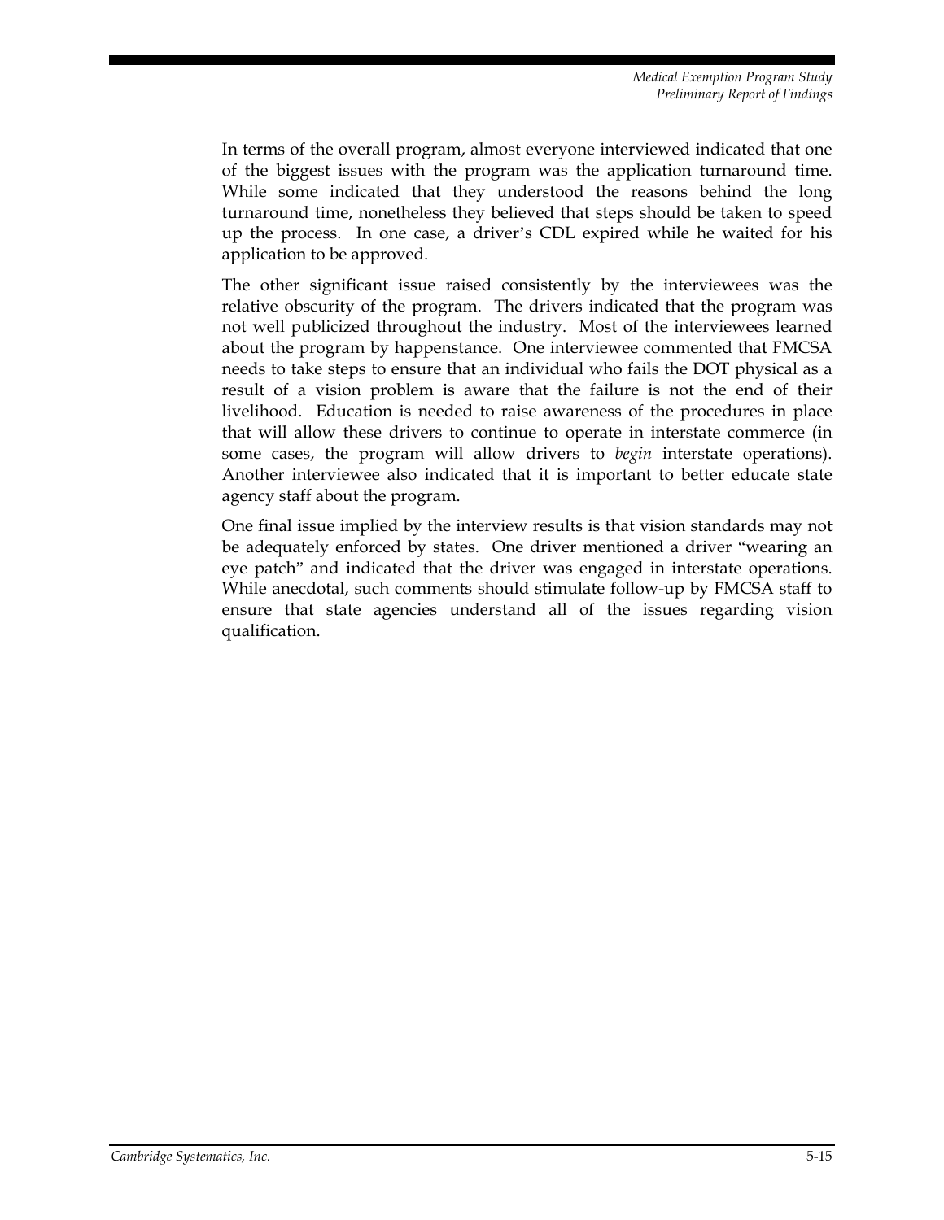In terms of the overall program, almost everyone interviewed indicated that one of the biggest issues with the program was the application turnaround time. While some indicated that they understood the reasons behind the long turnaround time, nonetheless they believed that steps should be taken to speed up the process. In one case, a driver's CDL expired while he waited for his application to be approved.

The other significant issue raised consistently by the interviewees was the relative obscurity of the program. The drivers indicated that the program was not well publicized throughout the industry. Most of the interviewees learned about the program by happenstance. One interviewee commented that FMCSA needs to take steps to ensure that an individual who fails the DOT physical as a result of a vision problem is aware that the failure is not the end of their livelihood. Education is needed to raise awareness of the procedures in place that will allow these drivers to continue to operate in interstate commerce (in some cases, the program will allow drivers to *begin* interstate operations). Another interviewee also indicated that it is important to better educate state agency staff about the program.

One final issue implied by the interview results is that vision standards may not be adequately enforced by states. One driver mentioned a driver "wearing an eye patch" and indicated that the driver was engaged in interstate operations. While anecdotal, such comments should stimulate follow-up by FMCSA staff to ensure that state agencies understand all of the issues regarding vision qualification.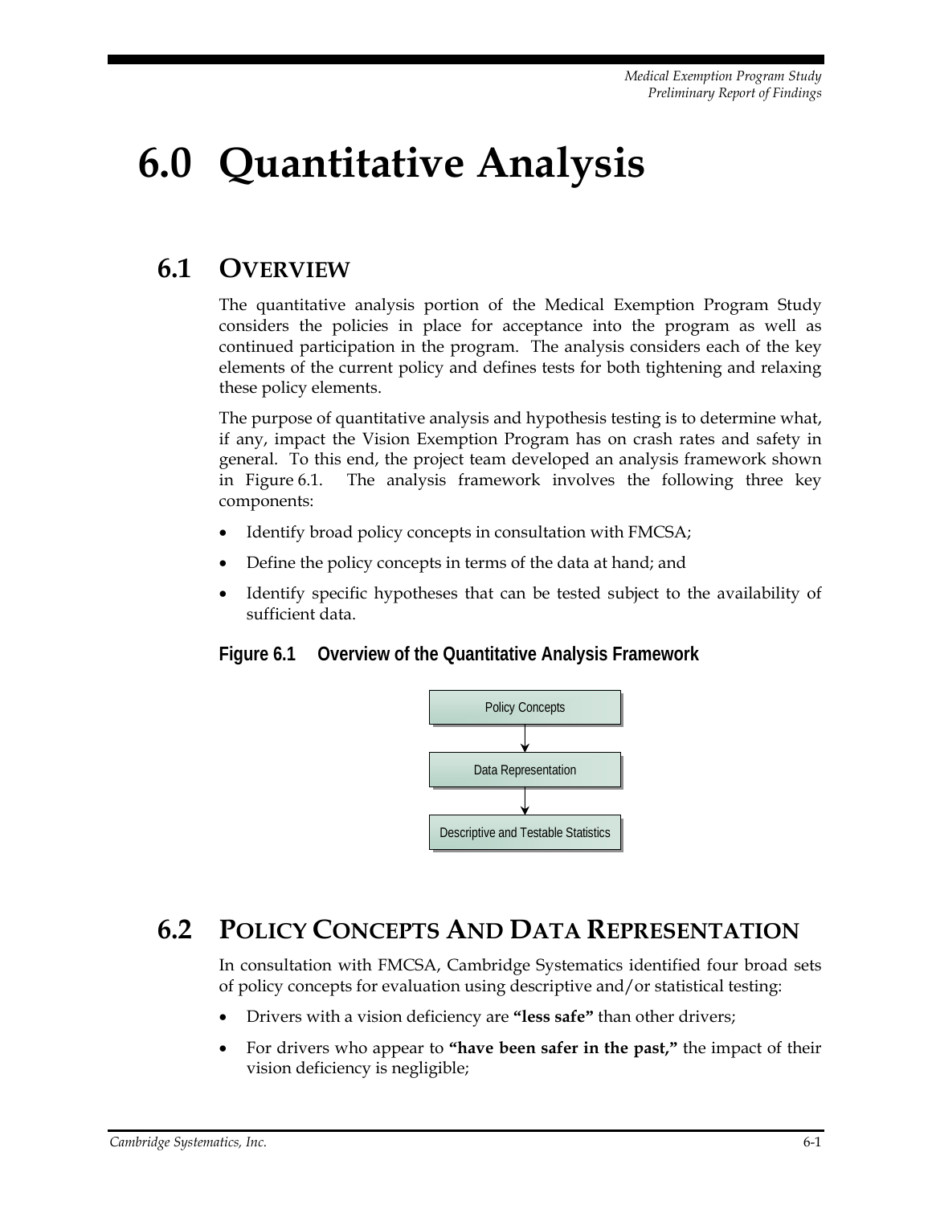# 6.0 Quantitative Analysis

## 6.1 Overview

The quantitative analysis portion of the Medical Exemption Program Study considers the policies in place for acceptance into the program as well as continued participation in the program. The analysis considers each of the key elements of the current policy and defines tests for both tightening and relaxing these policy elements.

The purpose of quantitative analysis and hypothesis testing is to determine what, if any, impact the Vision Exemption Program has on crash rates and safety in general. To this end, the project team developed an analysis framework shown in Figure 6.1. The analysis framework involves the following three key components:

- Identify broad policy concepts in consultation with FMCSA;
- Define the policy concepts in terms of the data at hand; and
- Identify specific hypotheses that can be tested subject to the availability of sufficient data.

**Figure 6.1 Overview of the Quantitative Analysis Framework**

Policy Concepts → Data Representation → Descriptive and Testable Statistics

## 6.2 Policy Concepts and Data Representation

In consultation with FMCSA, Cambridge Systematics identified four broad sets of policy concepts for evaluation using descriptive and/or statistical testing:

- Drivers with a vision deficiency are **"less safe"** than other drivers;
- For drivers who appear to **"have been safer in the past,"** the impact of their vision deficiency is negligible;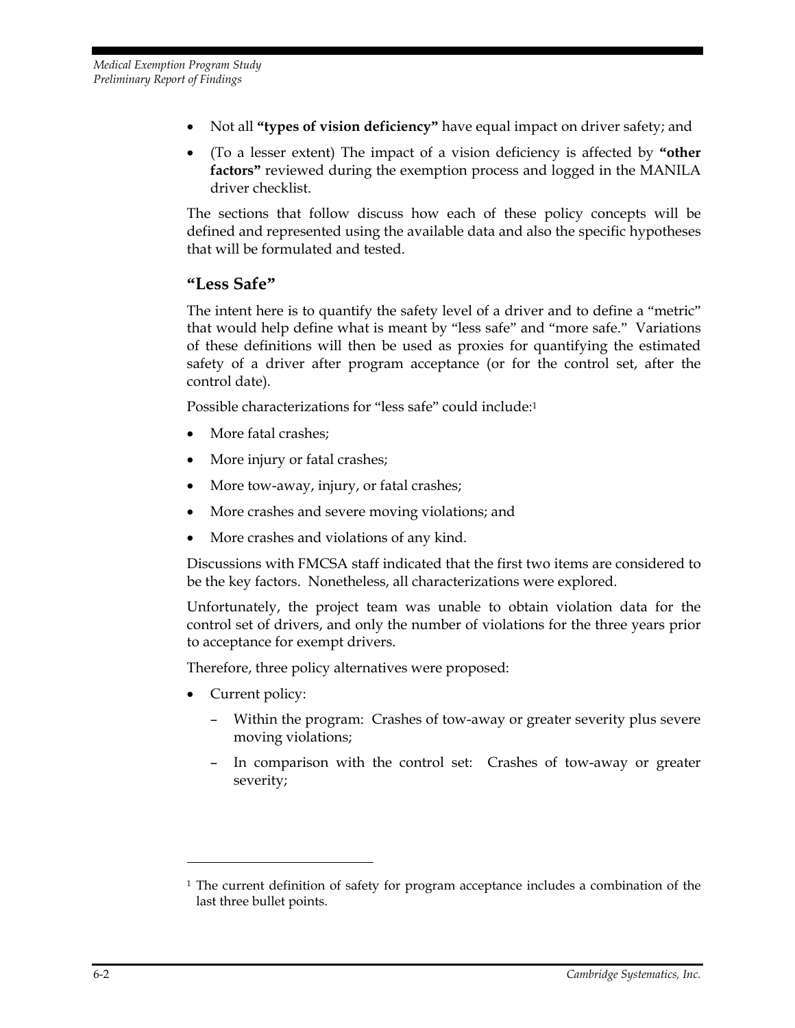- Not all **"types of vision deficiency"** have equal impact on driver safety; and
- (To a lesser extent) The impact of a vision deficiency is affected by **"other factors"** reviewed during the exemption process and logged in the MANILA driver checklist.

The sections that follow discuss how each of these policy concepts will be defined and represented using the available data and also the specific hypotheses that will be formulated and tested.

## "Less Safe"

The intent here is to quantify the safety level of a driver and to define a "metric" that would help define what is meant by "less safe" and "more safe." Variations of these definitions will then be used as proxies for quantifying the estimated safety of a driver after program acceptance (or for the control set, after the control date).

Possible characterizations for "less safe" could include:[1]

- More fatal crashes;
- More injury or fatal crashes;
- More tow-away, injury, or fatal crashes;
- More crashes and severe moving violations; and
- More crashes and violations of any kind.

Discussions with FMCSA staff indicated that the first two items are considered to be the key factors. Nonetheless, all characterizations were explored.

Unfortunately, the project team was unable to obtain violation data for the control set of drivers, and only the number of violations for the three years prior to acceptance for exempt drivers.

Therefore, three policy alternatives were proposed:

- Current policy:
  - Within the program: Crashes of tow-away or greater severity plus severe moving violations;
  - In comparison with the control set: Crashes of tow-away or greater severity;

---

[1] The current definition of safety for program acceptance includes a combination of the last three bullet points.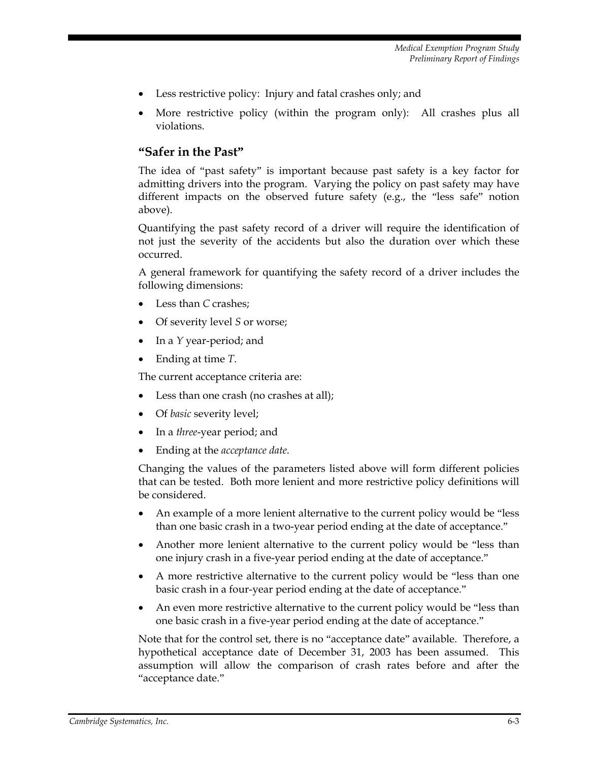- Less restrictive policy: Injury and fatal crashes only; and
- More restrictive policy (within the program only): All crashes plus all violations.

### "Safer in the Past"

The idea of "past safety" is important because past safety is a key factor for admitting drivers into the program. Varying the policy on past safety may have different impacts on the observed future safety (e.g., the "less safe" notion above).

Quantifying the past safety record of a driver will require the identification of not just the severity of the accidents but also the duration over which these occurred.

A general framework for quantifying the safety record of a driver includes the following dimensions:

- Less than *C* crashes;
- Of severity level *S* or worse;
- In a *Y* year-period; and
- Ending at time *T*.

The current acceptance criteria are:

- Less than one crash (no crashes at all);
- Of *basic* severity level;
- In a *three*-year period; and
- Ending at the *acceptance date*.

Changing the values of the parameters listed above will form different policies that can be tested. Both more lenient and more restrictive policy definitions will be considered.

- An example of a more lenient alternative to the current policy would be "less than one basic crash in a two-year period ending at the date of acceptance."
- Another more lenient alternative to the current policy would be "less than one injury crash in a five-year period ending at the date of acceptance."
- A more restrictive alternative to the current policy would be "less than one basic crash in a four-year period ending at the date of acceptance."
- An even more restrictive alternative to the current policy would be "less than one basic crash in a five-year period ending at the date of acceptance."

Note that for the control set, there is no "acceptance date" available. Therefore, a hypothetical acceptance date of December 31, 2003 has been assumed. This assumption will allow the comparison of crash rates before and after the "acceptance date."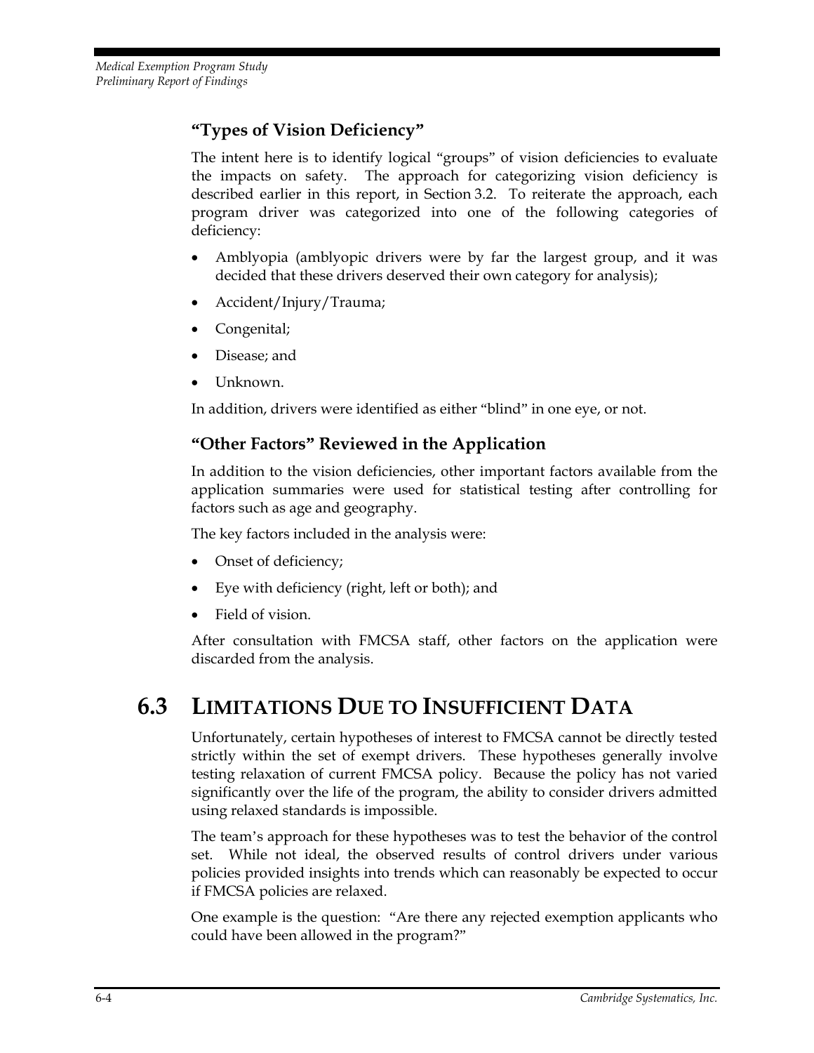### “Types of Vision Deficiency”

The intent here is to identify logical “groups” of vision deficiencies to evaluate the impacts on safety. The approach for categorizing vision deficiency is described earlier in this report, in Section 3.2. To reiterate the approach, each program driver was categorized into one of the following categories of deficiency:

- Amblyopia (amblyopic drivers were by far the largest group, and it was decided that these drivers deserved their own category for analysis);
- Accident/Injury/Trauma;
- Congenital;
- Disease; and
- Unknown.

In addition, drivers were identified as either “blind” in one eye, or not.

### “Other Factors” Reviewed in the Application

In addition to the vision deficiencies, other important factors available from the application summaries were used for statistical testing after controlling for factors such as age and geography.

The key factors included in the analysis were:

- Onset of deficiency;
- Eye with deficiency (right, left or both); and
- Field of vision.

After consultation with FMCSA staff, other factors on the application were discarded from the analysis.

## 6.3 Limitations Due to Insufficient Data

Unfortunately, certain hypotheses of interest to FMCSA cannot be directly tested strictly within the set of exempt drivers. These hypotheses generally involve testing relaxation of current FMCSA policy. Because the policy has not varied significantly over the life of the program, the ability to consider drivers admitted using relaxed standards is impossible.

The team’s approach for these hypotheses was to test the behavior of the control set. While not ideal, the observed results of control drivers under various policies provided insights into trends which can reasonably be expected to occur if FMCSA policies are relaxed.

One example is the question: “Are there any rejected exemption applicants who could have been allowed in the program?”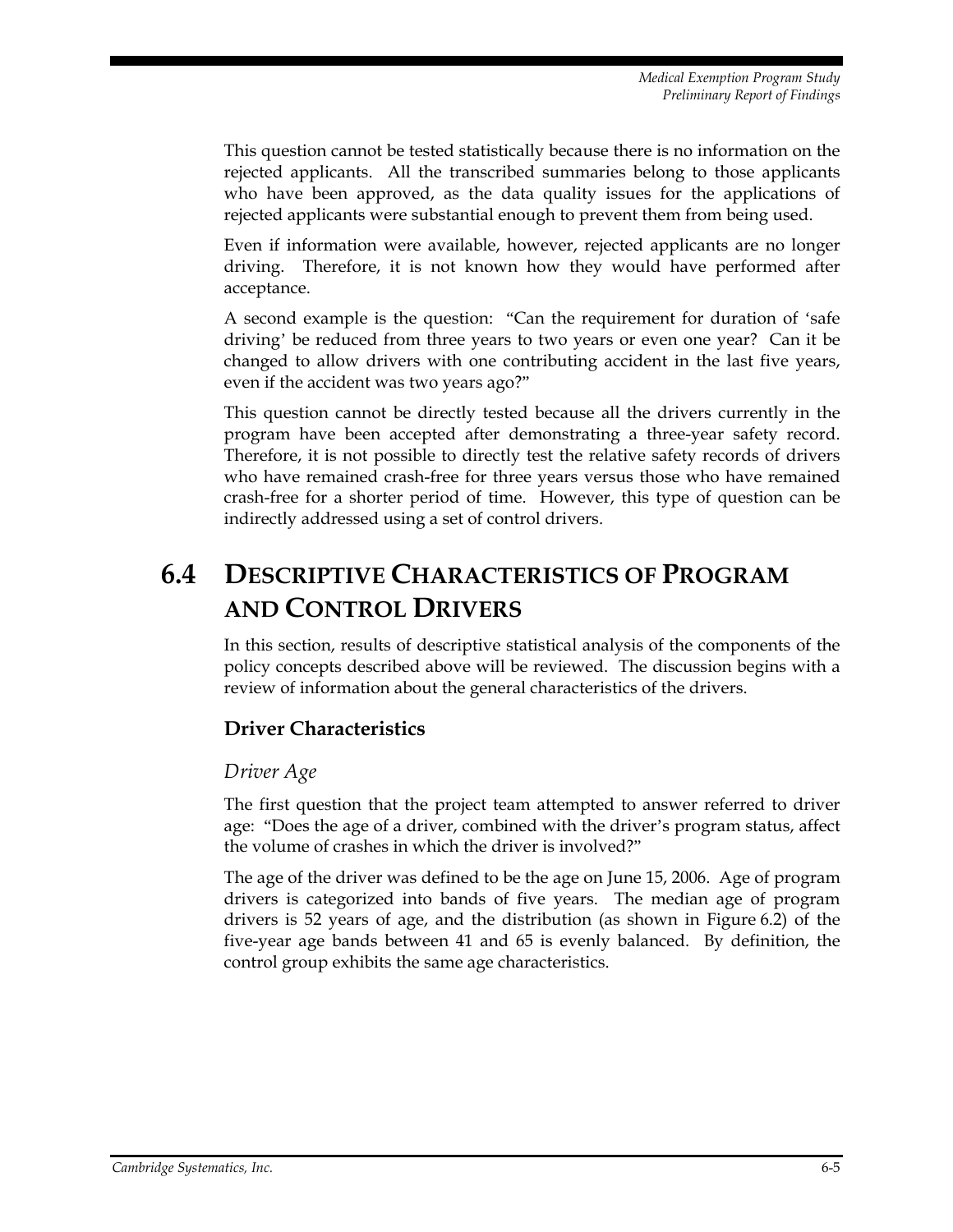This question cannot be tested statistically because there is no information on the rejected applicants. All the transcribed summaries belong to those applicants who have been approved, as the data quality issues for the applications of rejected applicants were substantial enough to prevent them from being used.

Even if information were available, however, rejected applicants are no longer driving. Therefore, it is not known how they would have performed after acceptance.

A second example is the question: "Can the requirement for duration of 'safe driving' be reduced from three years to two years or even one year? Can it be changed to allow drivers with one contributing accident in the last five years, even if the accident was two years ago?"

This question cannot be directly tested because all the drivers currently in the program have been accepted after demonstrating a three-year safety record. Therefore, it is not possible to directly test the relative safety records of drivers who have remained crash-free for three years versus those who have remained crash-free for a shorter period of time. However, this type of question can be indirectly addressed using a set of control drivers.

## 6.4 Descriptive Characteristics of Program and Control Drivers

In this section, results of descriptive statistical analysis of the components of the policy concepts described above will be reviewed. The discussion begins with a review of information about the general characteristics of the drivers.

### Driver Characteristics

#### *Driver Age*

The first question that the project team attempted to answer referred to driver age: "Does the age of a driver, combined with the driver's program status, affect the volume of crashes in which the driver is involved?"

The age of the driver was defined to be the age on June 15, 2006. Age of program drivers is categorized into bands of five years. The median age of program drivers is 52 years of age, and the distribution (as shown in Figure 6.2) of the five-year age bands between 41 and 65 is evenly balanced. By definition, the control group exhibits the same age characteristics.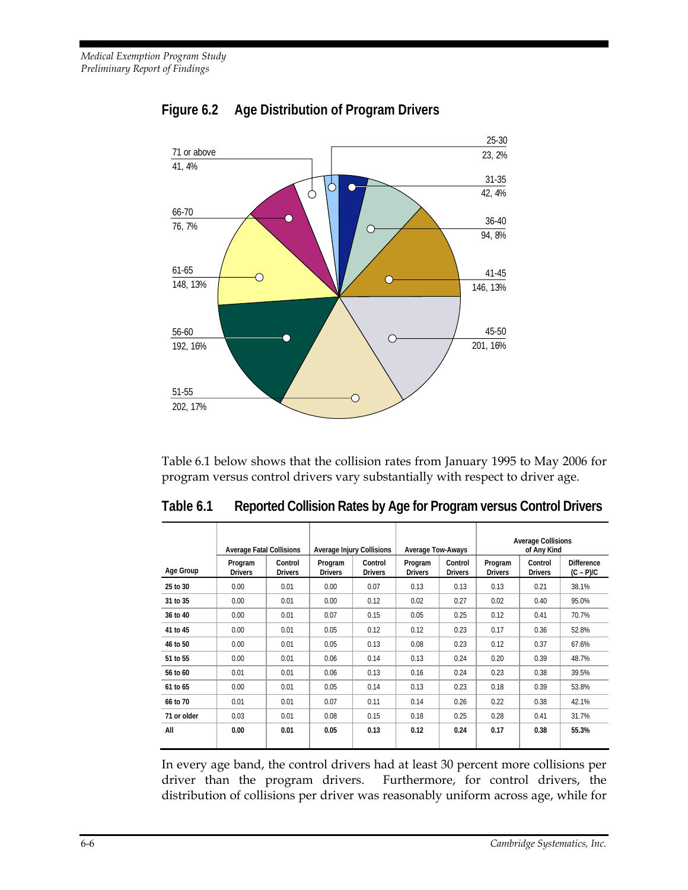**Figure 6.2 Age Distribution of Program Drivers**

71 or above
41, 4%

66-70
76, 7%

61-65
148, 13%

56-60
192, 16%

51-55
202, 17%

25-30
23, 2%

31-35
42, 4%

36-40
94, 8%

41-45
146, 13%

45-50
201, 16%

Table 6.1 below shows that the collision rates from January 1995 to May 2006 for program versus control drivers vary substantially with respect to driver age.

**Table 6.1 Reported Collision Rates by Age for Program versus Control Drivers**

| | Average Fatal Collisions | | Average Injury Collisions | | Average Tow-Aways | | Average Collisions of Any Kind | | |
|---|---|---|---|---|---|---|---|---|---|
| **Age Group** | **Program Drivers** | **Control Drivers** | **Program Drivers** | **Control Drivers** | **Program Drivers** | **Control Drivers** | **Program Drivers** | **Control Drivers** | **Difference (C – P)/C** |
| **25 to 30** | 0.00 | 0.01 | 0.00 | 0.07 | 0.13 | 0.13 | 0.13 | 0.21 | 38.1% |
| **31 to 35** | 0.00 | 0.01 | 0.00 | 0.12 | 0.02 | 0.27 | 0.02 | 0.40 | 95.0% |
| **36 to 40** | 0.00 | 0.01 | 0.07 | 0.15 | 0.05 | 0.25 | 0.12 | 0.41 | 70.7% |
| **41 to 45** | 0.00 | 0.01 | 0.05 | 0.12 | 0.12 | 0.23 | 0.17 | 0.36 | 52.8% |
| **46 to 50** | 0.00 | 0.01 | 0.05 | 0.13 | 0.08 | 0.23 | 0.12 | 0.37 | 67.6% |
| **51 to 55** | 0.00 | 0.01 | 0.06 | 0.14 | 0.13 | 0.24 | 0.20 | 0.39 | 48.7% |
| **56 to 60** | 0.01 | 0.01 | 0.06 | 0.13 | 0.16 | 0.24 | 0.23 | 0.38 | 39.5% |
| **61 to 65** | 0.00 | 0.01 | 0.05 | 0.14 | 0.13 | 0.23 | 0.18 | 0.39 | 53.8% |
| **66 to 70** | 0.01 | 0.01 | 0.07 | 0.11 | 0.14 | 0.26 | 0.22 | 0.38 | 42.1% |
| **71 or older** | 0.03 | 0.01 | 0.08 | 0.15 | 0.18 | 0.25 | 0.28 | 0.41 | 31.7% |
| **All** | **0.00** | **0.01** | **0.05** | **0.13** | **0.12** | **0.24** | **0.17** | **0.38** | **55.3%** |

In every age band, the control drivers had at least 30 percent more collisions per driver than the program drivers. Furthermore, for control drivers, the distribution of collisions per driver was reasonably uniform across age, while for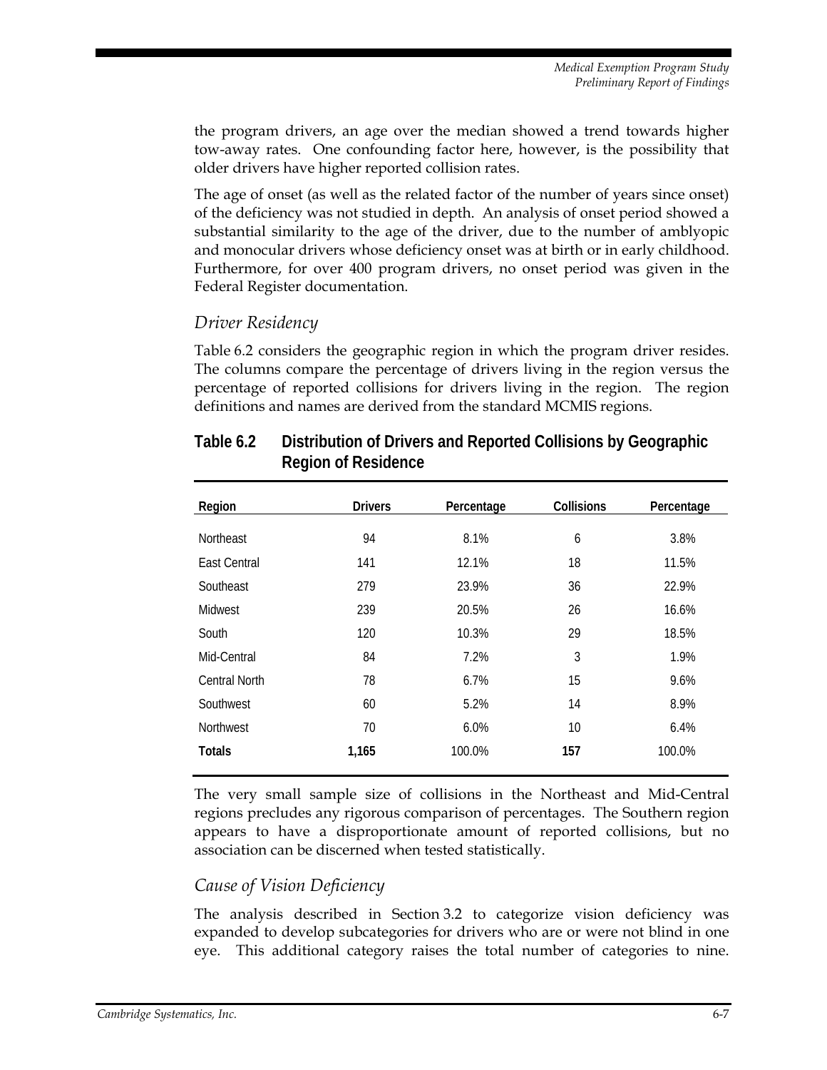the program drivers, an age over the median showed a trend towards higher tow-away rates. One confounding factor here, however, is the possibility that older drivers have higher reported collision rates.

The age of onset (as well as the related factor of the number of years since onset) of the deficiency was not studied in depth. An analysis of onset period showed a substantial similarity to the age of the driver, due to the number of amblyopic and monocular drivers whose deficiency onset was at birth or in early childhood. Furthermore, for over 400 program drivers, no onset period was given in the Federal Register documentation.

### *Driver Residency*

Table 6.2 considers the geographic region in which the program driver resides. The columns compare the percentage of drivers living in the region versus the percentage of reported collisions for drivers living in the region. The region definitions and names are derived from the standard MCMIS regions.

**Table 6.2 Distribution of Drivers and Reported Collisions by Geographic Region of Residence**

| Region | Drivers | Percentage | Collisions | Percentage |
|---|---|---|---|---|
| Northeast | 94 | 8.1% | 6 | 3.8% |
| East Central | 141 | 12.1% | 18 | 11.5% |
| Southeast | 279 | 23.9% | 36 | 22.9% |
| Midwest | 239 | 20.5% | 26 | 16.6% |
| South | 120 | 10.3% | 29 | 18.5% |
| Mid-Central | 84 | 7.2% | 3 | 1.9% |
| Central North | 78 | 6.7% | 15 | 9.6% |
| Southwest | 60 | 5.2% | 14 | 8.9% |
| Northwest | 70 | 6.0% | 10 | 6.4% |
| **Totals** | **1,165** | 100.0% | **157** | 100.0% |

The very small sample size of collisions in the Northeast and Mid-Central regions precludes any rigorous comparison of percentages. The Southern region appears to have a disproportionate amount of reported collisions, but no association can be discerned when tested statistically.

### *Cause of Vision Deficiency*

The analysis described in Section 3.2 to categorize vision deficiency was expanded to develop subcategories for drivers who are or were not blind in one eye. This additional category raises the total number of categories to nine.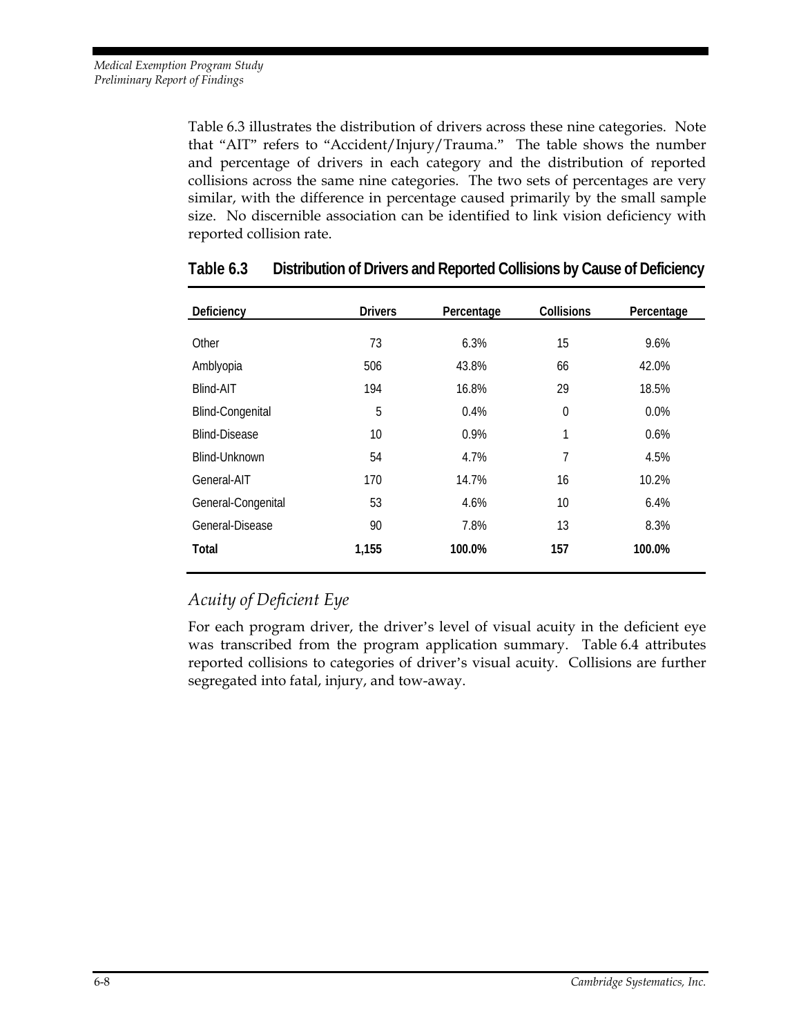Table 6.3 illustrates the distribution of drivers across these nine categories. Note that "AIT" refers to "Accident/Injury/Trauma." The table shows the number and percentage of drivers in each category and the distribution of reported collisions across the same nine categories. The two sets of percentages are very similar, with the difference in percentage caused primarily by the small sample size. No discernible association can be identified to link vision deficiency with reported collision rate.

**Table 6.3 Distribution of Drivers and Reported Collisions by Cause of Deficiency**

| Deficiency | Drivers | Percentage | Collisions | Percentage |
|---|---|---|---|---|
| Other | 73 | 6.3% | 15 | 9.6% |
| Amblyopia | 506 | 43.8% | 66 | 42.0% |
| Blind-AIT | 194 | 16.8% | 29 | 18.5% |
| Blind-Congenital | 5 | 0.4% | 0 | 0.0% |
| Blind-Disease | 10 | 0.9% | 1 | 0.6% |
| Blind-Unknown | 54 | 4.7% | 7 | 4.5% |
| General-AIT | 170 | 14.7% | 16 | 10.2% |
| General-Congenital | 53 | 4.6% | 10 | 6.4% |
| General-Disease | 90 | 7.8% | 13 | 8.3% |
| **Total** | **1,155** | **100.0%** | **157** | **100.0%** |

## *Acuity of Deficient Eye*

For each program driver, the driver's level of visual acuity in the deficient eye was transcribed from the program application summary. Table 6.4 attributes reported collisions to categories of driver's visual acuity. Collisions are further segregated into fatal, injury, and tow-away.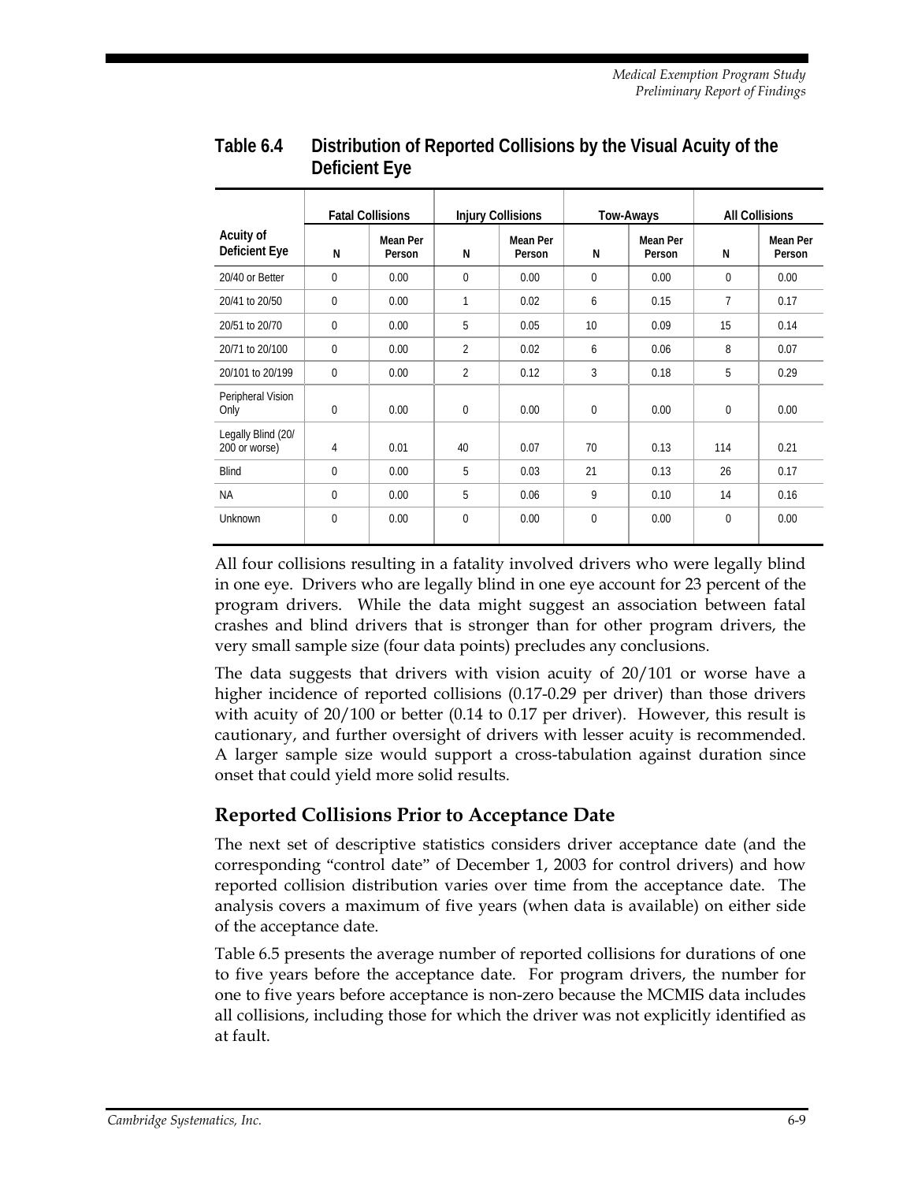**Table 6.4 Distribution of Reported Collisions by the Visual Acuity of the Deficient Eye**

| Acuity of Deficient Eye | Fatal Collisions | | Injury Collisions | | Tow-Aways | | All Collisions | |
|---|---|---|---|---|---|---|---|---|
| | N | Mean Per Person | N | Mean Per Person | N | Mean Per Person | N | Mean Per Person |
| 20/40 or Better | 0 | 0.00 | 0 | 0.00 | 0 | 0.00 | 0 | 0.00 |
| 20/41 to 20/50 | 0 | 0.00 | 1 | 0.02 | 6 | 0.15 | 7 | 0.17 |
| 20/51 to 20/70 | 0 | 0.00 | 5 | 0.05 | 10 | 0.09 | 15 | 0.14 |
| 20/71 to 20/100 | 0 | 0.00 | 2 | 0.02 | 6 | 0.06 | 8 | 0.07 |
| 20/101 to 20/199 | 0 | 0.00 | 2 | 0.12 | 3 | 0.18 | 5 | 0.29 |
| Peripheral Vision Only | 0 | 0.00 | 0 | 0.00 | 0 | 0.00 | 0 | 0.00 |
| Legally Blind (20/200 or worse) | 4 | 0.01 | 40 | 0.07 | 70 | 0.13 | 114 | 0.21 |
| Blind | 0 | 0.00 | 5 | 0.03 | 21 | 0.13 | 26 | 0.17 |
| NA | 0 | 0.00 | 5 | 0.06 | 9 | 0.10 | 14 | 0.16 |
| Unknown | 0 | 0.00 | 0 | 0.00 | 0 | 0.00 | 0 | 0.00 |

All four collisions resulting in a fatality involved drivers who were legally blind in one eye. Drivers who are legally blind in one eye account for 23 percent of the program drivers. While the data might suggest an association between fatal crashes and blind drivers that is stronger than for other program drivers, the very small sample size (four data points) precludes any conclusions.

The data suggests that drivers with vision acuity of 20/101 or worse have a higher incidence of reported collisions (0.17-0.29 per driver) than those drivers with acuity of 20/100 or better (0.14 to 0.17 per driver). However, this result is cautionary, and further oversight of drivers with lesser acuity is recommended. A larger sample size would support a cross-tabulation against duration since onset that could yield more solid results.

## Reported Collisions Prior to Acceptance Date

The next set of descriptive statistics considers driver acceptance date (and the corresponding "control date" of December 1, 2003 for control drivers) and how reported collision distribution varies over time from the acceptance date. The analysis covers a maximum of five years (when data is available) on either side of the acceptance date.

Table 6.5 presents the average number of reported collisions for durations of one to five years before the acceptance date. For program drivers, the number for one to five years before acceptance is non-zero because the MCMIS data includes all collisions, including those for which the driver was not explicitly identified as at fault.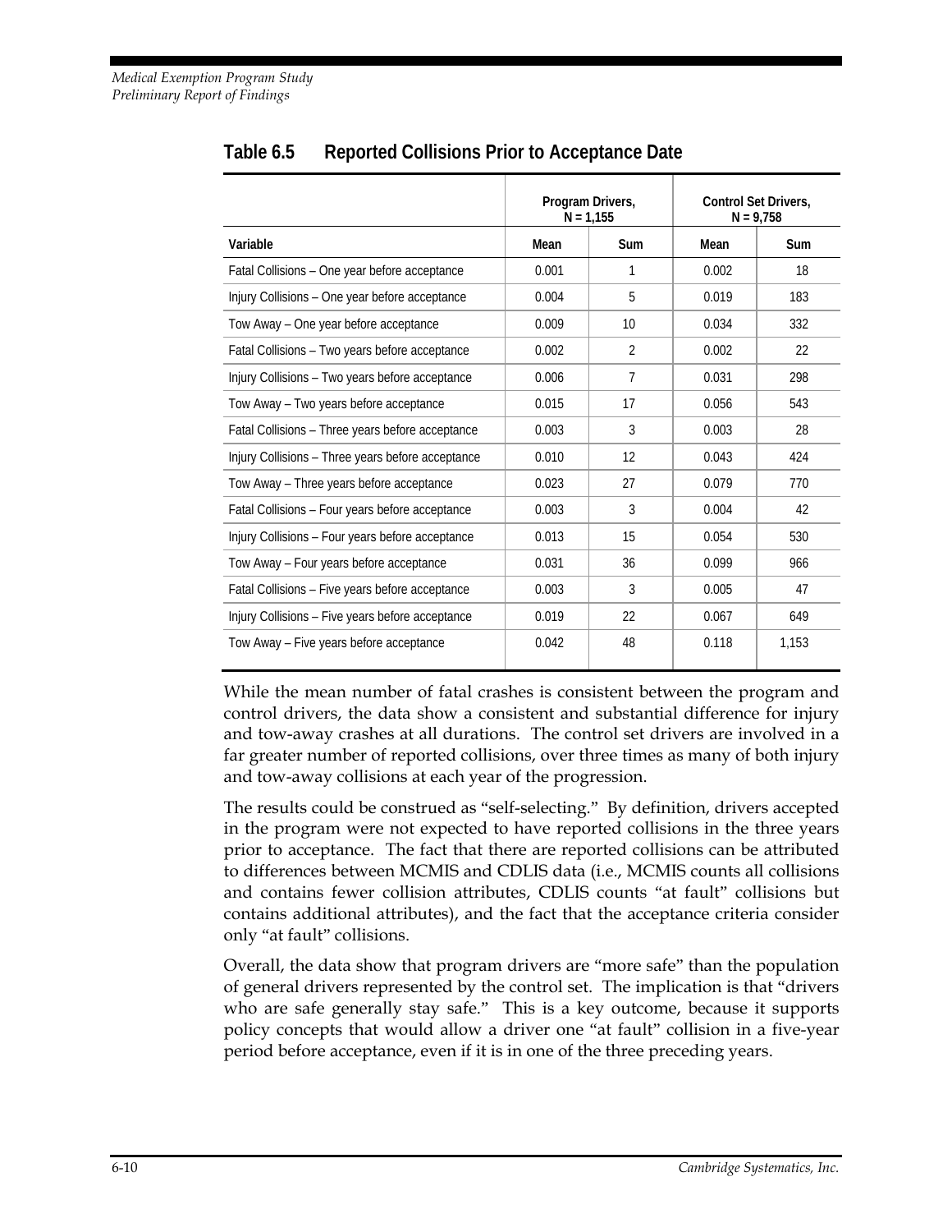## Table 6.5 Reported Collisions Prior to Acceptance Date

| | Program Drivers, N = 1,155 | | Control Set Drivers, N = 9,758 | |
|---|---|---|---|---|
| Variable | Mean | Sum | Mean | Sum |
| Fatal Collisions – One year before acceptance | 0.001 | 1 | 0.002 | 18 |
| Injury Collisions – One year before acceptance | 0.004 | 5 | 0.019 | 183 |
| Tow Away – One year before acceptance | 0.009 | 10 | 0.034 | 332 |
| Fatal Collisions – Two years before acceptance | 0.002 | 2 | 0.002 | 22 |
| Injury Collisions – Two years before acceptance | 0.006 | 7 | 0.031 | 298 |
| Tow Away – Two years before acceptance | 0.015 | 17 | 0.056 | 543 |
| Fatal Collisions – Three years before acceptance | 0.003 | 3 | 0.003 | 28 |
| Injury Collisions – Three years before acceptance | 0.010 | 12 | 0.043 | 424 |
| Tow Away – Three years before acceptance | 0.023 | 27 | 0.079 | 770 |
| Fatal Collisions – Four years before acceptance | 0.003 | 3 | 0.004 | 42 |
| Injury Collisions – Four years before acceptance | 0.013 | 15 | 0.054 | 530 |
| Tow Away – Four years before acceptance | 0.031 | 36 | 0.099 | 966 |
| Fatal Collisions – Five years before acceptance | 0.003 | 3 | 0.005 | 47 |
| Injury Collisions – Five years before acceptance | 0.019 | 22 | 0.067 | 649 |
| Tow Away – Five years before acceptance | 0.042 | 48 | 0.118 | 1,153 |

While the mean number of fatal crashes is consistent between the program and control drivers, the data show a consistent and substantial difference for injury and tow-away crashes at all durations. The control set drivers are involved in a far greater number of reported collisions, over three times as many of both injury and tow-away collisions at each year of the progression.

The results could be construed as "self-selecting." By definition, drivers accepted in the program were not expected to have reported collisions in the three years prior to acceptance. The fact that there are reported collisions can be attributed to differences between MCMIS and CDLIS data (i.e., MCMIS counts all collisions and contains fewer collision attributes, CDLIS counts "at fault" collisions but contains additional attributes), and the fact that the acceptance criteria consider only "at fault" collisions.

Overall, the data show that program drivers are "more safe" than the population of general drivers represented by the control set. The implication is that "drivers who are safe generally stay safe." This is a key outcome, because it supports policy concepts that would allow a driver one "at fault" collision in a five-year period before acceptance, even if it is in one of the three preceding years.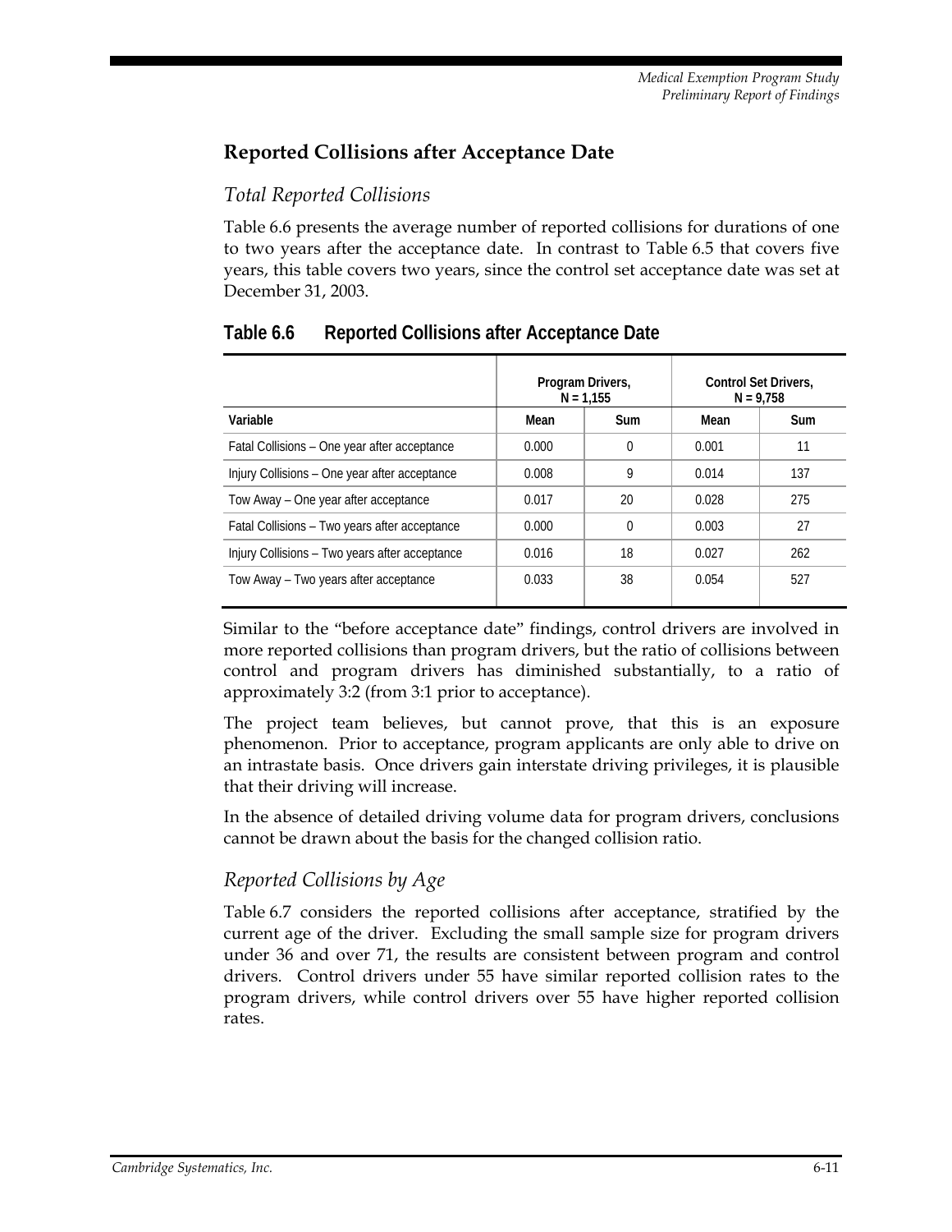## Reported Collisions after Acceptance Date

### *Total Reported Collisions*

Table 6.6 presents the average number of reported collisions for durations of one to two years after the acceptance date. In contrast to Table 6.5 that covers five years, this table covers two years, since the control set acceptance date was set at December 31, 2003.

**Table 6.6 Reported Collisions after Acceptance Date**

| | Program Drivers, N = 1,155 | | Control Set Drivers, N = 9,758 | |
|---|---|---|---|---|
| **Variable** | **Mean** | **Sum** | **Mean** | **Sum** |
| Fatal Collisions – One year after acceptance | 0.000 | 0 | 0.001 | 11 |
| Injury Collisions – One year after acceptance | 0.008 | 9 | 0.014 | 137 |
| Tow Away – One year after acceptance | 0.017 | 20 | 0.028 | 275 |
| Fatal Collisions – Two years after acceptance | 0.000 | 0 | 0.003 | 27 |
| Injury Collisions – Two years after acceptance | 0.016 | 18 | 0.027 | 262 |
| Tow Away – Two years after acceptance | 0.033 | 38 | 0.054 | 527 |

Similar to the "before acceptance date" findings, control drivers are involved in more reported collisions than program drivers, but the ratio of collisions between control and program drivers has diminished substantially, to a ratio of approximately 3:2 (from 3:1 prior to acceptance).

The project team believes, but cannot prove, that this is an exposure phenomenon. Prior to acceptance, program applicants are only able to drive on an intrastate basis. Once drivers gain interstate driving privileges, it is plausible that their driving will increase.

In the absence of detailed driving volume data for program drivers, conclusions cannot be drawn about the basis for the changed collision ratio.

### *Reported Collisions by Age*

Table 6.7 considers the reported collisions after acceptance, stratified by the current age of the driver. Excluding the small sample size for program drivers under 36 and over 71, the results are consistent between program and control drivers. Control drivers under 55 have similar reported collision rates to the program drivers, while control drivers over 55 have higher reported collision rates.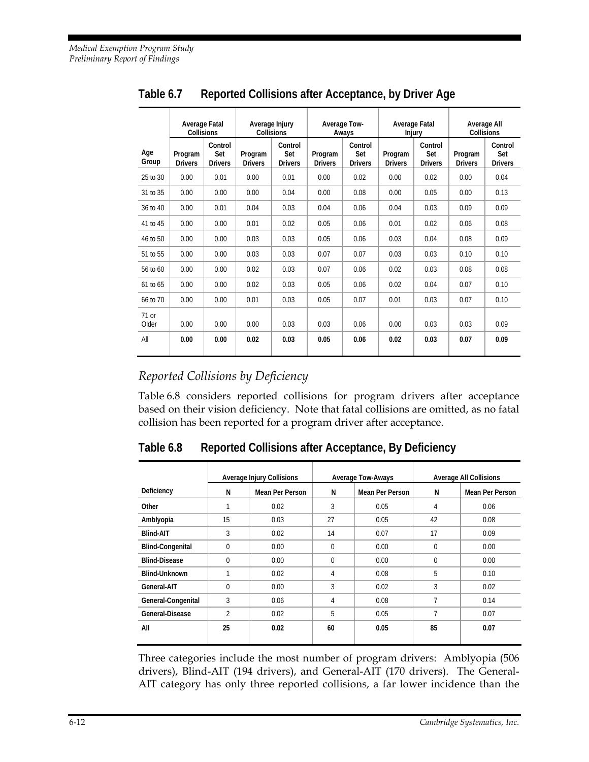## Table 6.7 Reported Collisions after Acceptance, by Driver Age

| Age Group | Average Fatal Collisions | | Average Injury Collisions | | Average Tow-Aways | | Average Fatal Injury | | Average All Collisions | |
|---|---|---|---|---|---|---|---|---|---|---|
| | Program Drivers | Control Set Drivers | Program Drivers | Control Set Drivers | Program Drivers | Control Set Drivers | Program Drivers | Control Set Drivers | Program Drivers | Control Set Drivers |
| 25 to 30 | 0.00 | 0.01 | 0.00 | 0.01 | 0.00 | 0.02 | 0.00 | 0.02 | 0.00 | 0.04 |
| 31 to 35 | 0.00 | 0.00 | 0.00 | 0.04 | 0.00 | 0.08 | 0.00 | 0.05 | 0.00 | 0.13 |
| 36 to 40 | 0.00 | 0.01 | 0.04 | 0.03 | 0.04 | 0.06 | 0.04 | 0.03 | 0.09 | 0.09 |
| 41 to 45 | 0.00 | 0.00 | 0.01 | 0.02 | 0.05 | 0.06 | 0.01 | 0.02 | 0.06 | 0.08 |
| 46 to 50 | 0.00 | 0.00 | 0.03 | 0.03 | 0.05 | 0.06 | 0.03 | 0.04 | 0.08 | 0.09 |
| 51 to 55 | 0.00 | 0.00 | 0.03 | 0.03 | 0.07 | 0.07 | 0.03 | 0.03 | 0.10 | 0.10 |
| 56 to 60 | 0.00 | 0.00 | 0.02 | 0.03 | 0.07 | 0.06 | 0.02 | 0.03 | 0.08 | 0.08 |
| 61 to 65 | 0.00 | 0.00 | 0.02 | 0.03 | 0.05 | 0.06 | 0.02 | 0.04 | 0.07 | 0.10 |
| 66 to 70 | 0.00 | 0.00 | 0.01 | 0.03 | 0.05 | 0.07 | 0.01 | 0.03 | 0.07 | 0.10 |
| 71 or Older | 0.00 | 0.00 | 0.00 | 0.03 | 0.03 | 0.06 | 0.00 | 0.03 | 0.03 | 0.09 |
| All | **0.00** | **0.00** | **0.02** | **0.03** | **0.05** | **0.06** | **0.02** | **0.03** | **0.07** | **0.09** |

### *Reported Collisions by Deficiency*

Table 6.8 considers reported collisions for program drivers after acceptance based on their vision deficiency. Note that fatal collisions are omitted, as no fatal collision has been reported for a program driver after acceptance.

## Table 6.8 Reported Collisions after Acceptance, By Deficiency

| Deficiency | Average Injury Collisions | | Average Tow-Aways | | Average All Collisions | |
|---|---|---|---|---|---|---|
| | N | Mean Per Person | N | Mean Per Person | N | Mean Per Person |
| **Other** | 1 | 0.02 | 3 | 0.05 | 4 | 0.06 |
| **Amblyopia** | 15 | 0.03 | 27 | 0.05 | 42 | 0.08 |
| **Blind-AIT** | 3 | 0.02 | 14 | 0.07 | 17 | 0.09 |
| **Blind-Congenital** | 0 | 0.00 | 0 | 0.00 | 0 | 0.00 |
| **Blind-Disease** | 0 | 0.00 | 0 | 0.00 | 0 | 0.00 |
| **Blind-Unknown** | 1 | 0.02 | 4 | 0.08 | 5 | 0.10 |
| **General-AIT** | 0 | 0.00 | 3 | 0.02 | 3 | 0.02 |
| **General-Congenital** | 3 | 0.06 | 4 | 0.08 | 7 | 0.14 |
| **General-Disease** | 2 | 0.02 | 5 | 0.05 | 7 | 0.07 |
| **All** | **25** | **0.02** | **60** | **0.05** | **85** | **0.07** |

Three categories include the most number of program drivers: Amblyopia (506 drivers), Blind-AIT (194 drivers), and General-AIT (170 drivers). The General-AIT category has only three reported collisions, a far lower incidence than the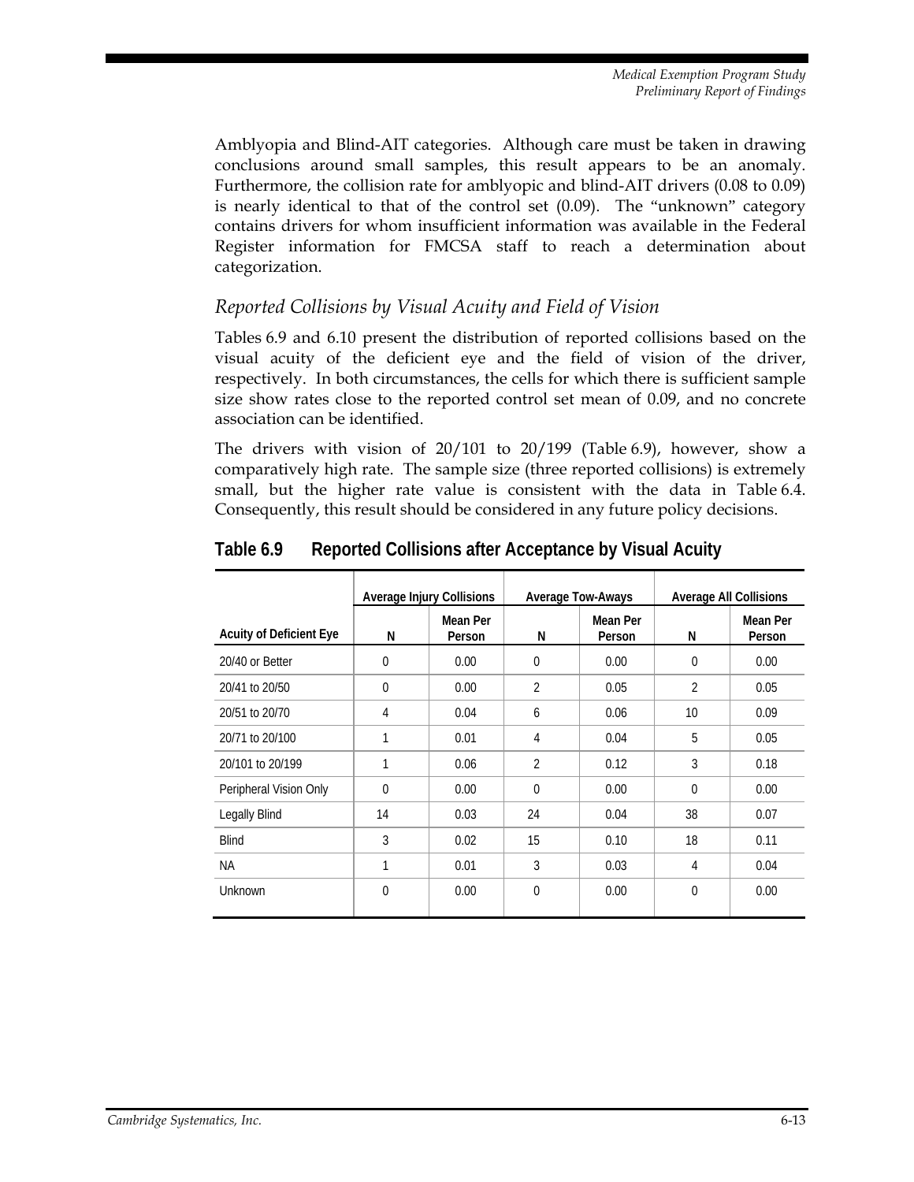Amblyopia and Blind-AIT categories. Although care must be taken in drawing conclusions around small samples, this result appears to be an anomaly. Furthermore, the collision rate for amblyopic and blind-AIT drivers (0.08 to 0.09) is nearly identical to that of the control set (0.09). The "unknown" category contains drivers for whom insufficient information was available in the Federal Register information for FMCSA staff to reach a determination about categorization.

### *Reported Collisions by Visual Acuity and Field of Vision*

Tables 6.9 and 6.10 present the distribution of reported collisions based on the visual acuity of the deficient eye and the field of vision of the driver, respectively. In both circumstances, the cells for which there is sufficient sample size show rates close to the reported control set mean of 0.09, and no concrete association can be identified.

The drivers with vision of 20/101 to 20/199 (Table 6.9), however, show a comparatively high rate. The sample size (three reported collisions) is extremely small, but the higher rate value is consistent with the data in Table 6.4. Consequently, this result should be considered in any future policy decisions.

**Table 6.9 Reported Collisions after Acceptance by Visual Acuity**

| | Average Injury Collisions | | Average Tow-Aways | | Average All Collisions | |
|---|---|---|---|---|---|---|
| Acuity of Deficient Eye | N | Mean Per Person | N | Mean Per Person | N | Mean Per Person |
| 20/40 or Better | 0 | 0.00 | 0 | 0.00 | 0 | 0.00 |
| 20/41 to 20/50 | 0 | 0.00 | 2 | 0.05 | 2 | 0.05 |
| 20/51 to 20/70 | 4 | 0.04 | 6 | 0.06 | 10 | 0.09 |
| 20/71 to 20/100 | 1 | 0.01 | 4 | 0.04 | 5 | 0.05 |
| 20/101 to 20/199 | 1 | 0.06 | 2 | 0.12 | 3 | 0.18 |
| Peripheral Vision Only | 0 | 0.00 | 0 | 0.00 | 0 | 0.00 |
| Legally Blind | 14 | 0.03 | 24 | 0.04 | 38 | 0.07 |
| Blind | 3 | 0.02 | 15 | 0.10 | 18 | 0.11 |
| NA | 1 | 0.01 | 3 | 0.03 | 4 | 0.04 |
| Unknown | 0 | 0.00 | 0 | 0.00 | 0 | 0.00 |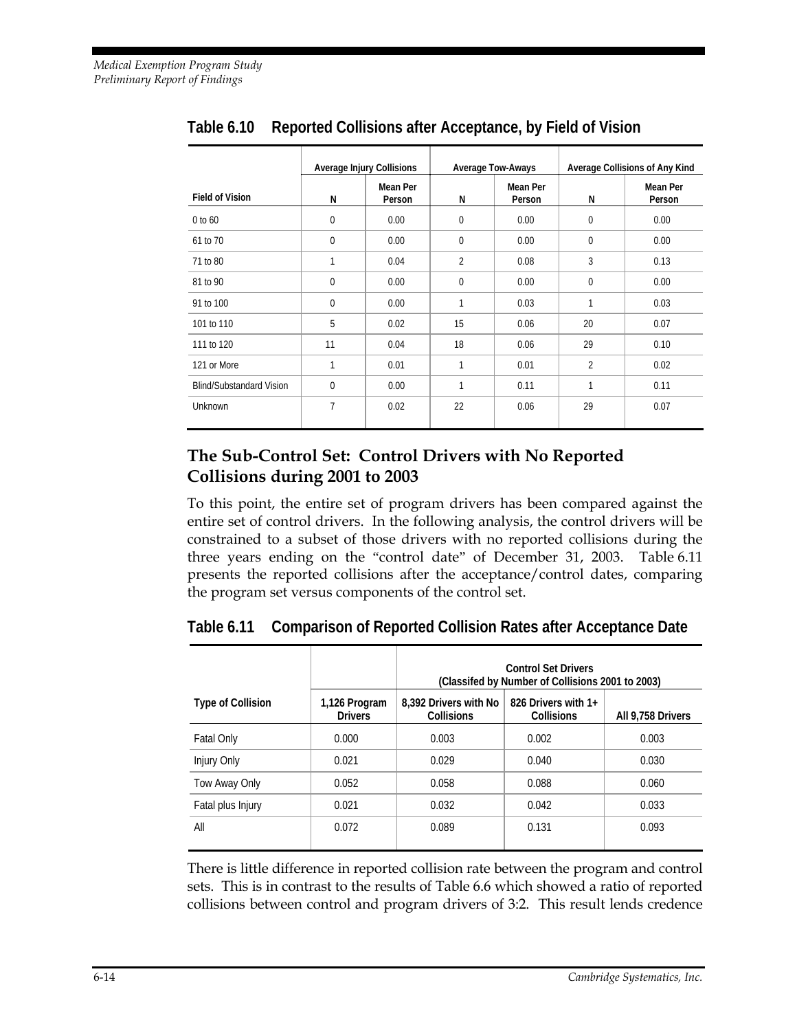**Table 6.10 Reported Collisions after Acceptance, by Field of Vision**

| Field of Vision | Average Injury Collisions | | Average Tow-Aways | | Average Collisions of Any Kind | |
|---|---|---|---|---|---|---|
| | N | Mean Per Person | N | Mean Per Person | N | Mean Per Person |
| 0 to 60 | 0 | 0.00 | 0 | 0.00 | 0 | 0.00 |
| 61 to 70 | 0 | 0.00 | 0 | 0.00 | 0 | 0.00 |
| 71 to 80 | 1 | 0.04 | 2 | 0.08 | 3 | 0.13 |
| 81 to 90 | 0 | 0.00 | 0 | 0.00 | 0 | 0.00 |
| 91 to 100 | 0 | 0.00 | 1 | 0.03 | 1 | 0.03 |
| 101 to 110 | 5 | 0.02 | 15 | 0.06 | 20 | 0.07 |
| 111 to 120 | 11 | 0.04 | 18 | 0.06 | 29 | 0.10 |
| 121 or More | 1 | 0.01 | 1 | 0.01 | 2 | 0.02 |
| Blind/Substandard Vision | 0 | 0.00 | 1 | 0.11 | 1 | 0.11 |
| Unknown | 7 | 0.02 | 22 | 0.06 | 29 | 0.07 |

## The Sub-Control Set: Control Drivers with No Reported Collisions during 2001 to 2003

To this point, the entire set of program drivers has been compared against the entire set of control drivers. In the following analysis, the control drivers will be constrained to a subset of those drivers with no reported collisions during the three years ending on the "control date" of December 31, 2003. Table 6.11 presents the reported collisions after the acceptance/control dates, comparing the program set versus components of the control set.

**Table 6.11 Comparison of Reported Collision Rates after Acceptance Date**

| Type of Collision | 1,126 Program Drivers | Control Set Drivers (Classifed by Number of Collisions 2001 to 2003) | | |
|---|---|---|---|---|
| | | 8,392 Drivers with No Collisions | 826 Drivers with 1+ Collisions | All 9,758 Drivers |
| Fatal Only | 0.000 | 0.003 | 0.002 | 0.003 |
| Injury Only | 0.021 | 0.029 | 0.040 | 0.030 |
| Tow Away Only | 0.052 | 0.058 | 0.088 | 0.060 |
| Fatal plus Injury | 0.021 | 0.032 | 0.042 | 0.033 |
| All | 0.072 | 0.089 | 0.131 | 0.093 |

There is little difference in reported collision rate between the program and control sets. This is in contrast to the results of Table 6.6 which showed a ratio of reported collisions between control and program drivers of 3:2. This result lends credence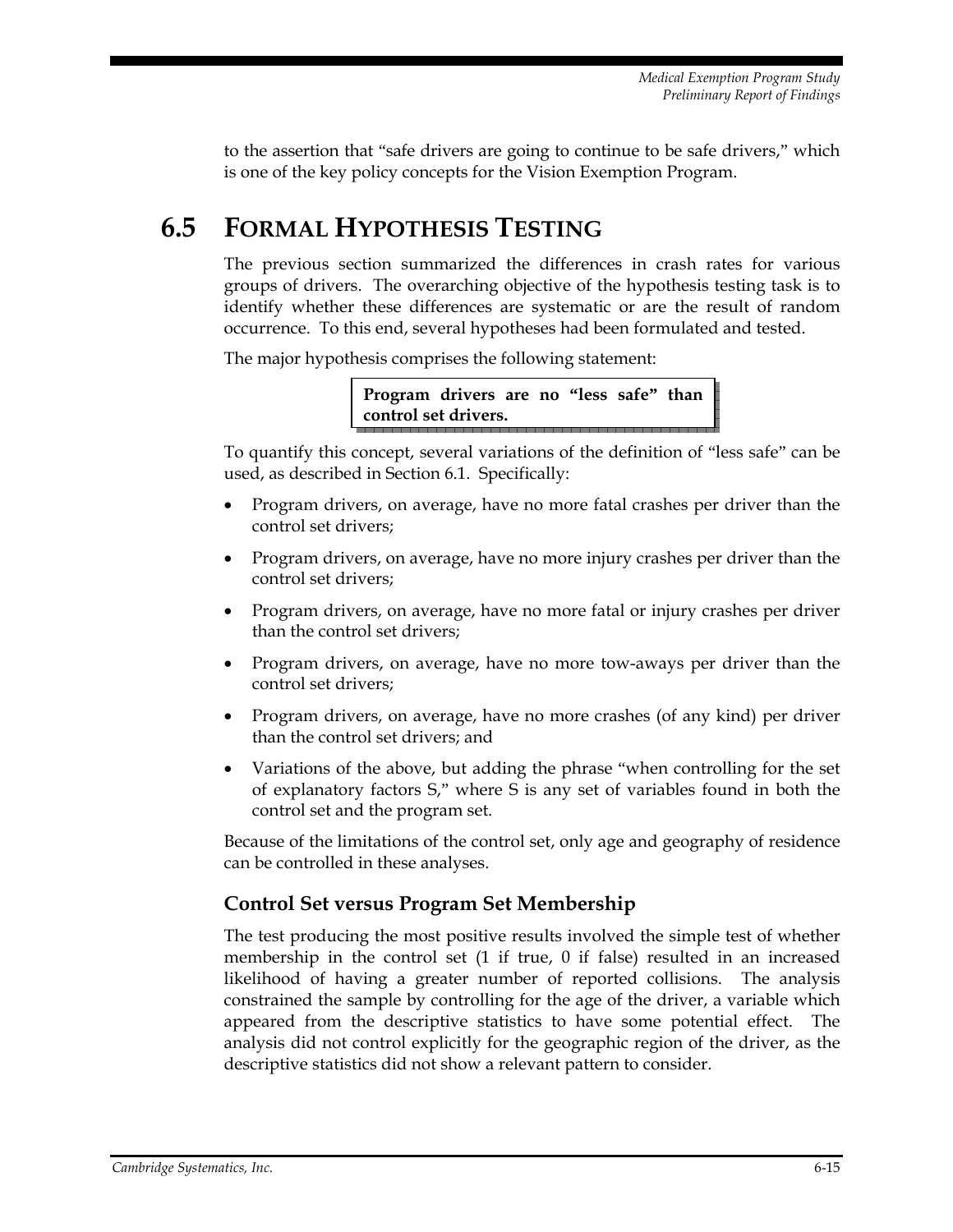to the assertion that "safe drivers are going to continue to be safe drivers," which is one of the key policy concepts for the Vision Exemption Program.

## 6.5 Formal Hypothesis Testing

The previous section summarized the differences in crash rates for various groups of drivers. The overarching objective of the hypothesis testing task is to identify whether these differences are systematic or are the result of random occurrence. To this end, several hypotheses had been formulated and tested.

The major hypothesis comprises the following statement:

**Program drivers are no "less safe" than control set drivers.**

To quantify this concept, several variations of the definition of "less safe" can be used, as described in Section 6.1. Specifically:

- Program drivers, on average, have no more fatal crashes per driver than the control set drivers;
- Program drivers, on average, have no more injury crashes per driver than the control set drivers;
- Program drivers, on average, have no more fatal or injury crashes per driver than the control set drivers;
- Program drivers, on average, have no more tow-aways per driver than the control set drivers;
- Program drivers, on average, have no more crashes (of any kind) per driver than the control set drivers; and
- Variations of the above, but adding the phrase "when controlling for the set of explanatory factors S," where S is any set of variables found in both the control set and the program set.

Because of the limitations of the control set, only age and geography of residence can be controlled in these analyses.

### Control Set versus Program Set Membership

The test producing the most positive results involved the simple test of whether membership in the control set (1 if true, 0 if false) resulted in an increased likelihood of having a greater number of reported collisions. The analysis constrained the sample by controlling for the age of the driver, a variable which appeared from the descriptive statistics to have some potential effect. The analysis did not control explicitly for the geographic region of the driver, as the descriptive statistics did not show a relevant pattern to consider.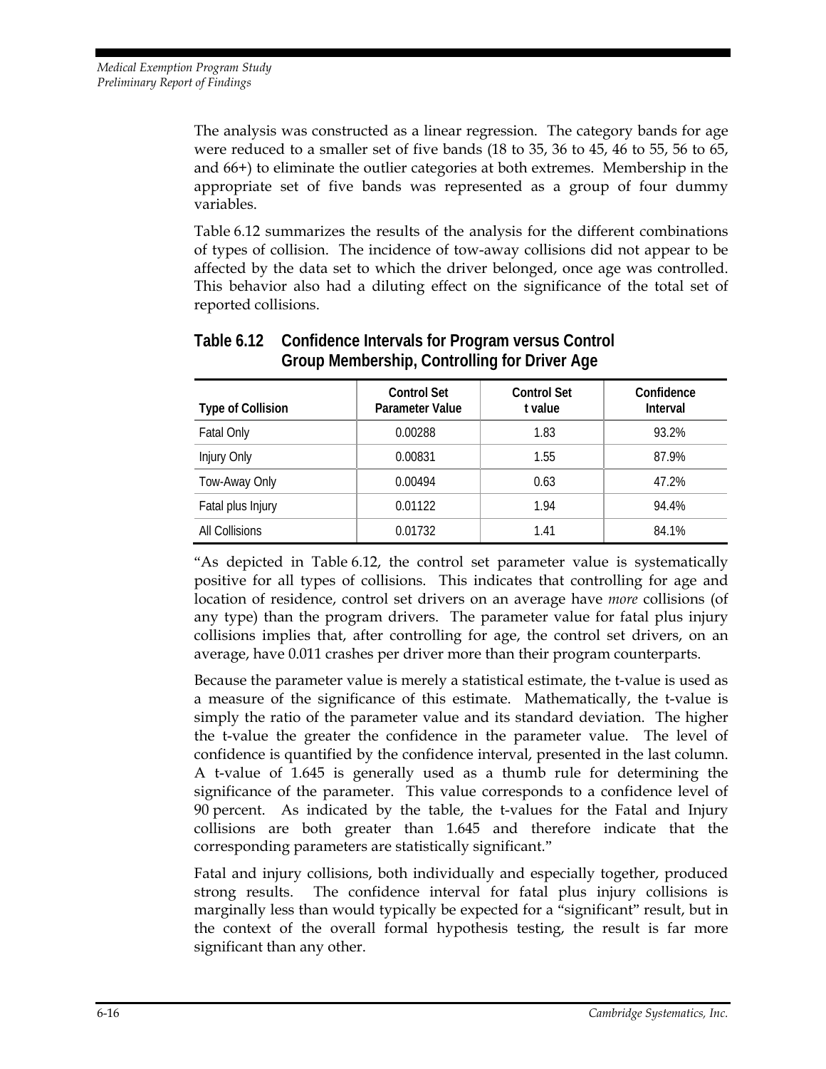The analysis was constructed as a linear regression. The category bands for age were reduced to a smaller set of five bands (18 to 35, 36 to 45, 46 to 55, 56 to 65, and 66+) to eliminate the outlier categories at both extremes. Membership in the appropriate set of five bands was represented as a group of four dummy variables.

Table 6.12 summarizes the results of the analysis for the different combinations of types of collision. The incidence of tow-away collisions did not appear to be affected by the data set to which the driver belonged, once age was controlled. This behavior also had a diluting effect on the significance of the total set of reported collisions.

**Table 6.12 Confidence Intervals for Program versus Control Group Membership, Controlling for Driver Age**

| Type of Collision | Control Set Parameter Value | Control Set t value | Confidence Interval |
|---|---|---|---|
| Fatal Only | 0.00288 | 1.83 | 93.2% |
| Injury Only | 0.00831 | 1.55 | 87.9% |
| Tow-Away Only | 0.00494 | 0.63 | 47.2% |
| Fatal plus Injury | 0.01122 | 1.94 | 94.4% |
| All Collisions | 0.01732 | 1.41 | 84.1% |

"As depicted in Table 6.12, the control set parameter value is systematically positive for all types of collisions. This indicates that controlling for age and location of residence, control set drivers on an average have *more* collisions (of any type) than the program drivers. The parameter value for fatal plus injury collisions implies that, after controlling for age, the control set drivers, on an average, have 0.011 crashes per driver more than their program counterparts.

Because the parameter value is merely a statistical estimate, the t-value is used as a measure of the significance of this estimate. Mathematically, the t-value is simply the ratio of the parameter value and its standard deviation. The higher the t-value the greater the confidence in the parameter value. The level of confidence is quantified by the confidence interval, presented in the last column. A t-value of 1.645 is generally used as a thumb rule for determining the significance of the parameter. This value corresponds to a confidence level of 90 percent. As indicated by the table, the t-values for the Fatal and Injury collisions are both greater than 1.645 and therefore indicate that the corresponding parameters are statistically significant."

Fatal and injury collisions, both individually and especially together, produced strong results. The confidence interval for fatal plus injury collisions is marginally less than would typically be expected for a "significant" result, but in the context of the overall formal hypothesis testing, the result is far more significant than any other.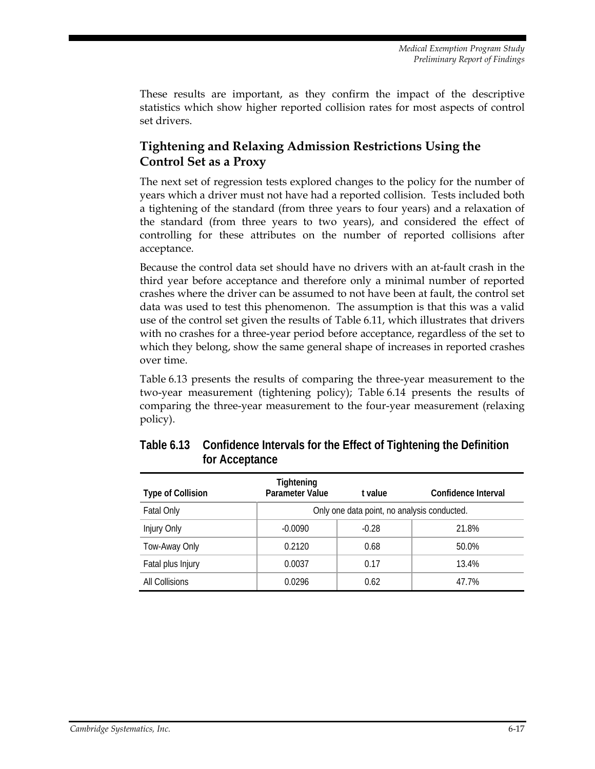These results are important, as they confirm the impact of the descriptive statistics which show higher reported collision rates for most aspects of control set drivers.

## Tightening and Relaxing Admission Restrictions Using the Control Set as a Proxy

The next set of regression tests explored changes to the policy for the number of years which a driver must not have had a reported collision. Tests included both a tightening of the standard (from three years to four years) and a relaxation of the standard (from three years to two years), and considered the effect of controlling for these attributes on the number of reported collisions after acceptance.

Because the control data set should have no drivers with an at-fault crash in the third year before acceptance and therefore only a minimal number of reported crashes where the driver can be assumed to not have been at fault, the control set data was used to test this phenomenon. The assumption is that this was a valid use of the control set given the results of Table 6.11, which illustrates that drivers with no crashes for a three-year period before acceptance, regardless of the set to which they belong, show the same general shape of increases in reported crashes over time.

Table 6.13 presents the results of comparing the three-year measurement to the two-year measurement (tightening policy); Table 6.14 presents the results of comparing the three-year measurement to the four-year measurement (relaxing policy).

**Table 6.13 Confidence Intervals for the Effect of Tightening the Definition for Acceptance**

| Type of Collision | Tightening Parameter Value | t value | Confidence Interval |
|---|---|---|---|
| Fatal Only | Only one data point, no analysis conducted. | | |
| Injury Only | -0.0090 | -0.28 | 21.8% |
| Tow-Away Only | 0.2120 | 0.68 | 50.0% |
| Fatal plus Injury | 0.0037 | 0.17 | 13.4% |
| All Collisions | 0.0296 | 0.62 | 47.7% |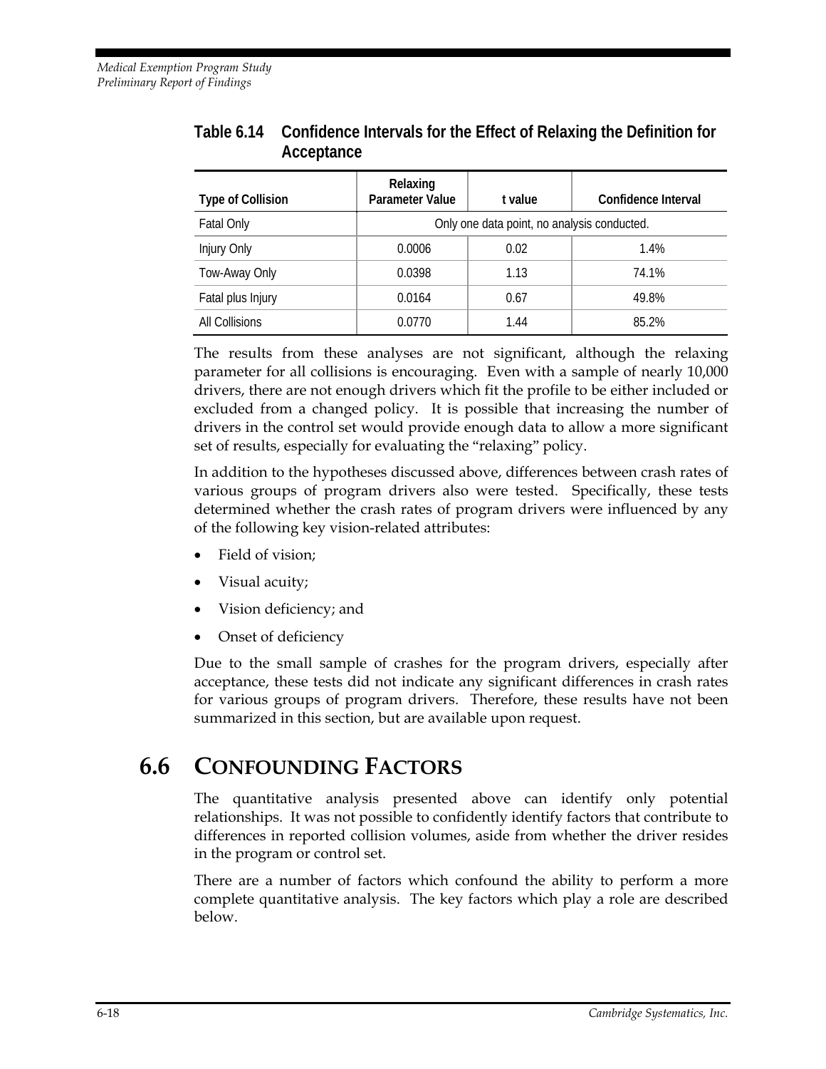**Table 6.14 Confidence Intervals for the Effect of Relaxing the Definition for Acceptance**

| Type of Collision | Relaxing Parameter Value | t value | Confidence Interval |
|---|---|---|---|
| Fatal Only | Only one data point, no analysis conducted. | | |
| Injury Only | 0.0006 | 0.02 | 1.4% |
| Tow-Away Only | 0.0398 | 1.13 | 74.1% |
| Fatal plus Injury | 0.0164 | 0.67 | 49.8% |
| All Collisions | 0.0770 | 1.44 | 85.2% |

The results from these analyses are not significant, although the relaxing parameter for all collisions is encouraging. Even with a sample of nearly 10,000 drivers, there are not enough drivers which fit the profile to be either included or excluded from a changed policy. It is possible that increasing the number of drivers in the control set would provide enough data to allow a more significant set of results, especially for evaluating the "relaxing" policy.

In addition to the hypotheses discussed above, differences between crash rates of various groups of program drivers also were tested. Specifically, these tests determined whether the crash rates of program drivers were influenced by any of the following key vision-related attributes:

- Field of vision;
- Visual acuity;
- Vision deficiency; and
- Onset of deficiency

Due to the small sample of crashes for the program drivers, especially after acceptance, these tests did not indicate any significant differences in crash rates for various groups of program drivers. Therefore, these results have not been summarized in this section, but are available upon request.

## 6.6 Confounding Factors

The quantitative analysis presented above can identify only potential relationships. It was not possible to confidently identify factors that contribute to differences in reported collision volumes, aside from whether the driver resides in the program or control set.

There are a number of factors which confound the ability to perform a more complete quantitative analysis. The key factors which play a role are described below.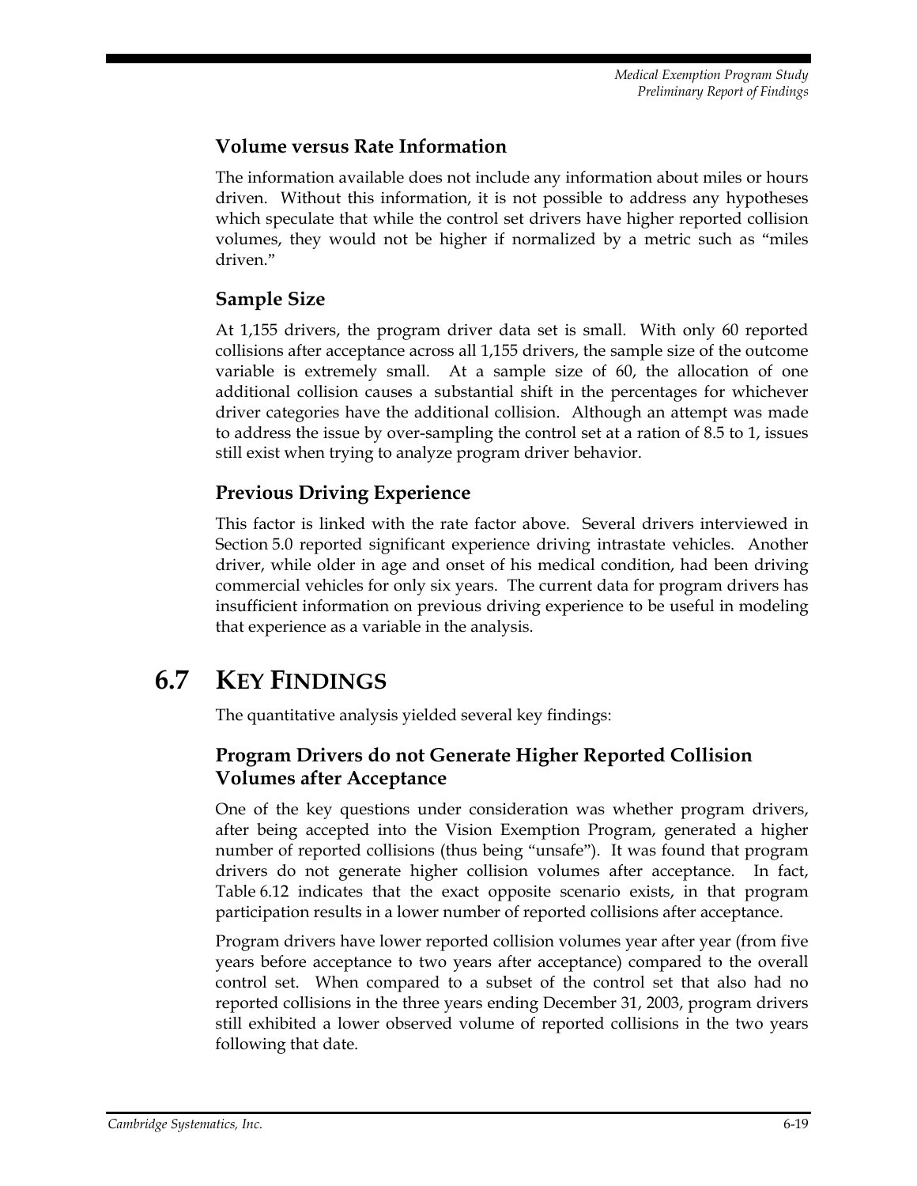### Volume versus Rate Information

The information available does not include any information about miles or hours driven. Without this information, it is not possible to address any hypotheses which speculate that while the control set drivers have higher reported collision volumes, they would not be higher if normalized by a metric such as "miles driven."

### Sample Size

At 1,155 drivers, the program driver data set is small. With only 60 reported collisions after acceptance across all 1,155 drivers, the sample size of the outcome variable is extremely small. At a sample size of 60, the allocation of one additional collision causes a substantial shift in the percentages for whichever driver categories have the additional collision. Although an attempt was made to address the issue by over-sampling the control set at a ration of 8.5 to 1, issues still exist when trying to analyze program driver behavior.

### Previous Driving Experience

This factor is linked with the rate factor above. Several drivers interviewed in Section 5.0 reported significant experience driving intrastate vehicles. Another driver, while older in age and onset of his medical condition, had been driving commercial vehicles for only six years. The current data for program drivers has insufficient information on previous driving experience to be useful in modeling that experience as a variable in the analysis.

## 6.7 KEY FINDINGS

The quantitative analysis yielded several key findings:

### Program Drivers do not Generate Higher Reported Collision Volumes after Acceptance

One of the key questions under consideration was whether program drivers, after being accepted into the Vision Exemption Program, generated a higher number of reported collisions (thus being "unsafe"). It was found that program drivers do not generate higher collision volumes after acceptance. In fact, Table 6.12 indicates that the exact opposite scenario exists, in that program participation results in a lower number of reported collisions after acceptance.

Program drivers have lower reported collision volumes year after year (from five years before acceptance to two years after acceptance) compared to the overall control set. When compared to a subset of the control set that also had no reported collisions in the three years ending December 31, 2003, program drivers still exhibited a lower observed volume of reported collisions in the two years following that date.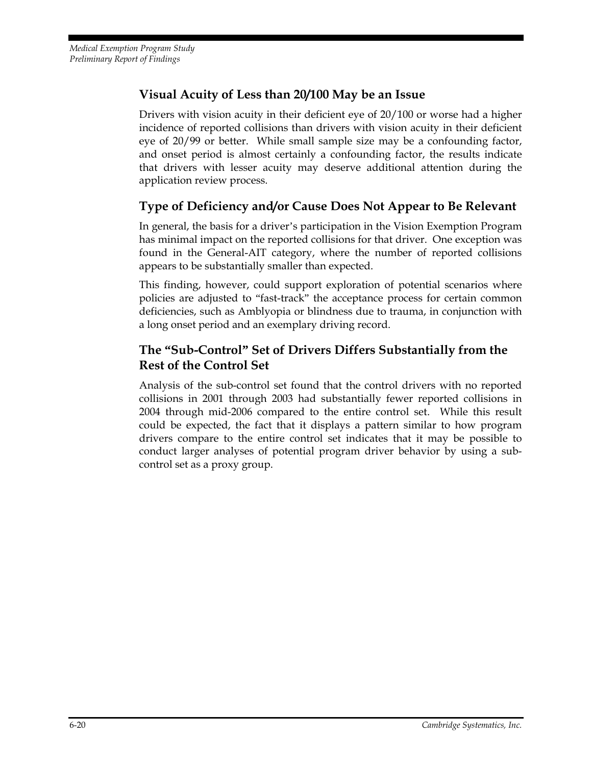### Visual Acuity of Less than 20/100 May be an Issue

Drivers with vision acuity in their deficient eye of 20/100 or worse had a higher incidence of reported collisions than drivers with vision acuity in their deficient eye of 20/99 or better. While small sample size may be a confounding factor, and onset period is almost certainly a confounding factor, the results indicate that drivers with lesser acuity may deserve additional attention during the application review process.

### Type of Deficiency and/or Cause Does Not Appear to Be Relevant

In general, the basis for a driver's participation in the Vision Exemption Program has minimal impact on the reported collisions for that driver. One exception was found in the General-AIT category, where the number of reported collisions appears to be substantially smaller than expected.

This finding, however, could support exploration of potential scenarios where policies are adjusted to "fast-track" the acceptance process for certain common deficiencies, such as Amblyopia or blindness due to trauma, in conjunction with a long onset period and an exemplary driving record.

### The "Sub-Control" Set of Drivers Differs Substantially from the Rest of the Control Set

Analysis of the sub-control set found that the control drivers with no reported collisions in 2001 through 2003 had substantially fewer reported collisions in 2004 through mid-2006 compared to the entire control set. While this result could be expected, the fact that it displays a pattern similar to how program drivers compare to the entire control set indicates that it may be possible to conduct larger analyses of potential program driver behavior by using a sub-control set as a proxy group.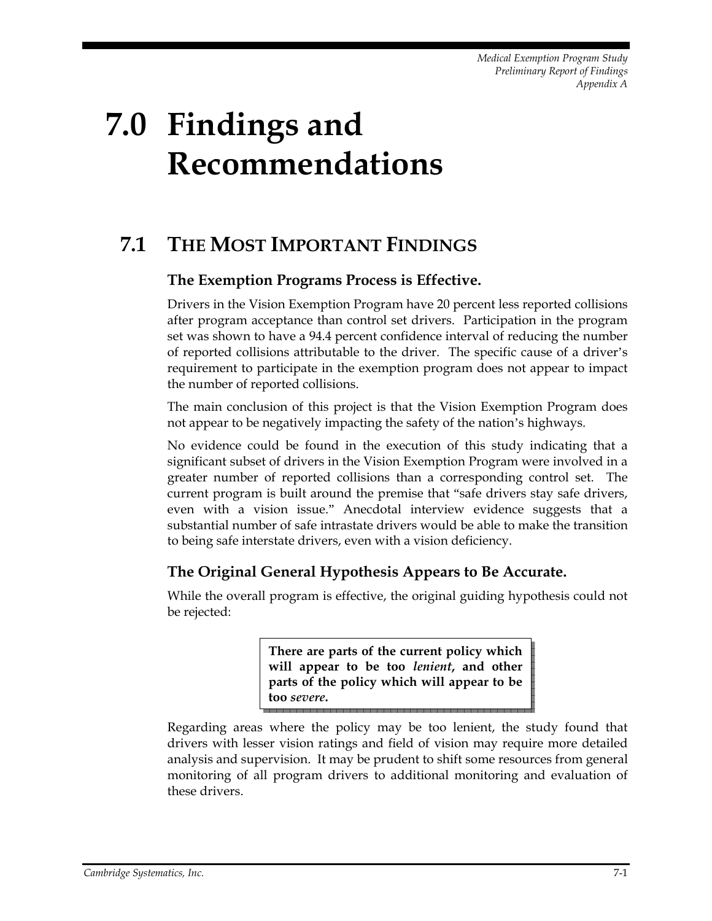# 7.0 Findings and Recommendations

## 7.1 The Most Important Findings

### The Exemption Programs Process is Effective.

Drivers in the Vision Exemption Program have 20 percent less reported collisions after program acceptance than control set drivers. Participation in the program set was shown to have a 94.4 percent confidence interval of reducing the number of reported collisions attributable to the driver. The specific cause of a driver's requirement to participate in the exemption program does not appear to impact the number of reported collisions.

The main conclusion of this project is that the Vision Exemption Program does not appear to be negatively impacting the safety of the nation's highways.

No evidence could be found in the execution of this study indicating that a significant subset of drivers in the Vision Exemption Program were involved in a greater number of reported collisions than a corresponding control set. The current program is built around the premise that "safe drivers stay safe drivers, even with a vision issue." Anecdotal interview evidence suggests that a substantial number of safe intrastate drivers would be able to make the transition to being safe interstate drivers, even with a vision deficiency.

### The Original General Hypothesis Appears to Be Accurate.

While the overall program is effective, the original guiding hypothesis could not be rejected:

> **There are parts of the current policy which will appear to be too *lenient*, and other parts of the policy which will appear to be too *severe*.**

Regarding areas where the policy may be too lenient, the study found that drivers with lesser vision ratings and field of vision may require more detailed analysis and supervision. It may be prudent to shift some resources from general monitoring of all program drivers to additional monitoring and evaluation of these drivers.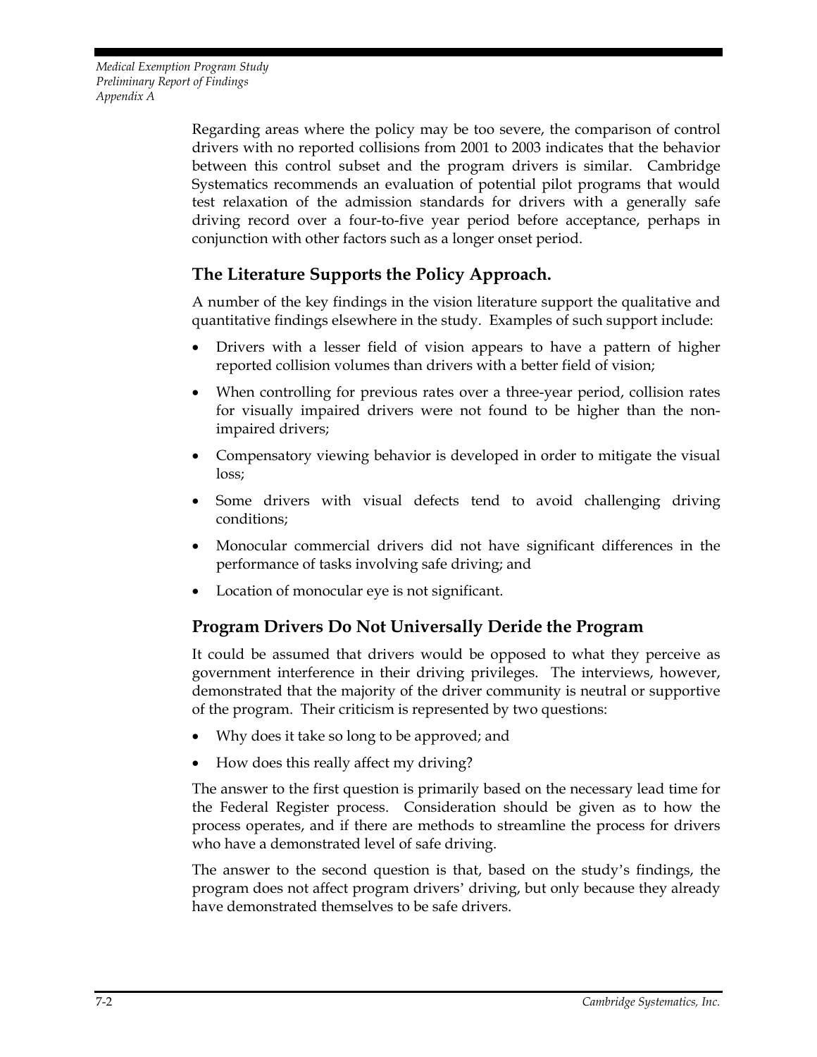Regarding areas where the policy may be too severe, the comparison of control drivers with no reported collisions from 2001 to 2003 indicates that the behavior between this control subset and the program drivers is similar. Cambridge Systematics recommends an evaluation of potential pilot programs that would test relaxation of the admission standards for drivers with a generally safe driving record over a four-to-five year period before acceptance, perhaps in conjunction with other factors such as a longer onset period.

## The Literature Supports the Policy Approach.

A number of the key findings in the vision literature support the qualitative and quantitative findings elsewhere in the study. Examples of such support include:

- Drivers with a lesser field of vision appears to have a pattern of higher reported collision volumes than drivers with a better field of vision;
- When controlling for previous rates over a three-year period, collision rates for visually impaired drivers were not found to be higher than the non-impaired drivers;
- Compensatory viewing behavior is developed in order to mitigate the visual loss;
- Some drivers with visual defects tend to avoid challenging driving conditions;
- Monocular commercial drivers did not have significant differences in the performance of tasks involving safe driving; and
- Location of monocular eye is not significant.

## Program Drivers Do Not Universally Deride the Program

It could be assumed that drivers would be opposed to what they perceive as government interference in their driving privileges. The interviews, however, demonstrated that the majority of the driver community is neutral or supportive of the program. Their criticism is represented by two questions:

- Why does it take so long to be approved; and
- How does this really affect my driving?

The answer to the first question is primarily based on the necessary lead time for the Federal Register process. Consideration should be given as to how the process operates, and if there are methods to streamline the process for drivers who have a demonstrated level of safe driving.

The answer to the second question is that, based on the study's findings, the program does not affect program drivers' driving, but only because they already have demonstrated themselves to be safe drivers.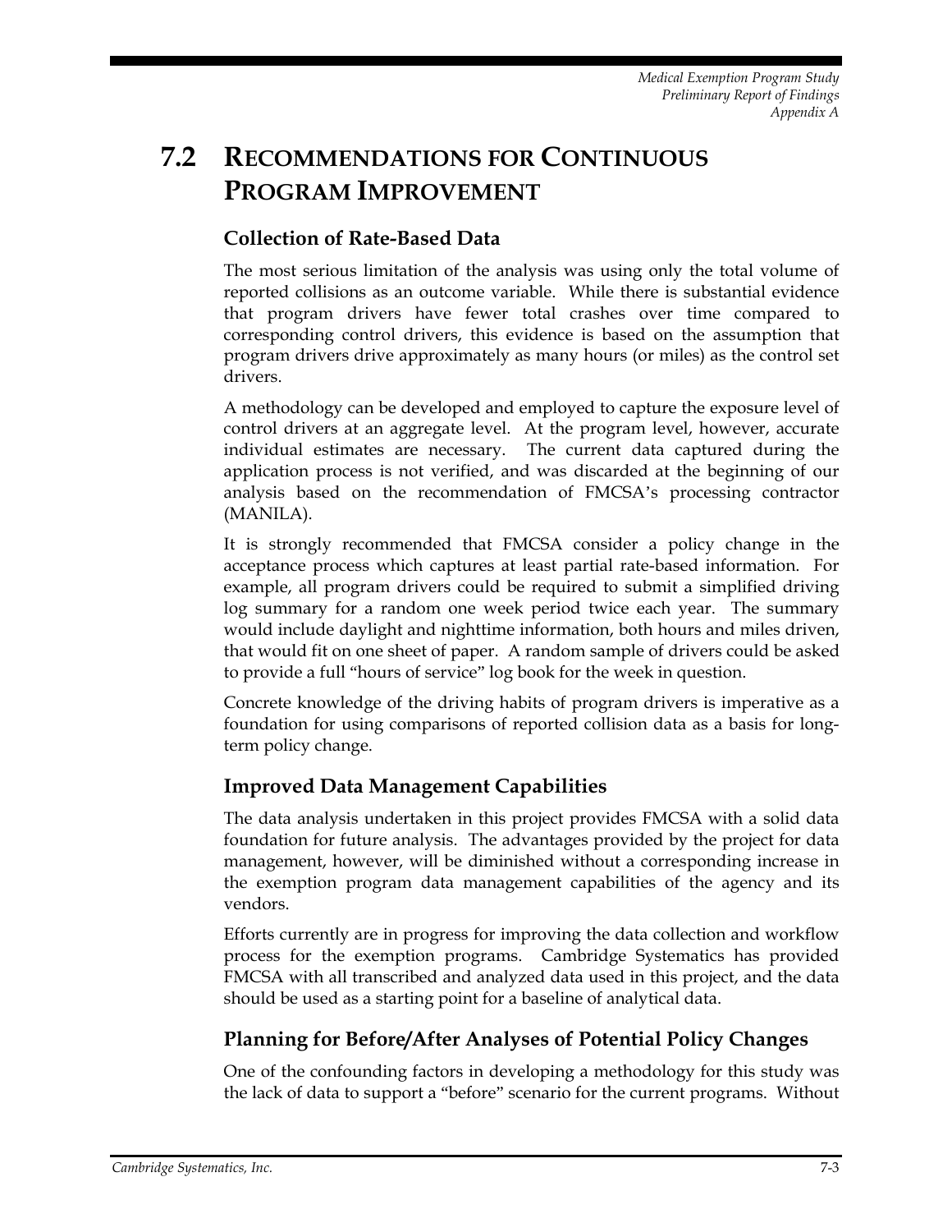## 7.2 RECOMMENDATIONS FOR CONTINUOUS PROGRAM IMPROVEMENT

### Collection of Rate-Based Data

The most serious limitation of the analysis was using only the total volume of reported collisions as an outcome variable. While there is substantial evidence that program drivers have fewer total crashes over time compared to corresponding control drivers, this evidence is based on the assumption that program drivers drive approximately as many hours (or miles) as the control set drivers.

A methodology can be developed and employed to capture the exposure level of control drivers at an aggregate level. At the program level, however, accurate individual estimates are necessary. The current data captured during the application process is not verified, and was discarded at the beginning of our analysis based on the recommendation of FMCSA's processing contractor (MANILA).

It is strongly recommended that FMCSA consider a policy change in the acceptance process which captures at least partial rate-based information. For example, all program drivers could be required to submit a simplified driving log summary for a random one week period twice each year. The summary would include daylight and nighttime information, both hours and miles driven, that would fit on one sheet of paper. A random sample of drivers could be asked to provide a full "hours of service" log book for the week in question.

Concrete knowledge of the driving habits of program drivers is imperative as a foundation for using comparisons of reported collision data as a basis for long-term policy change.

### Improved Data Management Capabilities

The data analysis undertaken in this project provides FMCSA with a solid data foundation for future analysis. The advantages provided by the project for data management, however, will be diminished without a corresponding increase in the exemption program data management capabilities of the agency and its vendors.

Efforts currently are in progress for improving the data collection and workflow process for the exemption programs. Cambridge Systematics has provided FMCSA with all transcribed and analyzed data used in this project, and the data should be used as a starting point for a baseline of analytical data.

### Planning for Before/After Analyses of Potential Policy Changes

One of the confounding factors in developing a methodology for this study was the lack of data to support a "before" scenario for the current programs. Without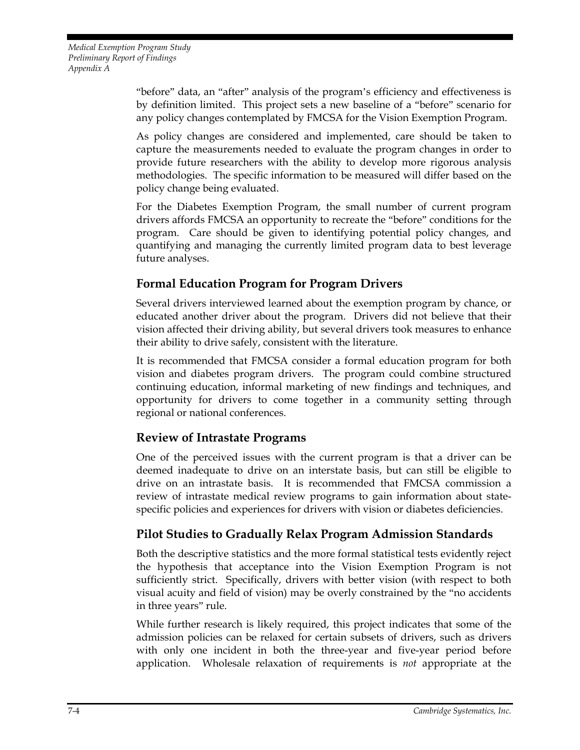"before" data, an "after" analysis of the program's efficiency and effectiveness is by definition limited. This project sets a new baseline of a "before" scenario for any policy changes contemplated by FMCSA for the Vision Exemption Program.

As policy changes are considered and implemented, care should be taken to capture the measurements needed to evaluate the program changes in order to provide future researchers with the ability to develop more rigorous analysis methodologies. The specific information to be measured will differ based on the policy change being evaluated.

For the Diabetes Exemption Program, the small number of current program drivers affords FMCSA an opportunity to recreate the "before" conditions for the program. Care should be given to identifying potential policy changes, and quantifying and managing the currently limited program data to best leverage future analyses.

## Formal Education Program for Program Drivers

Several drivers interviewed learned about the exemption program by chance, or educated another driver about the program. Drivers did not believe that their vision affected their driving ability, but several drivers took measures to enhance their ability to drive safely, consistent with the literature.

It is recommended that FMCSA consider a formal education program for both vision and diabetes program drivers. The program could combine structured continuing education, informal marketing of new findings and techniques, and opportunity for drivers to come together in a community setting through regional or national conferences.

## Review of Intrastate Programs

One of the perceived issues with the current program is that a driver can be deemed inadequate to drive on an interstate basis, but can still be eligible to drive on an intrastate basis. It is recommended that FMCSA commission a review of intrastate medical review programs to gain information about state-specific policies and experiences for drivers with vision or diabetes deficiencies.

## Pilot Studies to Gradually Relax Program Admission Standards

Both the descriptive statistics and the more formal statistical tests evidently reject the hypothesis that acceptance into the Vision Exemption Program is not sufficiently strict. Specifically, drivers with better vision (with respect to both visual acuity and field of vision) may be overly constrained by the "no accidents in three years" rule.

While further research is likely required, this project indicates that some of the admission policies can be relaxed for certain subsets of drivers, such as drivers with only one incident in both the three-year and five-year period before application. Wholesale relaxation of requirements is *not* appropriate at the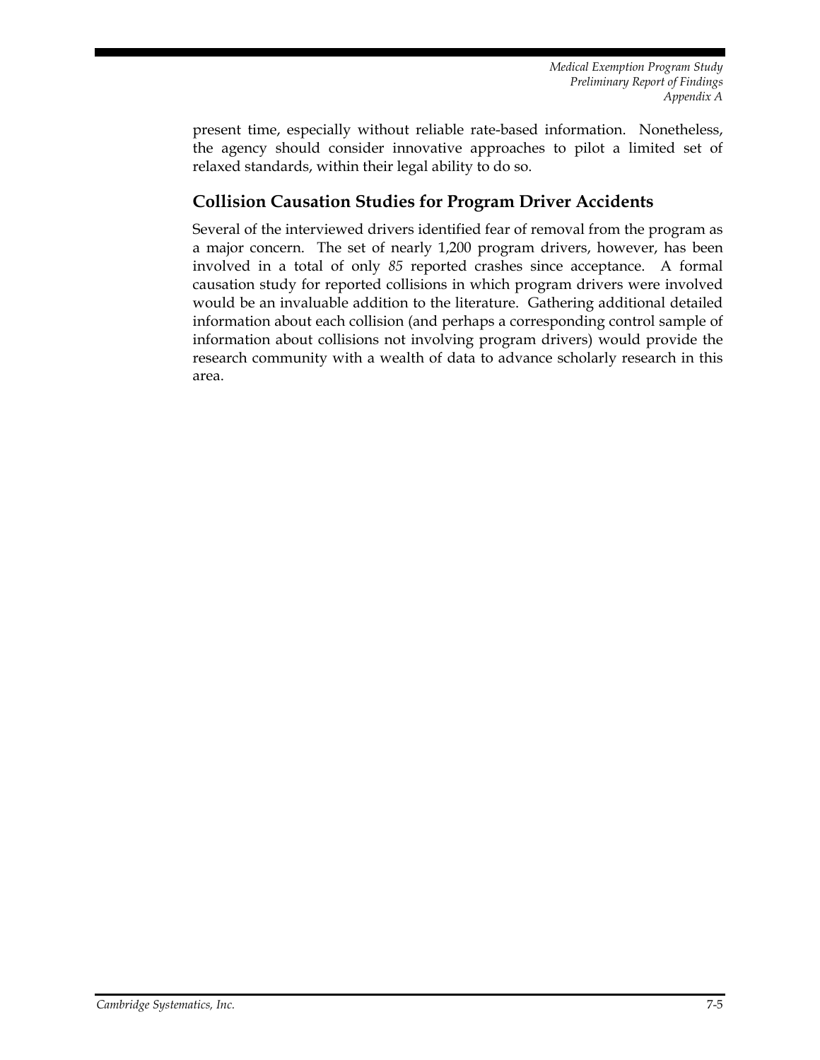present time, especially without reliable rate-based information. Nonetheless, the agency should consider innovative approaches to pilot a limited set of relaxed standards, within their legal ability to do so.

## Collision Causation Studies for Program Driver Accidents

Several of the interviewed drivers identified fear of removal from the program as a major concern. The set of nearly 1,200 program drivers, however, has been involved in a total of only *85* reported crashes since acceptance. A formal causation study for reported collisions in which program drivers were involved would be an invaluable addition to the literature. Gathering additional detailed information about each collision (and perhaps a corresponding control sample of information about collisions not involving program drivers) would provide the research community with a wealth of data to advance scholarly research in this area.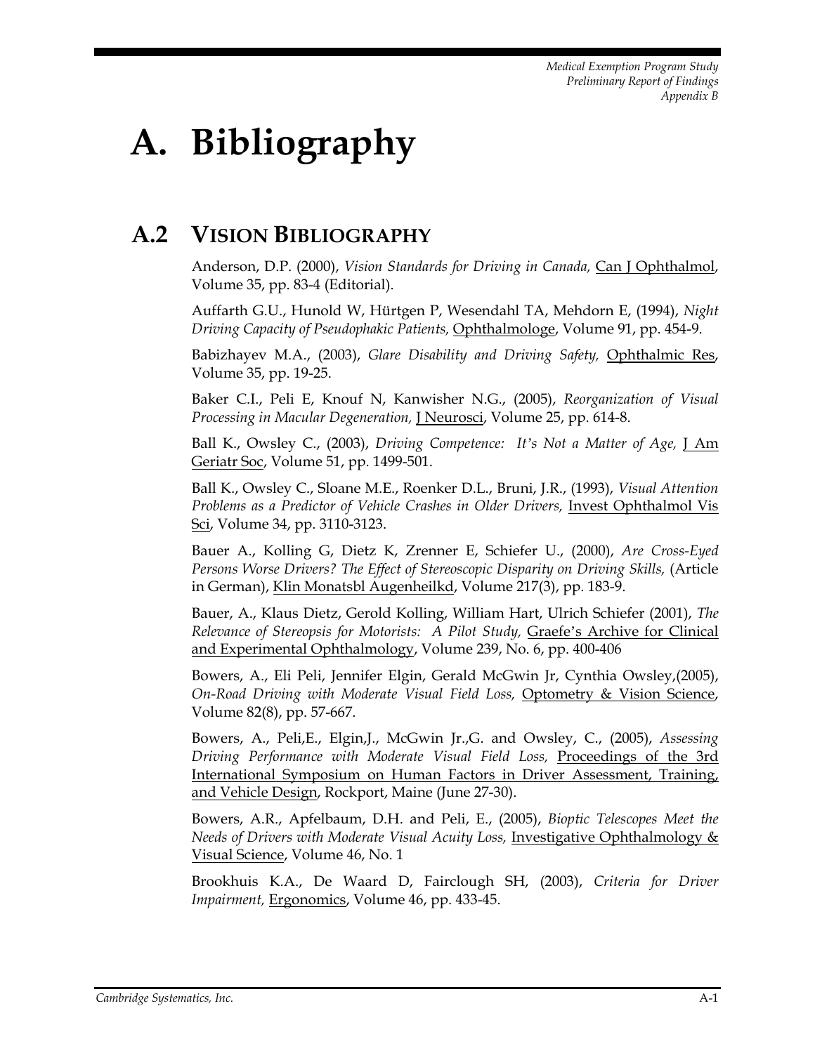# A. Bibliography

## A.2 Vision Bibliography

Anderson, D.P. (2000), *Vision Standards for Driving in Canada,* Can J Ophthalmol, Volume 35, pp. 83-4 (Editorial).

Auffarth G.U., Hunold W, Hürtgen P, Wesendahl TA, Mehdorn E, (1994), *Night Driving Capacity of Pseudophakic Patients,* Ophthalmologe, Volume 91, pp. 454-9.

Babizhayev M.A., (2003), *Glare Disability and Driving Safety,* Ophthalmic Res, Volume 35, pp. 19-25.

Baker C.I., Peli E, Knouf N, Kanwisher N.G., (2005), *Reorganization of Visual Processing in Macular Degeneration,* J Neurosci, Volume 25, pp. 614-8.

Ball K., Owsley C., (2003), *Driving Competence: It's Not a Matter of Age,* J Am Geriatr Soc, Volume 51, pp. 1499-501.

Ball K., Owsley C., Sloane M.E., Roenker D.L., Bruni, J.R., (1993), *Visual Attention Problems as a Predictor of Vehicle Crashes in Older Drivers,* Invest Ophthalmol Vis Sci, Volume 34, pp. 3110-3123.

Bauer A., Kolling G, Dietz K, Zrenner E, Schiefer U., (2000), *Are Cross-Eyed Persons Worse Drivers? The Effect of Stereoscopic Disparity on Driving Skills,* (Article in German), Klin Monatsbl Augenheilkd, Volume 217(3), pp. 183-9.

Bauer, A., Klaus Dietz, Gerold Kolling, William Hart, Ulrich Schiefer (2001), *The Relevance of Stereopsis for Motorists: A Pilot Study,* Graefe's Archive for Clinical and Experimental Ophthalmology, Volume 239, No. 6, pp. 400-406

Bowers, A., Eli Peli, Jennifer Elgin, Gerald McGwin Jr, Cynthia Owsley,(2005), *On-Road Driving with Moderate Visual Field Loss,* Optometry & Vision Science, Volume 82(8), pp. 57-667.

Bowers, A., Peli,E., Elgin,J., McGwin Jr.,G. and Owsley, C., (2005), *Assessing Driving Performance with Moderate Visual Field Loss,* Proceedings of the 3rd International Symposium on Human Factors in Driver Assessment, Training, and Vehicle Design, Rockport, Maine (June 27-30).

Bowers, A.R., Apfelbaum, D.H. and Peli, E., (2005), *Bioptic Telescopes Meet the Needs of Drivers with Moderate Visual Acuity Loss,* Investigative Ophthalmology & Visual Science, Volume 46, No. 1

Brookhuis K.A., De Waard D, Fairclough SH, (2003), *Criteria for Driver Impairment,* Ergonomics, Volume 46, pp. 433-45.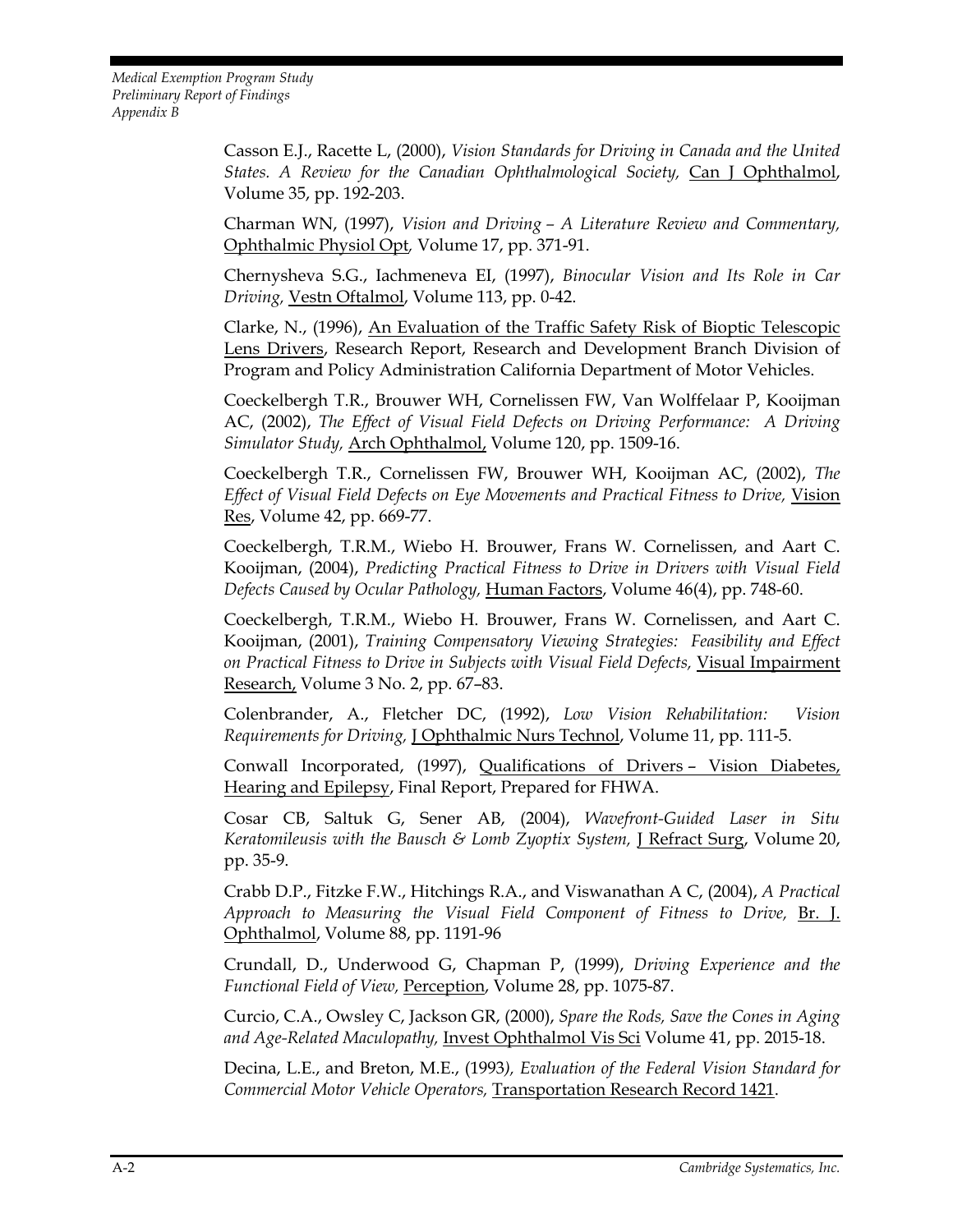Casson E.J., Racette L, (2000), *Vision Standards for Driving in Canada and the United States. A Review for the Canadian Ophthalmological Society,* Can J Ophthalmol, Volume 35, pp. 192-203.

Charman WN, (1997), *Vision and Driving – A Literature Review and Commentary,* Ophthalmic Physiol Opt, Volume 17, pp. 371-91.

Chernysheva S.G., Iachmeneva EI, (1997), *Binocular Vision and Its Role in Car Driving,* Vestn Oftalmol, Volume 113, pp. 0-42.

Clarke, N., (1996), An Evaluation of the Traffic Safety Risk of Bioptic Telescopic Lens Drivers, Research Report, Research and Development Branch Division of Program and Policy Administration California Department of Motor Vehicles.

Coeckelbergh T.R., Brouwer WH, Cornelissen FW, Van Wolffelaar P, Kooijman AC, (2002), *The Effect of Visual Field Defects on Driving Performance: A Driving Simulator Study,* Arch Ophthalmol, Volume 120, pp. 1509-16.

Coeckelbergh T.R., Cornelissen FW, Brouwer WH, Kooijman AC, (2002), *The Effect of Visual Field Defects on Eye Movements and Practical Fitness to Drive,* Vision Res, Volume 42, pp. 669-77.

Coeckelbergh, T.R.M., Wiebo H. Brouwer, Frans W. Cornelissen, and Aart C. Kooijman, (2004), *Predicting Practical Fitness to Drive in Drivers with Visual Field Defects Caused by Ocular Pathology,* Human Factors, Volume 46(4), pp. 748-60.

Coeckelbergh, T.R.M., Wiebo H. Brouwer, Frans W. Cornelissen, and Aart C. Kooijman, (2001), *Training Compensatory Viewing Strategies: Feasibility and Effect on Practical Fitness to Drive in Subjects with Visual Field Defects,* Visual Impairment Research, Volume 3 No. 2, pp. 67–83.

Colenbrander, A., Fletcher DC, (1992), *Low Vision Rehabilitation: Vision Requirements for Driving,* J Ophthalmic Nurs Technol, Volume 11, pp. 111-5.

Conwall Incorporated, (1997), Qualifications of Drivers – Vision Diabetes, Hearing and Epilepsy, Final Report, Prepared for FHWA.

Cosar CB, Saltuk G, Sener AB, (2004), *Wavefront-Guided Laser in Situ Keratomileusis with the Bausch & Lomb Zyoptix System,* J Refract Surg, Volume 20, pp. 35-9.

Crabb D.P., Fitzke F.W., Hitchings R.A., and Viswanathan A C, (2004), *A Practical Approach to Measuring the Visual Field Component of Fitness to Drive,* Br. J. Ophthalmol, Volume 88, pp. 1191-96

Crundall, D., Underwood G, Chapman P, (1999), *Driving Experience and the Functional Field of View,* Perception, Volume 28, pp. 1075-87.

Curcio, C.A., Owsley C, Jackson GR, (2000), *Spare the Rods, Save the Cones in Aging and Age-Related Maculopathy,* Invest Ophthalmol Vis Sci Volume 41, pp. 2015-18.

Decina, L.E., and Breton, M.E., (1993), *Evaluation of the Federal Vision Standard for Commercial Motor Vehicle Operators,* Transportation Research Record 1421.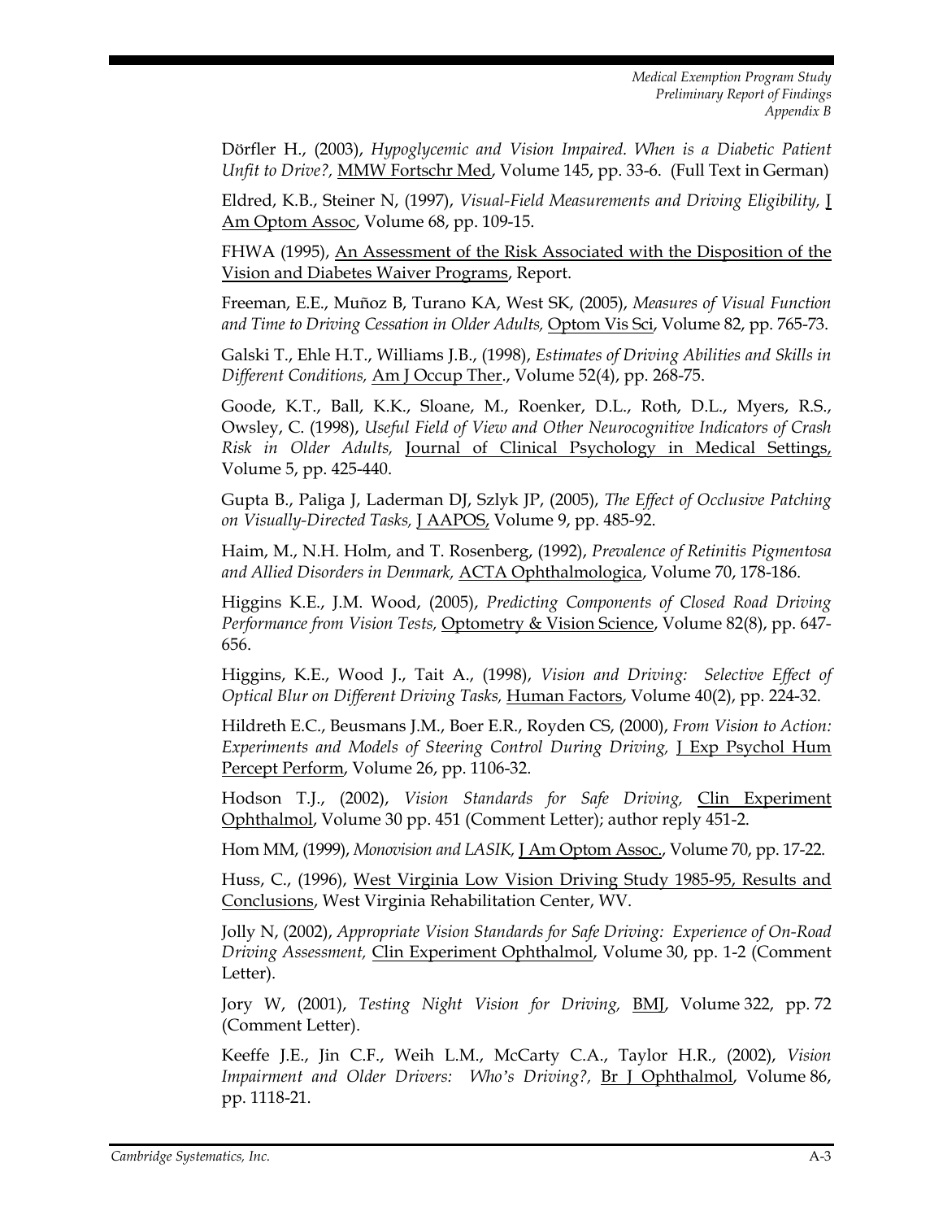Dörfler H., (2003), *Hypoglycemic and Vision Impaired. When is a Diabetic Patient Unfit to Drive?*, MMW Fortschr Med, Volume 145, pp. 33-6. (Full Text in German)

Eldred, K.B., Steiner N, (1997), *Visual-Field Measurements and Driving Eligibility,* J Am Optom Assoc, Volume 68, pp. 109-15.

FHWA (1995), An Assessment of the Risk Associated with the Disposition of the Vision and Diabetes Waiver Programs, Report.

Freeman, E.E., Muñoz B, Turano KA, West SK, (2005), *Measures of Visual Function and Time to Driving Cessation in Older Adults,* Optom Vis Sci, Volume 82, pp. 765-73.

Galski T., Ehle H.T., Williams J.B., (1998), *Estimates of Driving Abilities and Skills in Different Conditions,* Am J Occup Ther., Volume 52(4), pp. 268-75.

Goode, K.T., Ball, K.K., Sloane, M., Roenker, D.L., Roth, D.L., Myers, R.S., Owsley, C. (1998), *Useful Field of View and Other Neurocognitive Indicators of Crash Risk in Older Adults,* Journal of Clinical Psychology in Medical Settings, Volume 5, pp. 425-440.

Gupta B., Paliga J, Laderman DJ, Szlyk JP, (2005), *The Effect of Occlusive Patching on Visually-Directed Tasks,* J AAPOS, Volume 9, pp. 485-92.

Haim, M., N.H. Holm, and T. Rosenberg, (1992), *Prevalence of Retinitis Pigmentosa and Allied Disorders in Denmark,* ACTA Ophthalmologica, Volume 70, 178-186.

Higgins K.E., J.M. Wood, (2005), *Predicting Components of Closed Road Driving Performance from Vision Tests,* Optometry & Vision Science, Volume 82(8), pp. 647-656.

Higgins, K.E., Wood J., Tait A., (1998), *Vision and Driving: Selective Effect of Optical Blur on Different Driving Tasks,* Human Factors, Volume 40(2), pp. 224-32.

Hildreth E.C., Beusmans J.M., Boer E.R., Royden CS, (2000), *From Vision to Action: Experiments and Models of Steering Control During Driving,* J Exp Psychol Hum Percept Perform, Volume 26, pp. 1106-32.

Hodson T.J., (2002), *Vision Standards for Safe Driving,* Clin Experiment Ophthalmol, Volume 30 pp. 451 (Comment Letter); author reply 451-2.

Hom MM, (1999), *Monovision and LASIK,* J Am Optom Assoc., Volume 70, pp. 17-22.

Huss, C., (1996), West Virginia Low Vision Driving Study 1985-95, Results and Conclusions, West Virginia Rehabilitation Center, WV.

Jolly N, (2002), *Appropriate Vision Standards for Safe Driving: Experience of On-Road Driving Assessment,* Clin Experiment Ophthalmol, Volume 30, pp. 1-2 (Comment Letter).

Jory W, (2001), *Testing Night Vision for Driving,* BMJ, Volume 322, pp. 72 (Comment Letter).

Keeffe J.E., Jin C.F., Weih L.M., McCarty C.A., Taylor H.R., (2002), *Vision Impairment and Older Drivers: Who's Driving?,* Br J Ophthalmol, Volume 86, pp. 1118-21.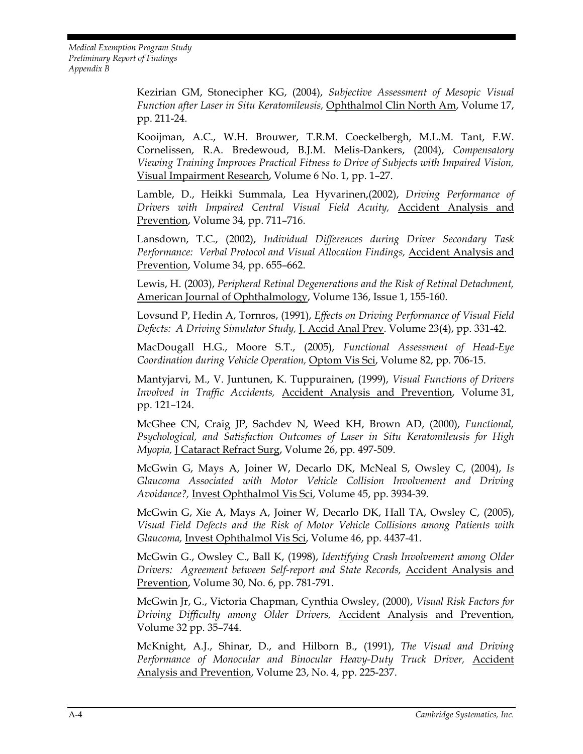Kezirian GM, Stonecipher KG, (2004), *Subjective Assessment of Mesopic Visual Function after Laser in Situ Keratomileusis,* Ophthalmol Clin North Am, Volume 17, pp. 211-24.

Kooijman, A.C., W.H. Brouwer, T.R.M. Coeckelbergh, M.L.M. Tant, F.W. Cornelissen, R.A. Bredewoud, B.J.M. Melis-Dankers, (2004), *Compensatory Viewing Training Improves Practical Fitness to Drive of Subjects with Impaired Vision,* Visual Impairment Research, Volume 6 No. 1, pp. 1–27.

Lamble, D., Heikki Summala, Lea Hyvarinen,(2002), *Driving Performance of Drivers with Impaired Central Visual Field Acuity,* Accident Analysis and Prevention, Volume 34, pp. 711–716.

Lansdown, T.C., (2002), *Individual Differences during Driver Secondary Task Performance: Verbal Protocol and Visual Allocation Findings,* Accident Analysis and Prevention, Volume 34, pp. 655–662.

Lewis, H. (2003), *Peripheral Retinal Degenerations and the Risk of Retinal Detachment,* American Journal of Ophthalmology, Volume 136, Issue 1, 155-160.

Lovsund P, Hedin A, Tornros, (1991), *Effects on Driving Performance of Visual Field Defects: A Driving Simulator Study,* J. Accid Anal Prev. Volume 23(4), pp. 331-42.

MacDougall H.G., Moore S.T., (2005), *Functional Assessment of Head-Eye Coordination during Vehicle Operation,* Optom Vis Sci, Volume 82, pp. 706-15.

Mantyjarvi, M., V. Juntunen, K. Tuppurainen, (1999), *Visual Functions of Drivers Involved in Traffic Accidents,* Accident Analysis and Prevention, Volume 31, pp. 121–124.

McGhee CN, Craig JP, Sachdev N, Weed KH, Brown AD, (2000), *Functional, Psychological, and Satisfaction Outcomes of Laser in Situ Keratomileusis for High Myopia,* J Cataract Refract Surg, Volume 26, pp. 497-509.

McGwin G, Mays A, Joiner W, Decarlo DK, McNeal S, Owsley C, (2004), *Is Glaucoma Associated with Motor Vehicle Collision Involvement and Driving Avoidance?,* Invest Ophthalmol Vis Sci, Volume 45, pp. 3934-39.

McGwin G, Xie A, Mays A, Joiner W, Decarlo DK, Hall TA, Owsley C, (2005), *Visual Field Defects and the Risk of Motor Vehicle Collisions among Patients with Glaucoma,* Invest Ophthalmol Vis Sci, Volume 46, pp. 4437-41.

McGwin G., Owsley C., Ball K, (1998), *Identifying Crash Involvement among Older Drivers: Agreement between Self-report and State Records,* Accident Analysis and Prevention, Volume 30, No. 6, pp. 781-791.

McGwin Jr, G., Victoria Chapman, Cynthia Owsley, (2000), *Visual Risk Factors for Driving Difficulty among Older Drivers,* Accident Analysis and Prevention, Volume 32 pp. 35–744.

McKnight, A.J., Shinar, D., and Hilborn B., (1991), *The Visual and Driving Performance of Monocular and Binocular Heavy-Duty Truck Driver,* Accident Analysis and Prevention, Volume 23, No. 4, pp. 225-237.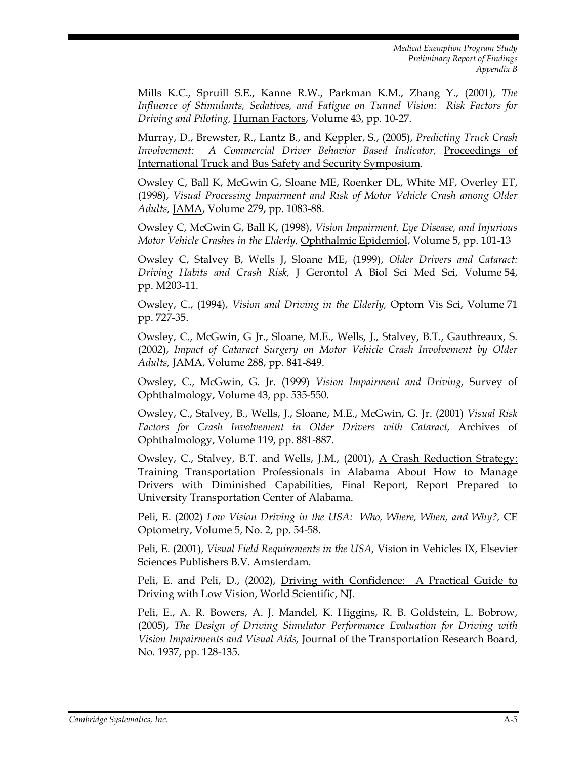Mills K.C., Spruill S.E., Kanne R.W., Parkman K.M., Zhang Y., (2001), *The Influence of Stimulants, Sedatives, and Fatigue on Tunnel Vision: Risk Factors for Driving and Piloting,* Human Factors, Volume 43, pp. 10-27.

Murray, D., Brewster, R., Lantz B., and Keppler, S., (2005), *Predicting Truck Crash Involvement: A Commercial Driver Behavior Based Indicator,* Proceedings of International Truck and Bus Safety and Security Symposium.

Owsley C, Ball K, McGwin G, Sloane ME, Roenker DL, White MF, Overley ET, (1998), *Visual Processing Impairment and Risk of Motor Vehicle Crash among Older Adults,* JAMA, Volume 279, pp. 1083-88.

Owsley C, McGwin G, Ball K, (1998), *Vision Impairment, Eye Disease, and Injurious Motor Vehicle Crashes in the Elderly,* Ophthalmic Epidemiol, Volume 5, pp. 101-13

Owsley C, Stalvey B, Wells J, Sloane ME, (1999), *Older Drivers and Cataract: Driving Habits and Crash Risk,* J Gerontol A Biol Sci Med Sci, Volume 54, pp. M203-11.

Owsley, C., (1994), *Vision and Driving in the Elderly,* Optom Vis Sci, Volume 71 pp. 727-35.

Owsley, C., McGwin, G Jr., Sloane, M.E., Wells, J., Stalvey, B.T., Gauthreaux, S. (2002), *Impact of Cataract Surgery on Motor Vehicle Crash Involvement by Older Adults,* JAMA, Volume 288, pp. 841-849.

Owsley, C., McGwin, G. Jr. (1999) *Vision Impairment and Driving,* Survey of Ophthalmology, Volume 43, pp. 535-550.

Owsley, C., Stalvey, B., Wells, J., Sloane, M.E., McGwin, G. Jr. (2001) *Visual Risk Factors for Crash Involvement in Older Drivers with Cataract,* Archives of Ophthalmology, Volume 119, pp. 881-887.

Owsley, C., Stalvey, B.T. and Wells, J.M., (2001), A Crash Reduction Strategy: Training Transportation Professionals in Alabama About How to Manage Drivers with Diminished Capabilities, Final Report, Report Prepared to University Transportation Center of Alabama.

Peli, E. (2002) *Low Vision Driving in the USA: Who, Where, When, and Why?,* CE Optometry, Volume 5, No. 2, pp. 54-58.

Peli, E. (2001), *Visual Field Requirements in the USA,* Vision in Vehicles IX, Elsevier Sciences Publishers B.V. Amsterdam.

Peli, E. and Peli, D., (2002), Driving with Confidence: A Practical Guide to Driving with Low Vision, World Scientific, NJ.

Peli, E., A. R. Bowers, A. J. Mandel, K. Higgins, R. B. Goldstein, L. Bobrow, (2005), *The Design of Driving Simulator Performance Evaluation for Driving with Vision Impairments and Visual Aids,* Journal of the Transportation Research Board, No. 1937, pp. 128-135.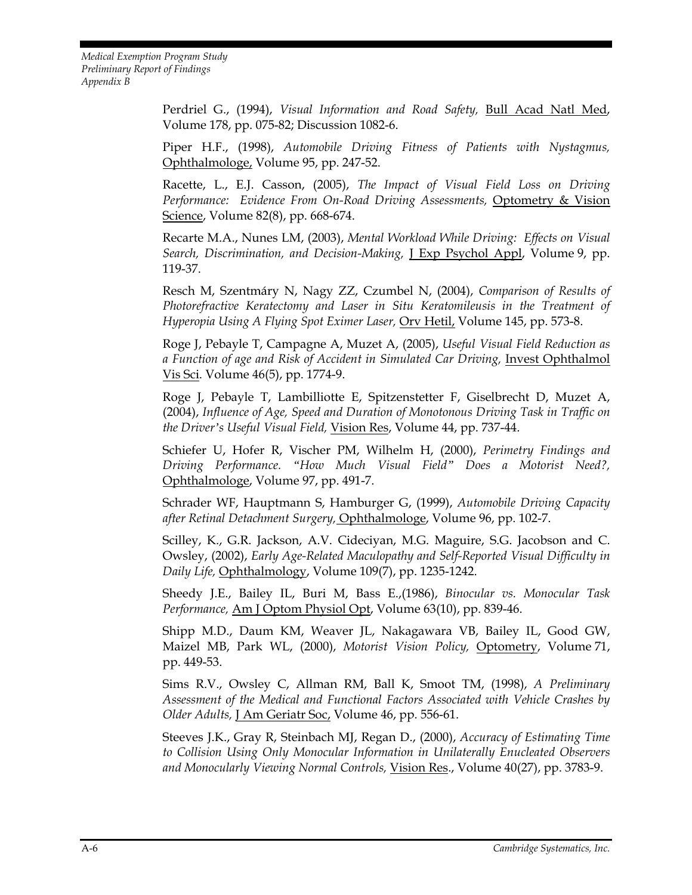Perdriel G., (1994), *Visual Information and Road Safety,* Bull Acad Natl Med, Volume 178, pp. 075-82; Discussion 1082-6.

Piper H.F., (1998), *Automobile Driving Fitness of Patients with Nystagmus,* Ophthalmologe, Volume 95, pp. 247-52.

Racette, L., E.J. Casson, (2005), *The Impact of Visual Field Loss on Driving Performance: Evidence From On-Road Driving Assessments,* Optometry & Vision Science, Volume 82(8), pp. 668-674.

Recarte M.A., Nunes LM, (2003), *Mental Workload While Driving: Effects on Visual Search, Discrimination, and Decision-Making,* J Exp Psychol Appl, Volume 9, pp. 119-37.

Resch M, Szentmáry N, Nagy ZZ, Czumbel N, (2004), *Comparison of Results of Photorefractive Keratectomy and Laser in Situ Keratomileusis in the Treatment of Hyperopia Using A Flying Spot Eximer Laser,* Orv Hetil, Volume 145, pp. 573-8.

Roge J, Pebayle T, Campagne A, Muzet A, (2005), *Useful Visual Field Reduction as a Function of age and Risk of Accident in Simulated Car Driving,* Invest Ophthalmol Vis Sci. Volume 46(5), pp. 1774-9.

Roge J, Pebayle T, Lambilliotte E, Spitzenstetter F, Giselbrecht D, Muzet A, (2004), *Influence of Age, Speed and Duration of Monotonous Driving Task in Traffic on the Driver's Useful Visual Field,* Vision Res, Volume 44, pp. 737-44.

Schiefer U, Hofer R, Vischer PM, Wilhelm H, (2000), *Perimetry Findings and Driving Performance. "How Much Visual Field" Does a Motorist Need?,* Ophthalmologe, Volume 97, pp. 491-7.

Schrader WF, Hauptmann S, Hamburger G, (1999), *Automobile Driving Capacity after Retinal Detachment Surgery,* Ophthalmologe, Volume 96, pp. 102-7.

Scilley, K., G.R. Jackson, A.V. Cideciyan, M.G. Maguire, S.G. Jacobson and C. Owsley, (2002), *Early Age-Related Maculopathy and Self-Reported Visual Difficulty in Daily Life,* Ophthalmology, Volume 109(7), pp. 1235-1242.

Sheedy J.E., Bailey IL, Buri M, Bass E.,(1986), *Binocular vs. Monocular Task Performance,* Am J Optom Physiol Opt, Volume 63(10), pp. 839-46.

Shipp M.D., Daum KM, Weaver JL, Nakagawara VB, Bailey IL, Good GW, Maizel MB, Park WL, (2000), *Motorist Vision Policy,* Optometry, Volume 71, pp. 449-53.

Sims R.V., Owsley C, Allman RM, Ball K, Smoot TM, (1998), *A Preliminary Assessment of the Medical and Functional Factors Associated with Vehicle Crashes by Older Adults,* J Am Geriatr Soc, Volume 46, pp. 556-61.

Steeves J.K., Gray R, Steinbach MJ, Regan D., (2000), *Accuracy of Estimating Time to Collision Using Only Monocular Information in Unilaterally Enucleated Observers and Monocularly Viewing Normal Controls,* Vision Res., Volume 40(27), pp. 3783-9.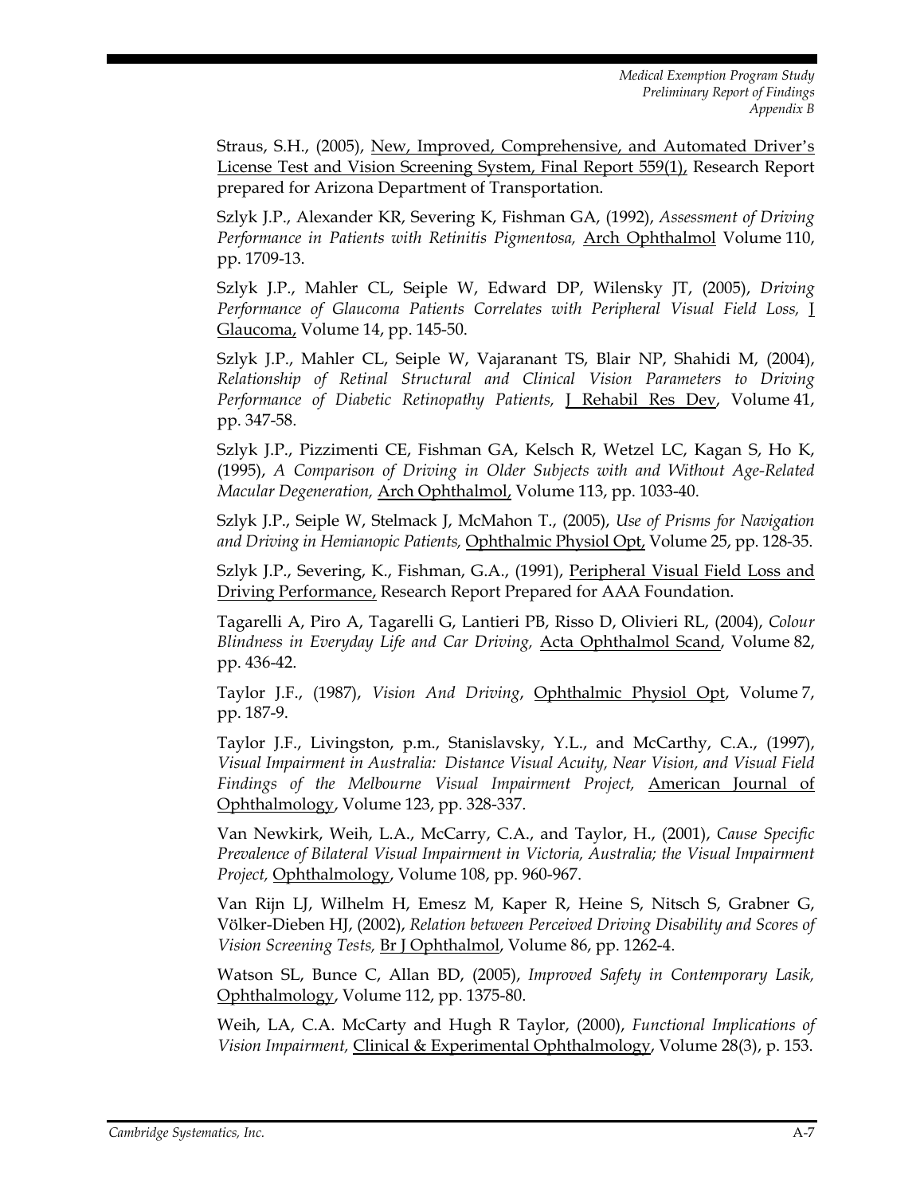Straus, S.H., (2005), New, Improved, Comprehensive, and Automated Driver's License Test and Vision Screening System, Final Report 559(1), Research Report prepared for Arizona Department of Transportation.

Szlyk J.P., Alexander KR, Severing K, Fishman GA, (1992), *Assessment of Driving Performance in Patients with Retinitis Pigmentosa,* Arch Ophthalmol Volume 110, pp. 1709-13.

Szlyk J.P., Mahler CL, Seiple W, Edward DP, Wilensky JT, (2005), *Driving Performance of Glaucoma Patients Correlates with Peripheral Visual Field Loss,* J Glaucoma, Volume 14, pp. 145-50.

Szlyk J.P., Mahler CL, Seiple W, Vajaranant TS, Blair NP, Shahidi M, (2004), *Relationship of Retinal Structural and Clinical Vision Parameters to Driving Performance of Diabetic Retinopathy Patients,* J Rehabil Res Dev, Volume 41, pp. 347-58.

Szlyk J.P., Pizzimenti CE, Fishman GA, Kelsch R, Wetzel LC, Kagan S, Ho K, (1995), *A Comparison of Driving in Older Subjects with and Without Age-Related Macular Degeneration,* Arch Ophthalmol, Volume 113, pp. 1033-40.

Szlyk J.P., Seiple W, Stelmack J, McMahon T., (2005), *Use of Prisms for Navigation and Driving in Hemianopic Patients,* Ophthalmic Physiol Opt, Volume 25, pp. 128-35.

Szlyk J.P., Severing, K., Fishman, G.A., (1991), Peripheral Visual Field Loss and Driving Performance, Research Report Prepared for AAA Foundation.

Tagarelli A, Piro A, Tagarelli G, Lantieri PB, Risso D, Olivieri RL, (2004), *Colour Blindness in Everyday Life and Car Driving,* Acta Ophthalmol Scand, Volume 82, pp. 436-42.

Taylor J.F., (1987), *Vision And Driving*, Ophthalmic Physiol Opt, Volume 7, pp. 187-9.

Taylor J.F., Livingston, p.m., Stanislavsky, Y.L., and McCarthy, C.A., (1997), *Visual Impairment in Australia: Distance Visual Acuity, Near Vision, and Visual Field Findings of the Melbourne Visual Impairment Project,* American Journal of Ophthalmology, Volume 123, pp. 328-337.

Van Newkirk, Weih, L.A., McCarry, C.A., and Taylor, H., (2001), *Cause Specific Prevalence of Bilateral Visual Impairment in Victoria, Australia; the Visual Impairment Project,* Ophthalmology, Volume 108, pp. 960-967.

Van Rijn LJ, Wilhelm H, Emesz M, Kaper R, Heine S, Nitsch S, Grabner G, Völker-Dieben HJ, (2002), *Relation between Perceived Driving Disability and Scores of Vision Screening Tests,* Br J Ophthalmol, Volume 86, pp. 1262-4.

Watson SL, Bunce C, Allan BD, (2005), *Improved Safety in Contemporary Lasik,* Ophthalmology, Volume 112, pp. 1375-80.

Weih, LA, C.A. McCarty and Hugh R Taylor, (2000), *Functional Implications of Vision Impairment,* Clinical & Experimental Ophthalmology, Volume 28(3), p. 153.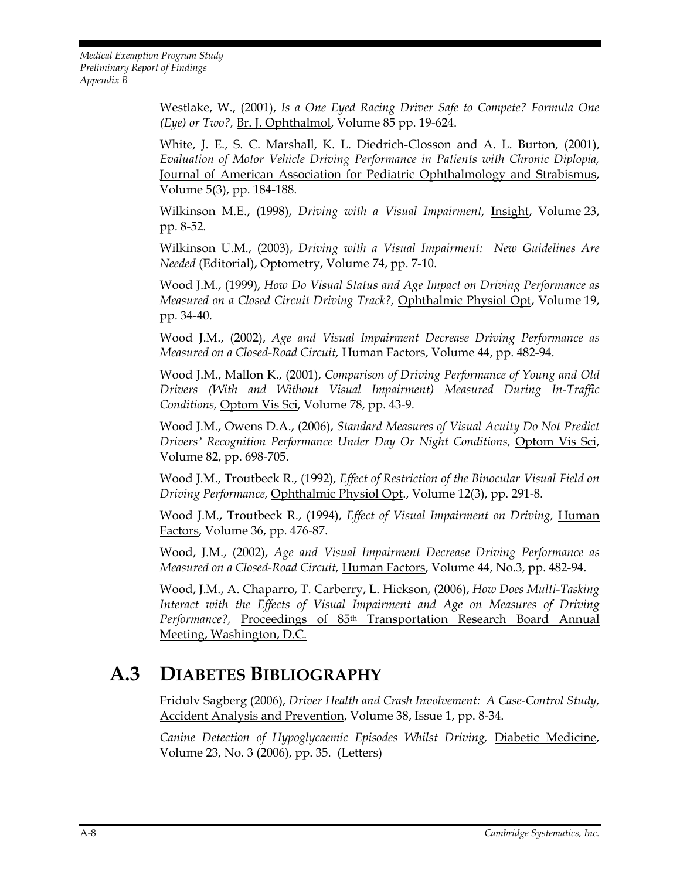Westlake, W., (2001), *Is a One Eyed Racing Driver Safe to Compete? Formula One (Eye) or Two?,* Br. J. Ophthalmol, Volume 85 pp. 19-624.

White, J. E., S. C. Marshall, K. L. Diedrich-Closson and A. L. Burton, (2001), *Evaluation of Motor Vehicle Driving Performance in Patients with Chronic Diplopia,* Journal of American Association for Pediatric Ophthalmology and Strabismus, Volume 5(3), pp. 184-188.

Wilkinson M.E., (1998), *Driving with a Visual Impairment,* Insight, Volume 23, pp. 8-52.

Wilkinson U.M., (2003), *Driving with a Visual Impairment: New Guidelines Are Needed* (Editorial), Optometry, Volume 74, pp. 7-10.

Wood J.M., (1999), *How Do Visual Status and Age Impact on Driving Performance as Measured on a Closed Circuit Driving Track?,* Ophthalmic Physiol Opt, Volume 19, pp. 34-40.

Wood J.M., (2002), *Age and Visual Impairment Decrease Driving Performance as Measured on a Closed-Road Circuit,* Human Factors, Volume 44, pp. 482-94.

Wood J.M., Mallon K., (2001), *Comparison of Driving Performance of Young and Old Drivers (With and Without Visual Impairment) Measured During In-Traffic Conditions,* Optom Vis Sci, Volume 78, pp. 43-9.

Wood J.M., Owens D.A., (2006), *Standard Measures of Visual Acuity Do Not Predict Drivers' Recognition Performance Under Day Or Night Conditions,* Optom Vis Sci, Volume 82, pp. 698-705.

Wood J.M., Troutbeck R., (1992), *Effect of Restriction of the Binocular Visual Field on Driving Performance,* Ophthalmic Physiol Opt., Volume 12(3), pp. 291-8.

Wood J.M., Troutbeck R., (1994), *Effect of Visual Impairment on Driving,* Human Factors, Volume 36, pp. 476-87.

Wood, J.M., (2002), *Age and Visual Impairment Decrease Driving Performance as Measured on a Closed-Road Circuit,* Human Factors, Volume 44, No.3, pp. 482-94.

Wood, J.M., A. Chaparro, T. Carberry, L. Hickson, (2006), *How Does Multi-Tasking Interact with the Effects of Visual Impairment and Age on Measures of Driving Performance?,* Proceedings of 85th Transportation Research Board Annual Meeting, Washington, D.C.

## A.3 Diabetes Bibliography

Fridulv Sagberg (2006), *Driver Health and Crash Involvement: A Case-Control Study,* Accident Analysis and Prevention, Volume 38, Issue 1, pp. 8-34.

*Canine Detection of Hypoglycaemic Episodes Whilst Driving,* Diabetic Medicine, Volume 23, No. 3 (2006), pp. 35. (Letters)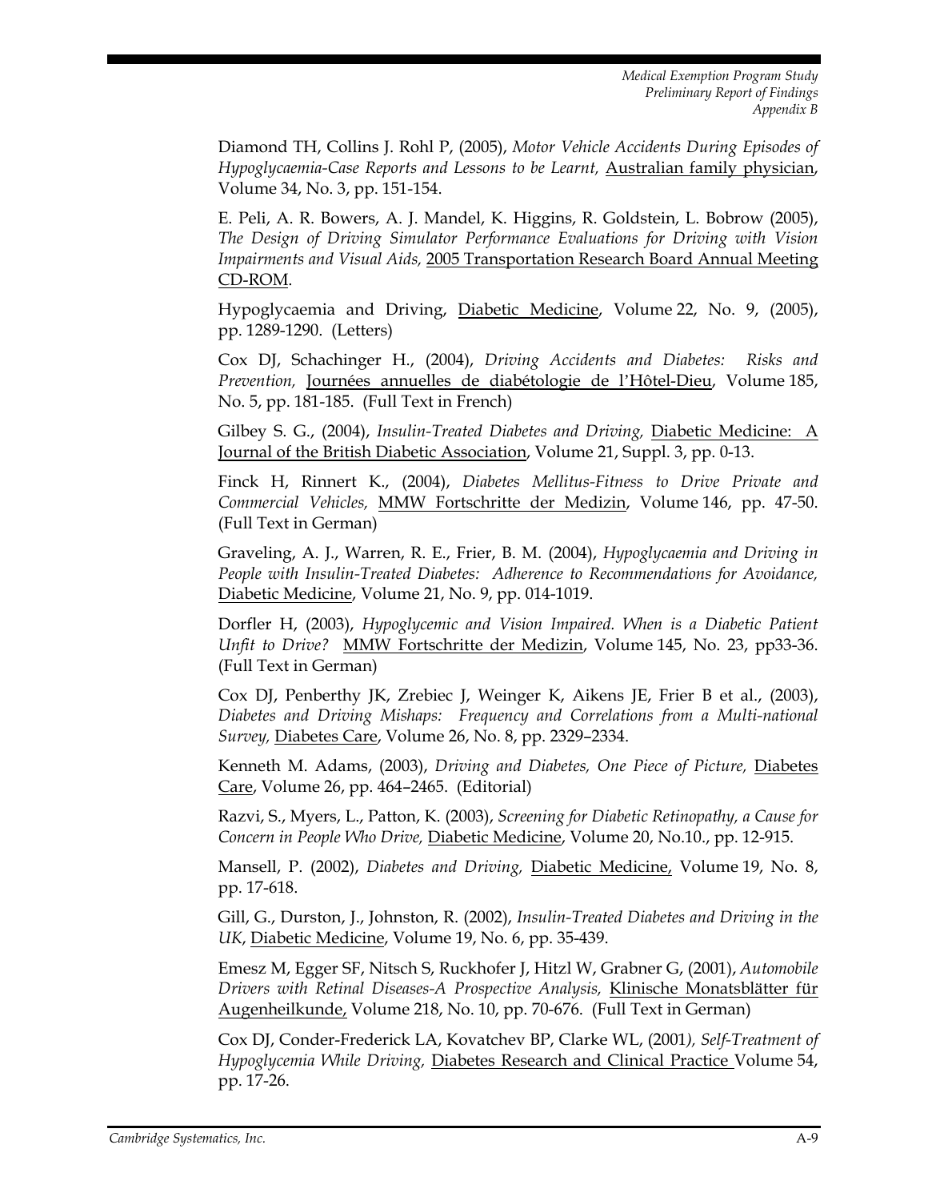Diamond TH, Collins J. Rohl P, (2005), *Motor Vehicle Accidents During Episodes of Hypoglycaemia-Case Reports and Lessons to be Learnt,* Australian family physician, Volume 34, No. 3, pp. 151-154.

E. Peli, A. R. Bowers, A. J. Mandel, K. Higgins, R. Goldstein, L. Bobrow (2005), *The Design of Driving Simulator Performance Evaluations for Driving with Vision Impairments and Visual Aids,* 2005 Transportation Research Board Annual Meeting CD-ROM.

Hypoglycaemia and Driving, Diabetic Medicine, Volume 22, No. 9, (2005), pp. 1289-1290. (Letters)

Cox DJ, Schachinger H., (2004), *Driving Accidents and Diabetes: Risks and Prevention,* Journées annuelles de diabétologie de l'Hôtel-Dieu, Volume 185, No. 5, pp. 181-185. (Full Text in French)

Gilbey S. G., (2004), *Insulin-Treated Diabetes and Driving,* Diabetic Medicine: A Journal of the British Diabetic Association, Volume 21, Suppl. 3, pp. 0-13.

Finck H, Rinnert K., (2004), *Diabetes Mellitus-Fitness to Drive Private and Commercial Vehicles,* MMW Fortschritte der Medizin, Volume 146, pp. 47-50. (Full Text in German)

Graveling, A. J., Warren, R. E., Frier, B. M. (2004), *Hypoglycaemia and Driving in People with Insulin-Treated Diabetes: Adherence to Recommendations for Avoidance,* Diabetic Medicine, Volume 21, No. 9, pp. 014-1019.

Dorfler H, (2003), *Hypoglycemic and Vision Impaired. When is a Diabetic Patient Unfit to Drive?* MMW Fortschritte der Medizin, Volume 145, No. 23, pp33-36. (Full Text in German)

Cox DJ, Penberthy JK, Zrebiec J, Weinger K, Aikens JE, Frier B et al., (2003), *Diabetes and Driving Mishaps: Frequency and Correlations from a Multi-national Survey,* Diabetes Care, Volume 26, No. 8, pp. 2329–2334.

Kenneth M. Adams, (2003), *Driving and Diabetes, One Piece of Picture,* Diabetes Care, Volume 26, pp. 464–2465. (Editorial)

Razvi, S., Myers, L., Patton, K. (2003), *Screening for Diabetic Retinopathy, a Cause for Concern in People Who Drive,* Diabetic Medicine, Volume 20, No.10., pp. 12-915.

Mansell, P. (2002), *Diabetes and Driving,* Diabetic Medicine, Volume 19, No. 8, pp. 17-618.

Gill, G., Durston, J., Johnston, R. (2002), *Insulin-Treated Diabetes and Driving in the UK*, Diabetic Medicine, Volume 19, No. 6, pp. 35-439.

Emesz M, Egger SF, Nitsch S, Ruckhofer J, Hitzl W, Grabner G, (2001), *Automobile Drivers with Retinal Diseases-A Prospective Analysis,* Klinische Monatsblätter für Augenheilkunde, Volume 218, No. 10, pp. 70-676. (Full Text in German)

Cox DJ, Conder-Frederick LA, Kovatchev BP, Clarke WL, (2001*), Self-Treatment of Hypoglycemia While Driving,* Diabetes Research and Clinical Practice Volume 54, pp. 17-26.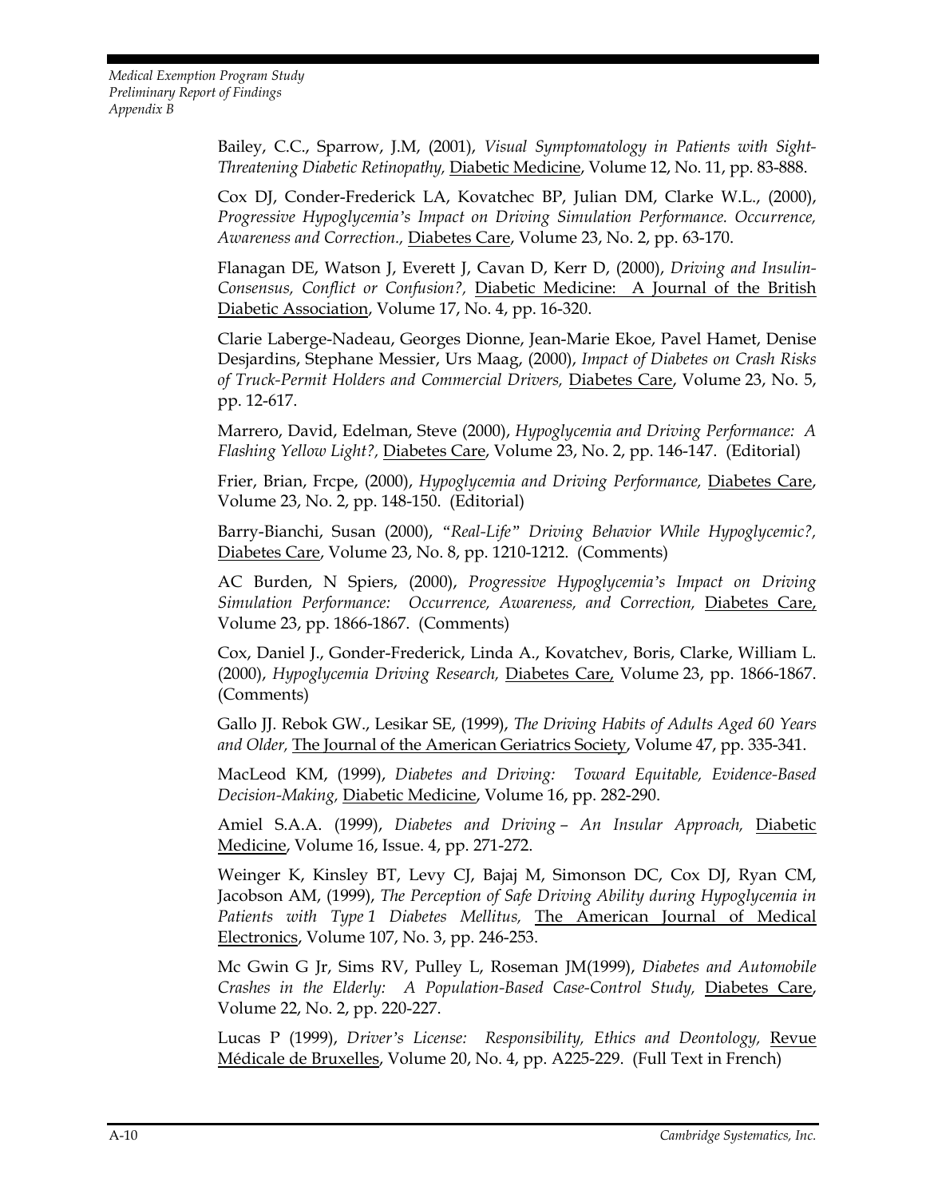Bailey, C.C., Sparrow, J.M, (2001), *Visual Symptomatology in Patients with Sight-Threatening Diabetic Retinopathy,* Diabetic Medicine, Volume 12, No. 11, pp. 83-888.

Cox DJ, Conder-Frederick LA, Kovatchec BP, Julian DM, Clarke W.L., (2000), *Progressive Hypoglycemia's Impact on Driving Simulation Performance. Occurrence, Awareness and Correction.,* Diabetes Care, Volume 23, No. 2, pp. 63-170.

Flanagan DE, Watson J, Everett J, Cavan D, Kerr D, (2000), *Driving and Insulin-Consensus, Conflict or Confusion?,* Diabetic Medicine: A Journal of the British Diabetic Association, Volume 17, No. 4, pp. 16-320.

Clarie Laberge-Nadeau, Georges Dionne, Jean-Marie Ekoe, Pavel Hamet, Denise Desjardins, Stephane Messier, Urs Maag, (2000), *Impact of Diabetes on Crash Risks of Truck-Permit Holders and Commercial Drivers,* Diabetes Care, Volume 23, No. 5, pp. 12-617.

Marrero, David, Edelman, Steve (2000), *Hypoglycemia and Driving Performance: A Flashing Yellow Light?,* Diabetes Care, Volume 23, No. 2, pp. 146-147. (Editorial)

Frier, Brian, Frcpe, (2000), *Hypoglycemia and Driving Performance,* Diabetes Care, Volume 23, No. 2, pp. 148-150. (Editorial)

Barry-Bianchi, Susan (2000), *"Real-Life" Driving Behavior While Hypoglycemic?,* Diabetes Care, Volume 23, No. 8, pp. 1210-1212. (Comments)

AC Burden, N Spiers, (2000), *Progressive Hypoglycemia's Impact on Driving Simulation Performance: Occurrence, Awareness, and Correction,* Diabetes Care, Volume 23, pp. 1866-1867. (Comments)

Cox, Daniel J., Gonder-Frederick, Linda A., Kovatchev, Boris, Clarke, William L. (2000), *Hypoglycemia Driving Research,* Diabetes Care, Volume 23, pp. 1866-1867. (Comments)

Gallo JJ. Rebok GW., Lesikar SE, (1999), *The Driving Habits of Adults Aged 60 Years and Older,* The Journal of the American Geriatrics Society, Volume 47, pp. 335-341.

MacLeod KM, (1999), *Diabetes and Driving: Toward Equitable, Evidence-Based Decision-Making,* Diabetic Medicine, Volume 16, pp. 282-290.

Amiel S.A.A. (1999), *Diabetes and Driving – An Insular Approach,* Diabetic Medicine, Volume 16, Issue. 4, pp. 271-272.

Weinger K, Kinsley BT, Levy CJ, Bajaj M, Simonson DC, Cox DJ, Ryan CM, Jacobson AM, (1999), *The Perception of Safe Driving Ability during Hypoglycemia in Patients with Type 1 Diabetes Mellitus,* The American Journal of Medical Electronics, Volume 107, No. 3, pp. 246-253.

Mc Gwin G Jr, Sims RV, Pulley L, Roseman JM(1999), *Diabetes and Automobile Crashes in the Elderly: A Population-Based Case-Control Study,* Diabetes Care, Volume 22, No. 2, pp. 220-227.

Lucas P (1999), *Driver's License: Responsibility, Ethics and Deontology,* Revue Médicale de Bruxelles, Volume 20, No. 4, pp. A225-229. (Full Text in French)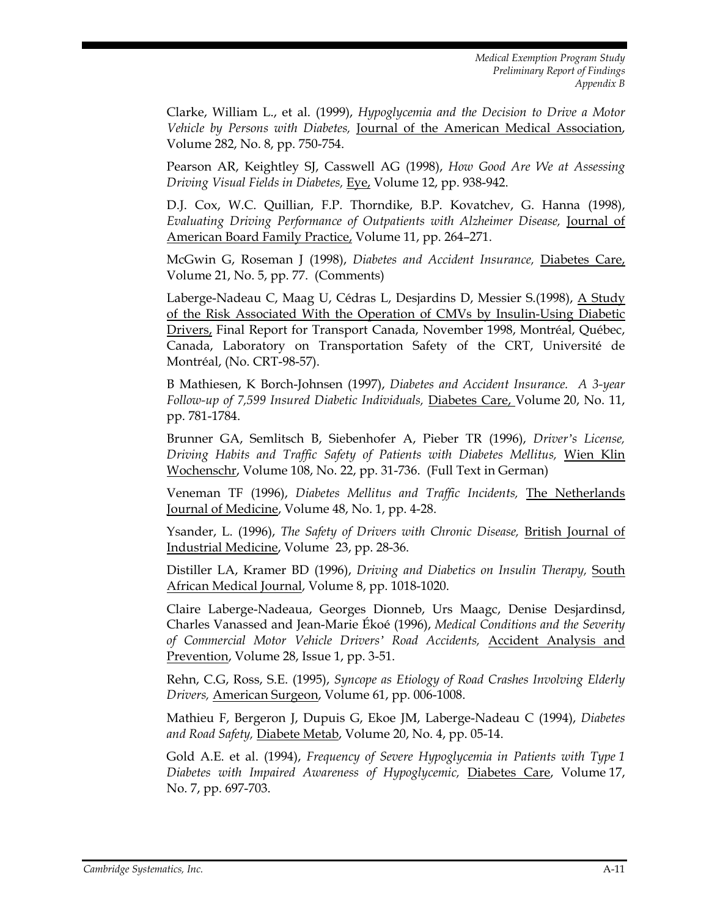Clarke, William L., et al. (1999), *Hypoglycemia and the Decision to Drive a Motor Vehicle by Persons with Diabetes,* Journal of the American Medical Association, Volume 282, No. 8, pp. 750-754.

Pearson AR, Keightley SJ, Casswell AG (1998), *How Good Are We at Assessing Driving Visual Fields in Diabetes,* Eye, Volume 12, pp. 938-942.

D.J. Cox, W.C. Quillian, F.P. Thorndike, B.P. Kovatchev, G. Hanna (1998), *Evaluating Driving Performance of Outpatients with Alzheimer Disease,* Journal of American Board Family Practice, Volume 11, pp. 264–271.

McGwin G, Roseman J (1998), *Diabetes and Accident Insurance,* Diabetes Care, Volume 21, No. 5, pp. 77. (Comments)

Laberge-Nadeau C, Maag U, Cédras L, Desjardins D, Messier S.(1998), A Study of the Risk Associated With the Operation of CMVs by Insulin-Using Diabetic Drivers, Final Report for Transport Canada, November 1998, Montréal, Québec, Canada, Laboratory on Transportation Safety of the CRT, Université de Montréal, (No. CRT-98-57).

B Mathiesen, K Borch-Johnsen (1997), *Diabetes and Accident Insurance. A 3-year Follow-up of 7,599 Insured Diabetic Individuals,* Diabetes Care, Volume 20, No. 11, pp. 781-1784.

Brunner GA, Semlitsch B, Siebenhofer A, Pieber TR (1996), *Driver's License, Driving Habits and Traffic Safety of Patients with Diabetes Mellitus,* Wien Klin Wochenschr, Volume 108, No. 22, pp. 31-736. (Full Text in German)

Veneman TF (1996), *Diabetes Mellitus and Traffic Incidents,* The Netherlands Journal of Medicine, Volume 48, No. 1, pp. 4-28.

Ysander, L. (1996), *The Safety of Drivers with Chronic Disease,* British Journal of Industrial Medicine, Volume 23, pp. 28-36.

Distiller LA, Kramer BD (1996), *Driving and Diabetics on Insulin Therapy,* South African Medical Journal, Volume 8, pp. 1018-1020.

Claire Laberge-Nadeaua, Georges Dionneb, Urs Maagc, Denise Desjardinsd, Charles Vanassed and Jean-Marie Ékoé (1996), *Medical Conditions and the Severity of Commercial Motor Vehicle Drivers' Road Accidents,* Accident Analysis and Prevention, Volume 28, Issue 1, pp. 3-51.

Rehn, C.G, Ross, S.E. (1995), *Syncope as Etiology of Road Crashes Involving Elderly Drivers,* American Surgeon, Volume 61, pp. 006-1008.

Mathieu F, Bergeron J, Dupuis G, Ekoe JM, Laberge-Nadeau C (1994), *Diabetes and Road Safety,* Diabete Metab, Volume 20, No. 4, pp. 05-14.

Gold A.E. et al. (1994), *Frequency of Severe Hypoglycemia in Patients with Type 1 Diabetes with Impaired Awareness of Hypoglycemic,* Diabetes Care, Volume 17, No. 7, pp. 697-703.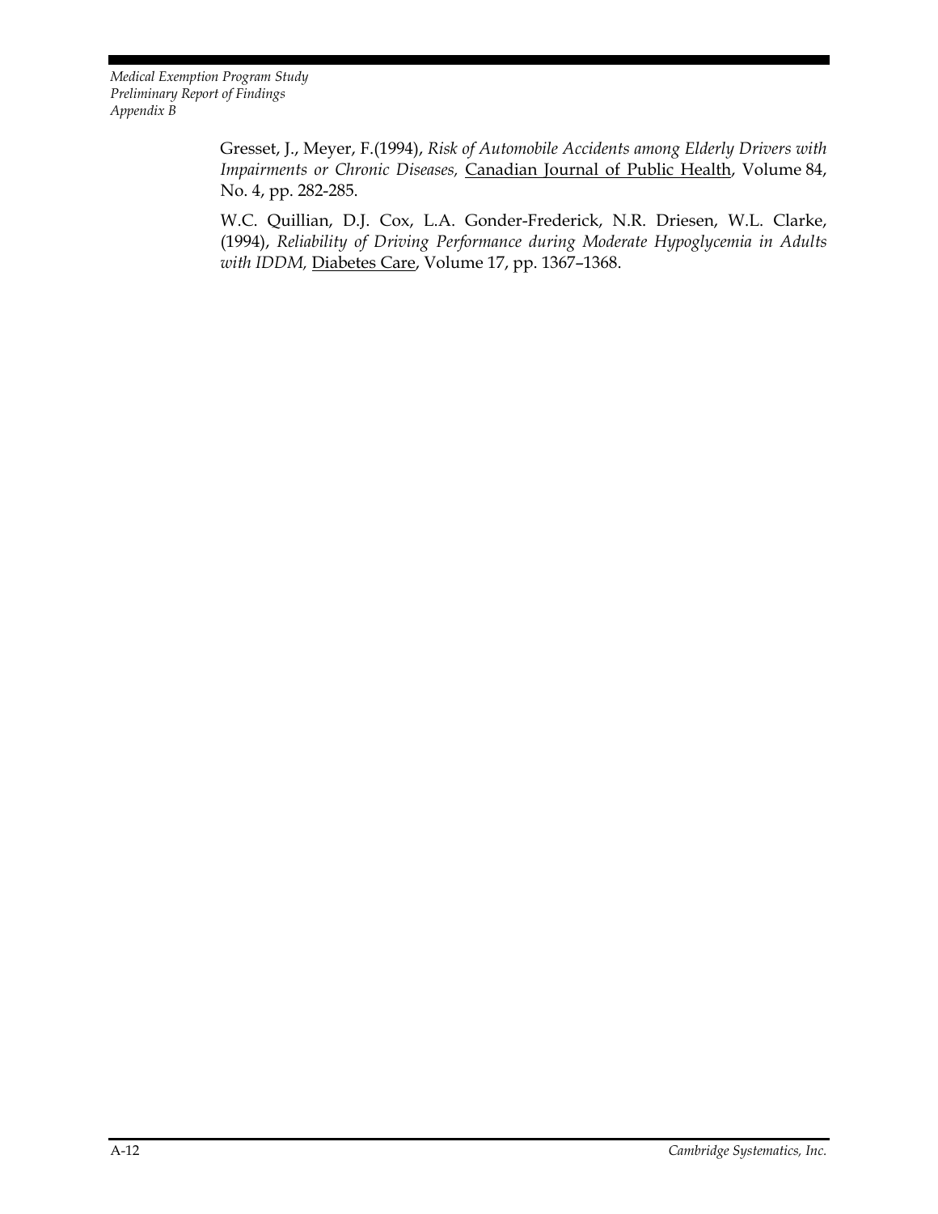Gresset, J., Meyer, F.(1994), *Risk of Automobile Accidents among Elderly Drivers with Impairments or Chronic Diseases,* Canadian Journal of Public Health, Volume 84, No. 4, pp. 282-285.

W.C. Quillian, D.J. Cox, L.A. Gonder-Frederick, N.R. Driesen, W.L. Clarke, (1994), *Reliability of Driving Performance during Moderate Hypoglycemia in Adults with IDDM,* Diabetes Care, Volume 17, pp. 1367–1368.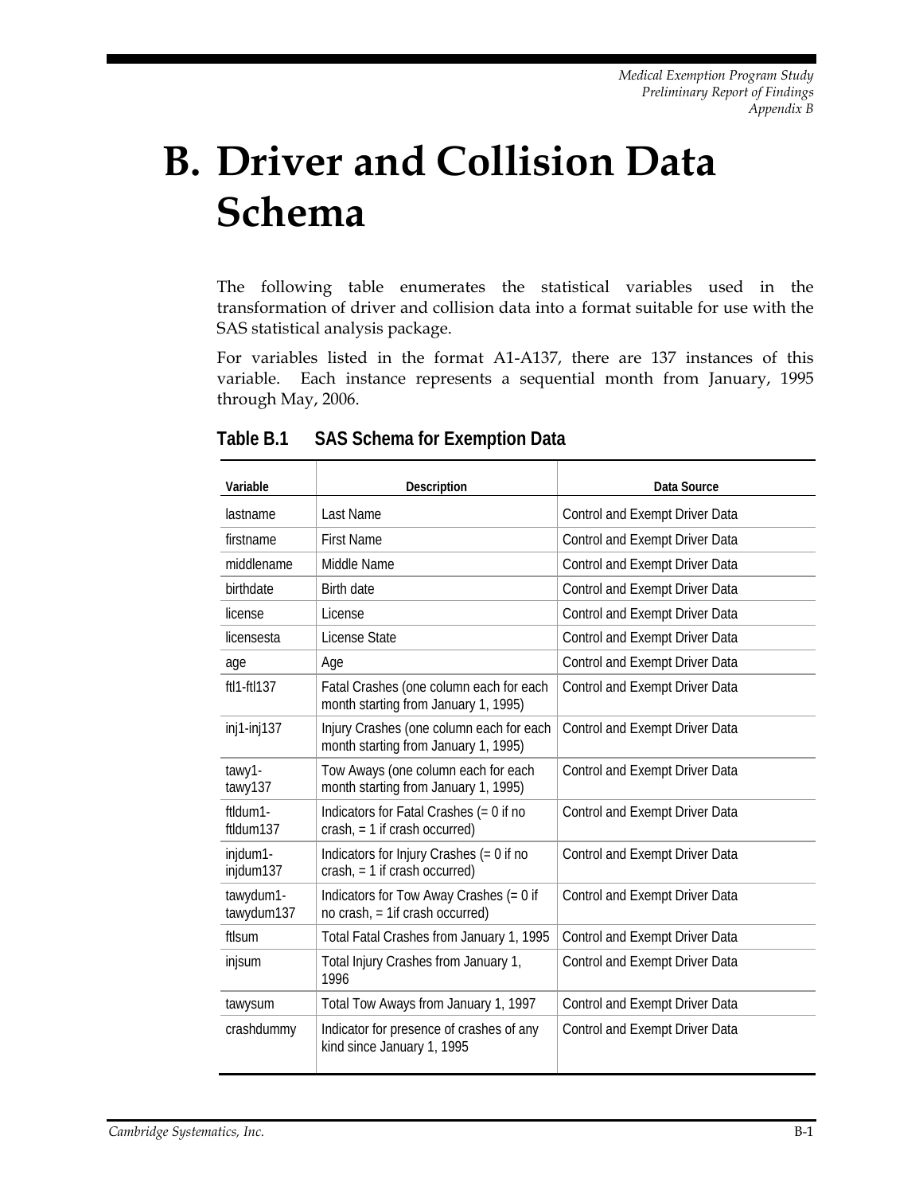# B. Driver and Collision Data Schema

The following table enumerates the statistical variables used in the transformation of driver and collision data into a format suitable for use with the SAS statistical analysis package.

For variables listed in the format A1-A137, there are 137 instances of this variable. Each instance represents a sequential month from January, 1995 through May, 2006.

**Table B.1 SAS Schema for Exemption Data**

| Variable | Description | Data Source |
|---|---|---|
| lastname | Last Name | Control and Exempt Driver Data |
| firstname | First Name | Control and Exempt Driver Data |
| middlename | Middle Name | Control and Exempt Driver Data |
| birthdate | Birth date | Control and Exempt Driver Data |
| license | License | Control and Exempt Driver Data |
| licensesta | License State | Control and Exempt Driver Data |
| age | Age | Control and Exempt Driver Data |
| ftl1-ftl137 | Fatal Crashes (one column each for each month starting from January 1, 1995) | Control and Exempt Driver Data |
| inj1-inj137 | Injury Crashes (one column each for each month starting from January 1, 1995) | Control and Exempt Driver Data |
| tawy1-tawy137 | Tow Aways (one column each for each month starting from January 1, 1995) | Control and Exempt Driver Data |
| ftldum1-ftldum137 | Indicators for Fatal Crashes (= 0 if no crash, = 1 if crash occurred) | Control and Exempt Driver Data |
| injdum1-injdum137 | Indicators for Injury Crashes (= 0 if no crash, = 1 if crash occurred) | Control and Exempt Driver Data |
| tawydum1-tawydum137 | Indicators for Tow Away Crashes (= 0 if no crash, = 1if crash occurred) | Control and Exempt Driver Data |
| ftlsum | Total Fatal Crashes from January 1, 1995 | Control and Exempt Driver Data |
| injsum | Total Injury Crashes from January 1, 1996 | Control and Exempt Driver Data |
| tawysum | Total Tow Aways from January 1, 1997 | Control and Exempt Driver Data |
| crashdummy | Indicator for presence of crashes of any kind since January 1, 1995 | Control and Exempt Driver Data |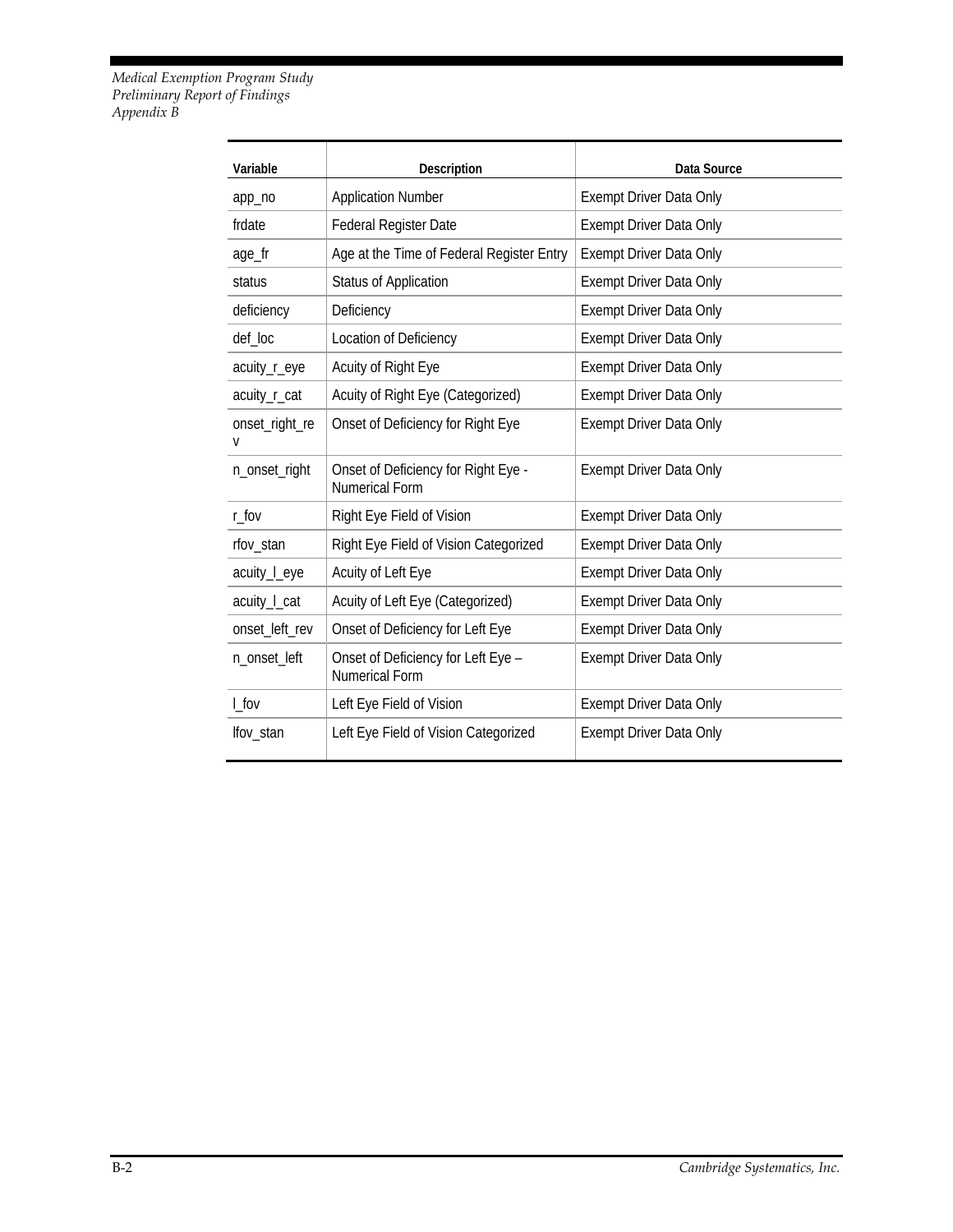| Variable | Description | Data Source |
|---|---|---|
| app_no | Application Number | Exempt Driver Data Only |
| frdate | Federal Register Date | Exempt Driver Data Only |
| age_fr | Age at the Time of Federal Register Entry | Exempt Driver Data Only |
| status | Status of Application | Exempt Driver Data Only |
| deficiency | Deficiency | Exempt Driver Data Only |
| def_loc | Location of Deficiency | Exempt Driver Data Only |
| acuity_r_eye | Acuity of Right Eye | Exempt Driver Data Only |
| acuity_r_cat | Acuity of Right Eye (Categorized) | Exempt Driver Data Only |
| onset_right_rev | Onset of Deficiency for Right Eye | Exempt Driver Data Only |
| n_onset_right | Onset of Deficiency for Right Eye - Numerical Form | Exempt Driver Data Only |
| r_fov | Right Eye Field of Vision | Exempt Driver Data Only |
| rfov_stan | Right Eye Field of Vision Categorized | Exempt Driver Data Only |
| acuity_l_eye | Acuity of Left Eye | Exempt Driver Data Only |
| acuity_l_cat | Acuity of Left Eye (Categorized) | Exempt Driver Data Only |
| onset_left_rev | Onset of Deficiency for Left Eye | Exempt Driver Data Only |
| n_onset_left | Onset of Deficiency for Left Eye – Numerical Form | Exempt Driver Data Only |
| l_fov | Left Eye Field of Vision | Exempt Driver Data Only |
| lfov_stan | Left Eye Field of Vision Categorized | Exempt Driver Data Only |